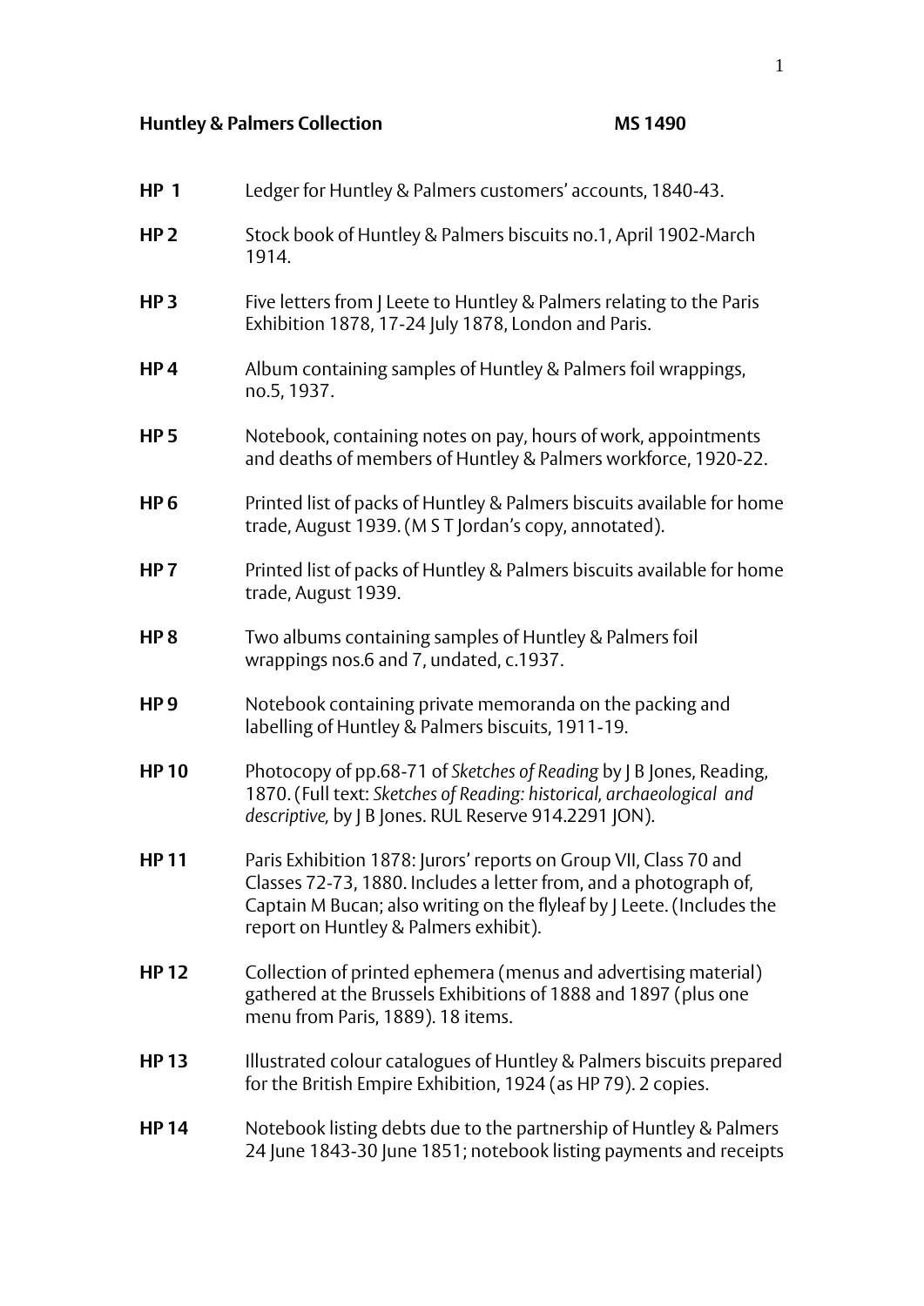**Huntley & Palmers Collection** **MS 1490**

**HP 1** Ledger for Huntley & Palmers customers' accounts, 1840-43.

**HP 2** Stock book of Huntley & Palmers biscuits no.1, April 1902-March 1914.

**HP 3** Five letters from J Leete to Huntley & Palmers relating to the Paris Exhibition 1878, 17-24 July 1878, London and Paris.

**HP 4** Album containing samples of Huntley & Palmers foil wrappings, no.5, 1937.

**HP 5** Notebook, containing notes on pay, hours of work, appointments and deaths of members of Huntley & Palmers workforce, 1920-22.

**HP 6** Printed list of packs of Huntley & Palmers biscuits available for home trade, August 1939. (M S T Jordan's copy, annotated).

**HP 7** Printed list of packs of Huntley & Palmers biscuits available for home trade, August 1939.

**HP 8** Two albums containing samples of Huntley & Palmers foil wrappings nos.6 and 7, undated, c.1937.

**HP 9** Notebook containing private memoranda on the packing and labelling of Huntley & Palmers biscuits, 1911-19.

**HP 10** Photocopy of pp.68-71 of *Sketches of Reading* by J B Jones, Reading, 1870. (Full text: *Sketches of Reading: historical, archaeological and descriptive,* by J B Jones. RUL Reserve 914.2291 JON).

**HP 11** Paris Exhibition 1878: Jurors' reports on Group VII, Class 70 and Classes 72-73, 1880. Includes a letter from, and a photograph of, Captain M Bucan; also writing on the flyleaf by J Leete. (Includes the report on Huntley & Palmers exhibit).

**HP 12** Collection of printed ephemera (menus and advertising material) gathered at the Brussels Exhibitions of 1888 and 1897 (plus one menu from Paris, 1889). 18 items.

**HP 13** Illustrated colour catalogues of Huntley & Palmers biscuits prepared for the British Empire Exhibition, 1924 (as HP 79). 2 copies.

**HP 14** Notebook listing debts due to the partnership of Huntley & Palmers 24 June 1843-30 June 1851; notebook listing payments and receipts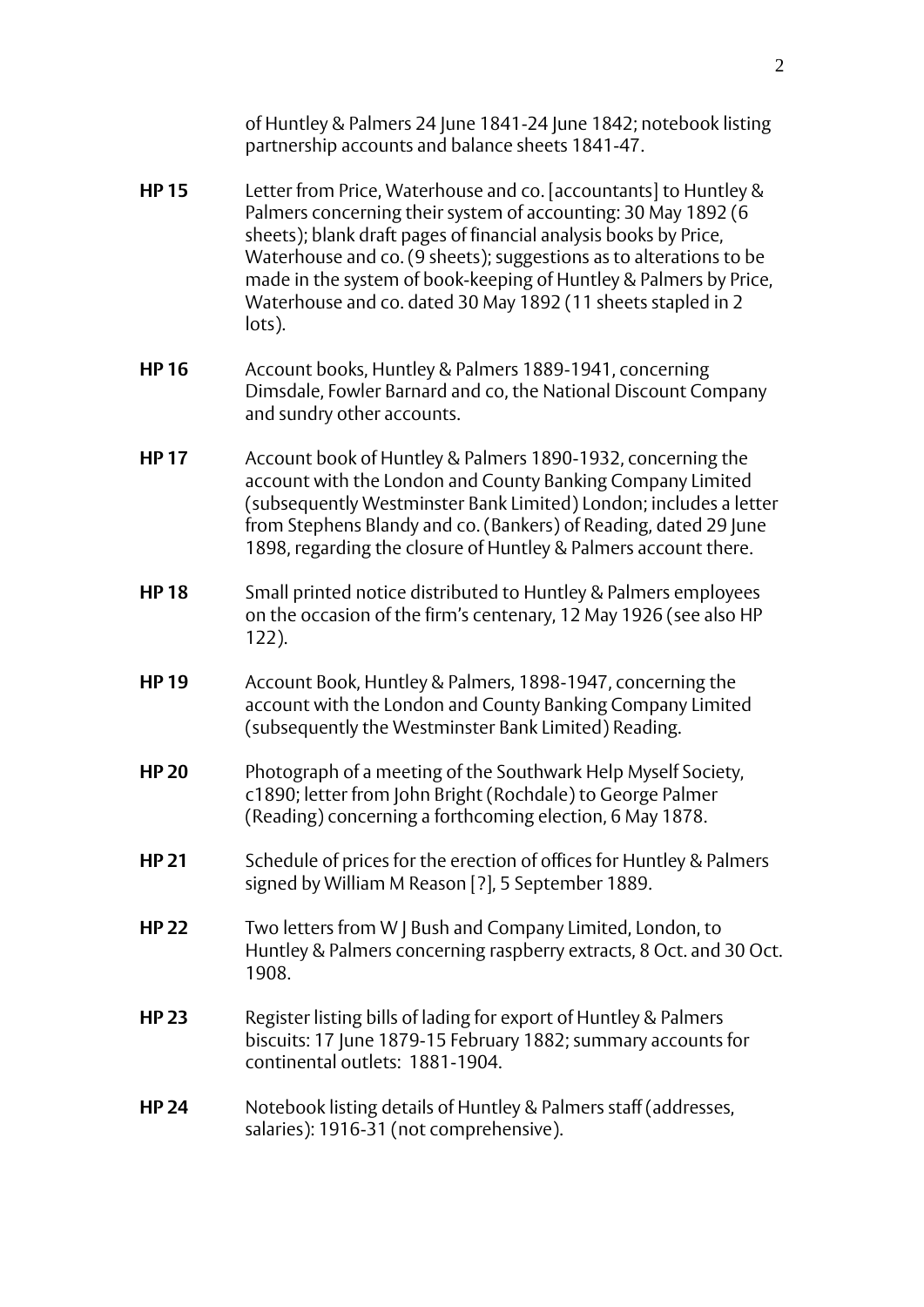of Huntley & Palmers 24 June 1841-24 June 1842; notebook listing partnership accounts and balance sheets 1841-47.

**HP 15** Letter from Price, Waterhouse and co. [accountants] to Huntley & Palmers concerning their system of accounting: 30 May 1892 (6 sheets); blank draft pages of financial analysis books by Price, Waterhouse and co. (9 sheets); suggestions as to alterations to be made in the system of book-keeping of Huntley & Palmers by Price, Waterhouse and co. dated 30 May 1892 (11 sheets stapled in 2 lots).

**HP 16** Account books, Huntley & Palmers 1889-1941, concerning Dimsdale, Fowler Barnard and co, the National Discount Company and sundry other accounts.

**HP 17** Account book of Huntley & Palmers 1890-1932, concerning the account with the London and County Banking Company Limited (subsequently Westminster Bank Limited) London; includes a letter from Stephens Blandy and co. (Bankers) of Reading, dated 29 June 1898, regarding the closure of Huntley & Palmers account there.

**HP 18** Small printed notice distributed to Huntley & Palmers employees on the occasion of the firm's centenary, 12 May 1926 (see also HP 122).

**HP 19** Account Book, Huntley & Palmers, 1898-1947, concerning the account with the London and County Banking Company Limited (subsequently the Westminster Bank Limited) Reading.

**HP 20** Photograph of a meeting of the Southwark Help Myself Society, c1890; letter from John Bright (Rochdale) to George Palmer (Reading) concerning a forthcoming election, 6 May 1878.

**HP 21** Schedule of prices for the erection of offices for Huntley & Palmers signed by William M Reason [?], 5 September 1889.

**HP 22** Two letters from W J Bush and Company Limited, London, to Huntley & Palmers concerning raspberry extracts, 8 Oct. and 30 Oct. 1908.

**HP 23** Register listing bills of lading for export of Huntley & Palmers biscuits: 17 June 1879-15 February 1882; summary accounts for continental outlets: 1881-1904.

**HP 24** Notebook listing details of Huntley & Palmers staff (addresses, salaries): 1916-31 (not comprehensive).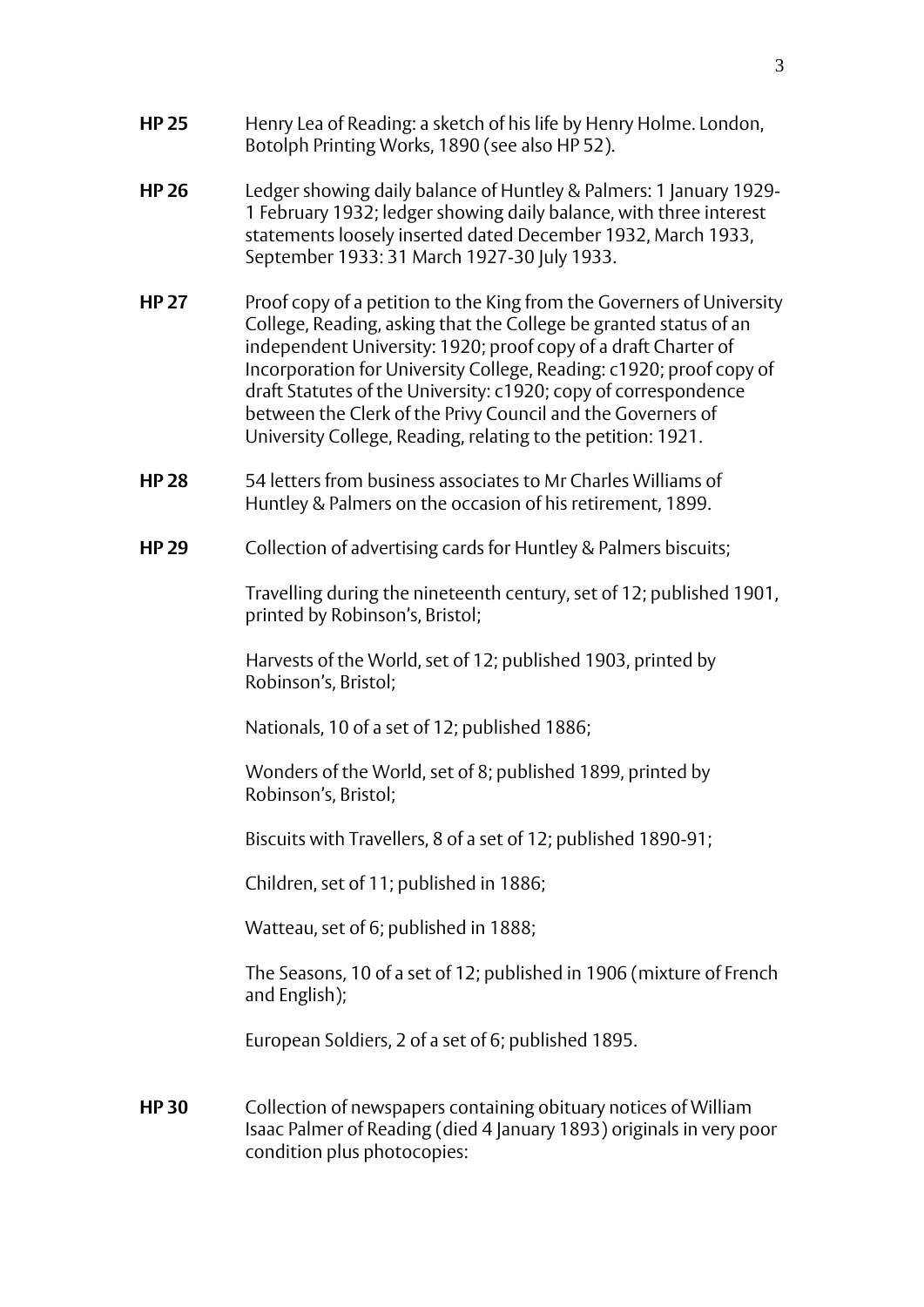**HP 25** Henry Lea of Reading: a sketch of his life by Henry Holme. London, Botolph Printing Works, 1890 (see also HP 52).

**HP 26** Ledger showing daily balance of Huntley & Palmers: 1 January 1929-1 February 1932; ledger showing daily balance, with three interest statements loosely inserted dated December 1932, March 1933, September 1933: 31 March 1927-30 July 1933.

**HP 27** Proof copy of a petition to the King from the Governers of University College, Reading, asking that the College be granted status of an independent University: 1920; proof copy of a draft Charter of Incorporation for University College, Reading: c1920; proof copy of draft Statutes of the University: c1920; copy of correspondence between the Clerk of the Privy Council and the Governers of University College, Reading, relating to the petition: 1921.

**HP 28** 54 letters from business associates to Mr Charles Williams of Huntley & Palmers on the occasion of his retirement, 1899.

**HP 29** Collection of advertising cards for Huntley & Palmers biscuits;

Travelling during the nineteenth century, set of 12; published 1901, printed by Robinson's, Bristol;

Harvests of the World, set of 12; published 1903, printed by Robinson's, Bristol;

Nationals, 10 of a set of 12; published 1886;

Wonders of the World, set of 8; published 1899, printed by Robinson's, Bristol;

Biscuits with Travellers, 8 of a set of 12; published 1890-91;

Children, set of 11; published in 1886;

Watteau, set of 6; published in 1888;

The Seasons, 10 of a set of 12; published in 1906 (mixture of French and English);

European Soldiers, 2 of a set of 6; published 1895.

**HP 30** Collection of newspapers containing obituary notices of William Isaac Palmer of Reading (died 4 January 1893) originals in very poor condition plus photocopies: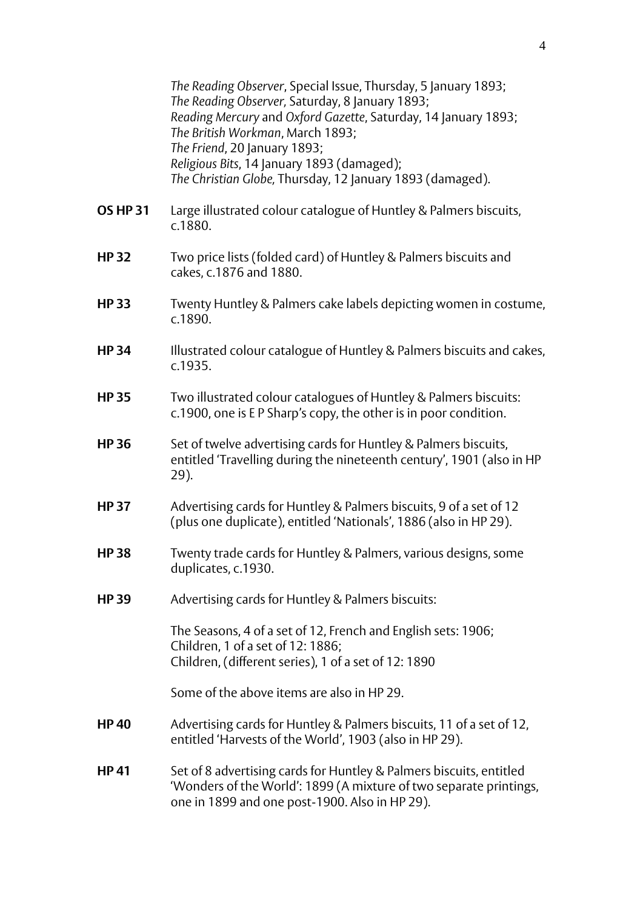*The Reading Observer*, Special Issue, Thursday, 5 January 1893;
*The Reading Observer,* Saturday, 8 January 1893;
*Reading Mercury* and *Oxford Gazette*, Saturday, 14 January 1893;
*The British Workman*, March 1893;
*The Friend*, 20 January 1893;
*Religious Bits*, 14 January 1893 (damaged);
*The Christian Globe,* Thursday, 12 January 1893 (damaged).

**OS HP 31** Large illustrated colour catalogue of Huntley & Palmers biscuits, c.1880.

**HP 32** Two price lists (folded card) of Huntley & Palmers biscuits and cakes, c.1876 and 1880.

**HP 33** Twenty Huntley & Palmers cake labels depicting women in costume, c.1890.

**HP 34** Illustrated colour catalogue of Huntley & Palmers biscuits and cakes, c.1935.

**HP 35** Two illustrated colour catalogues of Huntley & Palmers biscuits: c.1900, one is E P Sharp's copy, the other is in poor condition.

**HP 36** Set of twelve advertising cards for Huntley & Palmers biscuits, entitled 'Travelling during the nineteenth century', 1901 (also in HP 29).

**HP 37** Advertising cards for Huntley & Palmers biscuits, 9 of a set of 12 (plus one duplicate), entitled 'Nationals', 1886 (also in HP 29).

**HP 38** Twenty trade cards for Huntley & Palmers, various designs, some duplicates, c.1930.

**HP 39** Advertising cards for Huntley & Palmers biscuits:

The Seasons, 4 of a set of 12, French and English sets: 1906;
Children, 1 of a set of 12: 1886;
Children, (different series), 1 of a set of 12: 1890

Some of the above items are also in HP 29.

**HP 40** Advertising cards for Huntley & Palmers biscuits, 11 of a set of 12, entitled 'Harvests of the World', 1903 (also in HP 29).

**HP 41** Set of 8 advertising cards for Huntley & Palmers biscuits, entitled 'Wonders of the World': 1899 (A mixture of two separate printings, one in 1899 and one post-1900. Also in HP 29).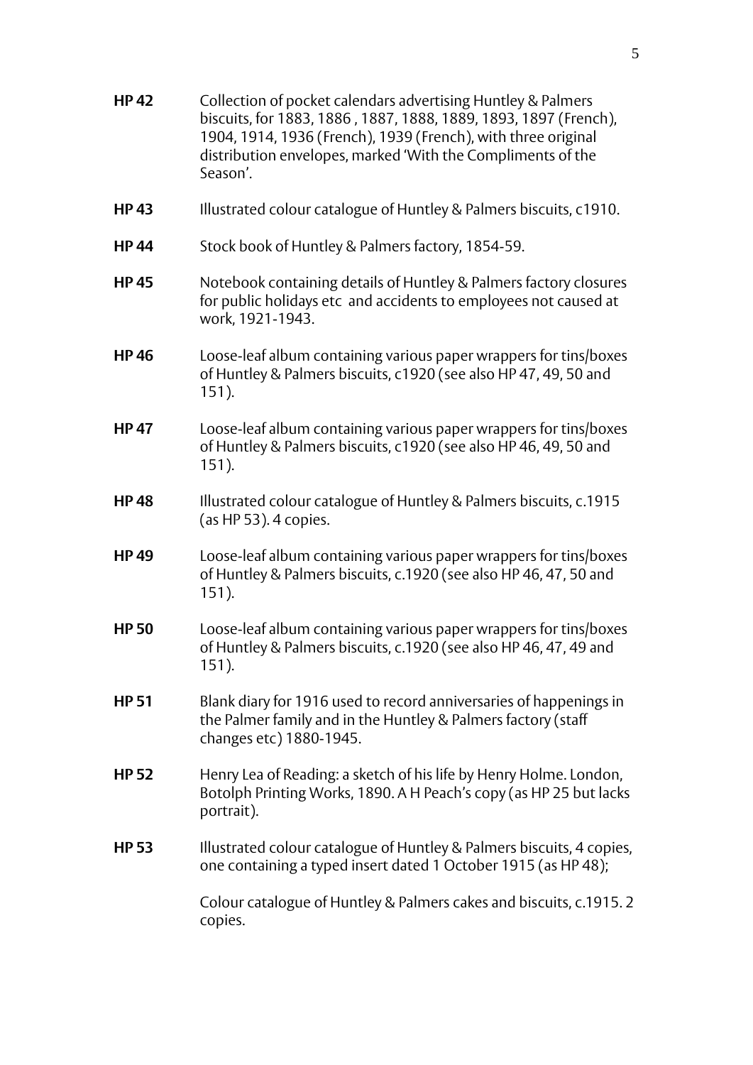**HP 42** Collection of pocket calendars advertising Huntley & Palmers biscuits, for 1883, 1886 , 1887, 1888, 1889, 1893, 1897 (French), 1904, 1914, 1936 (French), 1939 (French), with three original distribution envelopes, marked 'With the Compliments of the Season'.

**HP 43** Illustrated colour catalogue of Huntley & Palmers biscuits, c1910.

**HP 44** Stock book of Huntley & Palmers factory, 1854-59.

**HP 45** Notebook containing details of Huntley & Palmers factory closures for public holidays etc and accidents to employees not caused at work, 1921-1943.

**HP 46** Loose-leaf album containing various paper wrappers for tins/boxes of Huntley & Palmers biscuits, c1920 (see also HP 47, 49, 50 and 151).

**HP 47** Loose-leaf album containing various paper wrappers for tins/boxes of Huntley & Palmers biscuits, c1920 (see also HP 46, 49, 50 and 151).

**HP 48** Illustrated colour catalogue of Huntley & Palmers biscuits, c.1915 (as HP 53). 4 copies.

**HP 49** Loose-leaf album containing various paper wrappers for tins/boxes of Huntley & Palmers biscuits, c.1920 (see also HP 46, 47, 50 and 151).

**HP 50** Loose-leaf album containing various paper wrappers for tins/boxes of Huntley & Palmers biscuits, c.1920 (see also HP 46, 47, 49 and 151).

**HP 51** Blank diary for 1916 used to record anniversaries of happenings in the Palmer family and in the Huntley & Palmers factory (staff changes etc) 1880-1945.

**HP 52** Henry Lea of Reading: a sketch of his life by Henry Holme. London, Botolph Printing Works, 1890. A H Peach's copy (as HP 25 but lacks portrait).

**HP 53** Illustrated colour catalogue of Huntley & Palmers biscuits, 4 copies, one containing a typed insert dated 1 October 1915 (as HP 48);

Colour catalogue of Huntley & Palmers cakes and biscuits, c.1915. 2 copies.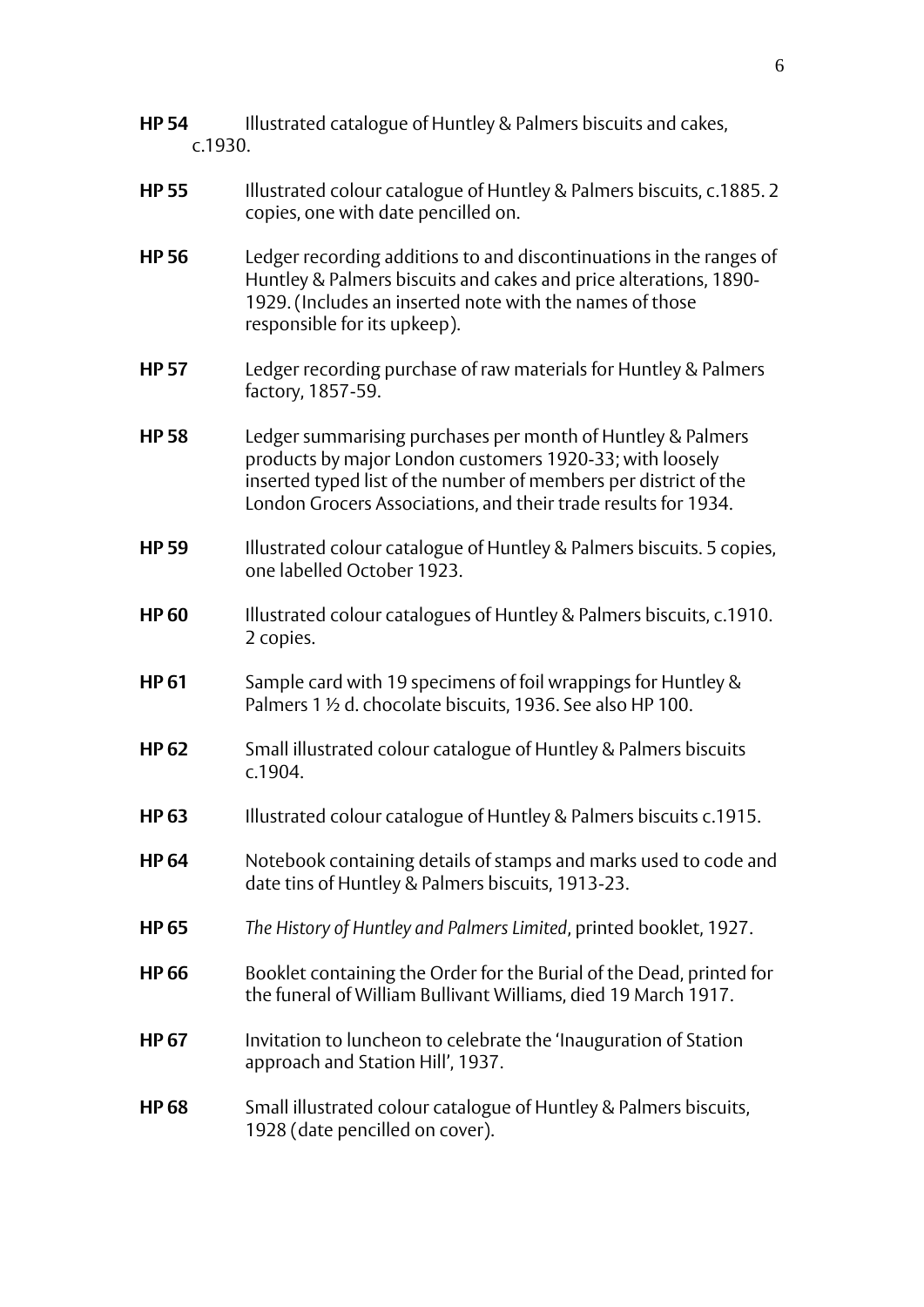**HP 54** Illustrated catalogue of Huntley & Palmers biscuits and cakes, c.1930.

**HP 55** Illustrated colour catalogue of Huntley & Palmers biscuits, c.1885. 2 copies, one with date pencilled on.

**HP 56** Ledger recording additions to and discontinuations in the ranges of Huntley & Palmers biscuits and cakes and price alterations, 1890-1929. (Includes an inserted note with the names of those responsible for its upkeep).

**HP 57** Ledger recording purchase of raw materials for Huntley & Palmers factory, 1857-59.

**HP 58** Ledger summarising purchases per month of Huntley & Palmers products by major London customers 1920-33; with loosely inserted typed list of the number of members per district of the London Grocers Associations, and their trade results for 1934.

**HP 59** Illustrated colour catalogue of Huntley & Palmers biscuits. 5 copies, one labelled October 1923.

**HP 60** Illustrated colour catalogues of Huntley & Palmers biscuits, c.1910. 2 copies.

**HP 61** Sample card with 19 specimens of foil wrappings for Huntley & Palmers 1 ½ d. chocolate biscuits, 1936. See also HP 100.

**HP 62** Small illustrated colour catalogue of Huntley & Palmers biscuits c.1904.

**HP 63** Illustrated colour catalogue of Huntley & Palmers biscuits c.1915.

**HP 64** Notebook containing details of stamps and marks used to code and date tins of Huntley & Palmers biscuits, 1913-23.

**HP 65** *The History of Huntley and Palmers Limited*, printed booklet, 1927.

**HP 66** Booklet containing the Order for the Burial of the Dead, printed for the funeral of William Bullivant Williams, died 19 March 1917.

**HP 67** Invitation to luncheon to celebrate the 'Inauguration of Station approach and Station Hill', 1937.

**HP 68** Small illustrated colour catalogue of Huntley & Palmers biscuits, 1928 (date pencilled on cover).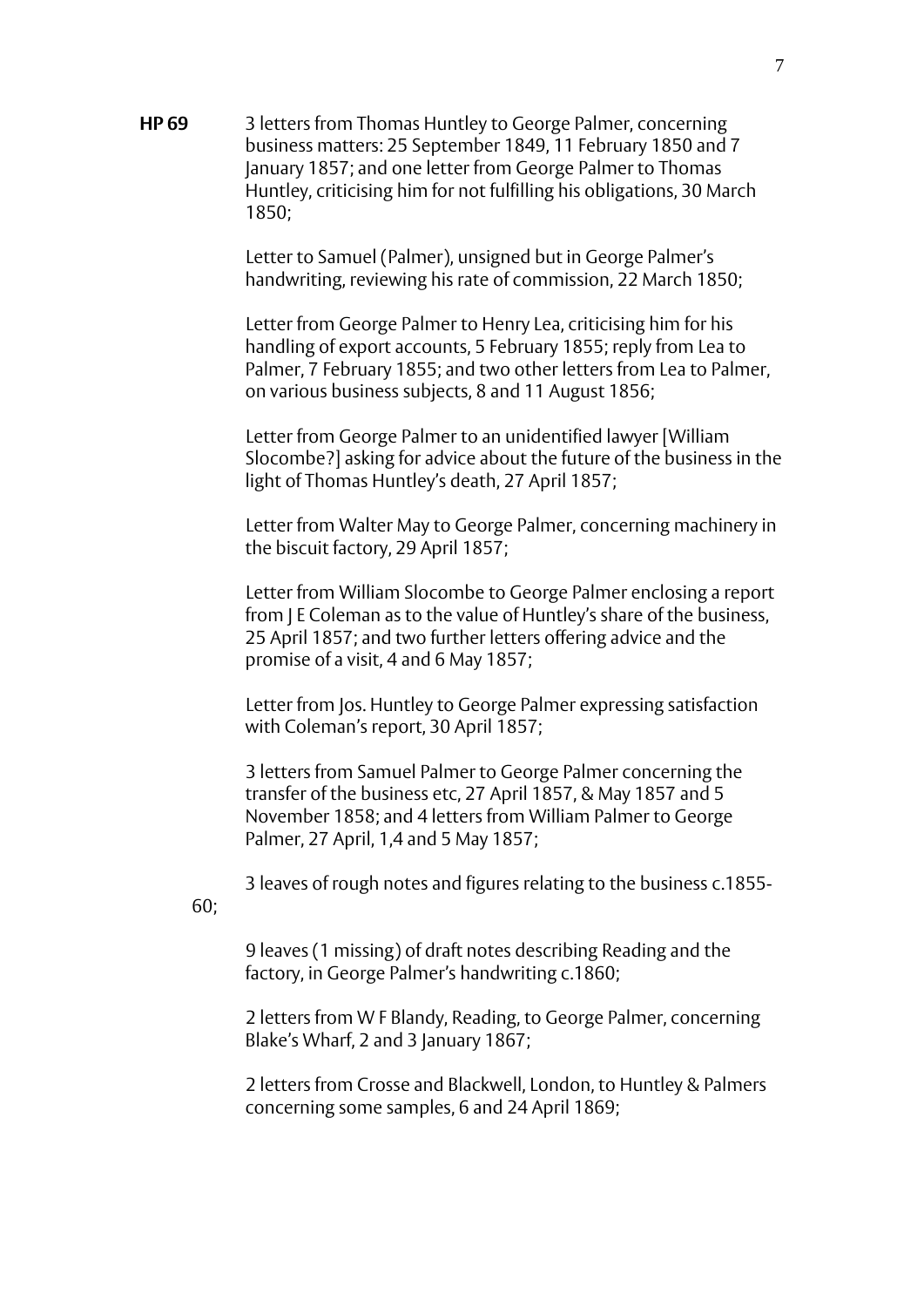**HP 69** 3 letters from Thomas Huntley to George Palmer, concerning business matters: 25 September 1849, 11 February 1850 and 7 January 1857; and one letter from George Palmer to Thomas Huntley, criticising him for not fulfilling his obligations, 30 March 1850;

Letter to Samuel (Palmer), unsigned but in George Palmer's handwriting, reviewing his rate of commission, 22 March 1850;

Letter from George Palmer to Henry Lea, criticising him for his handling of export accounts, 5 February 1855; reply from Lea to Palmer, 7 February 1855; and two other letters from Lea to Palmer, on various business subjects, 8 and 11 August 1856;

Letter from George Palmer to an unidentified lawyer [William Slocombe?] asking for advice about the future of the business in the light of Thomas Huntley's death, 27 April 1857;

Letter from Walter May to George Palmer, concerning machinery in the biscuit factory, 29 April 1857;

Letter from William Slocombe to George Palmer enclosing a report from J E Coleman as to the value of Huntley's share of the business, 25 April 1857; and two further letters offering advice and the promise of a visit, 4 and 6 May 1857;

Letter from Jos. Huntley to George Palmer expressing satisfaction with Coleman's report, 30 April 1857;

3 letters from Samuel Palmer to George Palmer concerning the transfer of the business etc, 27 April 1857, & May 1857 and 5 November 1858; and 4 letters from William Palmer to George Palmer, 27 April, 1,4 and 5 May 1857;

3 leaves of rough notes and figures relating to the business c.1855-60;

9 leaves (1 missing) of draft notes describing Reading and the factory, in George Palmer's handwriting c.1860;

2 letters from W F Blandy, Reading, to George Palmer, concerning Blake's Wharf, 2 and 3 January 1867;

2 letters from Crosse and Blackwell, London, to Huntley & Palmers concerning some samples, 6 and 24 April 1869;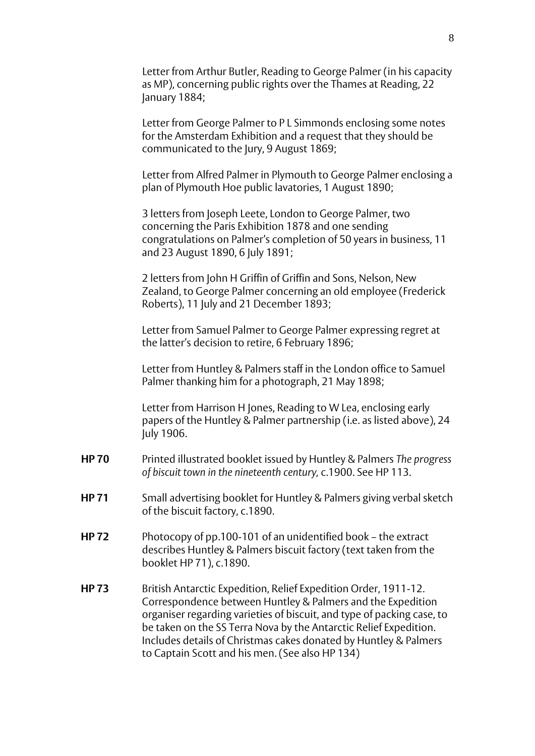Letter from Arthur Butler, Reading to George Palmer (in his capacity as MP), concerning public rights over the Thames at Reading, 22 January 1884;

Letter from George Palmer to P L Simmonds enclosing some notes for the Amsterdam Exhibition and a request that they should be communicated to the Jury, 9 August 1869;

Letter from Alfred Palmer in Plymouth to George Palmer enclosing a plan of Plymouth Hoe public lavatories, 1 August 1890;

3 letters from Joseph Leete, London to George Palmer, two concerning the Paris Exhibition 1878 and one sending congratulations on Palmer's completion of 50 years in business, 11 and 23 August 1890, 6 July 1891;

2 letters from John H Griffin of Griffin and Sons, Nelson, New Zealand, to George Palmer concerning an old employee (Frederick Roberts), 11 July and 21 December 1893;

Letter from Samuel Palmer to George Palmer expressing regret at the latter's decision to retire, 6 February 1896;

Letter from Huntley & Palmers staff in the London office to Samuel Palmer thanking him for a photograph, 21 May 1898;

Letter from Harrison H Jones, Reading to W Lea, enclosing early papers of the Huntley & Palmer partnership (i.e. as listed above), 24 July 1906.

**HP 70** Printed illustrated booklet issued by Huntley & Palmers *The progress of biscuit town in the nineteenth century,* c.1900. See HP 113.

**HP 71** Small advertising booklet for Huntley & Palmers giving verbal sketch of the biscuit factory, c.1890.

**HP 72** Photocopy of pp.100-101 of an unidentified book – the extract describes Huntley & Palmers biscuit factory (text taken from the booklet HP 71), c.1890.

**HP 73** British Antarctic Expedition, Relief Expedition Order, 1911-12. Correspondence between Huntley & Palmers and the Expedition organiser regarding varieties of biscuit, and type of packing case, to be taken on the SS Terra Nova by the Antarctic Relief Expedition. Includes details of Christmas cakes donated by Huntley & Palmers to Captain Scott and his men. (See also HP 134)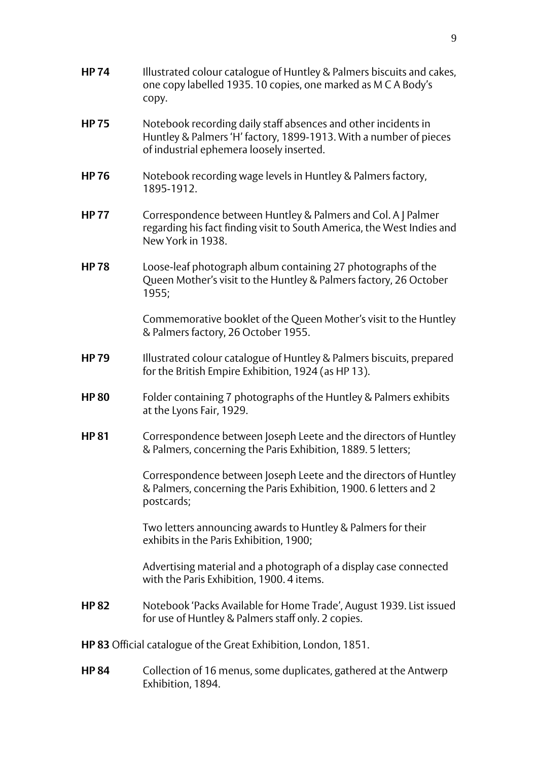**HP 74** Illustrated colour catalogue of Huntley & Palmers biscuits and cakes, one copy labelled 1935. 10 copies, one marked as M C A Body's copy.

**HP 75** Notebook recording daily staff absences and other incidents in Huntley & Palmers 'H' factory, 1899-1913. With a number of pieces of industrial ephemera loosely inserted.

**HP 76** Notebook recording wage levels in Huntley & Palmers factory, 1895-1912.

**HP 77** Correspondence between Huntley & Palmers and Col. A J Palmer regarding his fact finding visit to South America, the West Indies and New York in 1938.

**HP 78** Loose-leaf photograph album containing 27 photographs of the Queen Mother's visit to the Huntley & Palmers factory, 26 October 1955;

Commemorative booklet of the Queen Mother's visit to the Huntley & Palmers factory, 26 October 1955.

**HP 79** Illustrated colour catalogue of Huntley & Palmers biscuits, prepared for the British Empire Exhibition, 1924 (as HP 13).

**HP 80** Folder containing 7 photographs of the Huntley & Palmers exhibits at the Lyons Fair, 1929.

**HP 81** Correspondence between Joseph Leete and the directors of Huntley & Palmers, concerning the Paris Exhibition, 1889. 5 letters;

Correspondence between Joseph Leete and the directors of Huntley & Palmers, concerning the Paris Exhibition, 1900. 6 letters and 2 postcards;

Two letters announcing awards to Huntley & Palmers for their exhibits in the Paris Exhibition, 1900;

Advertising material and a photograph of a display case connected with the Paris Exhibition, 1900. 4 items.

**HP 82** Notebook 'Packs Available for Home Trade', August 1939. List issued for use of Huntley & Palmers staff only. 2 copies.

**HP 83** Official catalogue of the Great Exhibition, London, 1851.

**HP 84** Collection of 16 menus, some duplicates, gathered at the Antwerp Exhibition, 1894.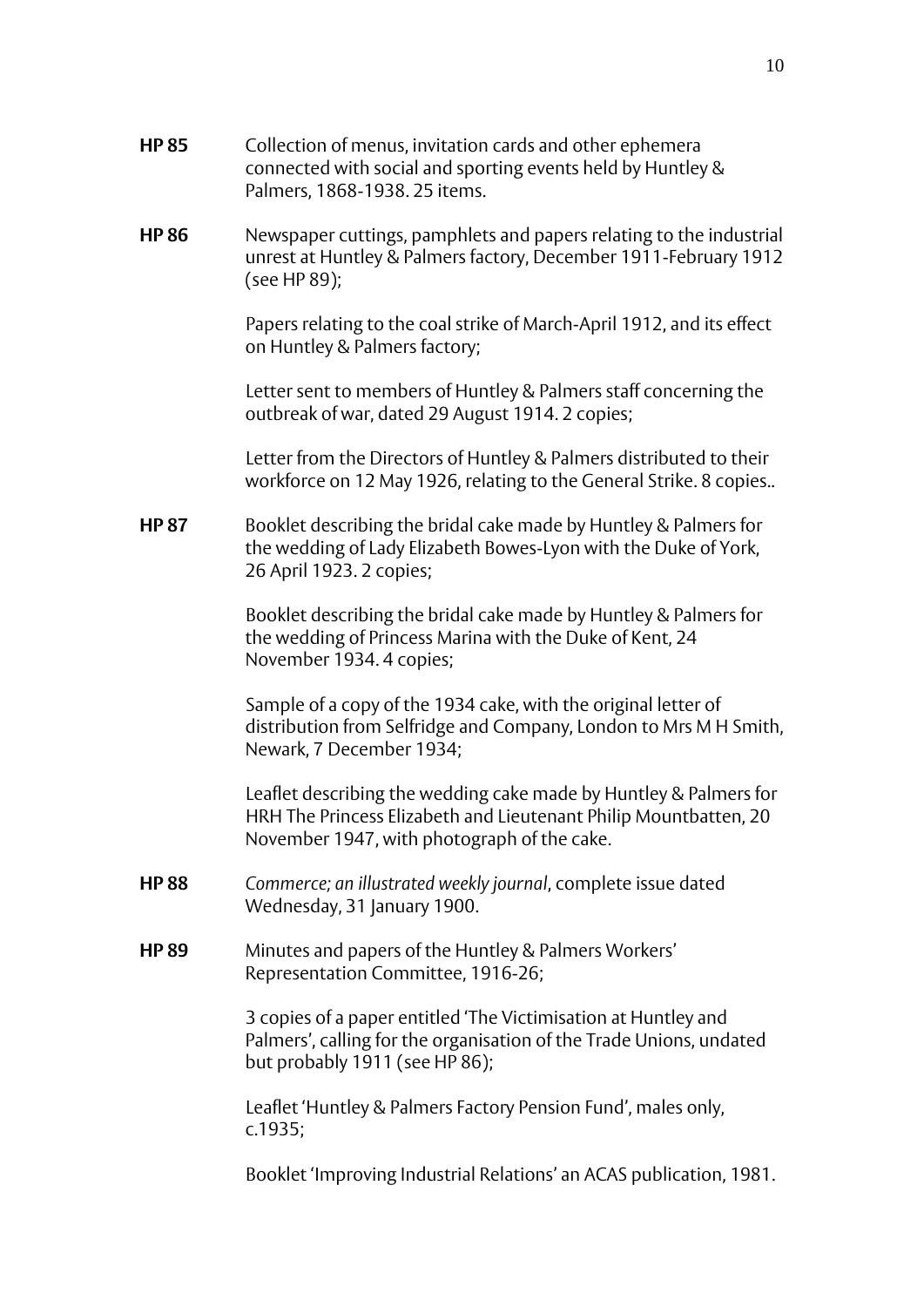**HP 85** Collection of menus, invitation cards and other ephemera connected with social and sporting events held by Huntley & Palmers, 1868-1938. 25 items.

**HP 86** Newspaper cuttings, pamphlets and papers relating to the industrial unrest at Huntley & Palmers factory, December 1911-February 1912 (see HP 89);

Papers relating to the coal strike of March-April 1912, and its effect on Huntley & Palmers factory;

Letter sent to members of Huntley & Palmers staff concerning the outbreak of war, dated 29 August 1914. 2 copies;

Letter from the Directors of Huntley & Palmers distributed to their workforce on 12 May 1926, relating to the General Strike. 8 copies..

**HP 87** Booklet describing the bridal cake made by Huntley & Palmers for the wedding of Lady Elizabeth Bowes-Lyon with the Duke of York, 26 April 1923. 2 copies;

Booklet describing the bridal cake made by Huntley & Palmers for the wedding of Princess Marina with the Duke of Kent, 24 November 1934. 4 copies;

Sample of a copy of the 1934 cake, with the original letter of distribution from Selfridge and Company, London to Mrs M H Smith, Newark, 7 December 1934;

Leaflet describing the wedding cake made by Huntley & Palmers for HRH The Princess Elizabeth and Lieutenant Philip Mountbatten, 20 November 1947, with photograph of the cake.

**HP 88** *Commerce; an illustrated weekly journal*, complete issue dated Wednesday, 31 January 1900.

**HP 89** Minutes and papers of the Huntley & Palmers Workers' Representation Committee, 1916-26;

3 copies of a paper entitled 'The Victimisation at Huntley and Palmers', calling for the organisation of the Trade Unions, undated but probably 1911 (see HP 86);

Leaflet 'Huntley & Palmers Factory Pension Fund', males only, c.1935;

Booklet 'Improving Industrial Relations' an ACAS publication, 1981.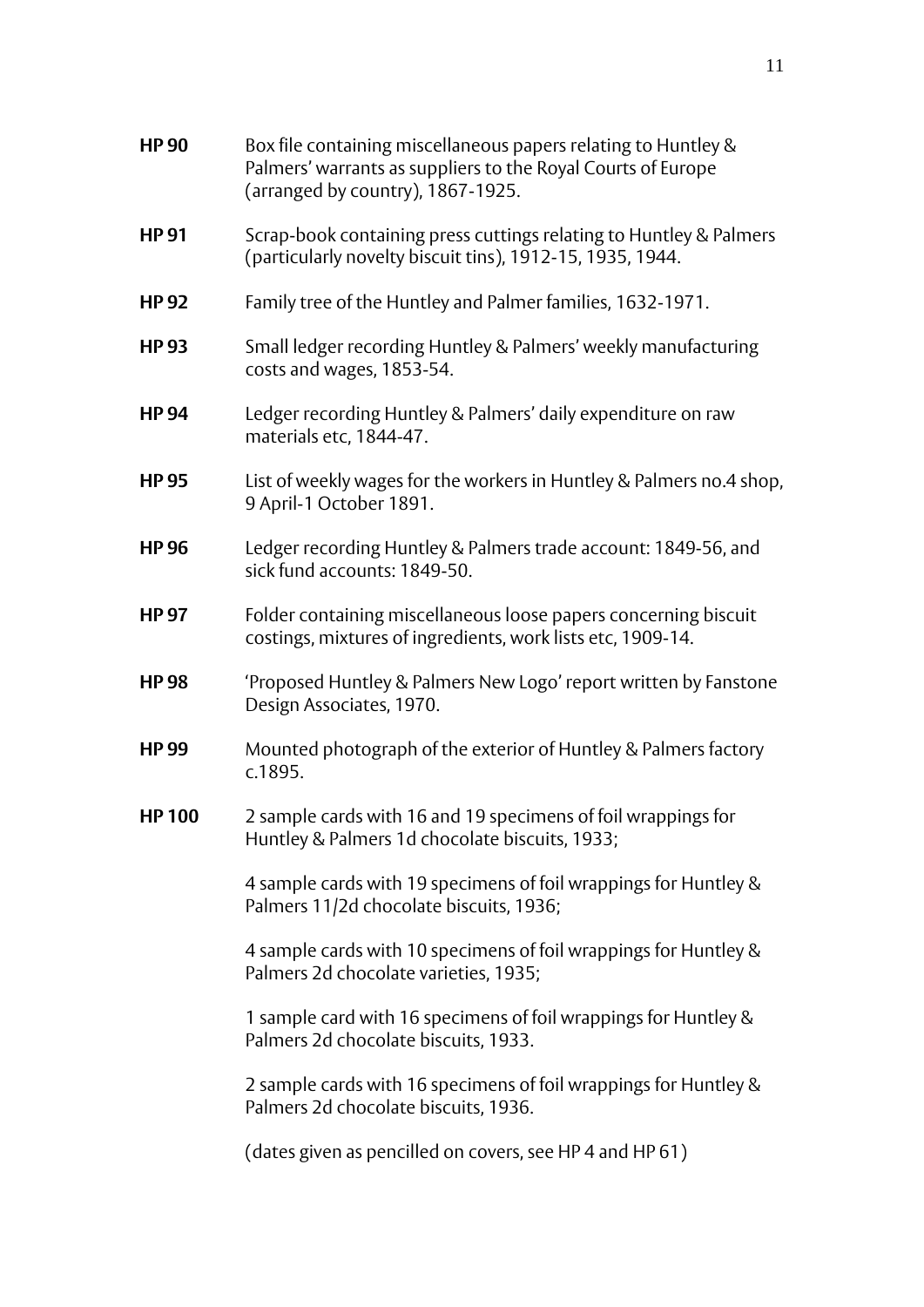**HP 90** Box file containing miscellaneous papers relating to Huntley & Palmers' warrants as suppliers to the Royal Courts of Europe (arranged by country), 1867-1925.

**HP 91** Scrap-book containing press cuttings relating to Huntley & Palmers (particularly novelty biscuit tins), 1912-15, 1935, 1944.

**HP 92** Family tree of the Huntley and Palmer families, 1632-1971.

**HP 93** Small ledger recording Huntley & Palmers' weekly manufacturing costs and wages, 1853-54.

**HP 94** Ledger recording Huntley & Palmers' daily expenditure on raw materials etc, 1844-47.

**HP 95** List of weekly wages for the workers in Huntley & Palmers no.4 shop, 9 April-1 October 1891.

**HP 96** Ledger recording Huntley & Palmers trade account: 1849-56, and sick fund accounts: 1849-50.

**HP 97** Folder containing miscellaneous loose papers concerning biscuit costings, mixtures of ingredients, work lists etc, 1909-14.

**HP 98** 'Proposed Huntley & Palmers New Logo' report written by Fanstone Design Associates, 1970.

**HP 99** Mounted photograph of the exterior of Huntley & Palmers factory c.1895.

**HP 100** 2 sample cards with 16 and 19 specimens of foil wrappings for Huntley & Palmers 1d chocolate biscuits, 1933;

4 sample cards with 19 specimens of foil wrappings for Huntley & Palmers 11/2d chocolate biscuits, 1936;

4 sample cards with 10 specimens of foil wrappings for Huntley & Palmers 2d chocolate varieties, 1935;

1 sample card with 16 specimens of foil wrappings for Huntley & Palmers 2d chocolate biscuits, 1933.

2 sample cards with 16 specimens of foil wrappings for Huntley & Palmers 2d chocolate biscuits, 1936.

(dates given as pencilled on covers, see HP 4 and HP 61)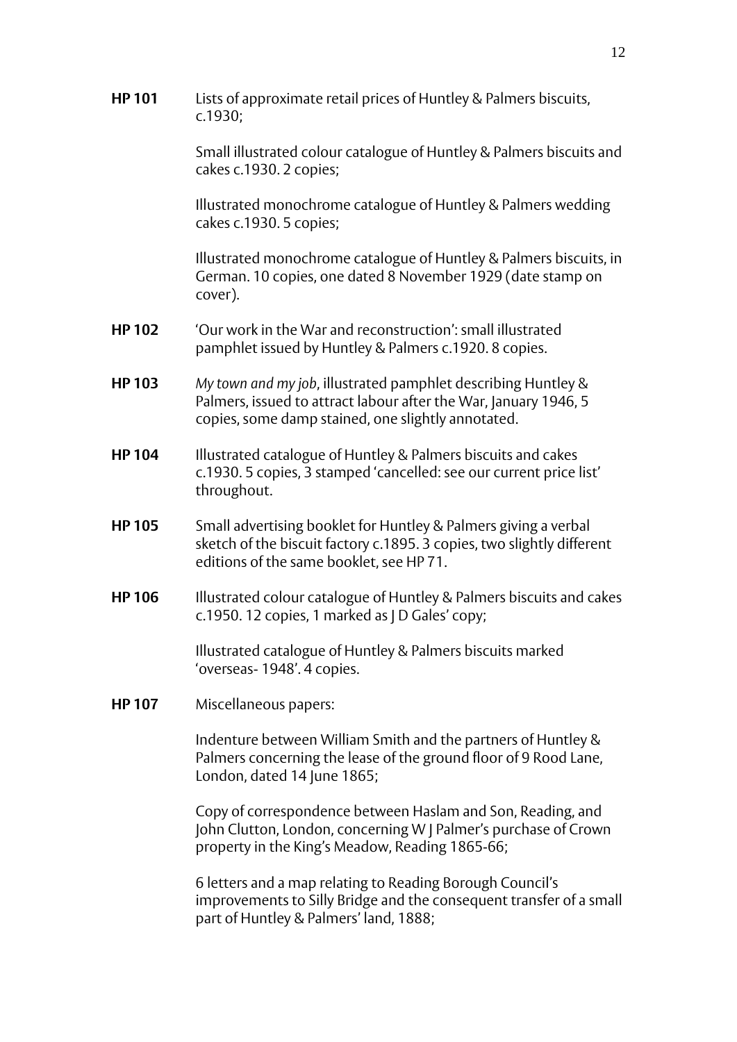**HP 101** Lists of approximate retail prices of Huntley & Palmers biscuits, c.1930;

Small illustrated colour catalogue of Huntley & Palmers biscuits and cakes c.1930. 2 copies;

Illustrated monochrome catalogue of Huntley & Palmers wedding cakes c.1930. 5 copies;

Illustrated monochrome catalogue of Huntley & Palmers biscuits, in German. 10 copies, one dated 8 November 1929 (date stamp on cover).

**HP 102** 'Our work in the War and reconstruction': small illustrated pamphlet issued by Huntley & Palmers c.1920. 8 copies.

**HP 103** *My town and my job*, illustrated pamphlet describing Huntley & Palmers, issued to attract labour after the War, January 1946, 5 copies, some damp stained, one slightly annotated.

**HP 104** Illustrated catalogue of Huntley & Palmers biscuits and cakes c.1930. 5 copies, 3 stamped 'cancelled: see our current price list' throughout.

**HP 105** Small advertising booklet for Huntley & Palmers giving a verbal sketch of the biscuit factory c.1895. 3 copies, two slightly different editions of the same booklet, see HP 71.

**HP 106** Illustrated colour catalogue of Huntley & Palmers biscuits and cakes c.1950. 12 copies, 1 marked as J D Gales' copy;

Illustrated catalogue of Huntley & Palmers biscuits marked 'overseas- 1948'. 4 copies.

**HP 107** Miscellaneous papers:

Indenture between William Smith and the partners of Huntley & Palmers concerning the lease of the ground floor of 9 Rood Lane, London, dated 14 June 1865;

Copy of correspondence between Haslam and Son, Reading, and John Clutton, London, concerning W J Palmer's purchase of Crown property in the King's Meadow, Reading 1865-66;

6 letters and a map relating to Reading Borough Council's improvements to Silly Bridge and the consequent transfer of a small part of Huntley & Palmers' land, 1888;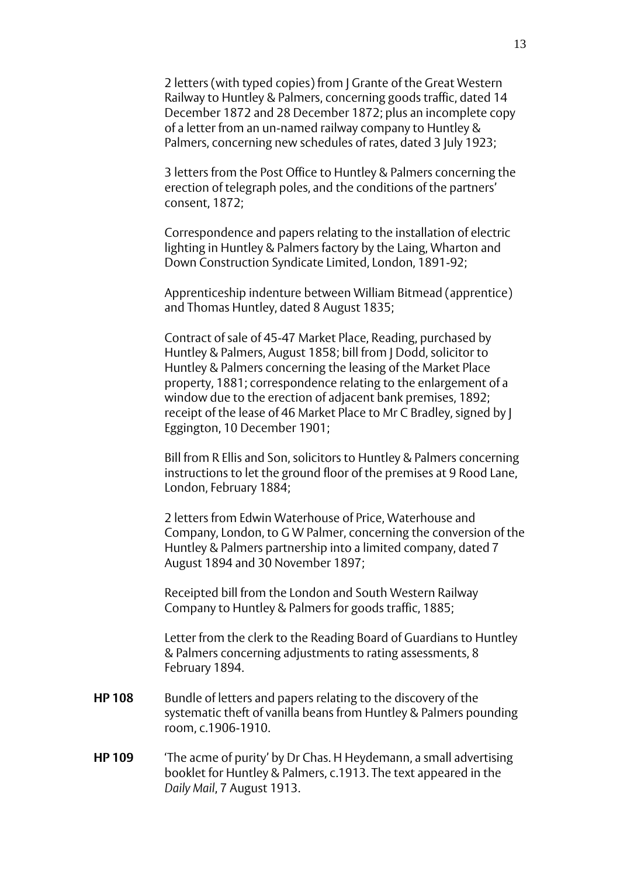2 letters (with typed copies) from J Grante of the Great Western Railway to Huntley & Palmers, concerning goods traffic, dated 14 December 1872 and 28 December 1872; plus an incomplete copy of a letter from an un-named railway company to Huntley & Palmers, concerning new schedules of rates, dated 3 July 1923;

3 letters from the Post Office to Huntley & Palmers concerning the erection of telegraph poles, and the conditions of the partners' consent, 1872;

Correspondence and papers relating to the installation of electric lighting in Huntley & Palmers factory by the Laing, Wharton and Down Construction Syndicate Limited, London, 1891-92;

Apprenticeship indenture between William Bitmead (apprentice) and Thomas Huntley, dated 8 August 1835;

Contract of sale of 45-47 Market Place, Reading, purchased by Huntley & Palmers, August 1858; bill from J Dodd, solicitor to Huntley & Palmers concerning the leasing of the Market Place property, 1881; correspondence relating to the enlargement of a window due to the erection of adjacent bank premises, 1892; receipt of the lease of 46 Market Place to Mr C Bradley, signed by J Eggington, 10 December 1901;

Bill from R Ellis and Son, solicitors to Huntley & Palmers concerning instructions to let the ground floor of the premises at 9 Rood Lane, London, February 1884;

2 letters from Edwin Waterhouse of Price, Waterhouse and Company, London, to G W Palmer, concerning the conversion of the Huntley & Palmers partnership into a limited company, dated 7 August 1894 and 30 November 1897;

Receipted bill from the London and South Western Railway Company to Huntley & Palmers for goods traffic, 1885;

Letter from the clerk to the Reading Board of Guardians to Huntley & Palmers concerning adjustments to rating assessments, 8 February 1894.

**HP 108** Bundle of letters and papers relating to the discovery of the systematic theft of vanilla beans from Huntley & Palmers pounding room, c.1906-1910.

**HP 109** 'The acme of purity' by Dr Chas. H Heydemann, a small advertising booklet for Huntley & Palmers, c.1913. The text appeared in the *Daily Mail*, 7 August 1913.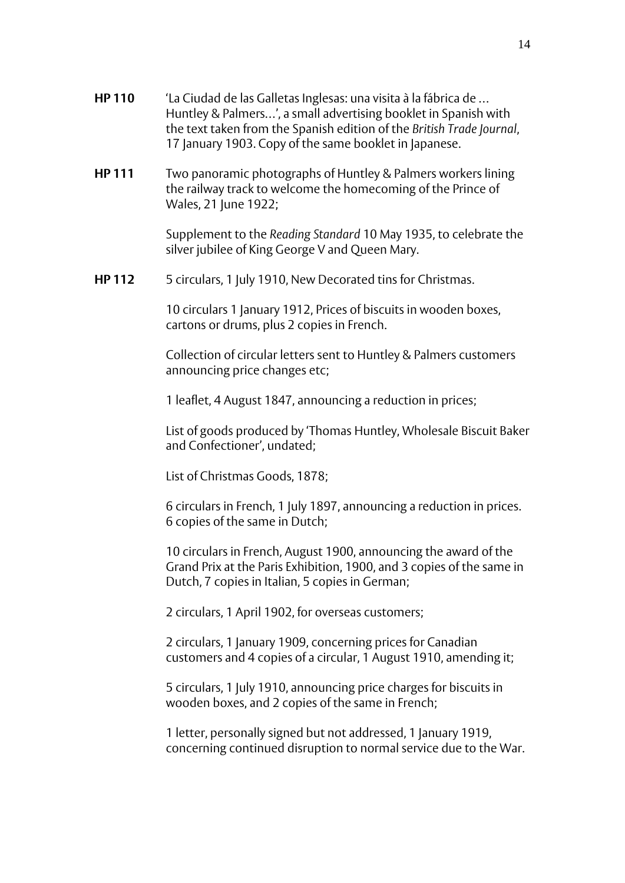**HP 110** 'La Ciudad de las Galletas Inglesas: una visita à la fábrica de ... Huntley & Palmers...', a small advertising booklet in Spanish with the text taken from the Spanish edition of the *British Trade Journal*, 17 January 1903. Copy of the same booklet in Japanese.

**HP 111** Two panoramic photographs of Huntley & Palmers workers lining the railway track to welcome the homecoming of the Prince of Wales, 21 June 1922;

Supplement to the *Reading Standard* 10 May 1935, to celebrate the silver jubilee of King George V and Queen Mary.

**HP 112** 5 circulars, 1 July 1910, New Decorated tins for Christmas.

10 circulars 1 January 1912, Prices of biscuits in wooden boxes, cartons or drums, plus 2 copies in French.

Collection of circular letters sent to Huntley & Palmers customers announcing price changes etc;

1 leaflet, 4 August 1847, announcing a reduction in prices;

List of goods produced by 'Thomas Huntley, Wholesale Biscuit Baker and Confectioner', undated;

List of Christmas Goods, 1878;

6 circulars in French, 1 July 1897, announcing a reduction in prices. 6 copies of the same in Dutch;

10 circulars in French, August 1900, announcing the award of the Grand Prix at the Paris Exhibition, 1900, and 3 copies of the same in Dutch, 7 copies in Italian, 5 copies in German;

2 circulars, 1 April 1902, for overseas customers;

2 circulars, 1 January 1909, concerning prices for Canadian customers and 4 copies of a circular, 1 August 1910, amending it;

5 circulars, 1 July 1910, announcing price charges for biscuits in wooden boxes, and 2 copies of the same in French;

1 letter, personally signed but not addressed, 1 January 1919, concerning continued disruption to normal service due to the War.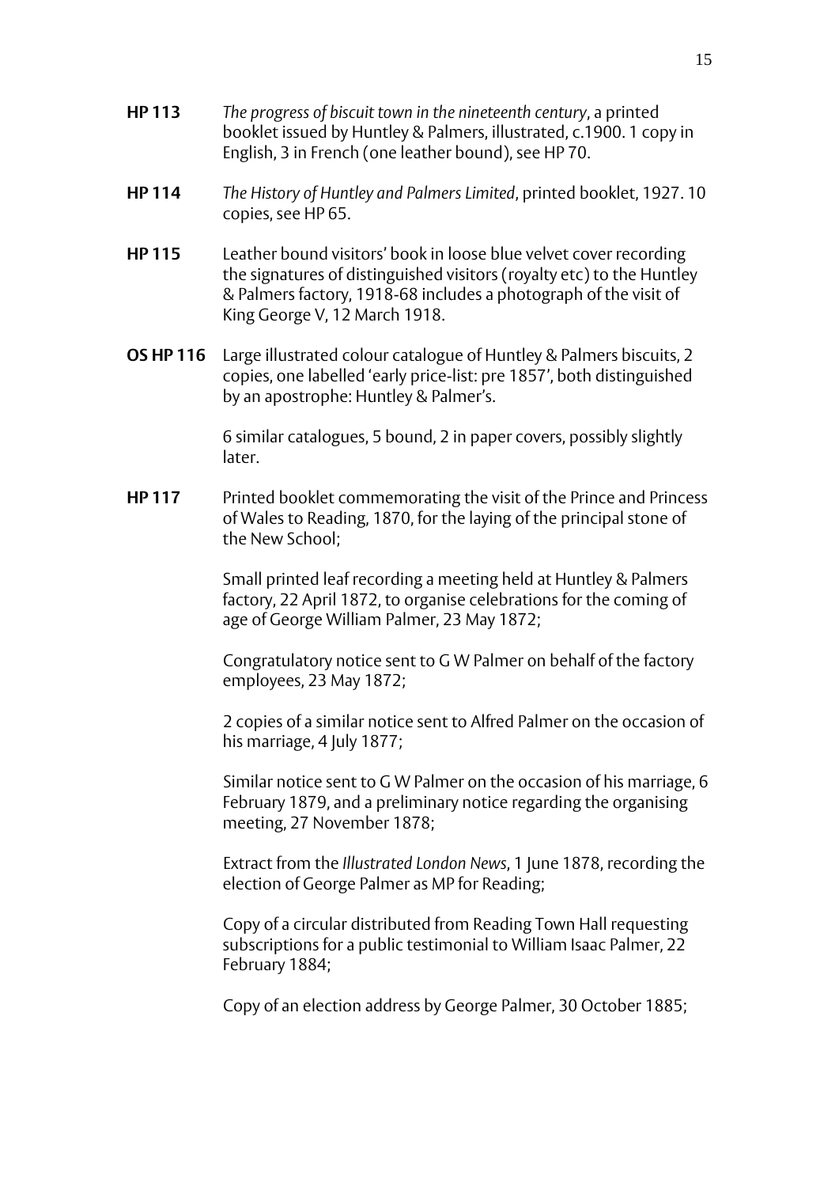**HP 113** *The progress of biscuit town in the nineteenth century*, a printed booklet issued by Huntley & Palmers, illustrated, c.1900. 1 copy in English, 3 in French (one leather bound), see HP 70.

**HP 114** *The History of Huntley and Palmers Limited*, printed booklet, 1927. 10 copies, see HP 65.

**HP 115** Leather bound visitors' book in loose blue velvet cover recording the signatures of distinguished visitors (royalty etc) to the Huntley & Palmers factory, 1918-68 includes a photograph of the visit of King George V, 12 March 1918.

**OS HP 116** Large illustrated colour catalogue of Huntley & Palmers biscuits, 2 copies, one labelled 'early price-list: pre 1857', both distinguished by an apostrophe: Huntley & Palmer's.

6 similar catalogues, 5 bound, 2 in paper covers, possibly slightly later.

**HP 117** Printed booklet commemorating the visit of the Prince and Princess of Wales to Reading, 1870, for the laying of the principal stone of the New School;

Small printed leaf recording a meeting held at Huntley & Palmers factory, 22 April 1872, to organise celebrations for the coming of age of George William Palmer, 23 May 1872;

Congratulatory notice sent to G W Palmer on behalf of the factory employees, 23 May 1872;

2 copies of a similar notice sent to Alfred Palmer on the occasion of his marriage, 4 July 1877;

Similar notice sent to G W Palmer on the occasion of his marriage, 6 February 1879, and a preliminary notice regarding the organising meeting, 27 November 1878;

Extract from the *Illustrated London News*, 1 June 1878, recording the election of George Palmer as MP for Reading;

Copy of a circular distributed from Reading Town Hall requesting subscriptions for a public testimonial to William Isaac Palmer, 22 February 1884;

Copy of an election address by George Palmer, 30 October 1885;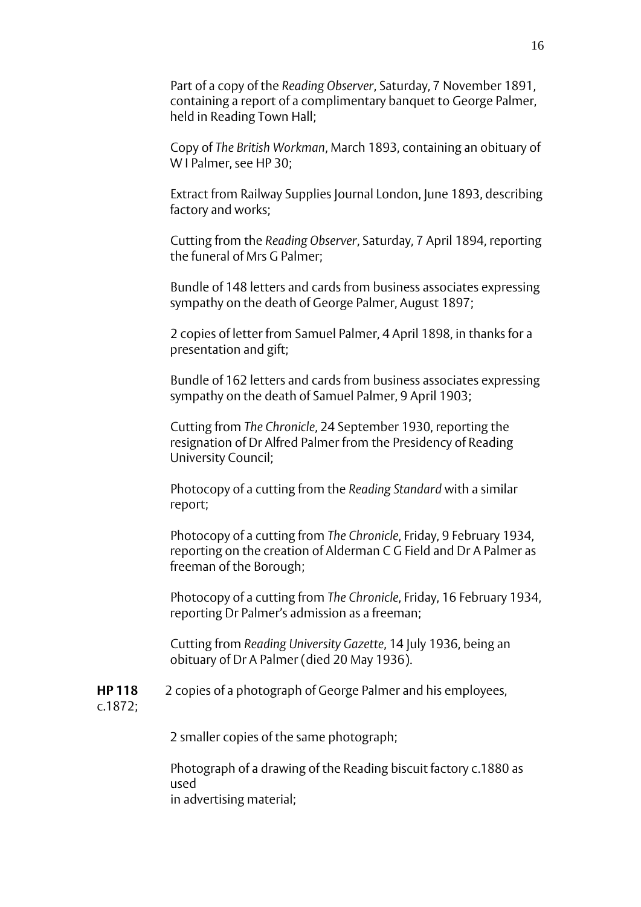Part of a copy of the *Reading Observer*, Saturday, 7 November 1891, containing a report of a complimentary banquet to George Palmer, held in Reading Town Hall;

Copy of *The British Workman*, March 1893, containing an obituary of W I Palmer, see HP 30;

Extract from Railway Supplies Journal London, June 1893, describing factory and works;

Cutting from the *Reading Observer*, Saturday, 7 April 1894, reporting the funeral of Mrs G Palmer;

Bundle of 148 letters and cards from business associates expressing sympathy on the death of George Palmer, August 1897;

2 copies of letter from Samuel Palmer, 4 April 1898, in thanks for a presentation and gift;

Bundle of 162 letters and cards from business associates expressing sympathy on the death of Samuel Palmer, 9 April 1903;

Cutting from *The Chronicle*, 24 September 1930, reporting the resignation of Dr Alfred Palmer from the Presidency of Reading University Council;

Photocopy of a cutting from the *Reading Standard* with a similar report;

Photocopy of a cutting from *The Chronicle*, Friday, 9 February 1934, reporting on the creation of Alderman C G Field and Dr A Palmer as freeman of the Borough;

Photocopy of a cutting from *The Chronicle*, Friday, 16 February 1934, reporting Dr Palmer's admission as a freeman;

Cutting from *Reading University Gazette*, 14 July 1936, being an obituary of Dr A Palmer (died 20 May 1936).

**HP 118** 2 copies of a photograph of George Palmer and his employees, c.1872;

2 smaller copies of the same photograph;

Photograph of a drawing of the Reading biscuit factory c.1880 as used in advertising material;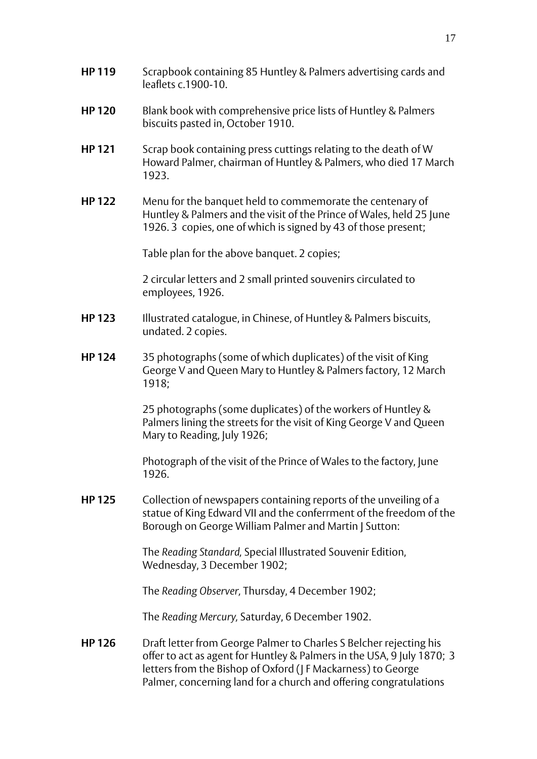**HP 119** Scrapbook containing 85 Huntley & Palmers advertising cards and leaflets c.1900-10.

**HP 120** Blank book with comprehensive price lists of Huntley & Palmers biscuits pasted in, October 1910.

**HP 121** Scrap book containing press cuttings relating to the death of W Howard Palmer, chairman of Huntley & Palmers, who died 17 March 1923.

**HP 122** Menu for the banquet held to commemorate the centenary of Huntley & Palmers and the visit of the Prince of Wales, held 25 June 1926. 3 copies, one of which is signed by 43 of those present;

Table plan for the above banquet. 2 copies;

2 circular letters and 2 small printed souvenirs circulated to employees, 1926.

**HP 123** Illustrated catalogue, in Chinese, of Huntley & Palmers biscuits, undated. 2 copies.

**HP 124** 35 photographs (some of which duplicates) of the visit of King George V and Queen Mary to Huntley & Palmers factory, 12 March 1918;

25 photographs (some duplicates) of the workers of Huntley & Palmers lining the streets for the visit of King George V and Queen Mary to Reading, July 1926;

Photograph of the visit of the Prince of Wales to the factory, June 1926.

**HP 125** Collection of newspapers containing reports of the unveiling of a statue of King Edward VII and the conferrment of the freedom of the Borough on George William Palmer and Martin J Sutton:

The *Reading Standard,* Special Illustrated Souvenir Edition, Wednesday, 3 December 1902;

The *Reading Observer,* Thursday, 4 December 1902;

The *Reading Mercury,* Saturday, 6 December 1902.

**HP 126** Draft letter from George Palmer to Charles S Belcher rejecting his offer to act as agent for Huntley & Palmers in the USA, 9 July 1870; 3 letters from the Bishop of Oxford (J F Mackarness) to George Palmer, concerning land for a church and offering congratulations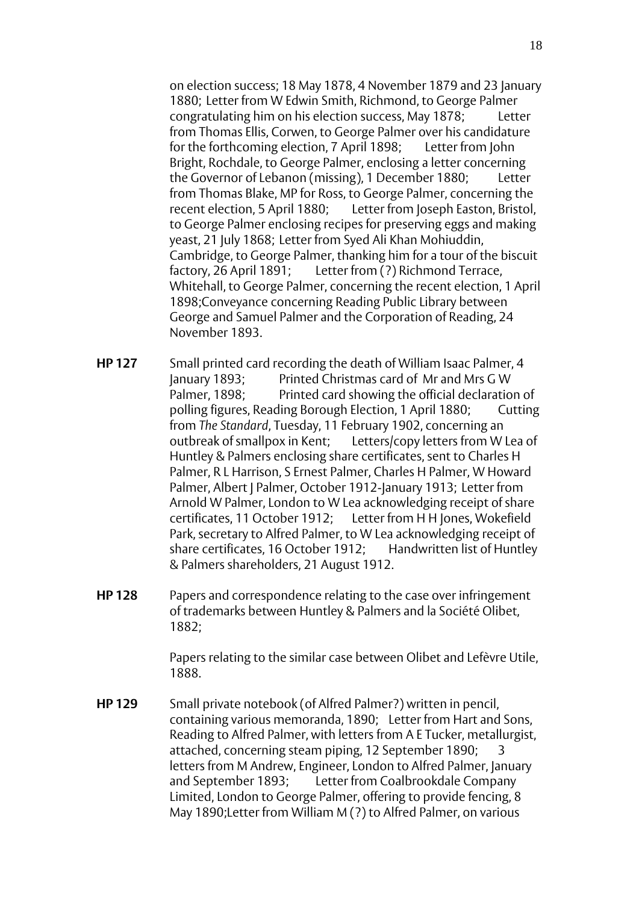on election success; 18 May 1878, 4 November 1879 and 23 January 1880; Letter from W Edwin Smith, Richmond, to George Palmer congratulating him on his election success, May 1878; Letter from Thomas Ellis, Corwen, to George Palmer over his candidature for the forthcoming election, 7 April 1898; Letter from John Bright, Rochdale, to George Palmer, enclosing a letter concerning the Governor of Lebanon (missing), 1 December 1880; Letter from Thomas Blake, MP for Ross, to George Palmer, concerning the recent election, 5 April 1880; Letter from Joseph Easton, Bristol, to George Palmer enclosing recipes for preserving eggs and making yeast, 21 July 1868; Letter from Syed Ali Khan Mohiuddin, Cambridge, to George Palmer, thanking him for a tour of the biscuit factory, 26 April 1891; Letter from (?) Richmond Terrace, Whitehall, to George Palmer, concerning the recent election, 1 April 1898;Conveyance concerning Reading Public Library between George and Samuel Palmer and the Corporation of Reading, 24 November 1893.

**HP 127** Small printed card recording the death of William Isaac Palmer, 4 January 1893; Printed Christmas card of Mr and Mrs G W Palmer, 1898; Printed card showing the official declaration of polling figures, Reading Borough Election, 1 April 1880; Cutting from *The Standard*, Tuesday, 11 February 1902, concerning an outbreak of smallpox in Kent; Letters/copy letters from W Lea of Huntley & Palmers enclosing share certificates, sent to Charles H Palmer, R L Harrison, S Ernest Palmer, Charles H Palmer, W Howard Palmer, Albert J Palmer, October 1912-January 1913; Letter from Arnold W Palmer, London to W Lea acknowledging receipt of share certificates, 11 October 1912; Letter from H H Jones, Wokefield Park, secretary to Alfred Palmer, to W Lea acknowledging receipt of share certificates, 16 October 1912; Handwritten list of Huntley & Palmers shareholders, 21 August 1912.

**HP 128** Papers and correspondence relating to the case over infringement of trademarks between Huntley & Palmers and la Société Olibet, 1882;

Papers relating to the similar case between Olibet and Lefèvre Utile, 1888.

**HP 129** Small private notebook (of Alfred Palmer?) written in pencil, containing various memoranda, 1890; Letter from Hart and Sons, Reading to Alfred Palmer, with letters from A E Tucker, metallurgist, attached, concerning steam piping, 12 September 1890; 3 letters from M Andrew, Engineer, London to Alfred Palmer, January and September 1893; Letter from Coalbrookdale Company Limited, London to George Palmer, offering to provide fencing, 8 May 1890;Letter from William M (?) to Alfred Palmer, on various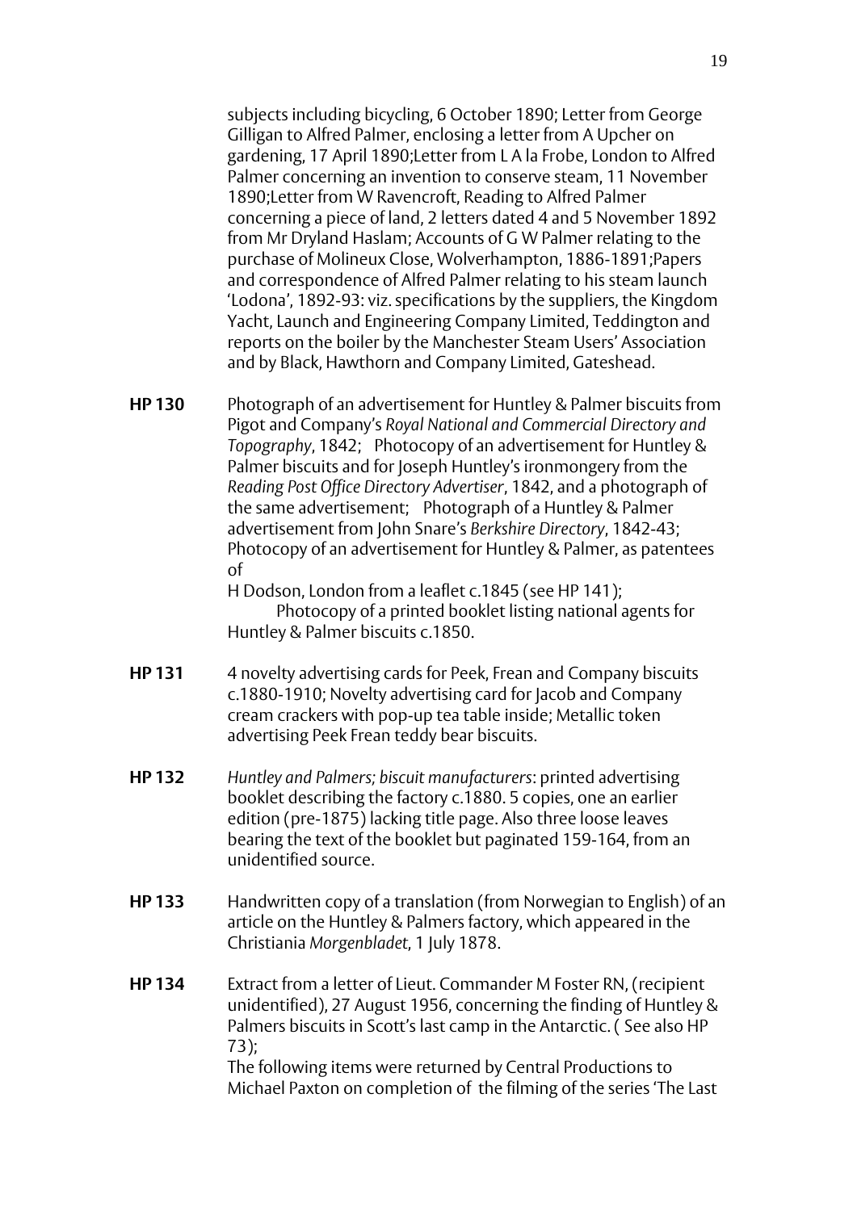subjects including bicycling, 6 October 1890; Letter from George Gilligan to Alfred Palmer, enclosing a letter from A Upcher on gardening, 17 April 1890;Letter from L A la Frobe, London to Alfred Palmer concerning an invention to conserve steam, 11 November 1890;Letter from W Ravencroft, Reading to Alfred Palmer concerning a piece of land, 2 letters dated 4 and 5 November 1892 from Mr Dryland Haslam; Accounts of G W Palmer relating to the purchase of Molineux Close, Wolverhampton, 1886-1891;Papers and correspondence of Alfred Palmer relating to his steam launch 'Lodona', 1892-93: viz. specifications by the suppliers, the Kingdom Yacht, Launch and Engineering Company Limited, Teddington and reports on the boiler by the Manchester Steam Users' Association and by Black, Hawthorn and Company Limited, Gateshead.

**HP 130** Photograph of an advertisement for Huntley & Palmer biscuits from Pigot and Company's *Royal National and Commercial Directory and Topography*, 1842; Photocopy of an advertisement for Huntley & Palmer biscuits and for Joseph Huntley's ironmongery from the *Reading Post Office Directory Advertiser*, 1842, and a photograph of the same advertisement; Photograph of a Huntley & Palmer advertisement from John Snare's *Berkshire Directory*, 1842-43; Photocopy of an advertisement for Huntley & Palmer, as patentees of H Dodson, London from a leaflet c.1845 (see HP 141); Photocopy of a printed booklet listing national agents for Huntley & Palmer biscuits c.1850.

**HP 131** 4 novelty advertising cards for Peek, Frean and Company biscuits c.1880-1910; Novelty advertising card for Jacob and Company cream crackers with pop-up tea table inside; Metallic token advertising Peek Frean teddy bear biscuits.

**HP 132** *Huntley and Palmers; biscuit manufacturers*: printed advertising booklet describing the factory c.1880. 5 copies, one an earlier edition (pre-1875) lacking title page. Also three loose leaves bearing the text of the booklet but paginated 159-164, from an unidentified source.

**HP 133** Handwritten copy of a translation (from Norwegian to English) of an article on the Huntley & Palmers factory, which appeared in the Christiania *Morgenbladet*, 1 July 1878.

**HP 134** Extract from a letter of Lieut. Commander M Foster RN, (recipient unidentified), 27 August 1956, concerning the finding of Huntley & Palmers biscuits in Scott's last camp in the Antarctic. ( See also HP 73);
The following items were returned by Central Productions to Michael Paxton on completion of the filming of the series 'The Last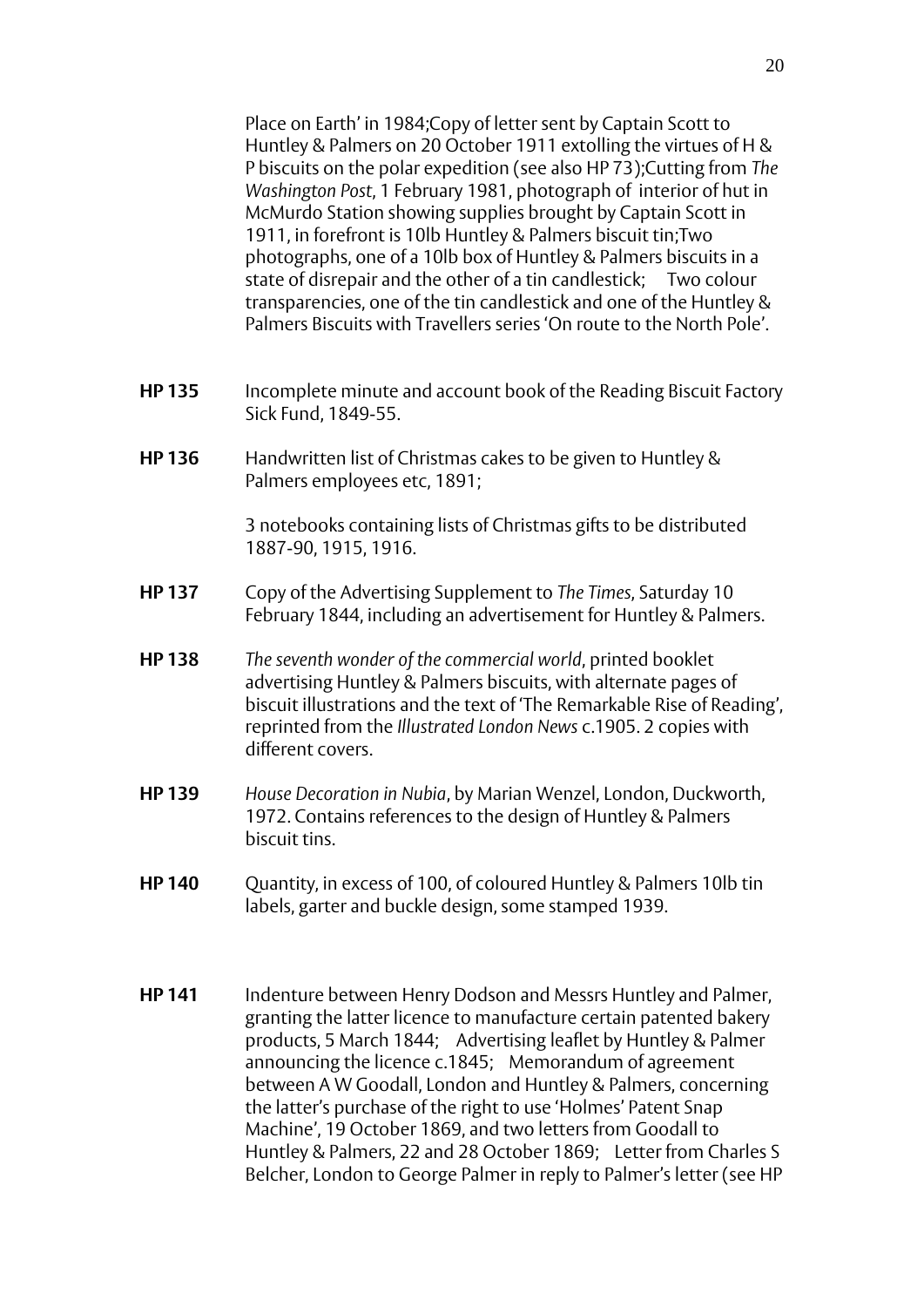Place on Earth' in 1984;Copy of letter sent by Captain Scott to Huntley & Palmers on 20 October 1911 extolling the virtues of H & P biscuits on the polar expedition (see also HP 73);Cutting from *The Washington Post*, 1 February 1981, photograph of interior of hut in McMurdo Station showing supplies brought by Captain Scott in 1911, in forefront is 10lb Huntley & Palmers biscuit tin;Two photographs, one of a 10lb box of Huntley & Palmers biscuits in a state of disrepair and the other of a tin candlestick; Two colour transparencies, one of the tin candlestick and one of the Huntley & Palmers Biscuits with Travellers series 'On route to the North Pole'.

**HP 135** Incomplete minute and account book of the Reading Biscuit Factory Sick Fund, 1849-55.

**HP 136** Handwritten list of Christmas cakes to be given to Huntley & Palmers employees etc, 1891;

3 notebooks containing lists of Christmas gifts to be distributed 1887-90, 1915, 1916.

**HP 137** Copy of the Advertising Supplement to *The Times*, Saturday 10 February 1844, including an advertisement for Huntley & Palmers.

**HP 138** *The seventh wonder of the commercial world*, printed booklet advertising Huntley & Palmers biscuits, with alternate pages of biscuit illustrations and the text of 'The Remarkable Rise of Reading', reprinted from the *Illustrated London News* c.1905. 2 copies with different covers.

**HP 139** *House Decoration in Nubia*, by Marian Wenzel, London, Duckworth, 1972. Contains references to the design of Huntley & Palmers biscuit tins.

**HP 140** Quantity, in excess of 100, of coloured Huntley & Palmers 10lb tin labels, garter and buckle design, some stamped 1939.

**HP 141** Indenture between Henry Dodson and Messrs Huntley and Palmer, granting the latter licence to manufacture certain patented bakery products, 5 March 1844; Advertising leaflet by Huntley & Palmer announcing the licence c.1845; Memorandum of agreement between A W Goodall, London and Huntley & Palmers, concerning the latter's purchase of the right to use 'Holmes' Patent Snap Machine', 19 October 1869, and two letters from Goodall to Huntley & Palmers, 22 and 28 October 1869; Letter from Charles S Belcher, London to George Palmer in reply to Palmer's letter (see HP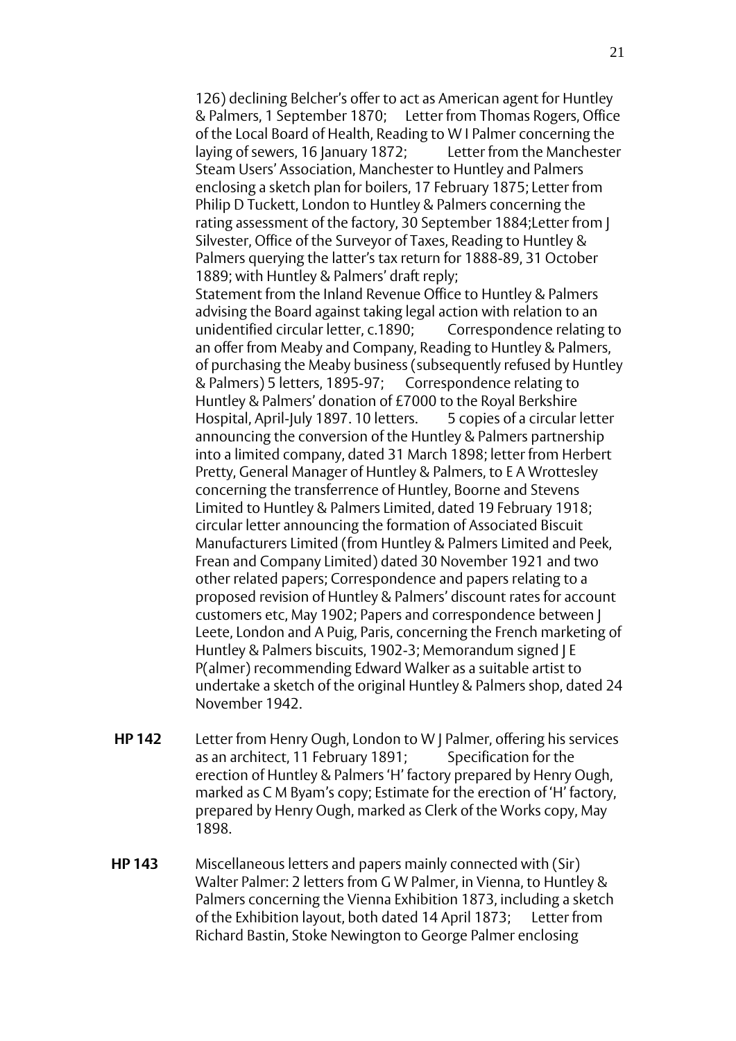126) declining Belcher's offer to act as American agent for Huntley & Palmers, 1 September 1870; Letter from Thomas Rogers, Office of the Local Board of Health, Reading to W I Palmer concerning the laying of sewers, 16 January 1872; Letter from the Manchester Steam Users' Association, Manchester to Huntley and Palmers enclosing a sketch plan for boilers, 17 February 1875; Letter from Philip D Tuckett, London to Huntley & Palmers concerning the rating assessment of the factory, 30 September 1884;Letter from J Silvester, Office of the Surveyor of Taxes, Reading to Huntley & Palmers querying the latter's tax return for 1888-89, 31 October 1889; with Huntley & Palmers' draft reply;
Statement from the Inland Revenue Office to Huntley & Palmers advising the Board against taking legal action with relation to an unidentified circular letter, c.1890; Correspondence relating to an offer from Meaby and Company, Reading to Huntley & Palmers, of purchasing the Meaby business (subsequently refused by Huntley & Palmers) 5 letters, 1895-97; Correspondence relating to Huntley & Palmers' donation of £7000 to the Royal Berkshire Hospital, April-July 1897. 10 letters. 5 copies of a circular letter announcing the conversion of the Huntley & Palmers partnership into a limited company, dated 31 March 1898; letter from Herbert Pretty, General Manager of Huntley & Palmers, to E A Wrottesley concerning the transferrence of Huntley, Boorne and Stevens Limited to Huntley & Palmers Limited, dated 19 February 1918; circular letter announcing the formation of Associated Biscuit Manufacturers Limited (from Huntley & Palmers Limited and Peek, Frean and Company Limited) dated 30 November 1921 and two other related papers; Correspondence and papers relating to a proposed revision of Huntley & Palmers' discount rates for account customers etc, May 1902; Papers and correspondence between J Leete, London and A Puig, Paris, concerning the French marketing of Huntley & Palmers biscuits, 1902-3; Memorandum signed J E P(almer) recommending Edward Walker as a suitable artist to undertake a sketch of the original Huntley & Palmers shop, dated 24 November 1942.

**HP 142** Letter from Henry Ough, London to W J Palmer, offering his services as an architect, 11 February 1891; Specification for the erection of Huntley & Palmers 'H' factory prepared by Henry Ough, marked as C M Byam's copy; Estimate for the erection of 'H' factory, prepared by Henry Ough, marked as Clerk of the Works copy, May 1898.

**HP 143** Miscellaneous letters and papers mainly connected with (Sir) Walter Palmer: 2 letters from G W Palmer, in Vienna, to Huntley & Palmers concerning the Vienna Exhibition 1873, including a sketch of the Exhibition layout, both dated 14 April 1873; Letter from Richard Bastin, Stoke Newington to George Palmer enclosing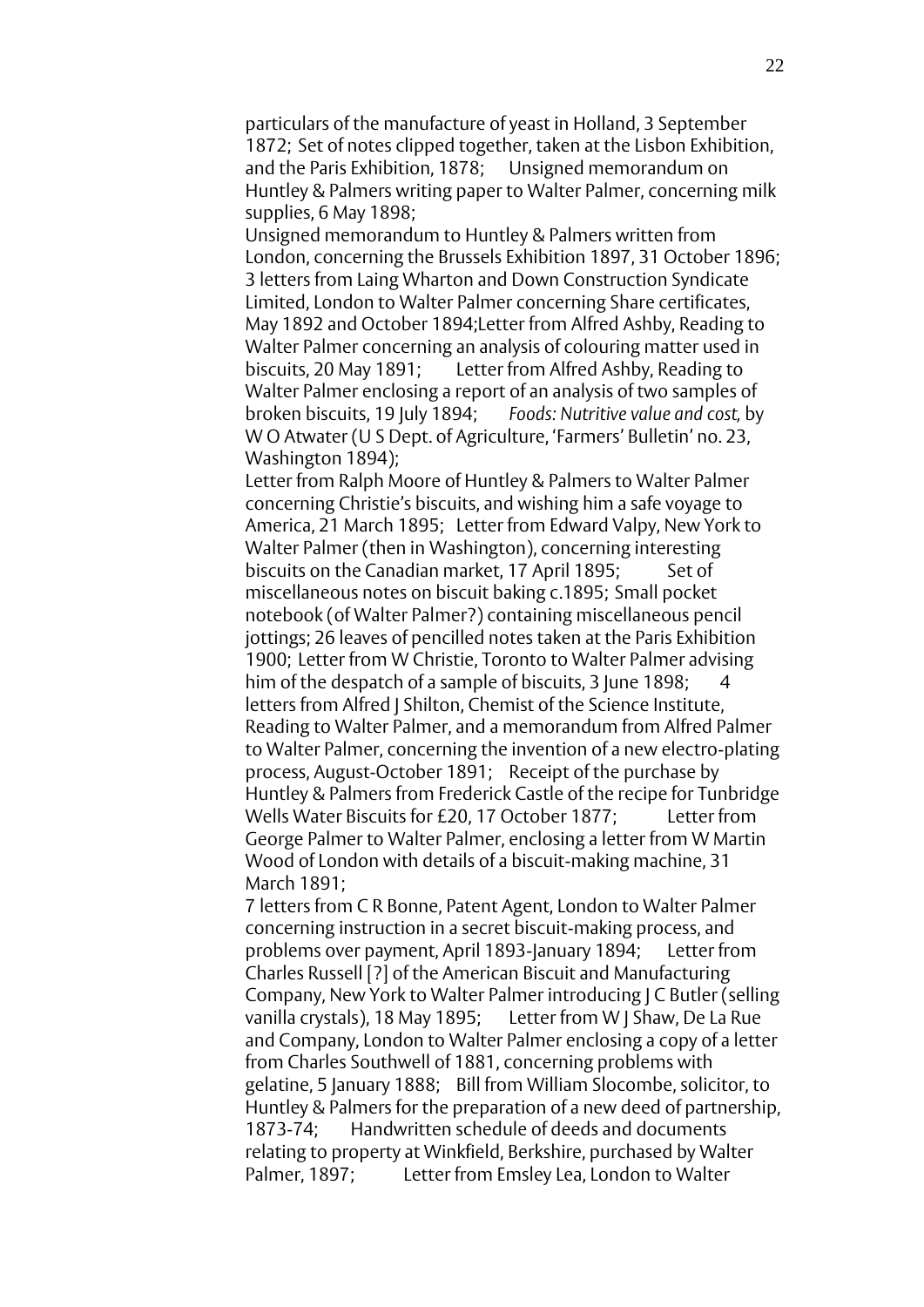particulars of the manufacture of yeast in Holland, 3 September 1872; Set of notes clipped together, taken at the Lisbon Exhibition, and the Paris Exhibition, 1878; Unsigned memorandum on Huntley & Palmers writing paper to Walter Palmer, concerning milk supplies, 6 May 1898;

Unsigned memorandum to Huntley & Palmers written from London, concerning the Brussels Exhibition 1897, 31 October 1896; 3 letters from Laing Wharton and Down Construction Syndicate Limited, London to Walter Palmer concerning Share certificates, May 1892 and October 1894;Letter from Alfred Ashby, Reading to Walter Palmer concerning an analysis of colouring matter used in biscuits, 20 May 1891; Letter from Alfred Ashby, Reading to Walter Palmer enclosing a report of an analysis of two samples of broken biscuits, 19 July 1894; *Foods: Nutritive value and cost,* by W O Atwater (U S Dept. of Agriculture, 'Farmers' Bulletin' no. 23, Washington 1894);

Letter from Ralph Moore of Huntley & Palmers to Walter Palmer concerning Christie's biscuits, and wishing him a safe voyage to America, 21 March 1895; Letter from Edward Valpy, New York to Walter Palmer (then in Washington), concerning interesting biscuits on the Canadian market, 17 April 1895; Set of miscellaneous notes on biscuit baking c.1895; Small pocket notebook (of Walter Palmer?) containing miscellaneous pencil jottings; 26 leaves of pencilled notes taken at the Paris Exhibition 1900; Letter from W Christie, Toronto to Walter Palmer advising him of the despatch of a sample of biscuits, 3 June 1898; 4 letters from Alfred J Shilton, Chemist of the Science Institute, Reading to Walter Palmer, and a memorandum from Alfred Palmer to Walter Palmer, concerning the invention of a new electro-plating process, August-October 1891; Receipt of the purchase by Huntley & Palmers from Frederick Castle of the recipe for Tunbridge Wells Water Biscuits for £20, 17 October 1877; Letter from George Palmer to Walter Palmer, enclosing a letter from W Martin Wood of London with details of a biscuit-making machine, 31 March 1891;

7 letters from C R Bonne, Patent Agent, London to Walter Palmer concerning instruction in a secret biscuit-making process, and problems over payment, April 1893-January 1894; Letter from Charles Russell [?] of the American Biscuit and Manufacturing Company, New York to Walter Palmer introducing J C Butler (selling vanilla crystals), 18 May 1895; Letter from W J Shaw, De La Rue and Company, London to Walter Palmer enclosing a copy of a letter from Charles Southwell of 1881, concerning problems with gelatine, 5 January 1888; Bill from William Slocombe, solicitor, to Huntley & Palmers for the preparation of a new deed of partnership, 1873-74; Handwritten schedule of deeds and documents relating to property at Winkfield, Berkshire, purchased by Walter Palmer, 1897; Letter from Emsley Lea, London to Walter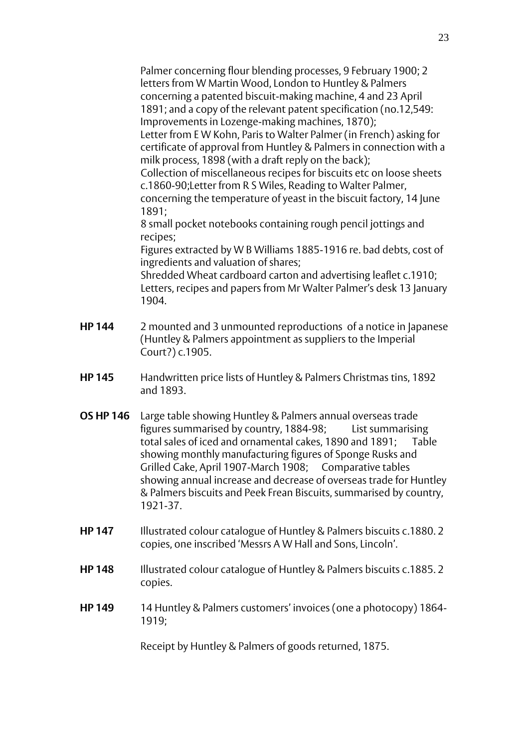Palmer concerning flour blending processes, 9 February 1900; 2 letters from W Martin Wood, London to Huntley & Palmers concerning a patented biscuit-making machine, 4 and 23 April 1891; and a copy of the relevant patent specification (no.12,549: Improvements in Lozenge-making machines, 1870);
Letter from E W Kohn, Paris to Walter Palmer (in French) asking for certificate of approval from Huntley & Palmers in connection with a milk process, 1898 (with a draft reply on the back);
Collection of miscellaneous recipes for biscuits etc on loose sheets c.1860-90;Letter from R S Wiles, Reading to Walter Palmer, concerning the temperature of yeast in the biscuit factory, 14 June 1891;
8 small pocket notebooks containing rough pencil jottings and recipes;
Figures extracted by W B Williams 1885-1916 re. bad debts, cost of ingredients and valuation of shares;
Shredded Wheat cardboard carton and advertising leaflet c.1910;
Letters, recipes and papers from Mr Walter Palmer's desk 13 January 1904.

**HP 144** 2 mounted and 3 unmounted reproductions of a notice in Japanese (Huntley & Palmers appointment as suppliers to the Imperial Court?) c.1905.

**HP 145** Handwritten price lists of Huntley & Palmers Christmas tins, 1892 and 1893.

**OS HP 146** Large table showing Huntley & Palmers annual overseas trade figures summarised by country, 1884-98; List summarising total sales of iced and ornamental cakes, 1890 and 1891; Table showing monthly manufacturing figures of Sponge Rusks and Grilled Cake, April 1907-March 1908; Comparative tables showing annual increase and decrease of overseas trade for Huntley & Palmers biscuits and Peek Frean Biscuits, summarised by country, 1921-37.

**HP 147** Illustrated colour catalogue of Huntley & Palmers biscuits c.1880. 2 copies, one inscribed 'Messrs A W Hall and Sons, Lincoln'.

**HP 148** Illustrated colour catalogue of Huntley & Palmers biscuits c.1885. 2 copies.

**HP 149** 14 Huntley & Palmers customers' invoices (one a photocopy) 1864-1919;

Receipt by Huntley & Palmers of goods returned, 1875.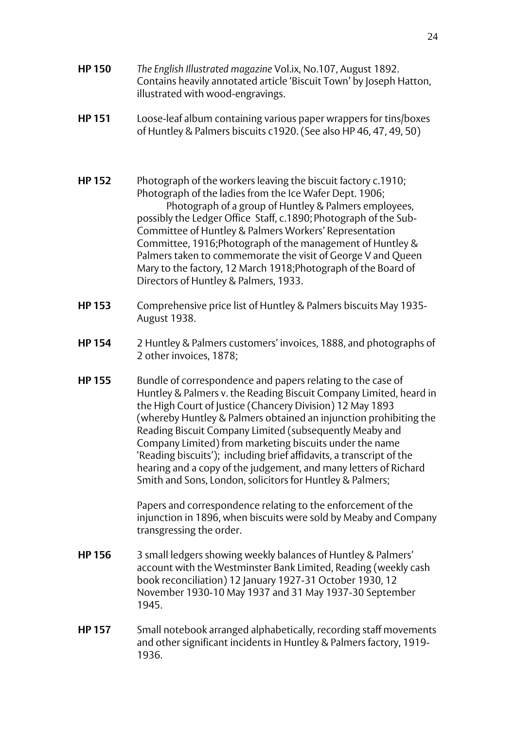**HP 150** *The English Illustrated magazine* Vol.ix, No.107, August 1892. Contains heavily annotated article 'Biscuit Town' by Joseph Hatton, illustrated with wood-engravings.

**HP 151** Loose-leaf album containing various paper wrappers for tins/boxes of Huntley & Palmers biscuits c1920. (See also HP 46, 47, 49, 50)

**HP 152** Photograph of the workers leaving the biscuit factory c.1910; Photograph of the ladies from the Ice Wafer Dept. 1906; Photograph of a group of Huntley & Palmers employees, possibly the Ledger Office Staff, c.1890; Photograph of the Sub-Committee of Huntley & Palmers Workers' Representation Committee, 1916;Photograph of the management of Huntley & Palmers taken to commemorate the visit of George V and Queen Mary to the factory, 12 March 1918;Photograph of the Board of Directors of Huntley & Palmers, 1933.

**HP 153** Comprehensive price list of Huntley & Palmers biscuits May 1935-August 1938.

**HP 154** 2 Huntley & Palmers customers' invoices, 1888, and photographs of 2 other invoices, 1878;

**HP 155** Bundle of correspondence and papers relating to the case of Huntley & Palmers v. the Reading Biscuit Company Limited, heard in the High Court of Justice (Chancery Division) 12 May 1893 (whereby Huntley & Palmers obtained an injunction prohibiting the Reading Biscuit Company Limited (subsequently Meaby and Company Limited) from marketing biscuits under the name 'Reading biscuits'); including brief affidavits, a transcript of the hearing and a copy of the judgement, and many letters of Richard Smith and Sons, London, solicitors for Huntley & Palmers;

Papers and correspondence relating to the enforcement of the injunction in 1896, when biscuits were sold by Meaby and Company transgressing the order.

**HP 156** 3 small ledgers showing weekly balances of Huntley & Palmers' account with the Westminster Bank Limited, Reading (weekly cash book reconciliation) 12 January 1927-31 October 1930, 12 November 1930-10 May 1937 and 31 May 1937-30 September 1945.

**HP 157** Small notebook arranged alphabetically, recording staff movements and other significant incidents in Huntley & Palmers factory, 1919-1936.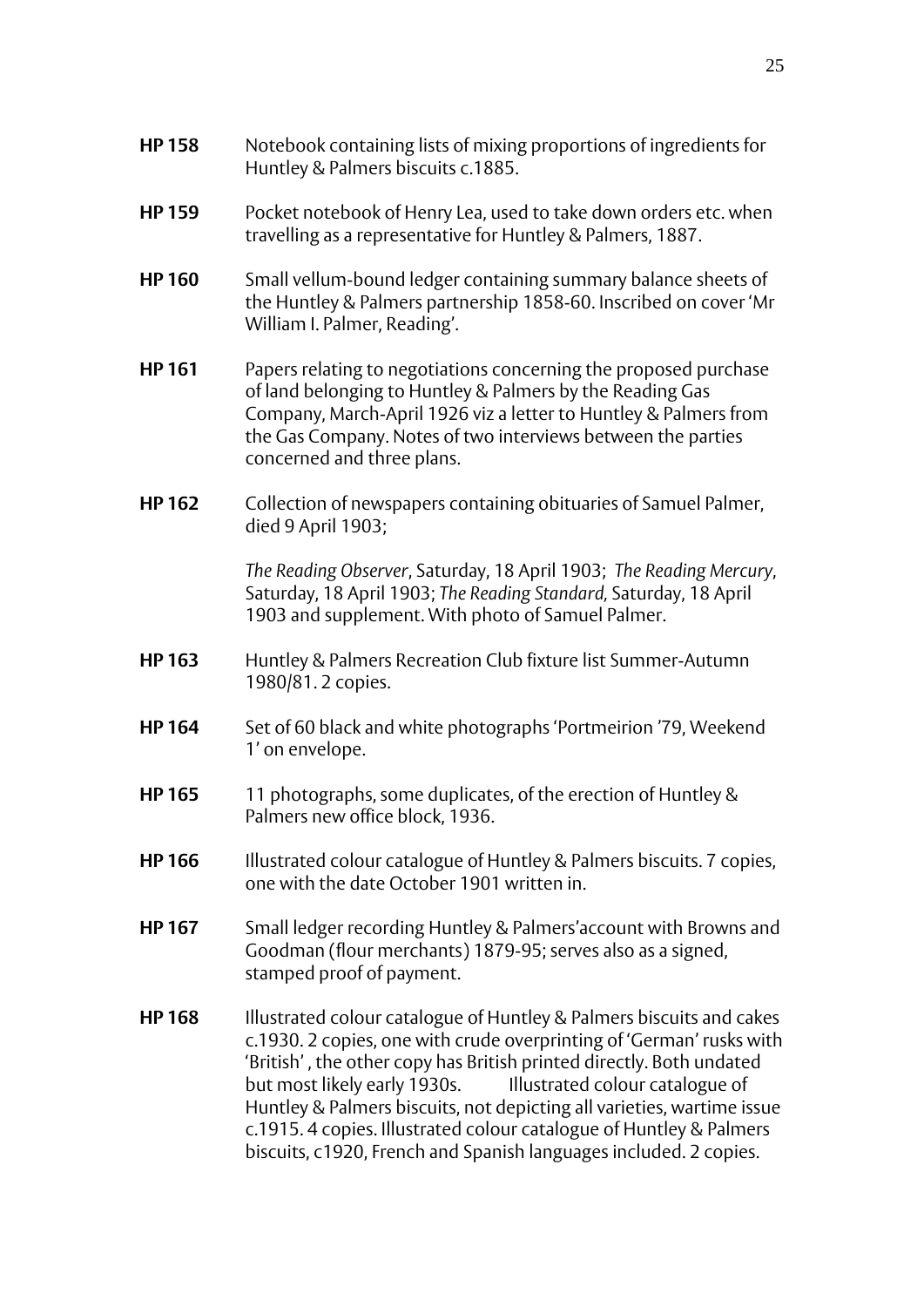**HP 158** Notebook containing lists of mixing proportions of ingredients for Huntley & Palmers biscuits c.1885.

**HP 159** Pocket notebook of Henry Lea, used to take down orders etc. when travelling as a representative for Huntley & Palmers, 1887.

**HP 160** Small vellum-bound ledger containing summary balance sheets of the Huntley & Palmers partnership 1858-60. Inscribed on cover 'Mr William I. Palmer, Reading'.

**HP 161** Papers relating to negotiations concerning the proposed purchase of land belonging to Huntley & Palmers by the Reading Gas Company, March-April 1926 viz a letter to Huntley & Palmers from the Gas Company. Notes of two interviews between the parties concerned and three plans.

**HP 162** Collection of newspapers containing obituaries of Samuel Palmer, died 9 April 1903;

*The Reading Observer*, Saturday, 18 April 1903; *The Reading Mercury*, Saturday, 18 April 1903; *The Reading Standard*, Saturday, 18 April 1903 and supplement. With photo of Samuel Palmer.

**HP 163** Huntley & Palmers Recreation Club fixture list Summer-Autumn 1980/81. 2 copies.

**HP 164** Set of 60 black and white photographs 'Portmeirion '79, Weekend 1' on envelope.

**HP 165** 11 photographs, some duplicates, of the erection of Huntley & Palmers new office block, 1936.

**HP 166** Illustrated colour catalogue of Huntley & Palmers biscuits. 7 copies, one with the date October 1901 written in.

**HP 167** Small ledger recording Huntley & Palmers'account with Browns and Goodman (flour merchants) 1879-95; serves also as a signed, stamped proof of payment.

**HP 168** Illustrated colour catalogue of Huntley & Palmers biscuits and cakes c.1930. 2 copies, one with crude overprinting of 'German' rusks with 'British' , the other copy has British printed directly. Both undated but most likely early 1930s. Illustrated colour catalogue of Huntley & Palmers biscuits, not depicting all varieties, wartime issue c.1915. 4 copies. Illustrated colour catalogue of Huntley & Palmers biscuits, c1920, French and Spanish languages included. 2 copies.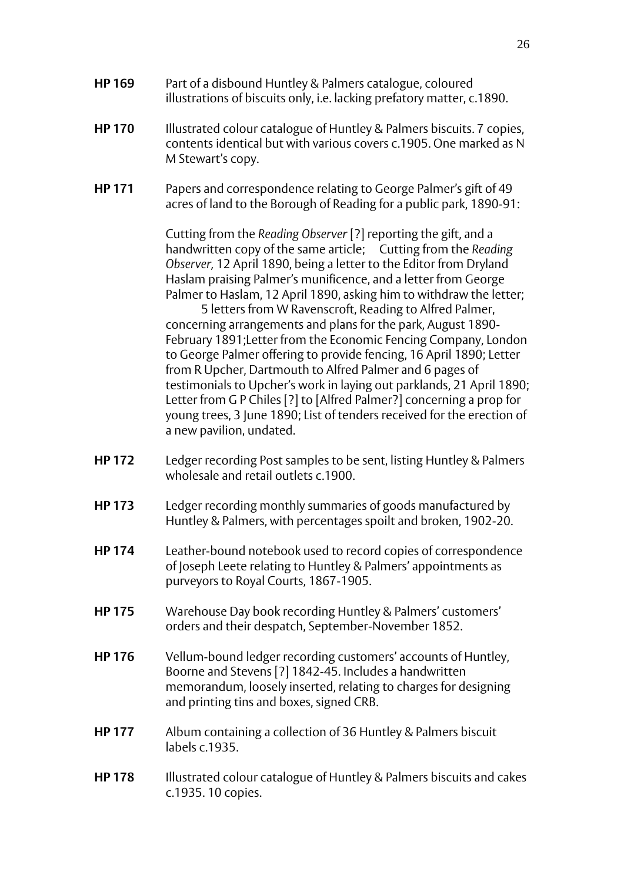**HP 169** Part of a disbound Huntley & Palmers catalogue, coloured illustrations of biscuits only, i.e. lacking prefatory matter, c.1890.

**HP 170** Illustrated colour catalogue of Huntley & Palmers biscuits. 7 copies, contents identical but with various covers c.1905. One marked as N M Stewart's copy.

**HP 171** Papers and correspondence relating to George Palmer's gift of 49 acres of land to the Borough of Reading for a public park, 1890-91:

Cutting from the *Reading Observer* [?] reporting the gift, and a handwritten copy of the same article; Cutting from the *Reading Observer,* 12 April 1890, being a letter to the Editor from Dryland Haslam praising Palmer's munificence, and a letter from George Palmer to Haslam, 12 April 1890, asking him to withdraw the letter; 5 letters from W Ravenscroft, Reading to Alfred Palmer, concerning arrangements and plans for the park, August 1890-February 1891;Letter from the Economic Fencing Company, London to George Palmer offering to provide fencing, 16 April 1890; Letter from R Upcher, Dartmouth to Alfred Palmer and 6 pages of testimonials to Upcher's work in laying out parklands, 21 April 1890; Letter from G P Chiles [?] to [Alfred Palmer?] concerning a prop for young trees, 3 June 1890; List of tenders received for the erection of a new pavilion, undated.

**HP 172** Ledger recording Post samples to be sent, listing Huntley & Palmers wholesale and retail outlets c.1900.

**HP 173** Ledger recording monthly summaries of goods manufactured by Huntley & Palmers, with percentages spoilt and broken, 1902-20.

**HP 174** Leather-bound notebook used to record copies of correspondence of Joseph Leete relating to Huntley & Palmers' appointments as purveyors to Royal Courts, 1867-1905.

**HP 175** Warehouse Day book recording Huntley & Palmers' customers' orders and their despatch, September-November 1852.

**HP 176** Vellum-bound ledger recording customers' accounts of Huntley, Boorne and Stevens [?] 1842-45. Includes a handwritten memorandum, loosely inserted, relating to charges for designing and printing tins and boxes, signed CRB.

**HP 177** Album containing a collection of 36 Huntley & Palmers biscuit labels c.1935.

**HP 178** Illustrated colour catalogue of Huntley & Palmers biscuits and cakes c.1935. 10 copies.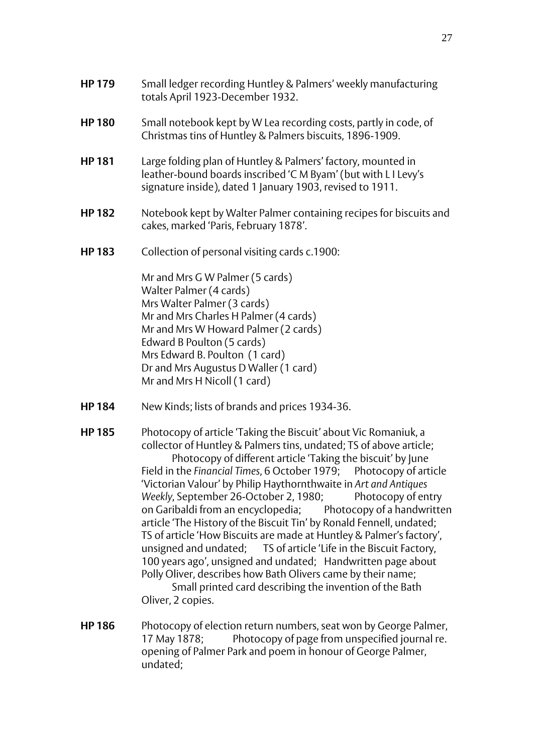**HP 179** Small ledger recording Huntley & Palmers' weekly manufacturing totals April 1923-December 1932.

**HP 180** Small notebook kept by W Lea recording costs, partly in code, of Christmas tins of Huntley & Palmers biscuits, 1896-1909.

**HP 181** Large folding plan of Huntley & Palmers' factory, mounted in leather-bound boards inscribed 'C M Byam' (but with L I Levy's signature inside), dated 1 January 1903, revised to 1911.

**HP 182** Notebook kept by Walter Palmer containing recipes for biscuits and cakes, marked 'Paris, February 1878'.

**HP 183** Collection of personal visiting cards c.1900:

Mr and Mrs G W Palmer (5 cards)
Walter Palmer (4 cards)
Mrs Walter Palmer (3 cards)
Mr and Mrs Charles H Palmer (4 cards)
Mr and Mrs W Howard Palmer (2 cards)
Edward B Poulton (5 cards)
Mrs Edward B. Poulton (1 card)
Dr and Mrs Augustus D Waller (1 card)
Mr and Mrs H Nicoll (1 card)

**HP 184** New Kinds; lists of brands and prices 1934-36.

**HP 185** Photocopy of article 'Taking the Biscuit' about Vic Romaniuk, a collector of Huntley & Palmers tins, undated; TS of above article; Photocopy of different article 'Taking the biscuit' by June Field in the *Financial Times*, 6 October 1979; Photocopy of article 'Victorian Valour' by Philip Haythornthwaite in *Art and Antiques Weekly*, September 26-October 2, 1980; Photocopy of entry on Garibaldi from an encyclopedia; Photocopy of a handwritten article 'The History of the Biscuit Tin' by Ronald Fennell, undated; TS of article 'How Biscuits are made at Huntley & Palmer's factory', unsigned and undated; TS of article 'Life in the Biscuit Factory, 100 years ago', unsigned and undated; Handwritten page about Polly Oliver, describes how Bath Olivers came by their name; Small printed card describing the invention of the Bath Oliver, 2 copies.

**HP 186** Photocopy of election return numbers, seat won by George Palmer, 17 May 1878; Photocopy of page from unspecified journal re. opening of Palmer Park and poem in honour of George Palmer, undated;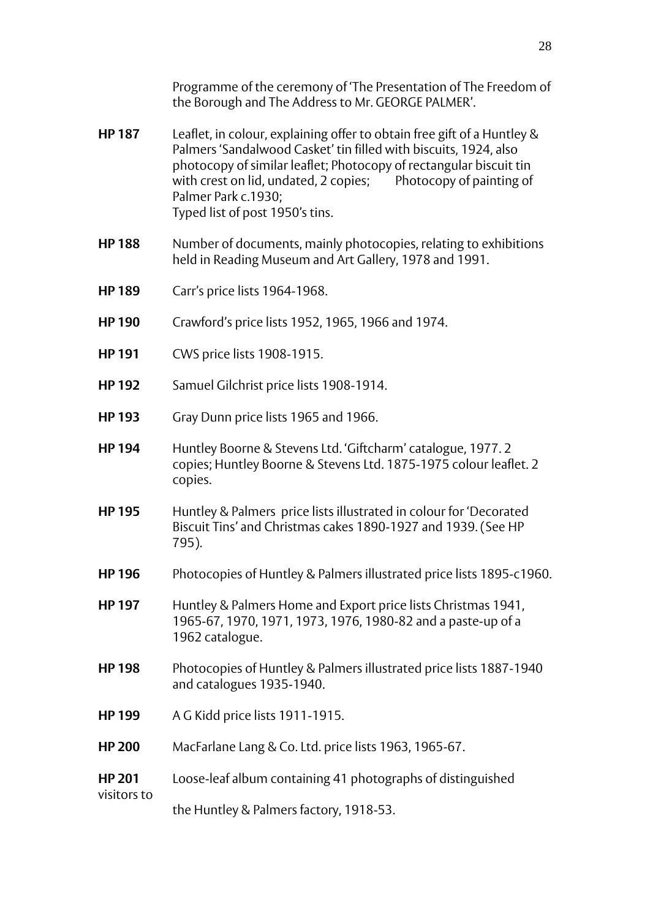Programme of the ceremony of 'The Presentation of The Freedom of the Borough and The Address to Mr. GEORGE PALMER'.

**HP 187** Leaflet, in colour, explaining offer to obtain free gift of a Huntley & Palmers 'Sandalwood Casket' tin filled with biscuits, 1924, also photocopy of similar leaflet; Photocopy of rectangular biscuit tin with crest on lid, undated, 2 copies; Photocopy of painting of Palmer Park c.1930;
Typed list of post 1950's tins.

**HP 188** Number of documents, mainly photocopies, relating to exhibitions held in Reading Museum and Art Gallery, 1978 and 1991.

**HP 189** Carr's price lists 1964-1968.

**HP 190** Crawford's price lists 1952, 1965, 1966 and 1974.

**HP 191** CWS price lists 1908-1915.

**HP 192** Samuel Gilchrist price lists 1908-1914.

**HP 193** Gray Dunn price lists 1965 and 1966.

**HP 194** Huntley Boorne & Stevens Ltd. 'Giftcharm' catalogue, 1977. 2 copies; Huntley Boorne & Stevens Ltd. 1875-1975 colour leaflet. 2 copies.

**HP 195** Huntley & Palmers price lists illustrated in colour for 'Decorated Biscuit Tins' and Christmas cakes 1890-1927 and 1939. (See HP 795).

**HP 196** Photocopies of Huntley & Palmers illustrated price lists 1895-c1960.

**HP 197** Huntley & Palmers Home and Export price lists Christmas 1941, 1965-67, 1970, 1971, 1973, 1976, 1980-82 and a paste-up of a 1962 catalogue.

**HP 198** Photocopies of Huntley & Palmers illustrated price lists 1887-1940 and catalogues 1935-1940.

**HP 199** A G Kidd price lists 1911-1915.

**HP 200** MacFarlane Lang & Co. Ltd. price lists 1963, 1965-67.

**HP 201** Loose-leaf album containing 41 photographs of distinguished visitors to the Huntley & Palmers factory, 1918-53.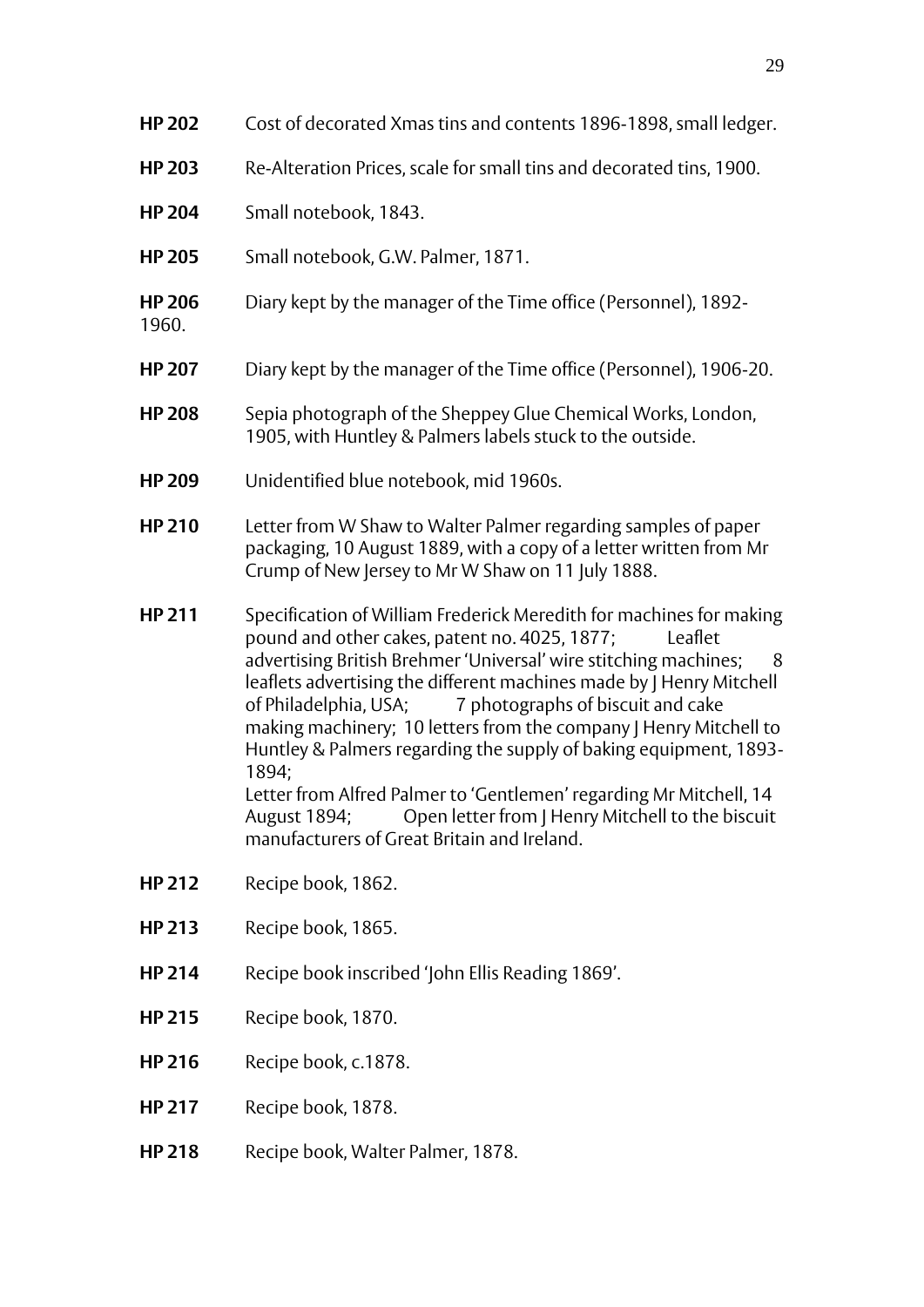**HP 202** Cost of decorated Xmas tins and contents 1896-1898, small ledger.

**HP 203** Re-Alteration Prices, scale for small tins and decorated tins, 1900.

**HP 204** Small notebook, 1843.

**HP 205** Small notebook, G.W. Palmer, 1871.

**HP 206** Diary kept by the manager of the Time office (Personnel), 1892-1960.

**HP 207** Diary kept by the manager of the Time office (Personnel), 1906-20.

**HP 208** Sepia photograph of the Sheppey Glue Chemical Works, London, 1905, with Huntley & Palmers labels stuck to the outside.

**HP 209** Unidentified blue notebook, mid 1960s.

**HP 210** Letter from W Shaw to Walter Palmer regarding samples of paper packaging, 10 August 1889, with a copy of a letter written from Mr Crump of New Jersey to Mr W Shaw on 11 July 1888.

**HP 211** Specification of William Frederick Meredith for machines for making pound and other cakes, patent no. 4025, 1877; Leaflet advertising British Brehmer 'Universal' wire stitching machines; 8 leaflets advertising the different machines made by J Henry Mitchell of Philadelphia, USA; 7 photographs of biscuit and cake making machinery; 10 letters from the company J Henry Mitchell to Huntley & Palmers regarding the supply of baking equipment, 1893-1894;
Letter from Alfred Palmer to 'Gentlemen' regarding Mr Mitchell, 14 August 1894; Open letter from J Henry Mitchell to the biscuit manufacturers of Great Britain and Ireland.

**HP 212** Recipe book, 1862.

**HP 213** Recipe book, 1865.

**HP 214** Recipe book inscribed 'John Ellis Reading 1869'.

**HP 215** Recipe book, 1870.

**HP 216** Recipe book, c.1878.

**HP 217** Recipe book, 1878.

**HP 218** Recipe book, Walter Palmer, 1878.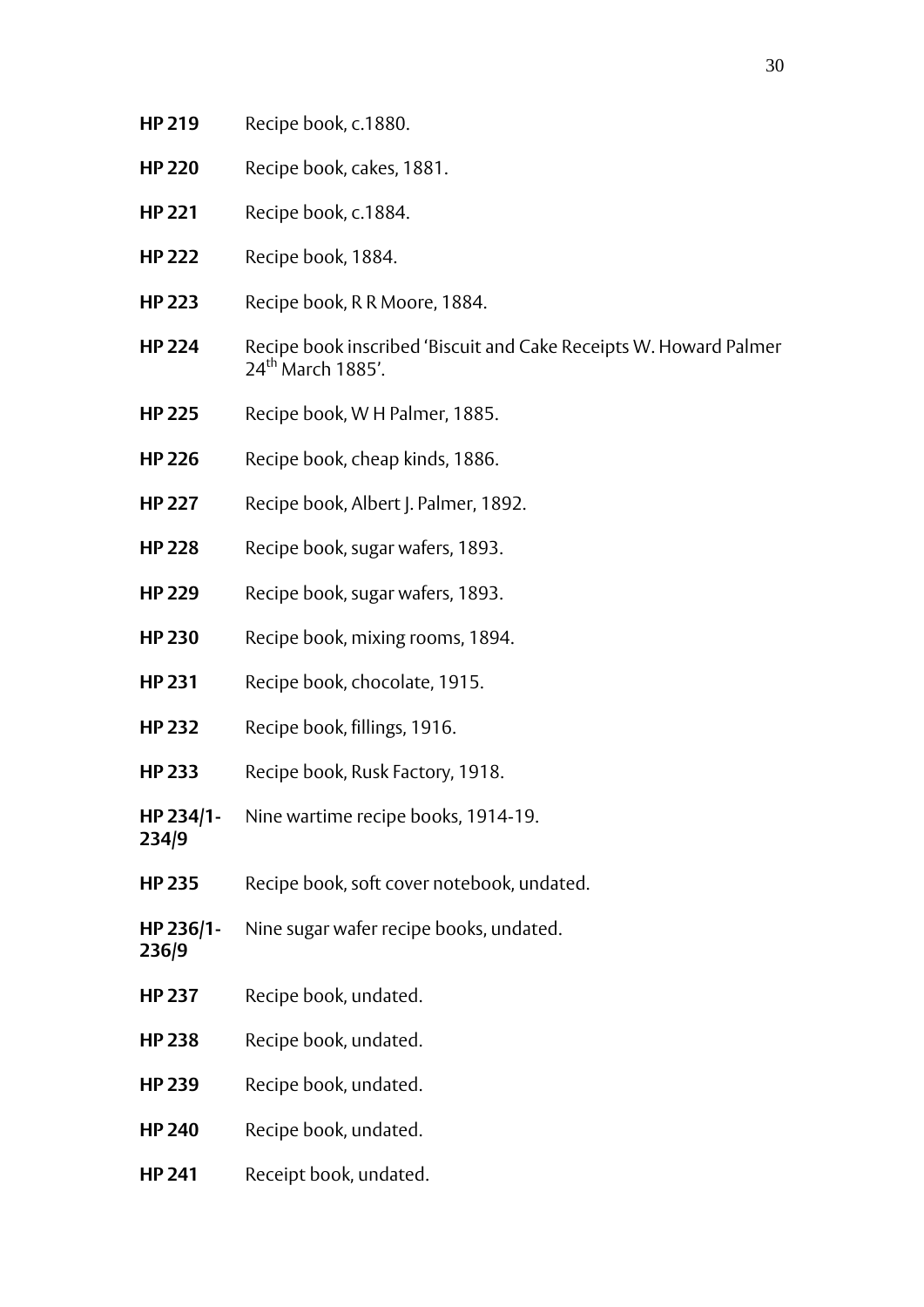**HP 219** Recipe book, c.1880.

**HP 220** Recipe book, cakes, 1881.

**HP 221** Recipe book, c.1884.

**HP 222** Recipe book, 1884.

**HP 223** Recipe book, R R Moore, 1884.

**HP 224** Recipe book inscribed 'Biscuit and Cake Receipts W. Howard Palmer 24th March 1885'.

**HP 225** Recipe book, W H Palmer, 1885.

**HP 226** Recipe book, cheap kinds, 1886.

**HP 227** Recipe book, Albert J. Palmer, 1892.

**HP 228** Recipe book, sugar wafers, 1893.

**HP 229** Recipe book, sugar wafers, 1893.

**HP 230** Recipe book, mixing rooms, 1894.

**HP 231** Recipe book, chocolate, 1915.

**HP 232** Recipe book, fillings, 1916.

**HP 233** Recipe book, Rusk Factory, 1918.

**HP 234/1-234/9** Nine wartime recipe books, 1914-19.

**HP 235** Recipe book, soft cover notebook, undated.

**HP 236/1-236/9** Nine sugar wafer recipe books, undated.

**HP 237** Recipe book, undated.

**HP 238** Recipe book, undated.

**HP 239** Recipe book, undated.

**HP 240** Recipe book, undated.

**HP 241** Receipt book, undated.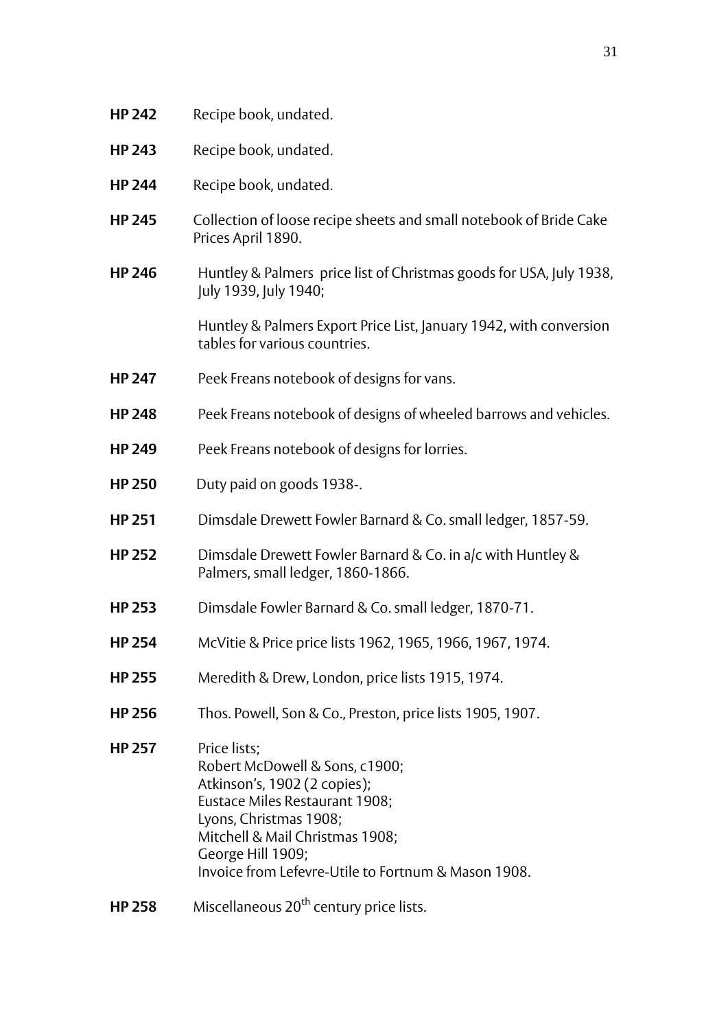**HP 242** Recipe book, undated.

**HP 243** Recipe book, undated.

**HP 244** Recipe book, undated.

**HP 245** Collection of loose recipe sheets and small notebook of Bride Cake Prices April 1890.

**HP 246** Huntley & Palmers price list of Christmas goods for USA, July 1938, July 1939, July 1940;

Huntley & Palmers Export Price List, January 1942, with conversion tables for various countries.

**HP 247** Peek Freans notebook of designs for vans.

**HP 248** Peek Freans notebook of designs of wheeled barrows and vehicles.

**HP 249** Peek Freans notebook of designs for lorries.

**HP 250** Duty paid on goods 1938-.

**HP 251** Dimsdale Drewett Fowler Barnard & Co. small ledger, 1857-59.

**HP 252** Dimsdale Drewett Fowler Barnard & Co. in a/c with Huntley & Palmers, small ledger, 1860-1866.

**HP 253** Dimsdale Fowler Barnard & Co. small ledger, 1870-71.

**HP 254** McVitie & Price price lists 1962, 1965, 1966, 1967, 1974.

**HP 255** Meredith & Drew, London, price lists 1915, 1974.

**HP 256** Thos. Powell, Son & Co., Preston, price lists 1905, 1907.

**HP 257** Price lists;
Robert McDowell & Sons, c1900;
Atkinson's, 1902 (2 copies);
Eustace Miles Restaurant 1908;
Lyons, Christmas 1908;
Mitchell & Mail Christmas 1908;
George Hill 1909;
Invoice from Lefevre-Utile to Fortnum & Mason 1908.

**HP 258** Miscellaneous 20th century price lists.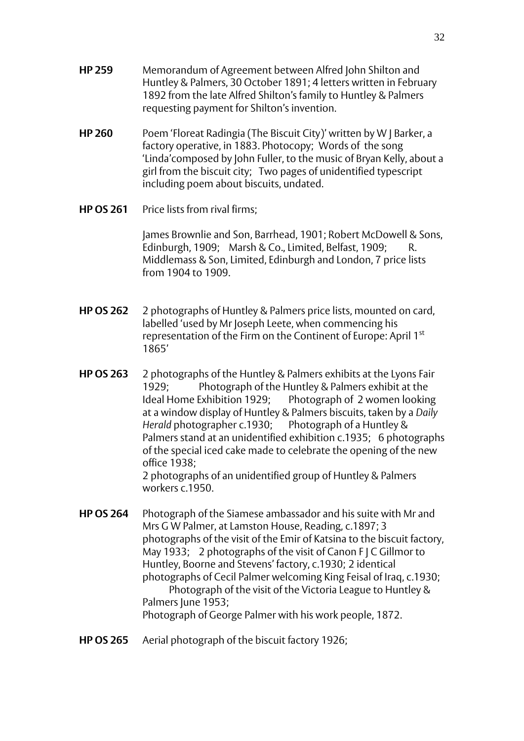**HP 259** Memorandum of Agreement between Alfred John Shilton and Huntley & Palmers, 30 October 1891; 4 letters written in February 1892 from the late Alfred Shilton's family to Huntley & Palmers requesting payment for Shilton's invention.

**HP 260** Poem 'Floreat Radingia (The Biscuit City)' written by W J Barker, a factory operative, in 1883. Photocopy; Words of the song 'Linda'composed by John Fuller, to the music of Bryan Kelly, about a girl from the biscuit city; Two pages of unidentified typescript including poem about biscuits, undated.

**HP OS 261** Price lists from rival firms;

James Brownlie and Son, Barrhead, 1901; Robert McDowell & Sons, Edinburgh, 1909; Marsh & Co., Limited, Belfast, 1909; R. Middlemass & Son, Limited, Edinburgh and London, 7 price lists from 1904 to 1909.

**HP OS 262** 2 photographs of Huntley & Palmers price lists, mounted on card, labelled 'used by Mr Joseph Leete, when commencing his representation of the Firm on the Continent of Europe: April 1st 1865'

**HP OS 263** 2 photographs of the Huntley & Palmers exhibits at the Lyons Fair 1929; Photograph of the Huntley & Palmers exhibit at the Ideal Home Exhibition 1929; Photograph of 2 women looking at a window display of Huntley & Palmers biscuits, taken by a *Daily Herald* photographer c.1930; Photograph of a Huntley & Palmers stand at an unidentified exhibition c.1935; 6 photographs of the special iced cake made to celebrate the opening of the new office 1938;
2 photographs of an unidentified group of Huntley & Palmers workers c.1950.

**HP OS 264** Photograph of the Siamese ambassador and his suite with Mr and Mrs G W Palmer, at Lamston House, Reading, c.1897; 3 photographs of the visit of the Emir of Katsina to the biscuit factory, May 1933; 2 photographs of the visit of Canon F J C Gillmor to Huntley, Boorne and Stevens' factory, c.1930; 2 identical photographs of Cecil Palmer welcoming King Feisal of Iraq, c.1930; Photograph of the visit of the Victoria League to Huntley & Palmers June 1953;
Photograph of George Palmer with his work people, 1872.

**HP OS 265** Aerial photograph of the biscuit factory 1926;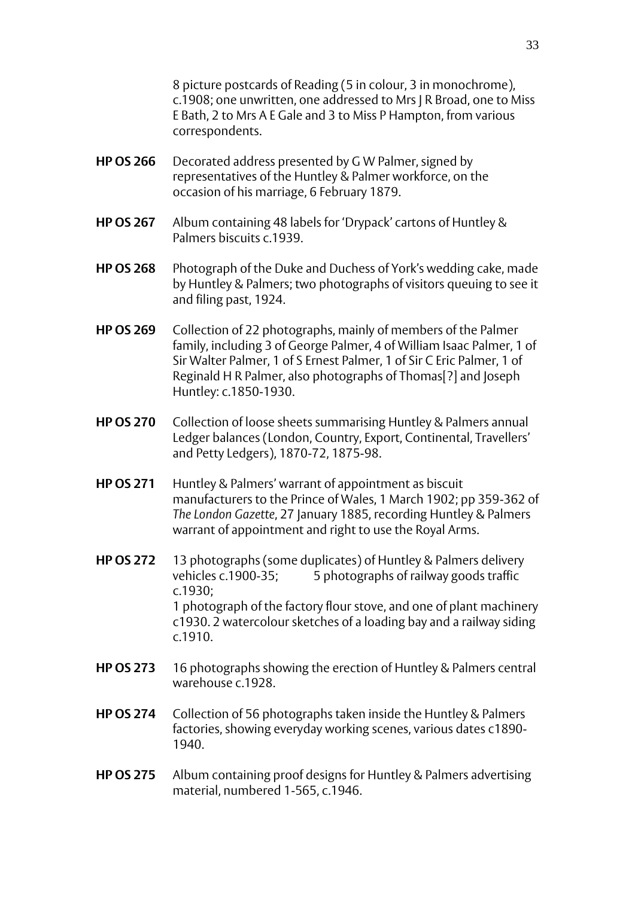8 picture postcards of Reading (5 in colour, 3 in monochrome), c.1908; one unwritten, one addressed to Mrs J R Broad, one to Miss E Bath, 2 to Mrs A E Gale and 3 to Miss P Hampton, from various correspondents.

**HP OS 266** Decorated address presented by G W Palmer, signed by representatives of the Huntley & Palmer workforce, on the occasion of his marriage, 6 February 1879.

**HP OS 267** Album containing 48 labels for 'Drypack' cartons of Huntley & Palmers biscuits c.1939.

**HP OS 268** Photograph of the Duke and Duchess of York's wedding cake, made by Huntley & Palmers; two photographs of visitors queuing to see it and filing past, 1924.

**HP OS 269** Collection of 22 photographs, mainly of members of the Palmer family, including 3 of George Palmer, 4 of William Isaac Palmer, 1 of Sir Walter Palmer, 1 of S Ernest Palmer, 1 of Sir C Eric Palmer, 1 of Reginald H R Palmer, also photographs of Thomas[?] and Joseph Huntley: c.1850-1930.

**HP OS 270** Collection of loose sheets summarising Huntley & Palmers annual Ledger balances (London, Country, Export, Continental, Travellers' and Petty Ledgers), 1870-72, 1875-98.

**HP OS 271** Huntley & Palmers' warrant of appointment as biscuit manufacturers to the Prince of Wales, 1 March 1902; pp 359-362 of *The London Gazette*, 27 January 1885, recording Huntley & Palmers warrant of appointment and right to use the Royal Arms.

**HP OS 272** 13 photographs (some duplicates) of Huntley & Palmers delivery vehicles c.1900-35; 5 photographs of railway goods traffic c.1930;
1 photograph of the factory flour stove, and one of plant machinery c1930. 2 watercolour sketches of a loading bay and a railway siding c.1910.

**HP OS 273** 16 photographs showing the erection of Huntley & Palmers central warehouse c.1928.

**HP OS 274** Collection of 56 photographs taken inside the Huntley & Palmers factories, showing everyday working scenes, various dates c1890-1940.

**HP OS 275** Album containing proof designs for Huntley & Palmers advertising material, numbered 1-565, c.1946.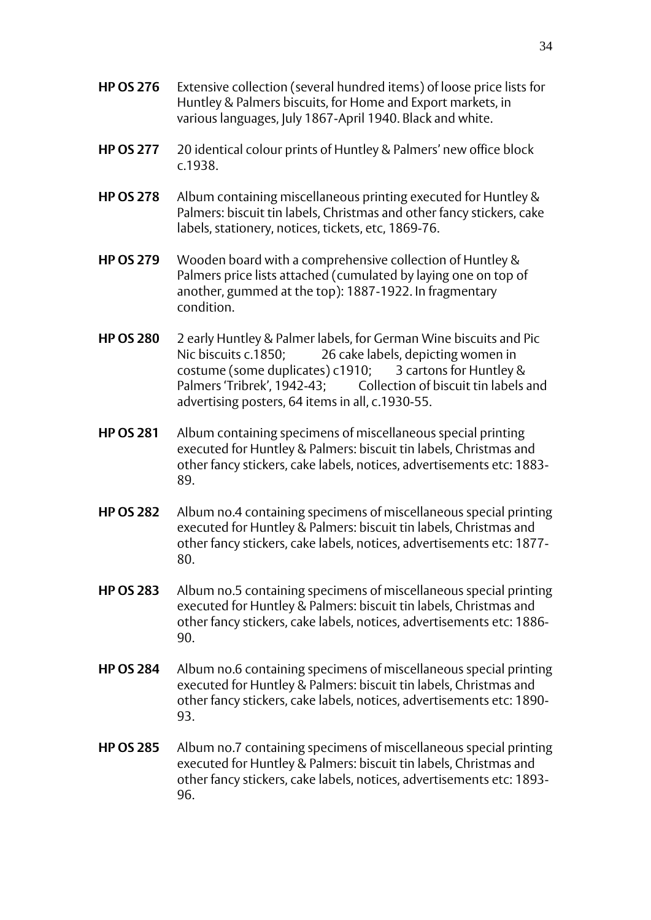**HP OS 276** Extensive collection (several hundred items) of loose price lists for Huntley & Palmers biscuits, for Home and Export markets, in various languages, July 1867-April 1940. Black and white.

**HP OS 277** 20 identical colour prints of Huntley & Palmers' new office block c.1938.

**HP OS 278** Album containing miscellaneous printing executed for Huntley & Palmers: biscuit tin labels, Christmas and other fancy stickers, cake labels, stationery, notices, tickets, etc, 1869-76.

**HP OS 279** Wooden board with a comprehensive collection of Huntley & Palmers price lists attached (cumulated by laying one on top of another, gummed at the top): 1887-1922. In fragmentary condition.

**HP OS 280** 2 early Huntley & Palmer labels, for German Wine biscuits and Pic Nic biscuits c.1850; 26 cake labels, depicting women in costume (some duplicates) c1910; 3 cartons for Huntley & Palmers 'Tribrek', 1942-43; Collection of biscuit tin labels and advertising posters, 64 items in all, c.1930-55.

**HP OS 281** Album containing specimens of miscellaneous special printing executed for Huntley & Palmers: biscuit tin labels, Christmas and other fancy stickers, cake labels, notices, advertisements etc: 1883-89.

**HP OS 282** Album no.4 containing specimens of miscellaneous special printing executed for Huntley & Palmers: biscuit tin labels, Christmas and other fancy stickers, cake labels, notices, advertisements etc: 1877-80.

**HP OS 283** Album no.5 containing specimens of miscellaneous special printing executed for Huntley & Palmers: biscuit tin labels, Christmas and other fancy stickers, cake labels, notices, advertisements etc: 1886-90.

**HP OS 284** Album no.6 containing specimens of miscellaneous special printing executed for Huntley & Palmers: biscuit tin labels, Christmas and other fancy stickers, cake labels, notices, advertisements etc: 1890-93.

**HP OS 285** Album no.7 containing specimens of miscellaneous special printing executed for Huntley & Palmers: biscuit tin labels, Christmas and other fancy stickers, cake labels, notices, advertisements etc: 1893-96.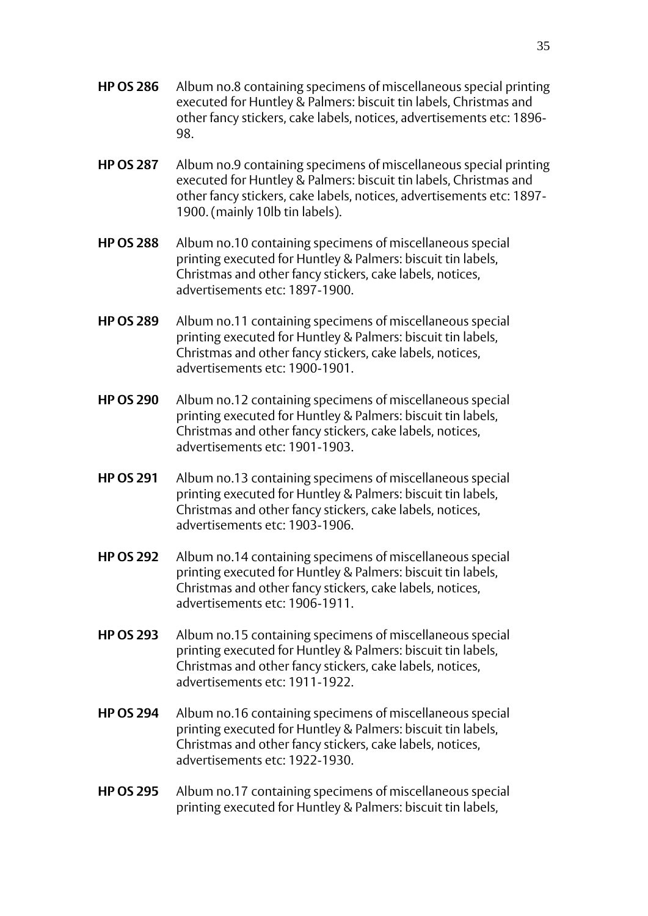**HP OS 286** Album no.8 containing specimens of miscellaneous special printing executed for Huntley & Palmers: biscuit tin labels, Christmas and other fancy stickers, cake labels, notices, advertisements etc: 1896-98.

**HP OS 287** Album no.9 containing specimens of miscellaneous special printing executed for Huntley & Palmers: biscuit tin labels, Christmas and other fancy stickers, cake labels, notices, advertisements etc: 1897-1900. (mainly 10lb tin labels).

**HP OS 288** Album no.10 containing specimens of miscellaneous special printing executed for Huntley & Palmers: biscuit tin labels, Christmas and other fancy stickers, cake labels, notices, advertisements etc: 1897-1900.

**HP OS 289** Album no.11 containing specimens of miscellaneous special printing executed for Huntley & Palmers: biscuit tin labels, Christmas and other fancy stickers, cake labels, notices, advertisements etc: 1900-1901.

**HP OS 290** Album no.12 containing specimens of miscellaneous special printing executed for Huntley & Palmers: biscuit tin labels, Christmas and other fancy stickers, cake labels, notices, advertisements etc: 1901-1903.

**HP OS 291** Album no.13 containing specimens of miscellaneous special printing executed for Huntley & Palmers: biscuit tin labels, Christmas and other fancy stickers, cake labels, notices, advertisements etc: 1903-1906.

**HP OS 292** Album no.14 containing specimens of miscellaneous special printing executed for Huntley & Palmers: biscuit tin labels, Christmas and other fancy stickers, cake labels, notices, advertisements etc: 1906-1911.

**HP OS 293** Album no.15 containing specimens of miscellaneous special printing executed for Huntley & Palmers: biscuit tin labels, Christmas and other fancy stickers, cake labels, notices, advertisements etc: 1911-1922.

**HP OS 294** Album no.16 containing specimens of miscellaneous special printing executed for Huntley & Palmers: biscuit tin labels, Christmas and other fancy stickers, cake labels, notices, advertisements etc: 1922-1930.

**HP OS 295** Album no.17 containing specimens of miscellaneous special printing executed for Huntley & Palmers: biscuit tin labels,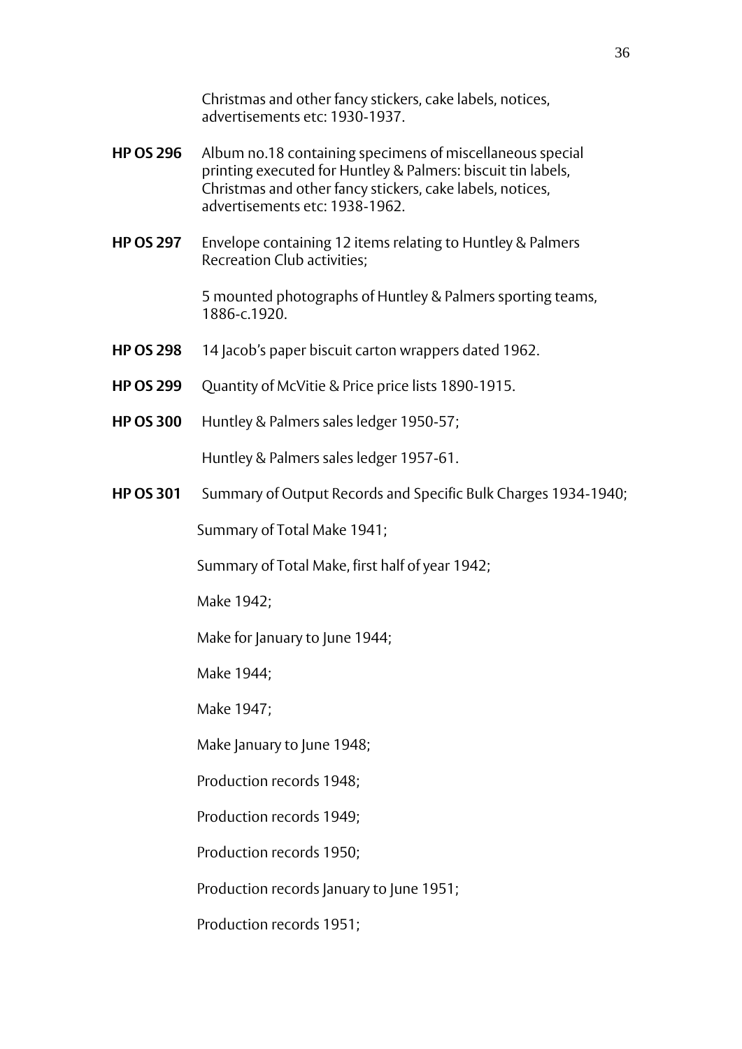Christmas and other fancy stickers, cake labels, notices, advertisements etc: 1930-1937.

**HP OS 296** Album no.18 containing specimens of miscellaneous special printing executed for Huntley & Palmers: biscuit tin labels, Christmas and other fancy stickers, cake labels, notices, advertisements etc: 1938-1962.

**HP OS 297** Envelope containing 12 items relating to Huntley & Palmers Recreation Club activities;

5 mounted photographs of Huntley & Palmers sporting teams, 1886-c.1920.

**HP OS 298** 14 Jacob's paper biscuit carton wrappers dated 1962.

**HP OS 299** Quantity of McVitie & Price price lists 1890-1915.

**HP OS 300** Huntley & Palmers sales ledger 1950-57;

Huntley & Palmers sales ledger 1957-61.

**HP OS 301** Summary of Output Records and Specific Bulk Charges 1934-1940;

Summary of Total Make 1941;

Summary of Total Make, first half of year 1942;

Make 1942;

Make for January to June 1944;

Make 1944;

Make 1947;

Make January to June 1948;

Production records 1948;

Production records 1949;

Production records 1950;

Production records January to June 1951;

Production records 1951;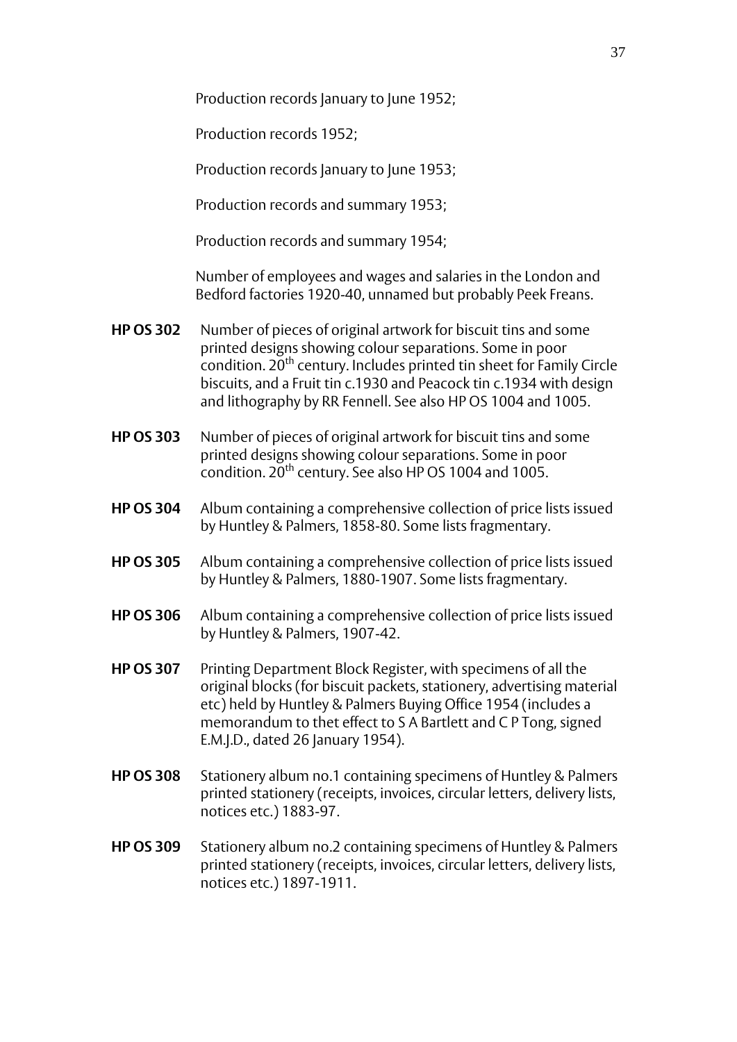Production records January to June 1952;

Production records 1952;

Production records January to June 1953;

Production records and summary 1953;

Production records and summary 1954;

Number of employees and wages and salaries in the London and Bedford factories 1920-40, unnamed but probably Peek Freans.

**HP OS 302** Number of pieces of original artwork for biscuit tins and some printed designs showing colour separations. Some in poor condition. 20th century. Includes printed tin sheet for Family Circle biscuits, and a Fruit tin c.1930 and Peacock tin c.1934 with design and lithography by RR Fennell. See also HP OS 1004 and 1005.

**HP OS 303** Number of pieces of original artwork for biscuit tins and some printed designs showing colour separations. Some in poor condition. 20th century. See also HP OS 1004 and 1005.

**HP OS 304** Album containing a comprehensive collection of price lists issued by Huntley & Palmers, 1858-80. Some lists fragmentary.

**HP OS 305** Album containing a comprehensive collection of price lists issued by Huntley & Palmers, 1880-1907. Some lists fragmentary.

**HP OS 306** Album containing a comprehensive collection of price lists issued by Huntley & Palmers, 1907-42.

**HP OS 307** Printing Department Block Register, with specimens of all the original blocks (for biscuit packets, stationery, advertising material etc) held by Huntley & Palmers Buying Office 1954 (includes a memorandum to thet effect to S A Bartlett and C P Tong, signed E.M.J.D., dated 26 January 1954).

**HP OS 308** Stationery album no.1 containing specimens of Huntley & Palmers printed stationery (receipts, invoices, circular letters, delivery lists, notices etc.) 1883-97.

**HP OS 309** Stationery album no.2 containing specimens of Huntley & Palmers printed stationery (receipts, invoices, circular letters, delivery lists, notices etc.) 1897-1911.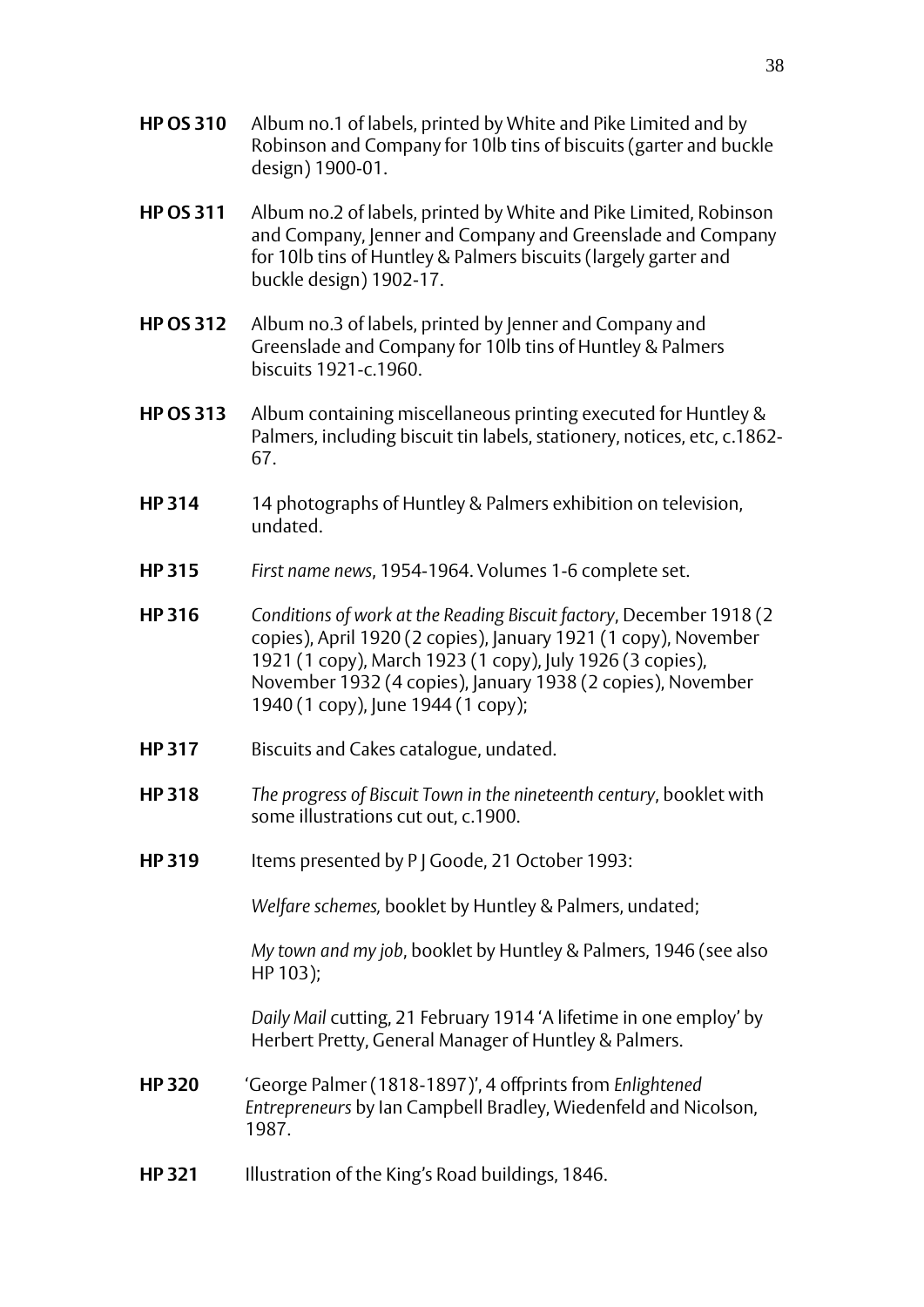**HP OS 310** Album no.1 of labels, printed by White and Pike Limited and by Robinson and Company for 10lb tins of biscuits (garter and buckle design) 1900-01.

**HP OS 311** Album no.2 of labels, printed by White and Pike Limited, Robinson and Company, Jenner and Company and Greenslade and Company for 10lb tins of Huntley & Palmers biscuits (largely garter and buckle design) 1902-17.

**HP OS 312** Album no.3 of labels, printed by Jenner and Company and Greenslade and Company for 10lb tins of Huntley & Palmers biscuits 1921-c.1960.

**HP OS 313** Album containing miscellaneous printing executed for Huntley & Palmers, including biscuit tin labels, stationery, notices, etc, c.1862-67.

**HP 314** 14 photographs of Huntley & Palmers exhibition on television, undated.

**HP 315** *First name news*, 1954-1964. Volumes 1-6 complete set.

**HP 316** *Conditions of work at the Reading Biscuit factory*, December 1918 (2 copies), April 1920 (2 copies), January 1921 (1 copy), November 1921 (1 copy), March 1923 (1 copy), July 1926 (3 copies), November 1932 (4 copies), January 1938 (2 copies), November 1940 (1 copy), June 1944 (1 copy);

**HP 317** Biscuits and Cakes catalogue, undated.

**HP 318** *The progress of Biscuit Town in the nineteenth century*, booklet with some illustrations cut out, c.1900.

**HP 319** Items presented by P J Goode, 21 October 1993:

*Welfare schemes,* booklet by Huntley & Palmers, undated;

*My town and my job*, booklet by Huntley & Palmers, 1946 (see also HP 103);

*Daily Mail* cutting, 21 February 1914 'A lifetime in one employ' by Herbert Pretty, General Manager of Huntley & Palmers.

**HP 320** 'George Palmer (1818-1897)', 4 offprints from *Enlightened Entrepreneurs* by Ian Campbell Bradley, Wiedenfeld and Nicolson, 1987.

**HP 321** Illustration of the King's Road buildings, 1846.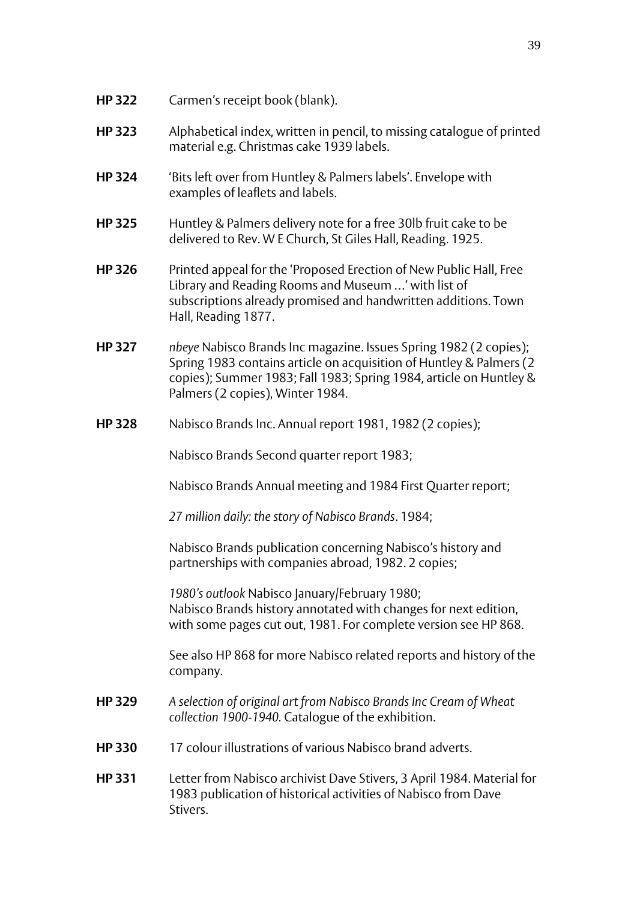**HP 322** Carmen's receipt book (blank).

**HP 323** Alphabetical index, written in pencil, to missing catalogue of printed material e.g. Christmas cake 1939 labels.

**HP 324** 'Bits left over from Huntley & Palmers labels'. Envelope with examples of leaflets and labels.

**HP 325** Huntley & Palmers delivery note for a free 30lb fruit cake to be delivered to Rev. W E Church, St Giles Hall, Reading. 1925.

**HP 326** Printed appeal for the 'Proposed Erection of New Public Hall, Free Library and Reading Rooms and Museum …' with list of subscriptions already promised and handwritten additions. Town Hall, Reading 1877.

**HP 327** *nbeye* Nabisco Brands Inc magazine. Issues Spring 1982 (2 copies); Spring 1983 contains article on acquisition of Huntley & Palmers (2 copies); Summer 1983; Fall 1983; Spring 1984, article on Huntley & Palmers (2 copies), Winter 1984.

**HP 328** Nabisco Brands Inc. Annual report 1981, 1982 (2 copies);

Nabisco Brands Second quarter report 1983;

Nabisco Brands Annual meeting and 1984 First Quarter report;

*27 million daily: the story of Nabisco Brands*. 1984;

Nabisco Brands publication concerning Nabisco's history and partnerships with companies abroad, 1982. 2 copies;

*1980's outlook* Nabisco January/February 1980;
Nabisco Brands history annotated with changes for next edition, with some pages cut out, 1981. For complete version see HP 868.

See also HP 868 for more Nabisco related reports and history of the company.

**HP 329** *A selection of original art from Nabisco Brands Inc Cream of Wheat collection 1900-1940.* Catalogue of the exhibition.

**HP 330** 17 colour illustrations of various Nabisco brand adverts.

**HP 331** Letter from Nabisco archivist Dave Stivers, 3 April 1984. Material for 1983 publication of historical activities of Nabisco from Dave Stivers.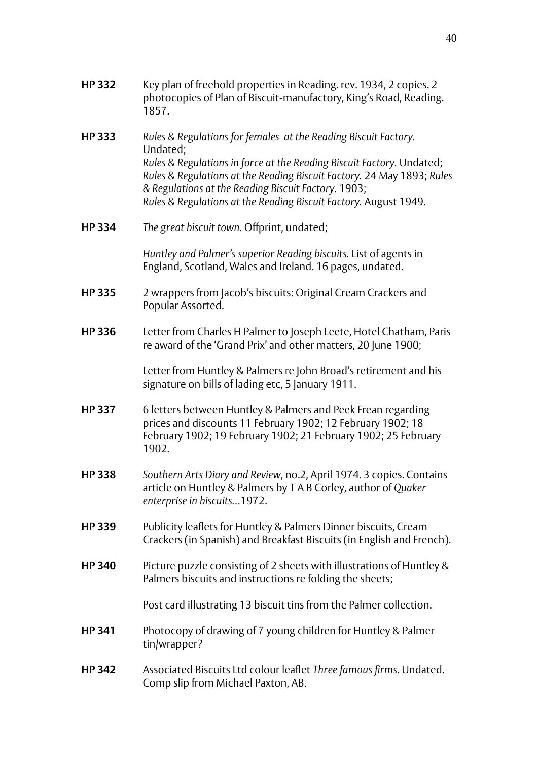**HP 332** Key plan of freehold properties in Reading. rev. 1934, 2 copies. 2 photocopies of Plan of Biscuit-manufactory, King's Road, Reading. 1857.

**HP 333** *Rules & Regulations for females at the Reading Biscuit Factory.* Undated;
*Rules & Regulations in force at the Reading Biscuit Factory.* Undated;
*Rules & Regulations at the Reading Biscuit Factory.* 24 May 1893; *Rules & Regulations at the Reading Biscuit Factory.* 1903;
*Rules & Regulations at the Reading Biscuit Factory.* August 1949.

**HP 334** *The great biscuit town.* Offprint, undated;

*Huntley and Palmer's superior Reading biscuits.* List of agents in England, Scotland, Wales and Ireland. 16 pages, undated.

**HP 335** 2 wrappers from Jacob's biscuits: Original Cream Crackers and Popular Assorted.

**HP 336** Letter from Charles H Palmer to Joseph Leete, Hotel Chatham, Paris re award of the 'Grand Prix' and other matters, 20 June 1900;

Letter from Huntley & Palmers re John Broad's retirement and his signature on bills of lading etc, 5 January 1911.

**HP 337** 6 letters between Huntley & Palmers and Peek Frean regarding prices and discounts 11 February 1902; 12 February 1902; 18 February 1902; 19 February 1902; 21 February 1902; 25 February 1902.

**HP 338** *Southern Arts Diary and Review*, no.2, April 1974. 3 copies. Contains article on Huntley & Palmers by T A B Corley, author of *Quaker enterprise in biscuits...*1972.

**HP 339** Publicity leaflets for Huntley & Palmers Dinner biscuits, Cream Crackers (in Spanish) and Breakfast Biscuits (in English and French).

**HP 340** Picture puzzle consisting of 2 sheets with illustrations of Huntley & Palmers biscuits and instructions re folding the sheets;

Post card illustrating 13 biscuit tins from the Palmer collection.

**HP 341** Photocopy of drawing of 7 young children for Huntley & Palmer tin/wrapper?

**HP 342** Associated Biscuits Ltd colour leaflet *Three famous firms*. Undated. Comp slip from Michael Paxton, AB.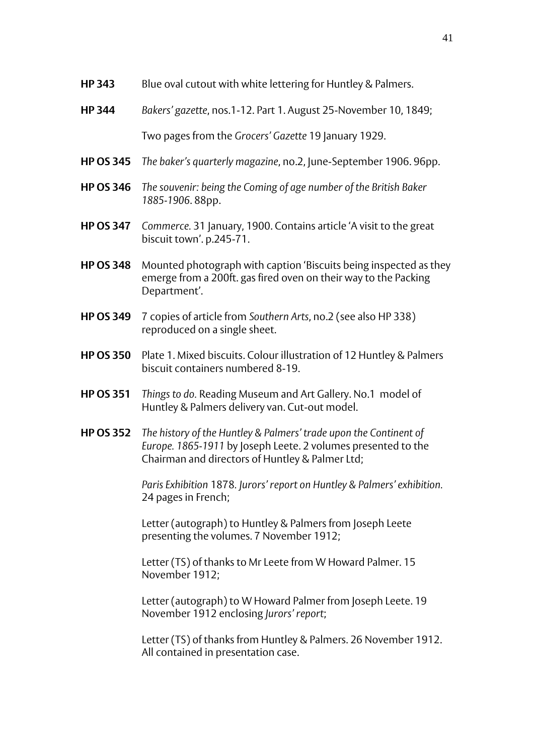**HP 343** Blue oval cutout with white lettering for Huntley & Palmers.

**HP 344** *Bakers' gazette*, nos.1-12. Part 1. August 25-November 10, 1849;

Two pages from the *Grocers' Gazette* 19 January 1929.

**HP OS 345** *The baker's quarterly magazine*, no.2, June-September 1906. 96pp.

**HP OS 346** *The souvenir: being the Coming of age number of the British Baker 1885-1906*. 88pp.

**HP OS 347** *Commerce*. 31 January, 1900. Contains article 'A visit to the great biscuit town'. p.245-71.

**HP OS 348** Mounted photograph with caption 'Biscuits being inspected as they emerge from a 200ft. gas fired oven on their way to the Packing Department'.

**HP OS 349** 7 copies of article from *Southern Arts*, no.2 (see also HP 338) reproduced on a single sheet.

**HP OS 350** Plate 1. Mixed biscuits. Colour illustration of 12 Huntley & Palmers biscuit containers numbered 8-19.

**HP OS 351** *Things to do*. Reading Museum and Art Gallery. No.1 model of Huntley & Palmers delivery van. Cut-out model.

**HP OS 352** *The history of the Huntley & Palmers' trade upon the Continent of Europe. 1865-1911* by Joseph Leete. 2 volumes presented to the Chairman and directors of Huntley & Palmer Ltd;

*Paris Exhibition* 1878. *Jurors' report on Huntley & Palmers' exhibition*. 24 pages in French;

Letter (autograph) to Huntley & Palmers from Joseph Leete presenting the volumes. 7 November 1912;

Letter (TS) of thanks to Mr Leete from W Howard Palmer. 15 November 1912;

Letter (autograph) to W Howard Palmer from Joseph Leete. 19 November 1912 enclosing *Jurors' report*;

Letter (TS) of thanks from Huntley & Palmers. 26 November 1912. All contained in presentation case.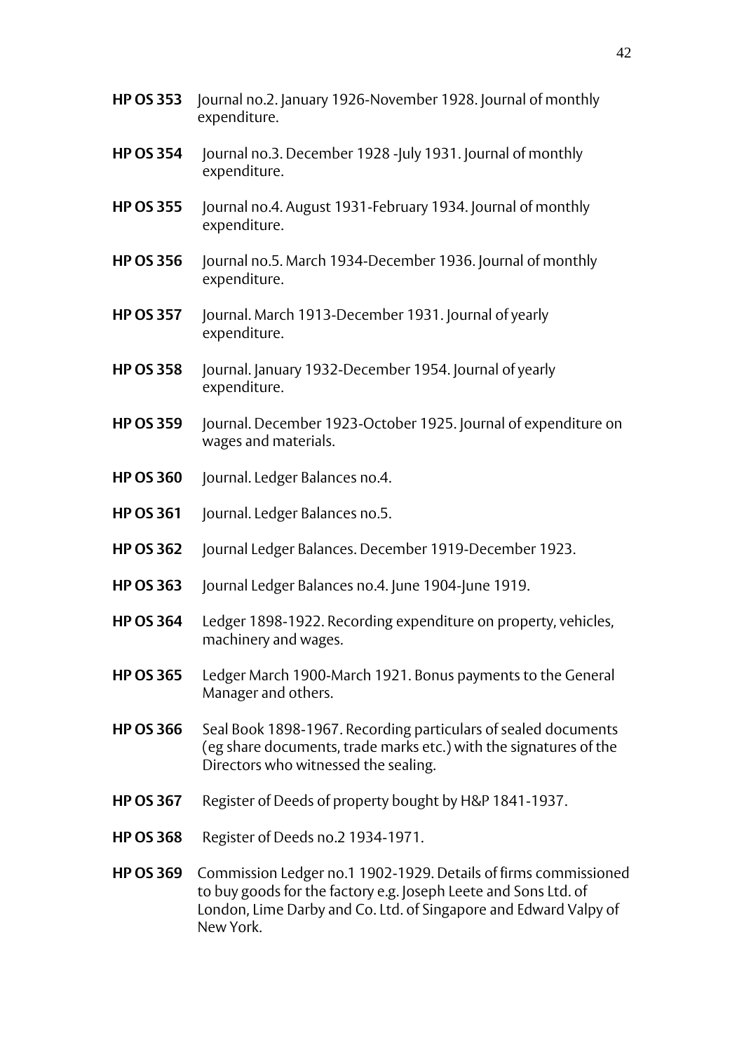**HP OS 353** Journal no.2. January 1926-November 1928. Journal of monthly expenditure.

**HP OS 354** Journal no.3. December 1928 -July 1931. Journal of monthly expenditure.

**HP OS 355** Journal no.4. August 1931-February 1934. Journal of monthly expenditure.

**HP OS 356** Journal no.5. March 1934-December 1936. Journal of monthly expenditure.

**HP OS 357** Journal. March 1913-December 1931. Journal of yearly expenditure.

**HP OS 358** Journal. January 1932-December 1954. Journal of yearly expenditure.

**HP OS 359** Journal. December 1923-October 1925. Journal of expenditure on wages and materials.

**HP OS 360** Journal. Ledger Balances no.4.

**HP OS 361** Journal. Ledger Balances no.5.

**HP OS 362** Journal Ledger Balances. December 1919-December 1923.

**HP OS 363** Journal Ledger Balances no.4. June 1904-June 1919.

**HP OS 364** Ledger 1898-1922. Recording expenditure on property, vehicles, machinery and wages.

**HP OS 365** Ledger March 1900-March 1921. Bonus payments to the General Manager and others.

**HP OS 366** Seal Book 1898-1967. Recording particulars of sealed documents (eg share documents, trade marks etc.) with the signatures of the Directors who witnessed the sealing.

**HP OS 367** Register of Deeds of property bought by H&P 1841-1937.

**HP OS 368** Register of Deeds no.2 1934-1971.

**HP OS 369** Commission Ledger no.1 1902-1929. Details of firms commissioned to buy goods for the factory e.g. Joseph Leete and Sons Ltd. of London, Lime Darby and Co. Ltd. of Singapore and Edward Valpy of New York.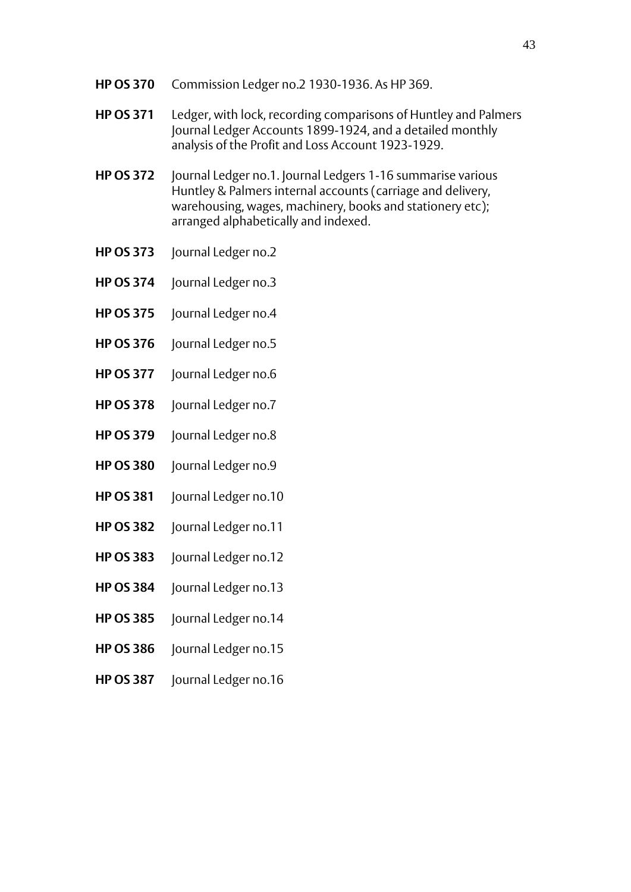**HP OS 370** Commission Ledger no.2 1930-1936. As HP 369.

**HP OS 371** Ledger, with lock, recording comparisons of Huntley and Palmers Journal Ledger Accounts 1899-1924, and a detailed monthly analysis of the Profit and Loss Account 1923-1929.

**HP OS 372** Journal Ledger no.1. Journal Ledgers 1-16 summarise various Huntley & Palmers internal accounts (carriage and delivery, warehousing, wages, machinery, books and stationery etc); arranged alphabetically and indexed.

**HP OS 373** Journal Ledger no.2

**HP OS 374** Journal Ledger no.3

**HP OS 375** Journal Ledger no.4

**HP OS 376** Journal Ledger no.5

**HP OS 377** Journal Ledger no.6

**HP OS 378** Journal Ledger no.7

**HP OS 379** Journal Ledger no.8

**HP OS 380** Journal Ledger no.9

**HP OS 381** Journal Ledger no.10

**HP OS 382** Journal Ledger no.11

**HP OS 383** Journal Ledger no.12

**HP OS 384** Journal Ledger no.13

**HP OS 385** Journal Ledger no.14

**HP OS 386** Journal Ledger no.15

**HP OS 387** Journal Ledger no.16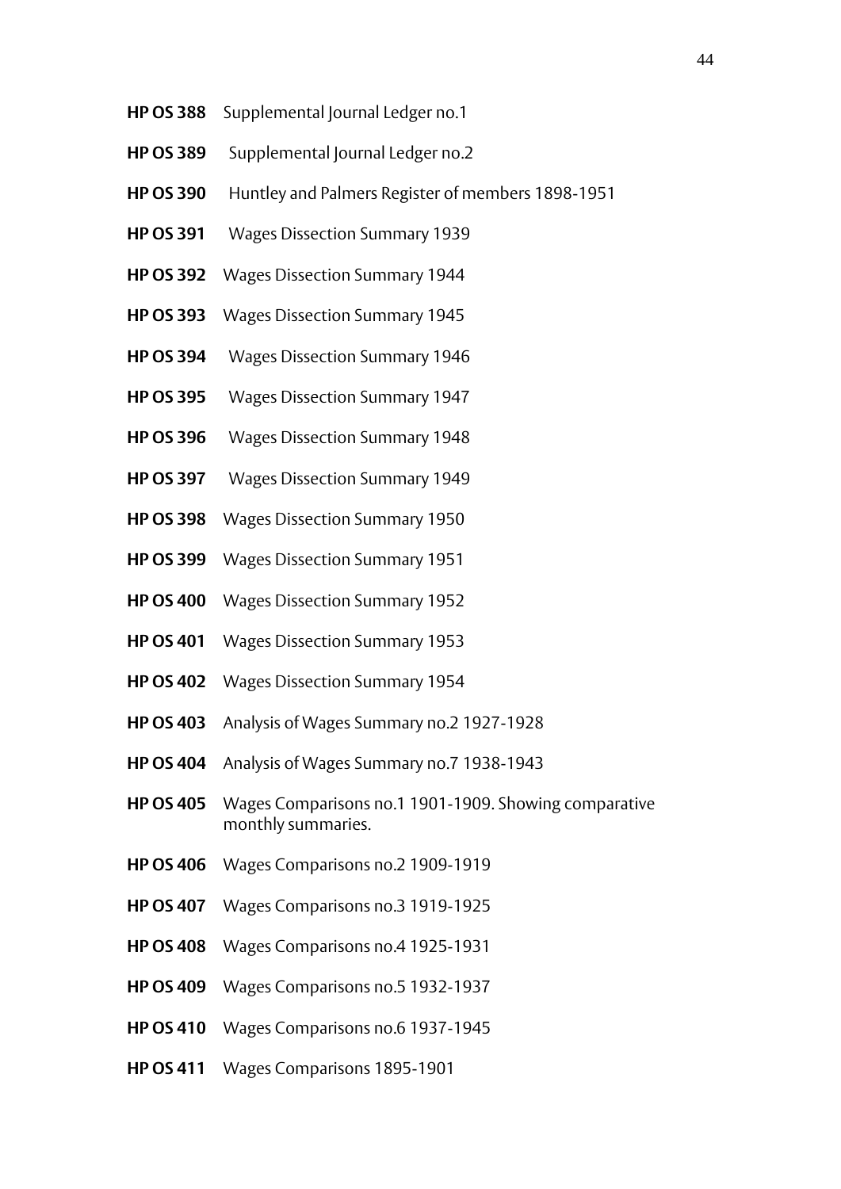**HP OS 388** Supplemental Journal Ledger no.1

**HP OS 389** Supplemental Journal Ledger no.2

**HP OS 390** Huntley and Palmers Register of members 1898-1951

**HP OS 391** Wages Dissection Summary 1939

**HP OS 392** Wages Dissection Summary 1944

**HP OS 393** Wages Dissection Summary 1945

**HP OS 394** Wages Dissection Summary 1946

**HP OS 395** Wages Dissection Summary 1947

**HP OS 396** Wages Dissection Summary 1948

**HP OS 397** Wages Dissection Summary 1949

**HP OS 398** Wages Dissection Summary 1950

**HP OS 399** Wages Dissection Summary 1951

**HP OS 400** Wages Dissection Summary 1952

**HP OS 401** Wages Dissection Summary 1953

**HP OS 402** Wages Dissection Summary 1954

**HP OS 403** Analysis of Wages Summary no.2 1927-1928

**HP OS 404** Analysis of Wages Summary no.7 1938-1943

**HP OS 405** Wages Comparisons no.1 1901-1909. Showing comparative monthly summaries.

**HP OS 406** Wages Comparisons no.2 1909-1919

**HP OS 407** Wages Comparisons no.3 1919-1925

**HP OS 408** Wages Comparisons no.4 1925-1931

**HP OS 409** Wages Comparisons no.5 1932-1937

**HP OS 410** Wages Comparisons no.6 1937-1945

**HP OS 411** Wages Comparisons 1895-1901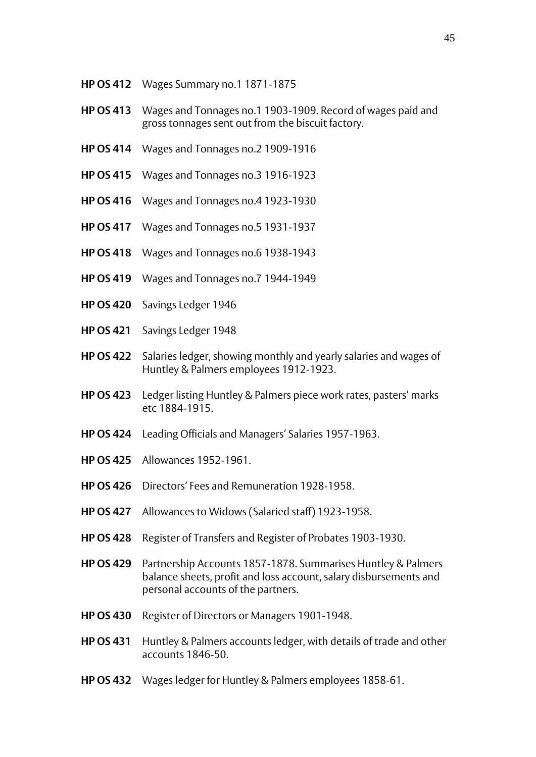**HP OS 412** Wages Summary no.1 1871-1875

**HP OS 413** Wages and Tonnages no.1 1903-1909. Record of wages paid and gross tonnages sent out from the biscuit factory.

**HP OS 414** Wages and Tonnages no.2 1909-1916

**HP OS 415** Wages and Tonnages no.3 1916-1923

**HP OS 416** Wages and Tonnages no.4 1923-1930

**HP OS 417** Wages and Tonnages no.5 1931-1937

**HP OS 418** Wages and Tonnages no.6 1938-1943

**HP OS 419** Wages and Tonnages no.7 1944-1949

**HP OS 420** Savings Ledger 1946

**HP OS 421** Savings Ledger 1948

**HP OS 422** Salaries ledger, showing monthly and yearly salaries and wages of Huntley & Palmers employees 1912-1923.

**HP OS 423** Ledger listing Huntley & Palmers piece work rates, pasters' marks etc 1884-1915.

**HP OS 424** Leading Officials and Managers' Salaries 1957-1963.

**HP OS 425** Allowances 1952-1961.

**HP OS 426** Directors' Fees and Remuneration 1928-1958.

**HP OS 427** Allowances to Widows (Salaried staff) 1923-1958.

**HP OS 428** Register of Transfers and Register of Probates 1903-1930.

**HP OS 429** Partnership Accounts 1857-1878. Summarises Huntley & Palmers balance sheets, profit and loss account, salary disbursements and personal accounts of the partners.

**HP OS 430** Register of Directors or Managers 1901-1948.

**HP OS 431** Huntley & Palmers accounts ledger, with details of trade and other accounts 1846-50.

**HP OS 432** Wages ledger for Huntley & Palmers employees 1858-61.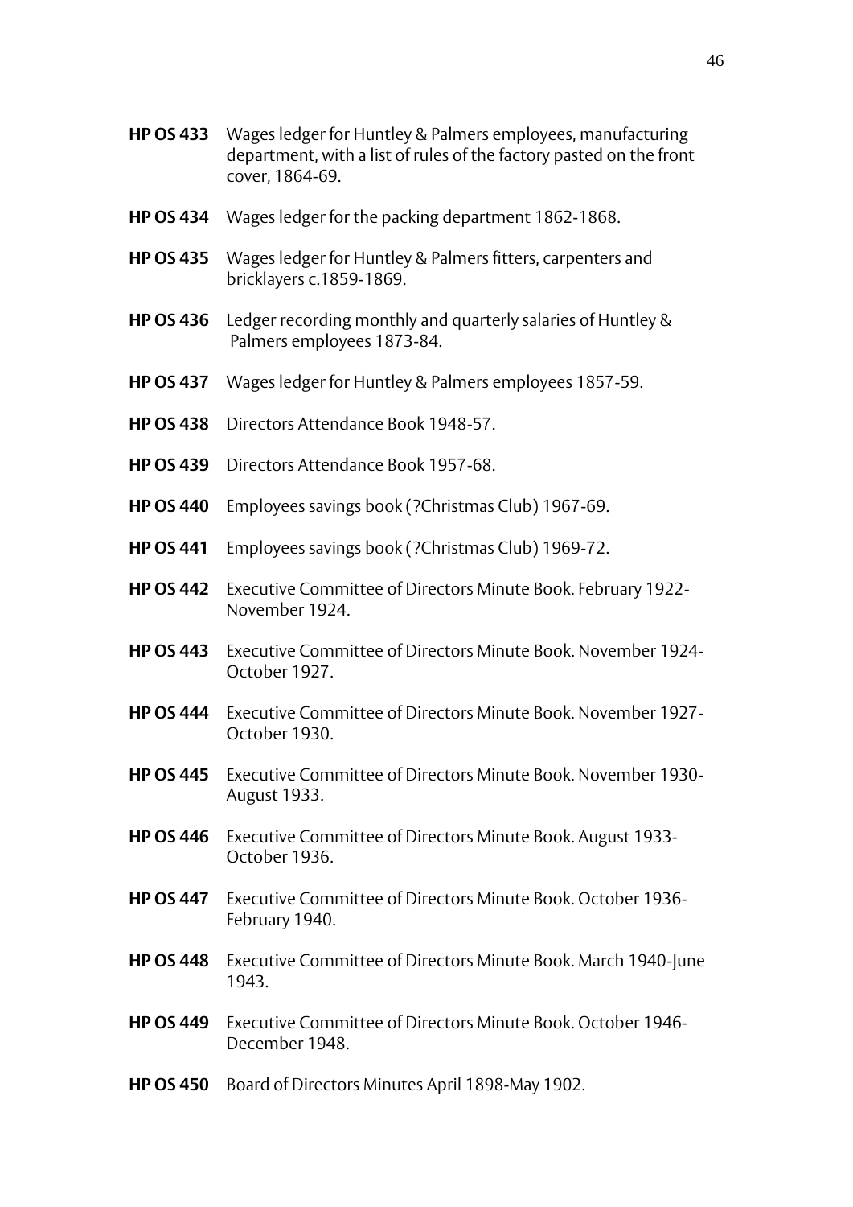**HP OS 433** Wages ledger for Huntley & Palmers employees, manufacturing department, with a list of rules of the factory pasted on the front cover, 1864-69.

**HP OS 434** Wages ledger for the packing department 1862-1868.

**HP OS 435** Wages ledger for Huntley & Palmers fitters, carpenters and bricklayers c.1859-1869.

**HP OS 436** Ledger recording monthly and quarterly salaries of Huntley & Palmers employees 1873-84.

**HP OS 437** Wages ledger for Huntley & Palmers employees 1857-59.

**HP OS 438** Directors Attendance Book 1948-57.

**HP OS 439** Directors Attendance Book 1957-68.

**HP OS 440** Employees savings book (?Christmas Club) 1967-69.

**HP OS 441** Employees savings book (?Christmas Club) 1969-72.

**HP OS 442** Executive Committee of Directors Minute Book. February 1922-November 1924.

**HP OS 443** Executive Committee of Directors Minute Book. November 1924-October 1927.

**HP OS 444** Executive Committee of Directors Minute Book. November 1927-October 1930.

**HP OS 445** Executive Committee of Directors Minute Book. November 1930-August 1933.

**HP OS 446** Executive Committee of Directors Minute Book. August 1933-October 1936.

**HP OS 447** Executive Committee of Directors Minute Book. October 1936-February 1940.

**HP OS 448** Executive Committee of Directors Minute Book. March 1940-June 1943.

**HP OS 449** Executive Committee of Directors Minute Book. October 1946-December 1948.

**HP OS 450** Board of Directors Minutes April 1898-May 1902.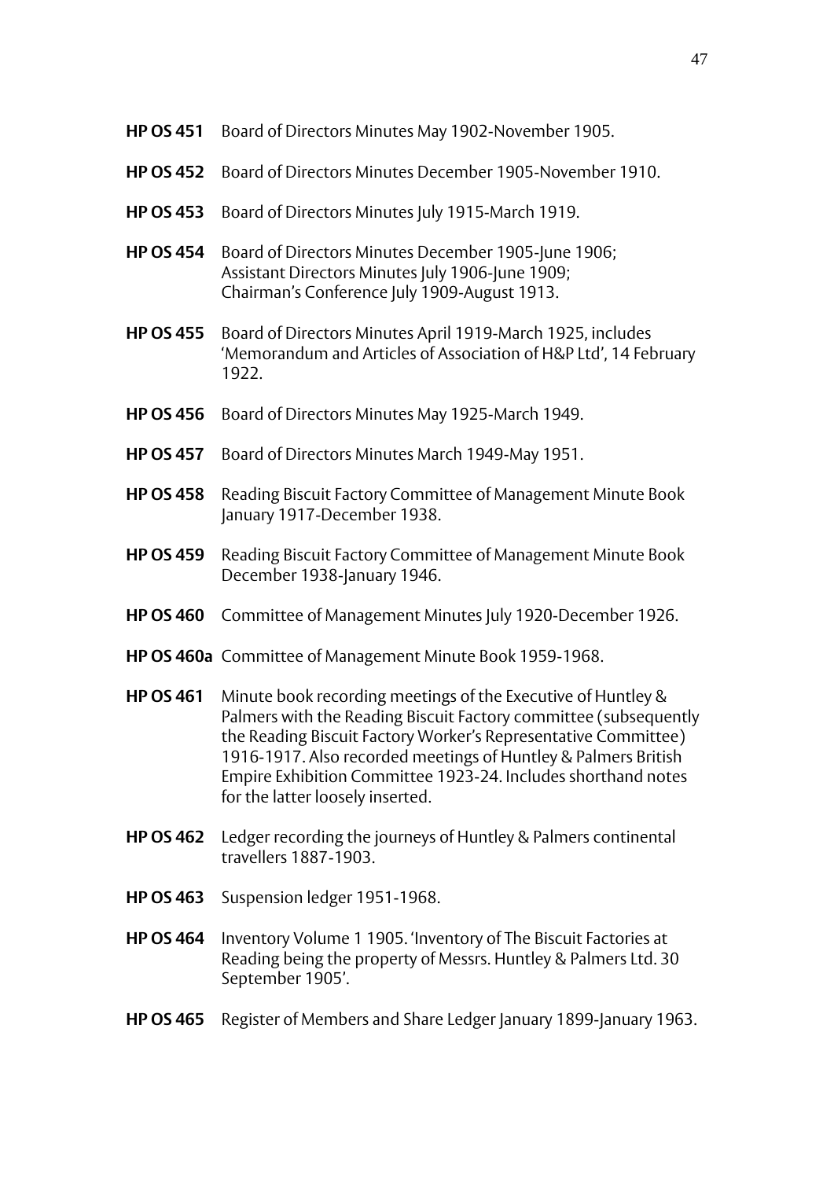**HP OS 451** Board of Directors Minutes May 1902-November 1905.

**HP OS 452** Board of Directors Minutes December 1905-November 1910.

**HP OS 453** Board of Directors Minutes July 1915-March 1919.

**HP OS 454** Board of Directors Minutes December 1905-June 1906;
Assistant Directors Minutes July 1906-June 1909;
Chairman's Conference July 1909-August 1913.

**HP OS 455** Board of Directors Minutes April 1919-March 1925, includes 'Memorandum and Articles of Association of H&P Ltd', 14 February 1922.

**HP OS 456** Board of Directors Minutes May 1925-March 1949.

**HP OS 457** Board of Directors Minutes March 1949-May 1951.

**HP OS 458** Reading Biscuit Factory Committee of Management Minute Book January 1917-December 1938.

**HP OS 459** Reading Biscuit Factory Committee of Management Minute Book December 1938-January 1946.

**HP OS 460** Committee of Management Minutes July 1920-December 1926.

**HP OS 460a** Committee of Management Minute Book 1959-1968.

**HP OS 461** Minute book recording meetings of the Executive of Huntley & Palmers with the Reading Biscuit Factory committee (subsequently the Reading Biscuit Factory Worker's Representative Committee) 1916-1917. Also recorded meetings of Huntley & Palmers British Empire Exhibition Committee 1923-24. Includes shorthand notes for the latter loosely inserted.

**HP OS 462** Ledger recording the journeys of Huntley & Palmers continental travellers 1887-1903.

**HP OS 463** Suspension ledger 1951-1968.

**HP OS 464** Inventory Volume 1 1905. 'Inventory of The Biscuit Factories at Reading being the property of Messrs. Huntley & Palmers Ltd. 30 September 1905'.

**HP OS 465** Register of Members and Share Ledger January 1899-January 1963.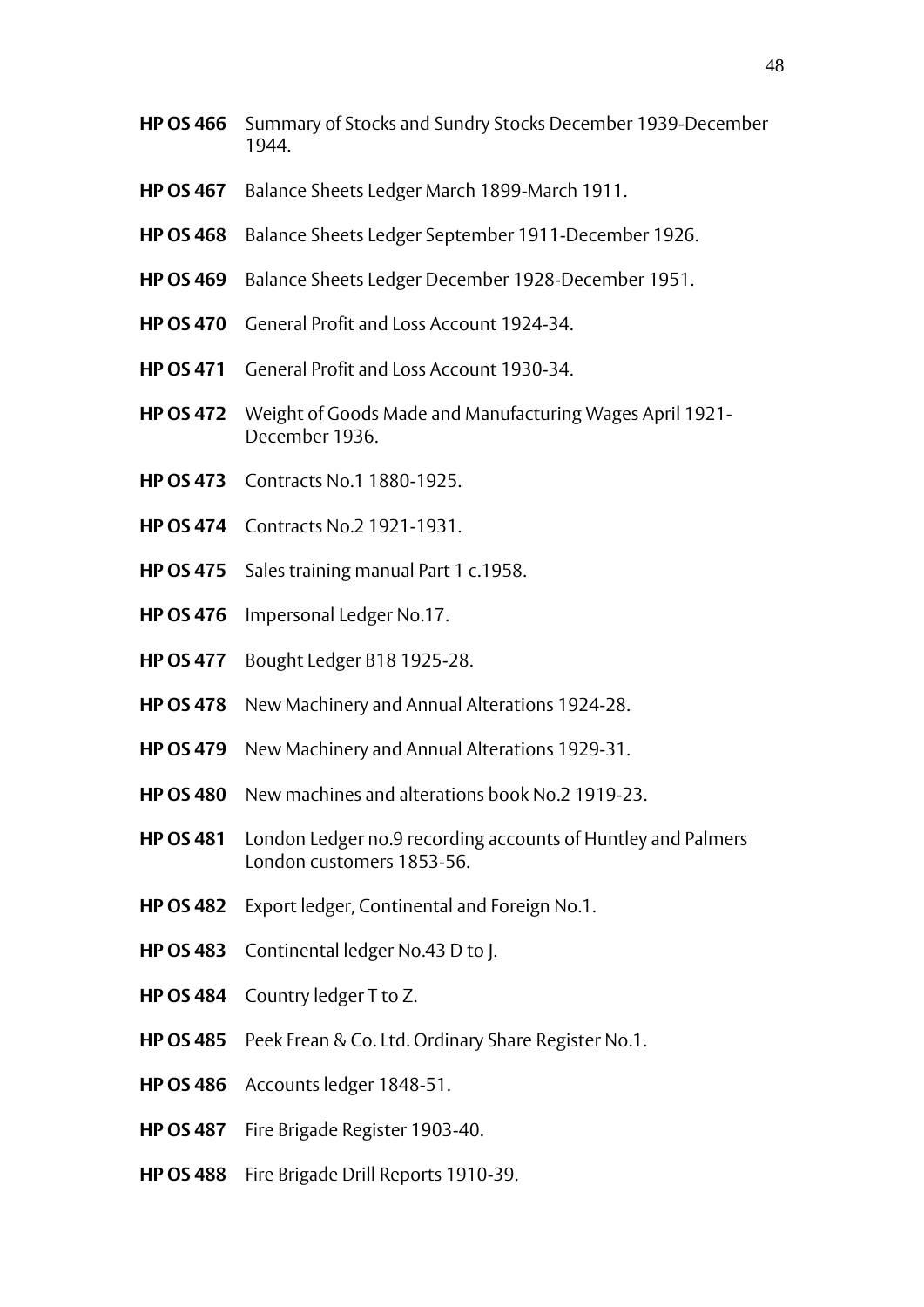**HP OS 466** Summary of Stocks and Sundry Stocks December 1939-December 1944.

**HP OS 467** Balance Sheets Ledger March 1899-March 1911.

**HP OS 468** Balance Sheets Ledger September 1911-December 1926.

**HP OS 469** Balance Sheets Ledger December 1928-December 1951.

**HP OS 470** General Profit and Loss Account 1924-34.

**HP OS 471** General Profit and Loss Account 1930-34.

**HP OS 472** Weight of Goods Made and Manufacturing Wages April 1921-December 1936.

**HP OS 473** Contracts No.1 1880-1925.

**HP OS 474** Contracts No.2 1921-1931.

**HP OS 475** Sales training manual Part 1 c.1958.

**HP OS 476** Impersonal Ledger No.17.

**HP OS 477** Bought Ledger B18 1925-28.

**HP OS 478** New Machinery and Annual Alterations 1924-28.

**HP OS 479** New Machinery and Annual Alterations 1929-31.

**HP OS 480** New machines and alterations book No.2 1919-23.

**HP OS 481** London Ledger no.9 recording accounts of Huntley and Palmers London customers 1853-56.

**HP OS 482** Export ledger, Continental and Foreign No.1.

**HP OS 483** Continental ledger No.43 D to J.

**HP OS 484** Country ledger T to Z.

**HP OS 485** Peek Frean & Co. Ltd. Ordinary Share Register No.1.

**HP OS 486** Accounts ledger 1848-51.

**HP OS 487** Fire Brigade Register 1903-40.

**HP OS 488** Fire Brigade Drill Reports 1910-39.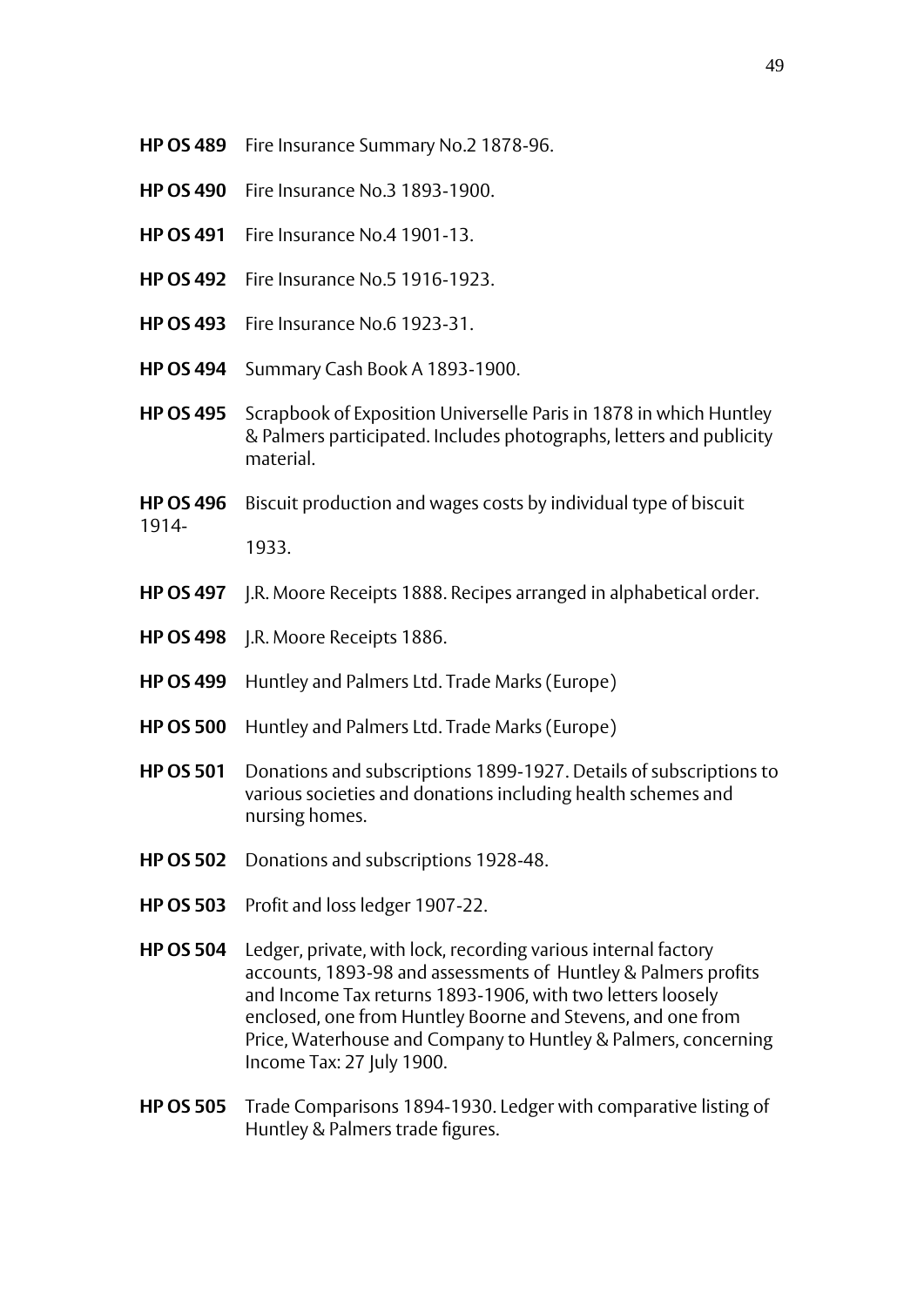**HP OS 489** Fire Insurance Summary No.2 1878-96.

**HP OS 490** Fire Insurance No.3 1893-1900.

**HP OS 491** Fire Insurance No.4 1901-13.

**HP OS 492** Fire Insurance No.5 1916-1923.

**HP OS 493** Fire Insurance No.6 1923-31.

**HP OS 494** Summary Cash Book A 1893-1900.

**HP OS 495** Scrapbook of Exposition Universelle Paris in 1878 in which Huntley & Palmers participated. Includes photographs, letters and publicity material.

**HP OS 496** Biscuit production and wages costs by individual type of biscuit 1914-1933.

**HP OS 497** J.R. Moore Receipts 1888. Recipes arranged in alphabetical order.

**HP OS 498** J.R. Moore Receipts 1886.

**HP OS 499** Huntley and Palmers Ltd. Trade Marks (Europe)

**HP OS 500** Huntley and Palmers Ltd. Trade Marks (Europe)

**HP OS 501** Donations and subscriptions 1899-1927. Details of subscriptions to various societies and donations including health schemes and nursing homes.

**HP OS 502** Donations and subscriptions 1928-48.

**HP OS 503** Profit and loss ledger 1907-22.

**HP OS 504** Ledger, private, with lock, recording various internal factory accounts, 1893-98 and assessments of Huntley & Palmers profits and Income Tax returns 1893-1906, with two letters loosely enclosed, one from Huntley Boorne and Stevens, and one from Price, Waterhouse and Company to Huntley & Palmers, concerning Income Tax: 27 July 1900.

**HP OS 505** Trade Comparisons 1894-1930. Ledger with comparative listing of Huntley & Palmers trade figures.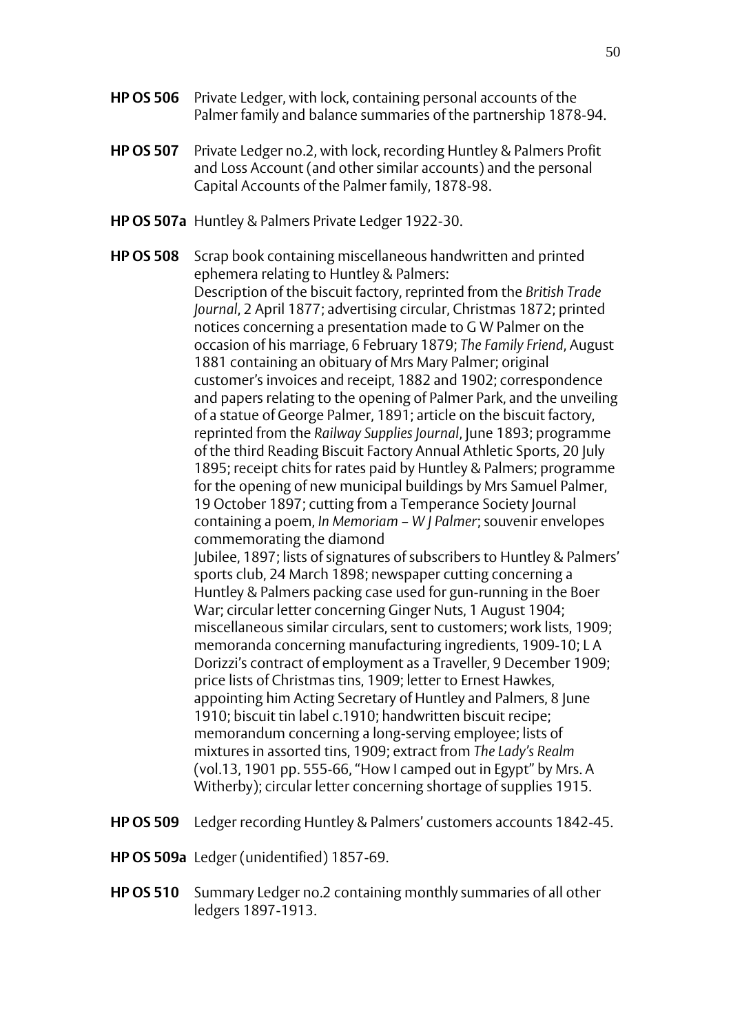**HP OS 506** Private Ledger, with lock, containing personal accounts of the Palmer family and balance summaries of the partnership 1878-94.

**HP OS 507** Private Ledger no.2, with lock, recording Huntley & Palmers Profit and Loss Account (and other similar accounts) and the personal Capital Accounts of the Palmer family, 1878-98.

**HP OS 507a** Huntley & Palmers Private Ledger 1922-30.

**HP OS 508** Scrap book containing miscellaneous handwritten and printed ephemera relating to Huntley & Palmers:
Description of the biscuit factory, reprinted from the *British Trade Journal*, 2 April 1877; advertising circular, Christmas 1872; printed notices concerning a presentation made to G W Palmer on the occasion of his marriage, 6 February 1879; *The Family Friend*, August 1881 containing an obituary of Mrs Mary Palmer; original customer's invoices and receipt, 1882 and 1902; correspondence and papers relating to the opening of Palmer Park, and the unveiling of a statue of George Palmer, 1891; article on the biscuit factory, reprinted from the *Railway Supplies Journal*, June 1893; programme of the third Reading Biscuit Factory Annual Athletic Sports, 20 July 1895; receipt chits for rates paid by Huntley & Palmers; programme for the opening of new municipal buildings by Mrs Samuel Palmer, 19 October 1897; cutting from a Temperance Society Journal containing a poem, *In Memoriam – W J Palmer*; souvenir envelopes commemorating the diamond Jubilee, 1897; lists of signatures of subscribers to Huntley & Palmers' sports club, 24 March 1898; newspaper cutting concerning a Huntley & Palmers packing case used for gun-running in the Boer War; circular letter concerning Ginger Nuts, 1 August 1904; miscellaneous similar circulars, sent to customers; work lists, 1909; memoranda concerning manufacturing ingredients, 1909-10; L A Dorizzi's contract of employment as a Traveller, 9 December 1909; price lists of Christmas tins, 1909; letter to Ernest Hawkes, appointing him Acting Secretary of Huntley and Palmers, 8 June 1910; biscuit tin label c.1910; handwritten biscuit recipe; memorandum concerning a long-serving employee; lists of mixtures in assorted tins, 1909; extract from *The Lady's Realm* (vol.13, 1901 pp. 555-66, "How I camped out in Egypt" by Mrs. A Witherby); circular letter concerning shortage of supplies 1915.

**HP OS 509** Ledger recording Huntley & Palmers' customers accounts 1842-45.

**HP OS 509a** Ledger (unidentified) 1857-69.

**HP OS 510** Summary Ledger no.2 containing monthly summaries of all other ledgers 1897-1913.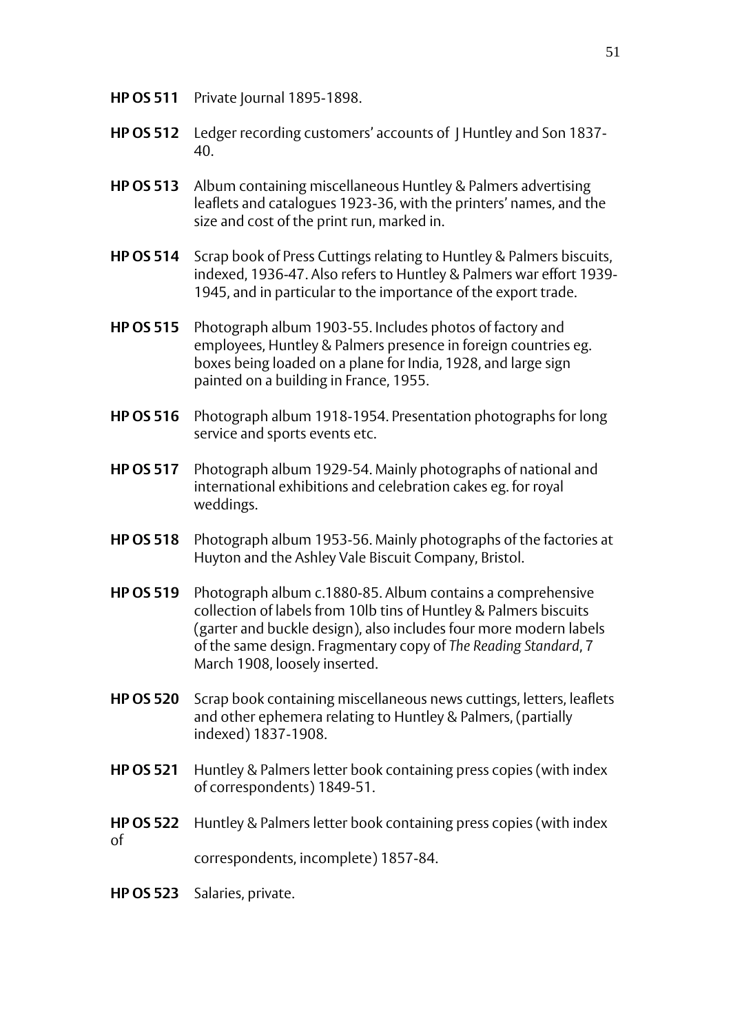**HP OS 511** Private Journal 1895-1898.

**HP OS 512** Ledger recording customers' accounts of J Huntley and Son 1837-40.

**HP OS 513** Album containing miscellaneous Huntley & Palmers advertising leaflets and catalogues 1923-36, with the printers' names, and the size and cost of the print run, marked in.

**HP OS 514** Scrap book of Press Cuttings relating to Huntley & Palmers biscuits, indexed, 1936-47. Also refers to Huntley & Palmers war effort 1939-1945, and in particular to the importance of the export trade.

**HP OS 515** Photograph album 1903-55. Includes photos of factory and employees, Huntley & Palmers presence in foreign countries eg. boxes being loaded on a plane for India, 1928, and large sign painted on a building in France, 1955.

**HP OS 516** Photograph album 1918-1954. Presentation photographs for long service and sports events etc.

**HP OS 517** Photograph album 1929-54. Mainly photographs of national and international exhibitions and celebration cakes eg. for royal weddings.

**HP OS 518** Photograph album 1953-56. Mainly photographs of the factories at Huyton and the Ashley Vale Biscuit Company, Bristol.

**HP OS 519** Photograph album c.1880-85. Album contains a comprehensive collection of labels from 10lb tins of Huntley & Palmers biscuits (garter and buckle design), also includes four more modern labels of the same design. Fragmentary copy of *The Reading Standard*, 7 March 1908, loosely inserted.

**HP OS 520** Scrap book containing miscellaneous news cuttings, letters, leaflets and other ephemera relating to Huntley & Palmers, (partially indexed) 1837-1908.

**HP OS 521** Huntley & Palmers letter book containing press copies (with index of correspondents) 1849-51.

**HP OS 522** Huntley & Palmers letter book containing press copies (with index of correspondents, incomplete) 1857-84.

**HP OS 523** Salaries, private.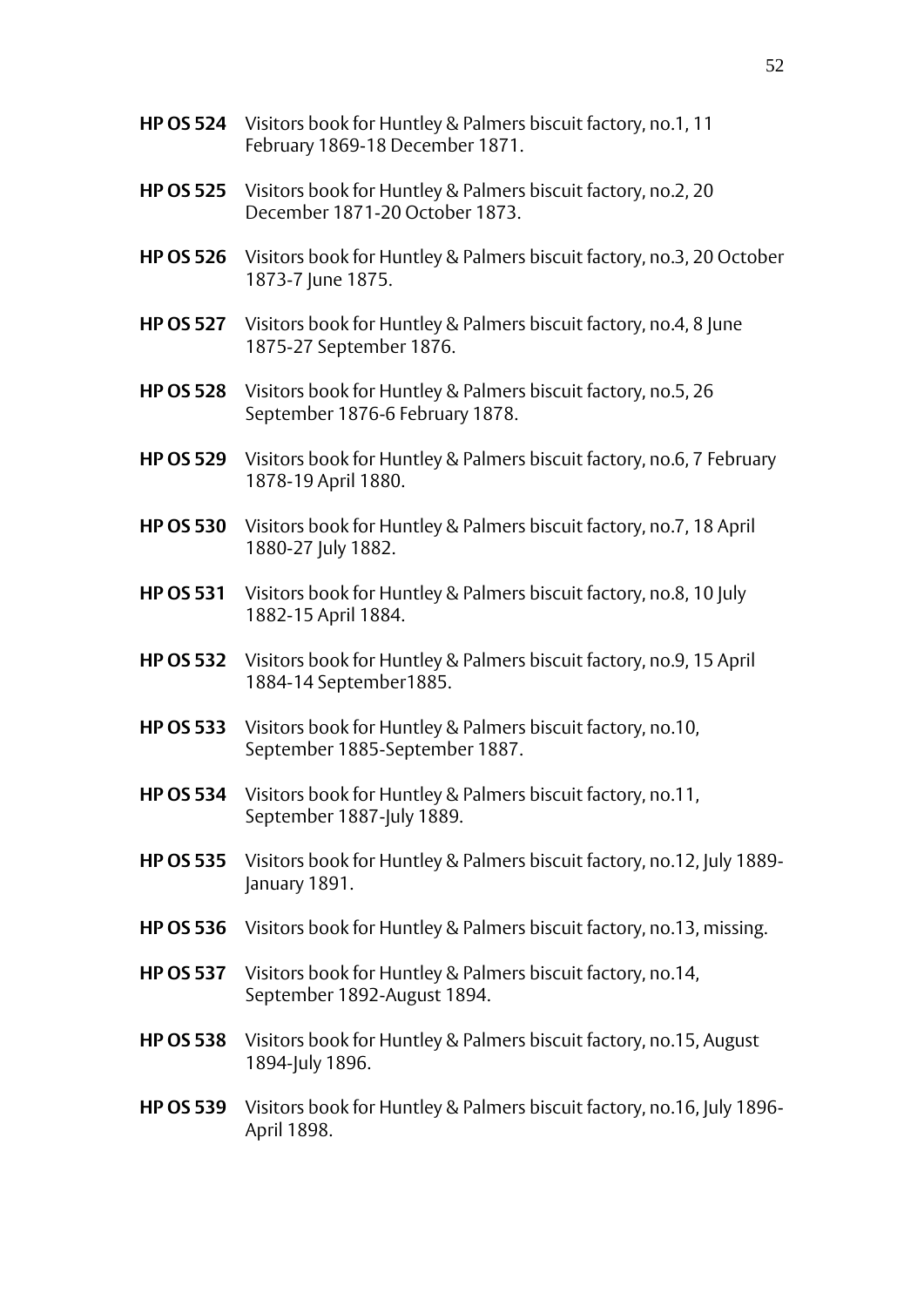**HP OS 524** Visitors book for Huntley & Palmers biscuit factory, no.1, 11 February 1869-18 December 1871.

**HP OS 525** Visitors book for Huntley & Palmers biscuit factory, no.2, 20 December 1871-20 October 1873.

**HP OS 526** Visitors book for Huntley & Palmers biscuit factory, no.3, 20 October 1873-7 June 1875.

**HP OS 527** Visitors book for Huntley & Palmers biscuit factory, no.4, 8 June 1875-27 September 1876.

**HP OS 528** Visitors book for Huntley & Palmers biscuit factory, no.5, 26 September 1876-6 February 1878.

**HP OS 529** Visitors book for Huntley & Palmers biscuit factory, no.6, 7 February 1878-19 April 1880.

**HP OS 530** Visitors book for Huntley & Palmers biscuit factory, no.7, 18 April 1880-27 July 1882.

**HP OS 531** Visitors book for Huntley & Palmers biscuit factory, no.8, 10 July 1882-15 April 1884.

**HP OS 532** Visitors book for Huntley & Palmers biscuit factory, no.9, 15 April 1884-14 September1885.

**HP OS 533** Visitors book for Huntley & Palmers biscuit factory, no.10, September 1885-September 1887.

**HP OS 534** Visitors book for Huntley & Palmers biscuit factory, no.11, September 1887-July 1889.

**HP OS 535** Visitors book for Huntley & Palmers biscuit factory, no.12, July 1889-January 1891.

**HP OS 536** Visitors book for Huntley & Palmers biscuit factory, no.13, missing.

**HP OS 537** Visitors book for Huntley & Palmers biscuit factory, no.14, September 1892-August 1894.

**HP OS 538** Visitors book for Huntley & Palmers biscuit factory, no.15, August 1894-July 1896.

**HP OS 539** Visitors book for Huntley & Palmers biscuit factory, no.16, July 1896-April 1898.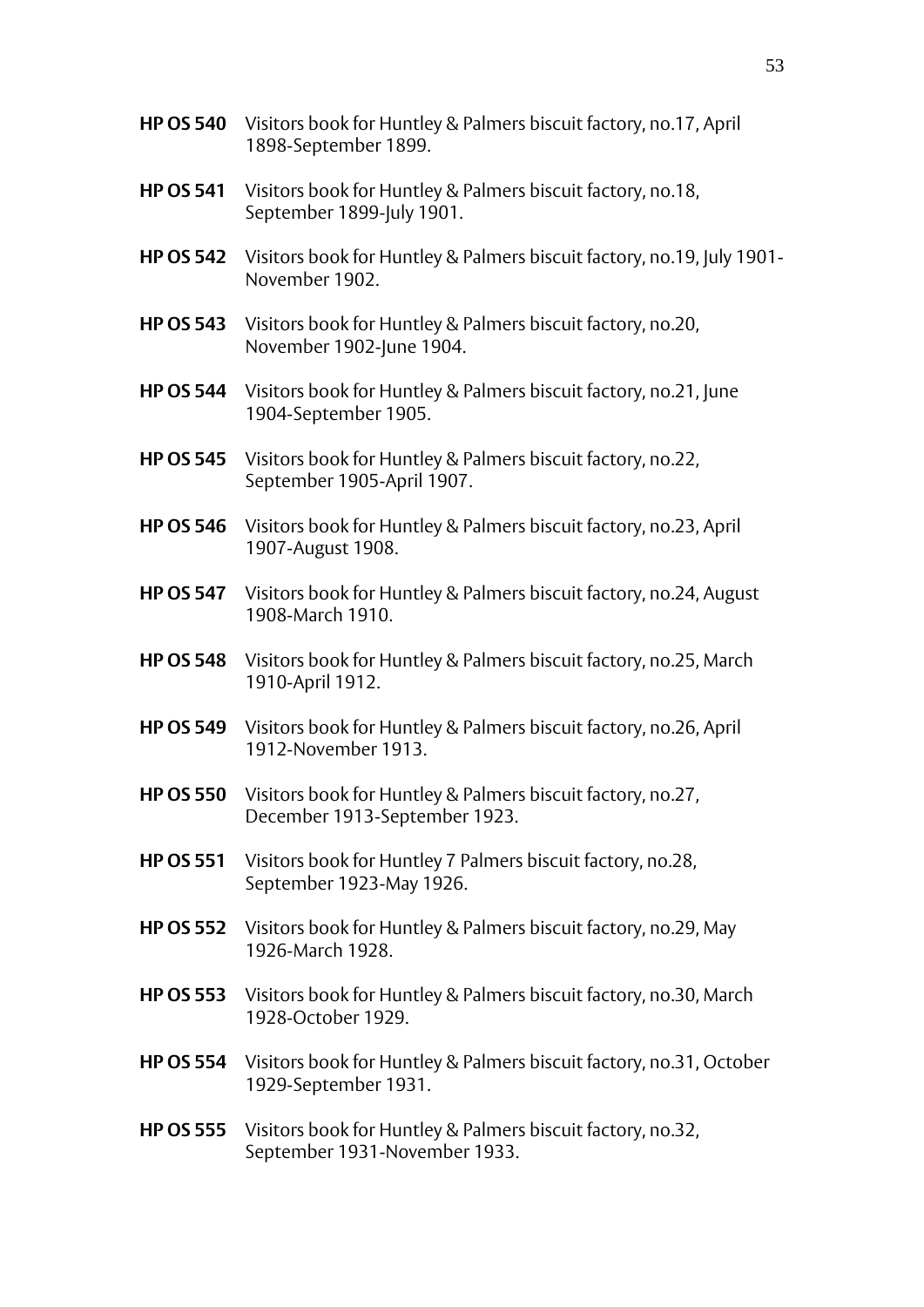**HP OS 540** Visitors book for Huntley & Palmers biscuit factory, no.17, April 1898-September 1899.

**HP OS 541** Visitors book for Huntley & Palmers biscuit factory, no.18, September 1899-July 1901.

**HP OS 542** Visitors book for Huntley & Palmers biscuit factory, no.19, July 1901-November 1902.

**HP OS 543** Visitors book for Huntley & Palmers biscuit factory, no.20, November 1902-June 1904.

**HP OS 544** Visitors book for Huntley & Palmers biscuit factory, no.21, June 1904-September 1905.

**HP OS 545** Visitors book for Huntley & Palmers biscuit factory, no.22, September 1905-April 1907.

**HP OS 546** Visitors book for Huntley & Palmers biscuit factory, no.23, April 1907-August 1908.

**HP OS 547** Visitors book for Huntley & Palmers biscuit factory, no.24, August 1908-March 1910.

**HP OS 548** Visitors book for Huntley & Palmers biscuit factory, no.25, March 1910-April 1912.

**HP OS 549** Visitors book for Huntley & Palmers biscuit factory, no.26, April 1912-November 1913.

**HP OS 550** Visitors book for Huntley & Palmers biscuit factory, no.27, December 1913-September 1923.

**HP OS 551** Visitors book for Huntley 7 Palmers biscuit factory, no.28, September 1923-May 1926.

**HP OS 552** Visitors book for Huntley & Palmers biscuit factory, no.29, May 1926-March 1928.

**HP OS 553** Visitors book for Huntley & Palmers biscuit factory, no.30, March 1928-October 1929.

**HP OS 554** Visitors book for Huntley & Palmers biscuit factory, no.31, October 1929-September 1931.

**HP OS 555** Visitors book for Huntley & Palmers biscuit factory, no.32, September 1931-November 1933.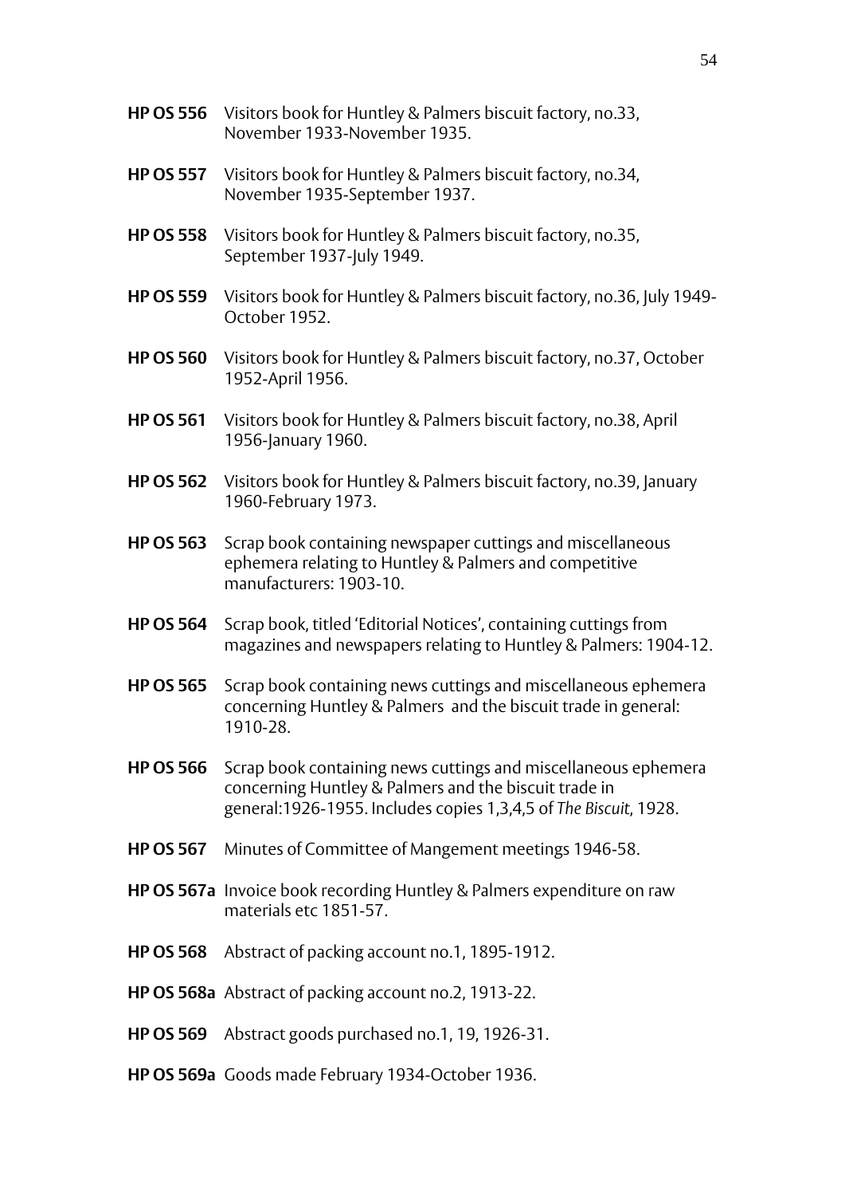**HP OS 556** Visitors book for Huntley & Palmers biscuit factory, no.33, November 1933-November 1935.

**HP OS 557** Visitors book for Huntley & Palmers biscuit factory, no.34, November 1935-September 1937.

**HP OS 558** Visitors book for Huntley & Palmers biscuit factory, no.35, September 1937-July 1949.

**HP OS 559** Visitors book for Huntley & Palmers biscuit factory, no.36, July 1949-October 1952.

**HP OS 560** Visitors book for Huntley & Palmers biscuit factory, no.37, October 1952-April 1956.

**HP OS 561** Visitors book for Huntley & Palmers biscuit factory, no.38, April 1956-January 1960.

**HP OS 562** Visitors book for Huntley & Palmers biscuit factory, no.39, January 1960-February 1973.

**HP OS 563** Scrap book containing newspaper cuttings and miscellaneous ephemera relating to Huntley & Palmers and competitive manufacturers: 1903-10.

**HP OS 564** Scrap book, titled 'Editorial Notices', containing cuttings from magazines and newspapers relating to Huntley & Palmers: 1904-12.

**HP OS 565** Scrap book containing news cuttings and miscellaneous ephemera concerning Huntley & Palmers and the biscuit trade in general: 1910-28.

**HP OS 566** Scrap book containing news cuttings and miscellaneous ephemera concerning Huntley & Palmers and the biscuit trade in general:1926-1955. Includes copies 1,3,4,5 of *The Biscuit*, 1928.

**HP OS 567** Minutes of Committee of Mangement meetings 1946-58.

**HP OS 567a** Invoice book recording Huntley & Palmers expenditure on raw materials etc 1851-57.

**HP OS 568** Abstract of packing account no.1, 1895-1912.

**HP OS 568a** Abstract of packing account no.2, 1913-22.

**HP OS 569** Abstract goods purchased no.1, 19, 1926-31.

**HP OS 569a** Goods made February 1934-October 1936.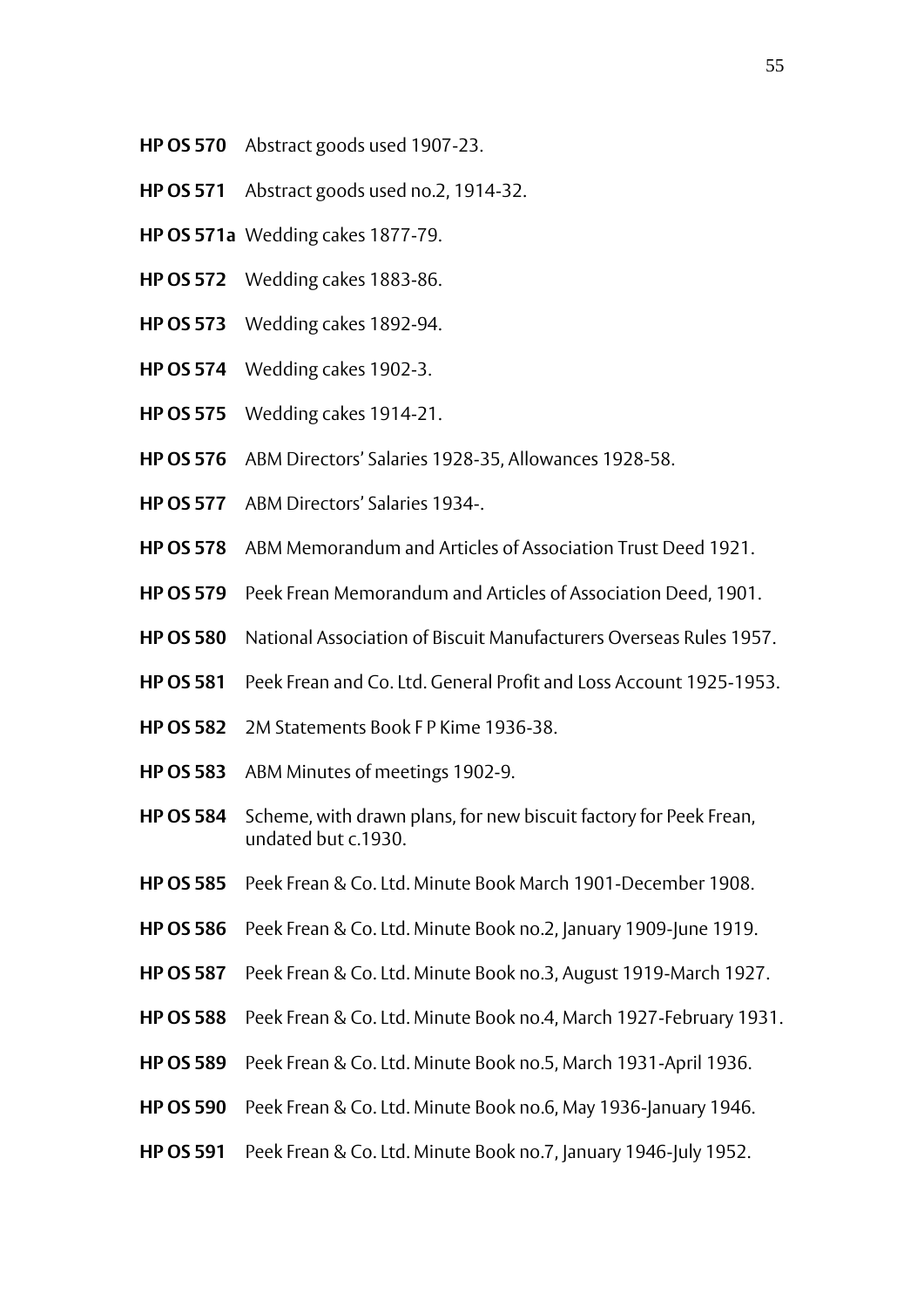**HP OS 570** Abstract goods used 1907-23.

**HP OS 571** Abstract goods used no.2, 1914-32.

**HP OS 571a** Wedding cakes 1877-79.

**HP OS 572** Wedding cakes 1883-86.

**HP OS 573** Wedding cakes 1892-94.

**HP OS 574** Wedding cakes 1902-3.

**HP OS 575** Wedding cakes 1914-21.

**HP OS 576** ABM Directors' Salaries 1928-35, Allowances 1928-58.

**HP OS 577** ABM Directors' Salaries 1934-.

**HP OS 578** ABM Memorandum and Articles of Association Trust Deed 1921.

**HP OS 579** Peek Frean Memorandum and Articles of Association Deed, 1901.

**HP OS 580** National Association of Biscuit Manufacturers Overseas Rules 1957.

**HP OS 581** Peek Frean and Co. Ltd. General Profit and Loss Account 1925-1953.

**HP OS 582** 2M Statements Book F P Kime 1936-38.

**HP OS 583** ABM Minutes of meetings 1902-9.

**HP OS 584** Scheme, with drawn plans, for new biscuit factory for Peek Frean, undated but c.1930.

**HP OS 585** Peek Frean & Co. Ltd. Minute Book March 1901-December 1908.

**HP OS 586** Peek Frean & Co. Ltd. Minute Book no.2, January 1909-June 1919.

**HP OS 587** Peek Frean & Co. Ltd. Minute Book no.3, August 1919-March 1927.

**HP OS 588** Peek Frean & Co. Ltd. Minute Book no.4, March 1927-February 1931.

**HP OS 589** Peek Frean & Co. Ltd. Minute Book no.5, March 1931-April 1936.

**HP OS 590** Peek Frean & Co. Ltd. Minute Book no.6, May 1936-January 1946.

**HP OS 591** Peek Frean & Co. Ltd. Minute Book no.7, January 1946-July 1952.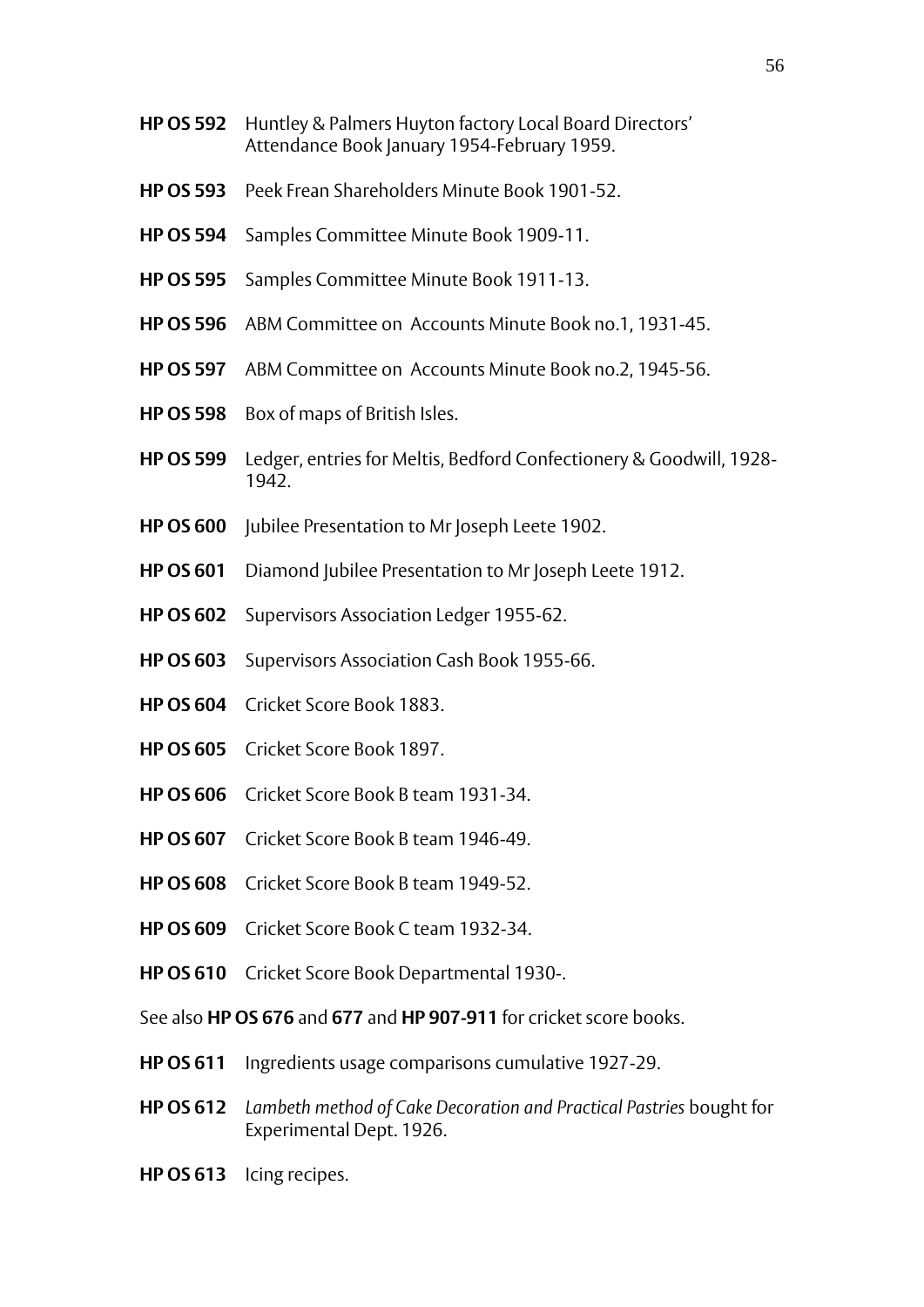**HP OS 592** Huntley & Palmers Huyton factory Local Board Directors' Attendance Book January 1954-February 1959.

**HP OS 593** Peek Frean Shareholders Minute Book 1901-52.

**HP OS 594** Samples Committee Minute Book 1909-11.

**HP OS 595** Samples Committee Minute Book 1911-13.

**HP OS 596** ABM Committee on Accounts Minute Book no.1, 1931-45.

**HP OS 597** ABM Committee on Accounts Minute Book no.2, 1945-56.

**HP OS 598** Box of maps of British Isles.

**HP OS 599** Ledger, entries for Meltis, Bedford Confectionery & Goodwill, 1928-1942.

**HP OS 600** Jubilee Presentation to Mr Joseph Leete 1902.

**HP OS 601** Diamond Jubilee Presentation to Mr Joseph Leete 1912.

**HP OS 602** Supervisors Association Ledger 1955-62.

**HP OS 603** Supervisors Association Cash Book 1955-66.

**HP OS 604** Cricket Score Book 1883.

**HP OS 605** Cricket Score Book 1897.

**HP OS 606** Cricket Score Book B team 1931-34.

**HP OS 607** Cricket Score Book B team 1946-49.

**HP OS 608** Cricket Score Book B team 1949-52.

**HP OS 609** Cricket Score Book C team 1932-34.

**HP OS 610** Cricket Score Book Departmental 1930-.

See also **HP OS 676** and **677** and **HP 907-911** for cricket score books.

**HP OS 611** Ingredients usage comparisons cumulative 1927-29.

**HP OS 612** *Lambeth method of Cake Decoration and Practical Pastries* bought for Experimental Dept. 1926.

**HP OS 613** Icing recipes.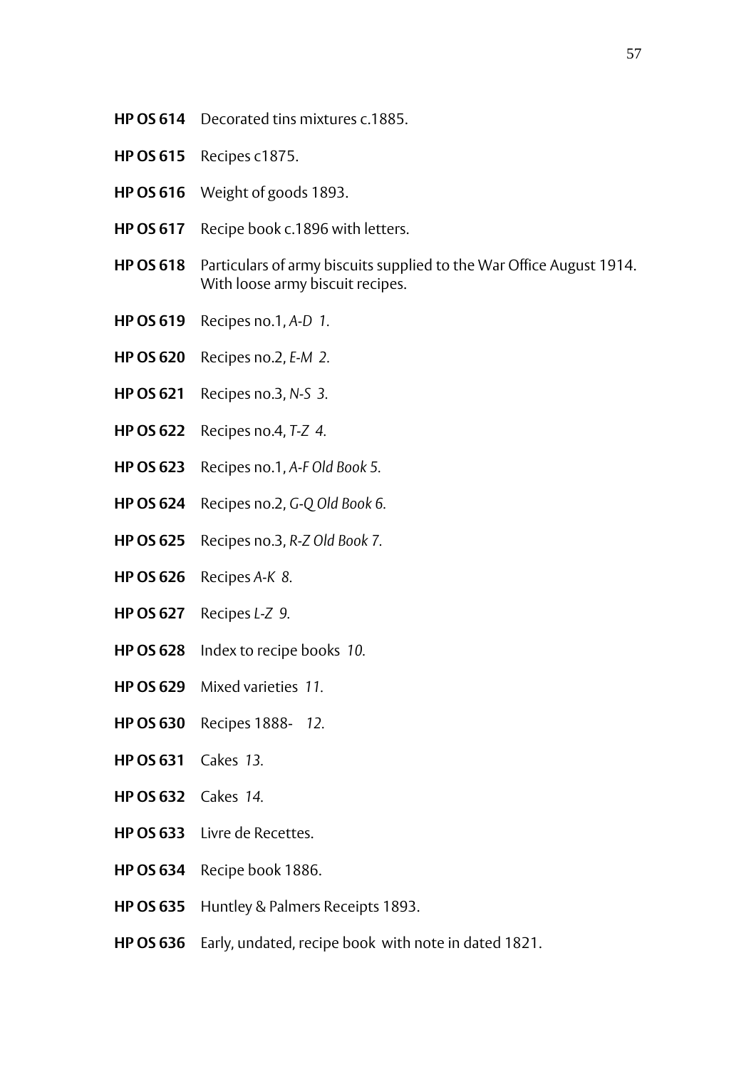**HP OS 614** Decorated tins mixtures c.1885.

**HP OS 615** Recipes c1875.

**HP OS 616** Weight of goods 1893.

**HP OS 617** Recipe book c.1896 with letters.

**HP OS 618** Particulars of army biscuits supplied to the War Office August 1914. With loose army biscuit recipes.

**HP OS 619** Recipes no.1, *A-D 1.*

**HP OS 620** Recipes no.2, *E-M 2.*

**HP OS 621** Recipes no.3, *N-S 3.*

**HP OS 622** Recipes no.4, *T-Z 4.*

**HP OS 623** Recipes no.1, *A-F Old Book 5.*

**HP OS 624** Recipes no.2, *G-Q Old Book 6.*

**HP OS 625** Recipes no.3, *R-Z Old Book 7.*

**HP OS 626** Recipes *A-K 8.*

**HP OS 627** Recipes *L-Z 9.*

**HP OS 628** Index to recipe books *10.*

**HP OS 629** Mixed varieties *11.*

**HP OS 630** Recipes 1888- *12.*

**HP OS 631** Cakes *13.*

**HP OS 632** Cakes *14.*

**HP OS 633** Livre de Recettes.

**HP OS 634** Recipe book 1886.

**HP OS 635** Huntley & Palmers Receipts 1893.

**HP OS 636** Early, undated, recipe book with note in dated 1821.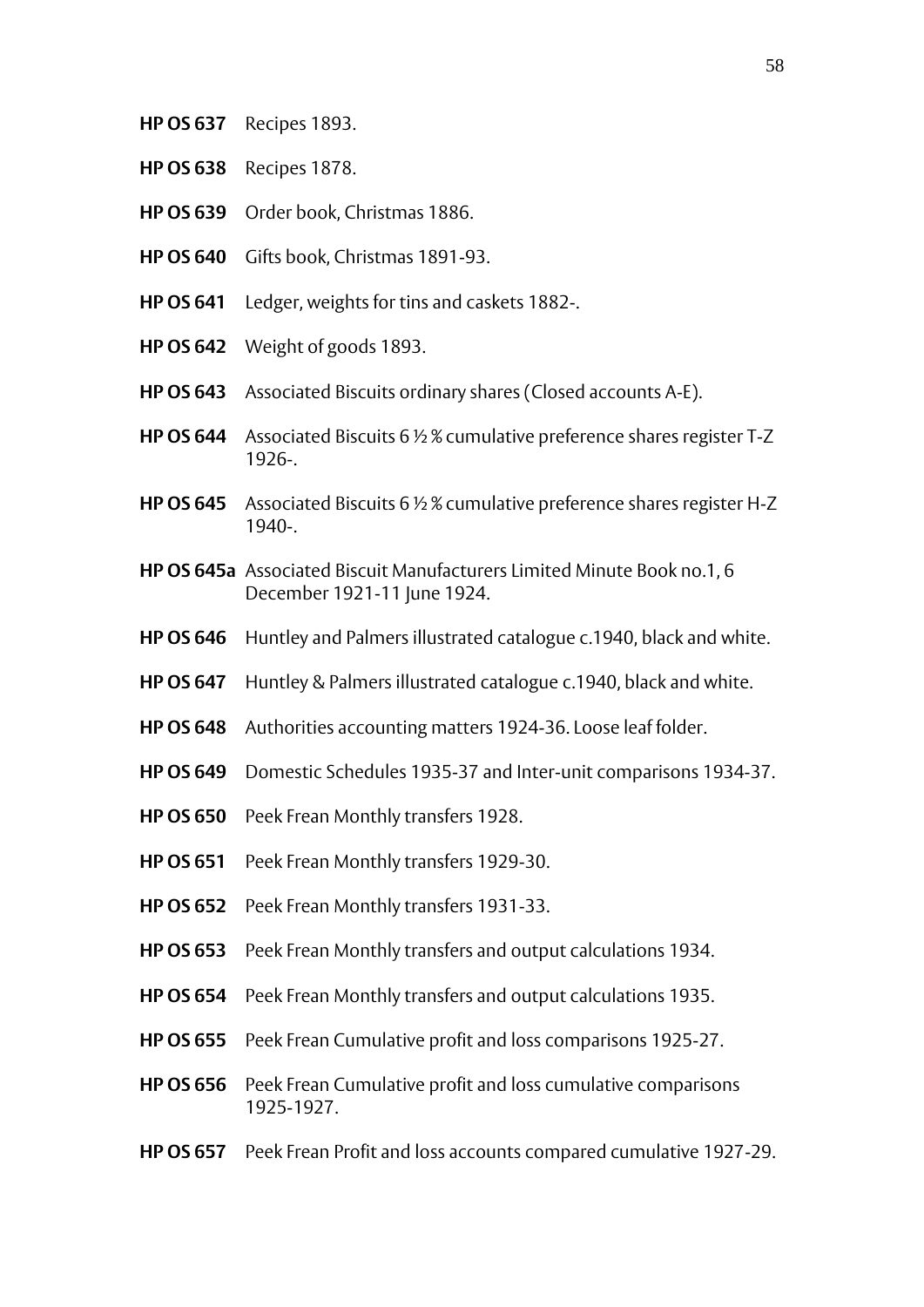**HP OS 637** Recipes 1893.

**HP OS 638** Recipes 1878.

**HP OS 639** Order book, Christmas 1886.

**HP OS 640** Gifts book, Christmas 1891-93.

**HP OS 641** Ledger, weights for tins and caskets 1882-.

**HP OS 642** Weight of goods 1893.

**HP OS 643** Associated Biscuits ordinary shares (Closed accounts A-E).

**HP OS 644** Associated Biscuits 6 ½ % cumulative preference shares register T-Z 1926-.

**HP OS 645** Associated Biscuits 6 ½ % cumulative preference shares register H-Z 1940-.

**HP OS 645a** Associated Biscuit Manufacturers Limited Minute Book no.1, 6 December 1921-11 June 1924.

**HP OS 646** Huntley and Palmers illustrated catalogue c.1940, black and white.

**HP OS 647** Huntley & Palmers illustrated catalogue c.1940, black and white.

**HP OS 648** Authorities accounting matters 1924-36. Loose leaf folder.

**HP OS 649** Domestic Schedules 1935-37 and Inter-unit comparisons 1934-37.

**HP OS 650** Peek Frean Monthly transfers 1928.

**HP OS 651** Peek Frean Monthly transfers 1929-30.

**HP OS 652** Peek Frean Monthly transfers 1931-33.

**HP OS 653** Peek Frean Monthly transfers and output calculations 1934.

**HP OS 654** Peek Frean Monthly transfers and output calculations 1935.

**HP OS 655** Peek Frean Cumulative profit and loss comparisons 1925-27.

**HP OS 656** Peek Frean Cumulative profit and loss cumulative comparisons 1925-1927.

**HP OS 657** Peek Frean Profit and loss accounts compared cumulative 1927-29.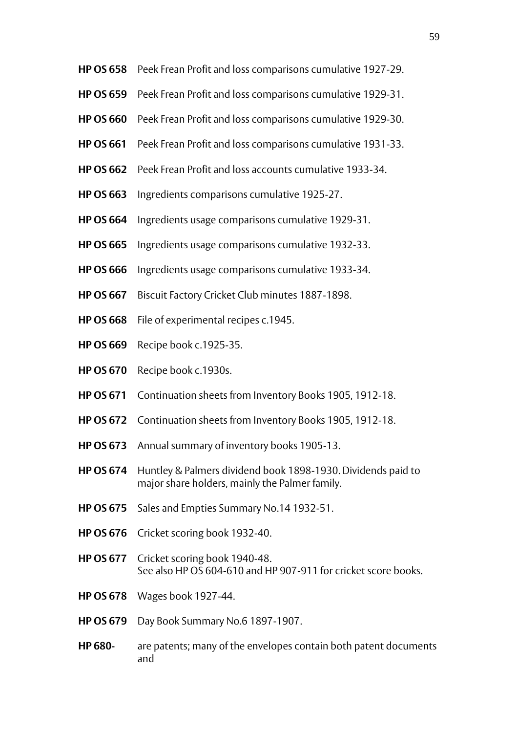**HP OS 658** Peek Frean Profit and loss comparisons cumulative 1927-29.

**HP OS 659** Peek Frean Profit and loss comparisons cumulative 1929-31.

**HP OS 660** Peek Frean Profit and loss comparisons cumulative 1929-30.

**HP OS 661** Peek Frean Profit and loss comparisons cumulative 1931-33.

**HP OS 662** Peek Frean Profit and loss accounts cumulative 1933-34.

**HP OS 663** Ingredients comparisons cumulative 1925-27.

**HP OS 664** Ingredients usage comparisons cumulative 1929-31.

**HP OS 665** Ingredients usage comparisons cumulative 1932-33.

**HP OS 666** Ingredients usage comparisons cumulative 1933-34.

**HP OS 667** Biscuit Factory Cricket Club minutes 1887-1898.

**HP OS 668** File of experimental recipes c.1945.

**HP OS 669** Recipe book c.1925-35.

**HP OS 670** Recipe book c.1930s.

**HP OS 671** Continuation sheets from Inventory Books 1905, 1912-18.

**HP OS 672** Continuation sheets from Inventory Books 1905, 1912-18.

**HP OS 673** Annual summary of inventory books 1905-13.

**HP OS 674** Huntley & Palmers dividend book 1898-1930. Dividends paid to major share holders, mainly the Palmer family.

**HP OS 675** Sales and Empties Summary No.14 1932-51.

**HP OS 676** Cricket scoring book 1932-40.

**HP OS 677** Cricket scoring book 1940-48.
See also HP OS 604-610 and HP 907-911 for cricket score books.

**HP OS 678** Wages book 1927-44.

**HP OS 679** Day Book Summary No.6 1897-1907.

**HP 680-** are patents; many of the envelopes contain both patent documents and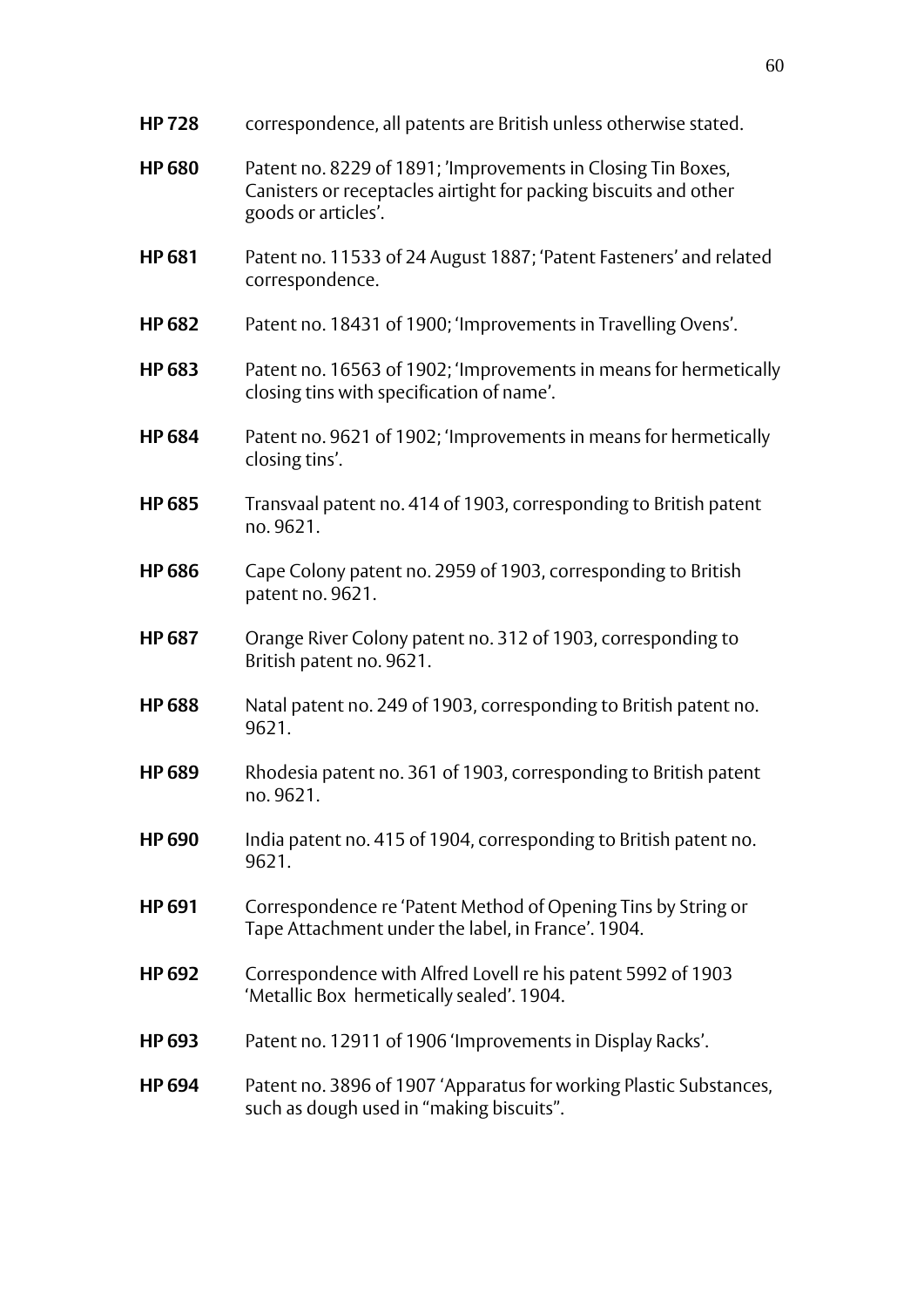**HP 728** correspondence, all patents are British unless otherwise stated.

**HP 680** Patent no. 8229 of 1891; 'Improvements in Closing Tin Boxes, Canisters or receptacles airtight for packing biscuits and other goods or articles'.

**HP 681** Patent no. 11533 of 24 August 1887; 'Patent Fasteners' and related correspondence.

**HP 682** Patent no. 18431 of 1900; 'Improvements in Travelling Ovens'.

**HP 683** Patent no. 16563 of 1902; 'Improvements in means for hermetically closing tins with specification of name'.

**HP 684** Patent no. 9621 of 1902; 'Improvements in means for hermetically closing tins'.

**HP 685** Transvaal patent no. 414 of 1903, corresponding to British patent no. 9621.

**HP 686** Cape Colony patent no. 2959 of 1903, corresponding to British patent no. 9621.

**HP 687** Orange River Colony patent no. 312 of 1903, corresponding to British patent no. 9621.

**HP 688** Natal patent no. 249 of 1903, corresponding to British patent no. 9621.

**HP 689** Rhodesia patent no. 361 of 1903, corresponding to British patent no. 9621.

**HP 690** India patent no. 415 of 1904, corresponding to British patent no. 9621.

**HP 691** Correspondence re 'Patent Method of Opening Tins by String or Tape Attachment under the label, in France'. 1904.

**HP 692** Correspondence with Alfred Lovell re his patent 5992 of 1903 'Metallic Box hermetically sealed'. 1904.

**HP 693** Patent no. 12911 of 1906 'Improvements in Display Racks'.

**HP 694** Patent no. 3896 of 1907 'Apparatus for working Plastic Substances, such as dough used in "making biscuits".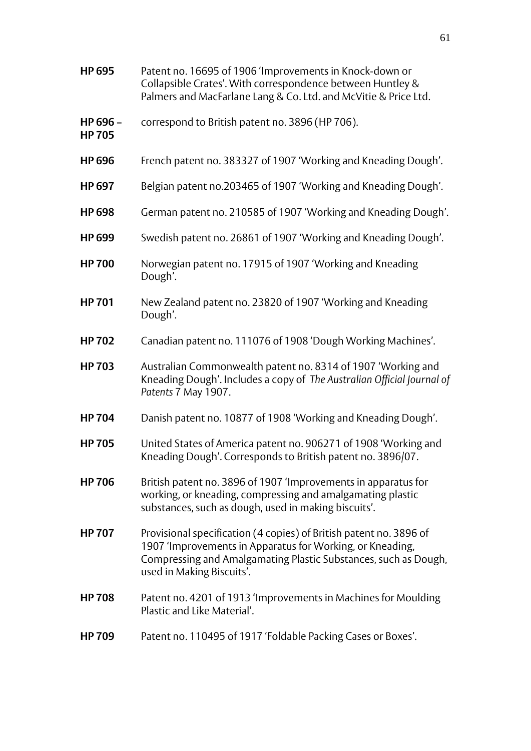**HP 695** Patent no. 16695 of 1906 'Improvements in Knock-down or Collapsible Crates'. With correspondence between Huntley & Palmers and MacFarlane Lang & Co. Ltd. and McVitie & Price Ltd.

**HP 696 – HP 705** correspond to British patent no. 3896 (HP 706).

**HP 696** French patent no. 383327 of 1907 'Working and Kneading Dough'.

**HP 697** Belgian patent no.203465 of 1907 'Working and Kneading Dough'.

**HP 698** German patent no. 210585 of 1907 'Working and Kneading Dough'.

**HP 699** Swedish patent no. 26861 of 1907 'Working and Kneading Dough'.

**HP 700** Norwegian patent no. 17915 of 1907 'Working and Kneading Dough'.

**HP 701** New Zealand patent no. 23820 of 1907 'Working and Kneading Dough'.

**HP 702** Canadian patent no. 111076 of 1908 'Dough Working Machines'.

**HP 703** Australian Commonwealth patent no. 8314 of 1907 'Working and Kneading Dough'. Includes a copy of *The Australian Official Journal of Patents* 7 May 1907.

**HP 704** Danish patent no. 10877 of 1908 'Working and Kneading Dough'.

**HP 705** United States of America patent no. 906271 of 1908 'Working and Kneading Dough'. Corresponds to British patent no. 3896/07.

**HP 706** British patent no. 3896 of 1907 'Improvements in apparatus for working, or kneading, compressing and amalgamating plastic substances, such as dough, used in making biscuits'.

**HP 707** Provisional specification (4 copies) of British patent no. 3896 of 1907 'Improvements in Apparatus for Working, or Kneading, Compressing and Amalgamating Plastic Substances, such as Dough, used in Making Biscuits'.

**HP 708** Patent no. 4201 of 1913 'Improvements in Machines for Moulding Plastic and Like Material'.

**HP 709** Patent no. 110495 of 1917 'Foldable Packing Cases or Boxes'.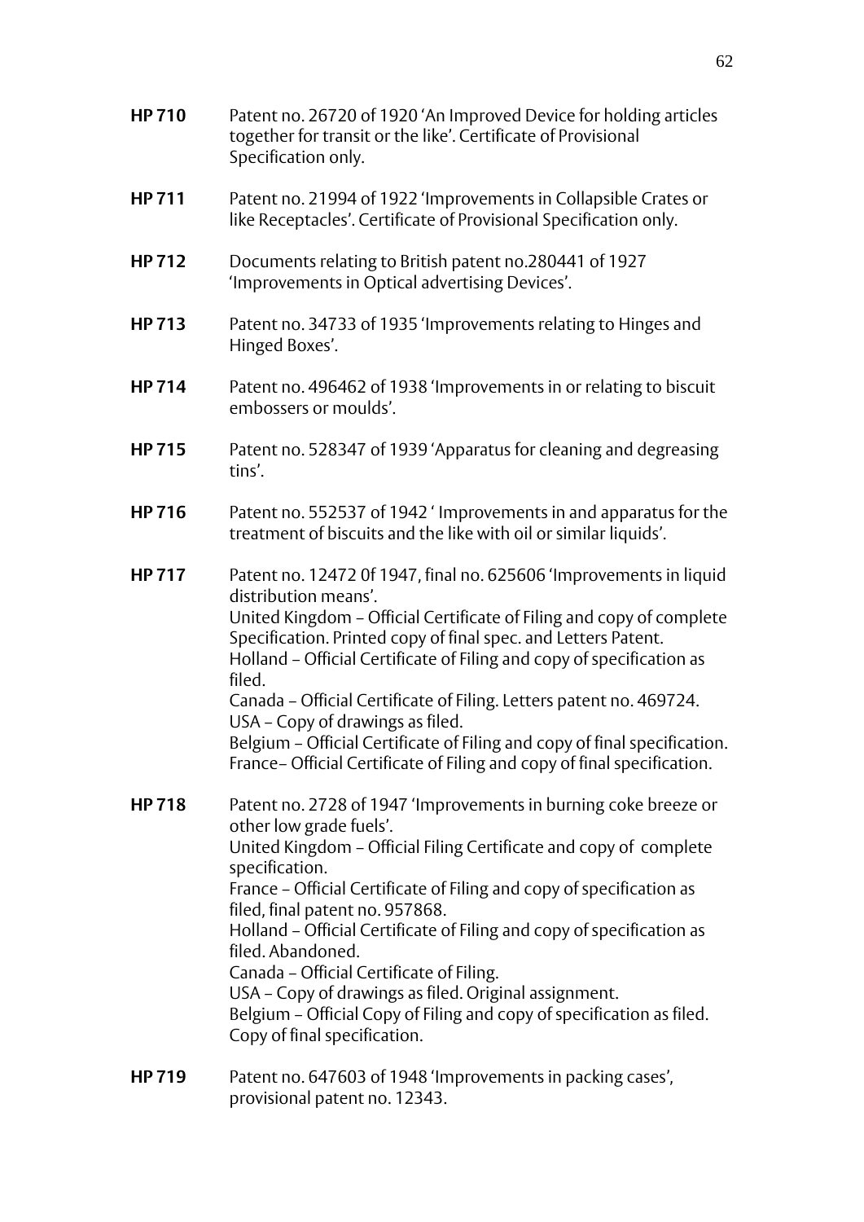**HP 710** Patent no. 26720 of 1920 'An Improved Device for holding articles together for transit or the like'. Certificate of Provisional Specification only.

**HP 711** Patent no. 21994 of 1922 'Improvements in Collapsible Crates or like Receptacles'. Certificate of Provisional Specification only.

**HP 712** Documents relating to British patent no.280441 of 1927 'Improvements in Optical advertising Devices'.

**HP 713** Patent no. 34733 of 1935 'Improvements relating to Hinges and Hinged Boxes'.

**HP 714** Patent no. 496462 of 1938 'Improvements in or relating to biscuit embossers or moulds'.

**HP 715** Patent no. 528347 of 1939 'Apparatus for cleaning and degreasing tins'.

**HP 716** Patent no. 552537 of 1942 ' Improvements in and apparatus for the treatment of biscuits and the like with oil or similar liquids'.

**HP 717** Patent no. 12472 0f 1947, final no. 625606 'Improvements in liquid distribution means'.
United Kingdom – Official Certificate of Filing and copy of complete Specification. Printed copy of final spec. and Letters Patent.
Holland – Official Certificate of Filing and copy of specification as filed.
Canada – Official Certificate of Filing. Letters patent no. 469724.
USA – Copy of drawings as filed.
Belgium – Official Certificate of Filing and copy of final specification.
France– Official Certificate of Filing and copy of final specification.

**HP 718** Patent no. 2728 of 1947 'Improvements in burning coke breeze or other low grade fuels'.
United Kingdom – Official Filing Certificate and copy of complete specification.
France – Official Certificate of Filing and copy of specification as filed, final patent no. 957868.
Holland – Official Certificate of Filing and copy of specification as filed. Abandoned.
Canada – Official Certificate of Filing.
USA – Copy of drawings as filed. Original assignment.
Belgium – Official Copy of Filing and copy of specification as filed. Copy of final specification.

**HP 719** Patent no. 647603 of 1948 'Improvements in packing cases', provisional patent no. 12343.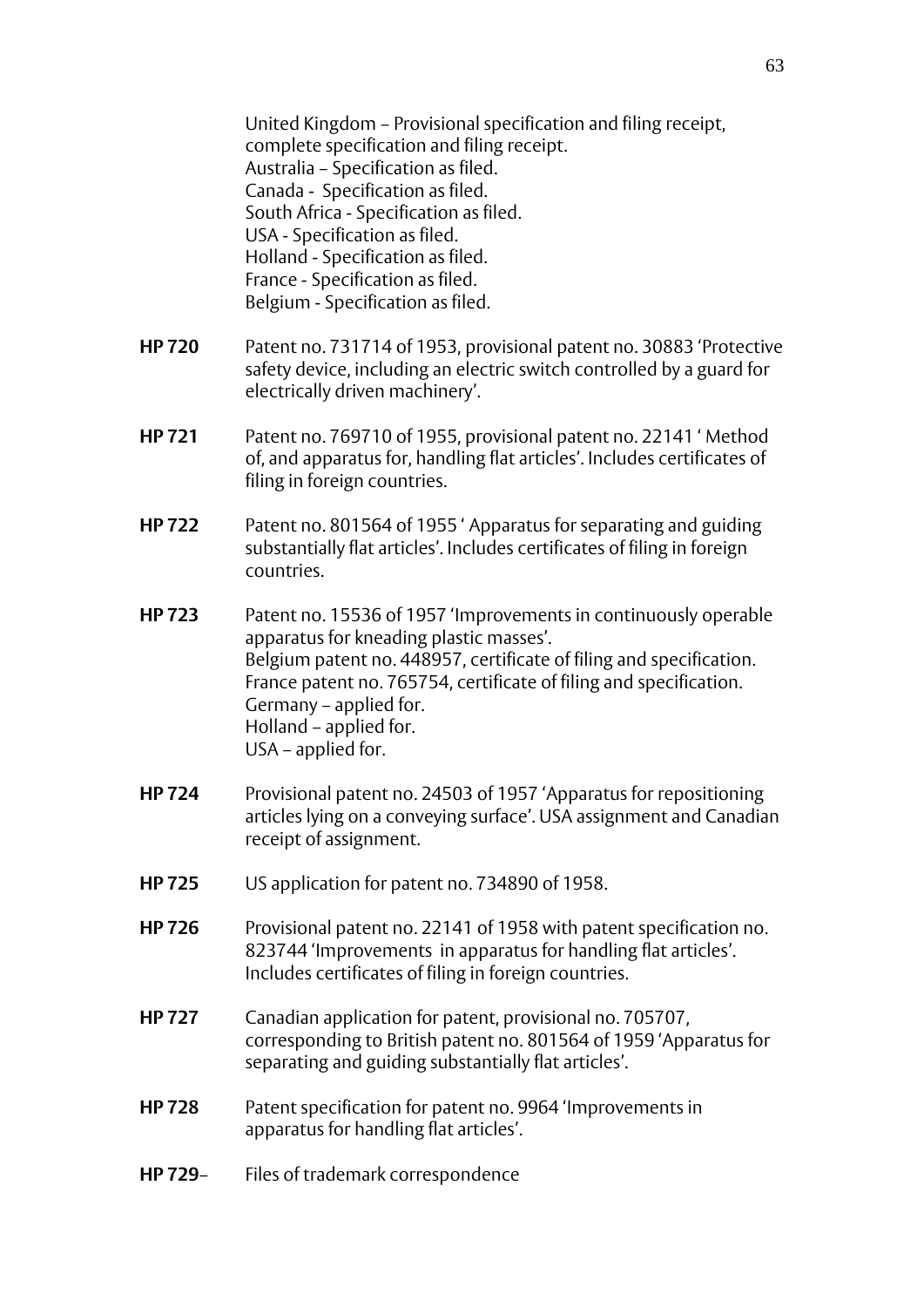United Kingdom – Provisional specification and filing receipt, complete specification and filing receipt.
Australia – Specification as filed.
Canada - Specification as filed.
South Africa - Specification as filed.
USA - Specification as filed.
Holland - Specification as filed.
France - Specification as filed.
Belgium - Specification as filed.

**HP 720** Patent no. 731714 of 1953, provisional patent no. 30883 'Protective safety device, including an electric switch controlled by a guard for electrically driven machinery'.

**HP 721** Patent no. 769710 of 1955, provisional patent no. 22141 ' Method of, and apparatus for, handling flat articles'. Includes certificates of filing in foreign countries.

**HP 722** Patent no. 801564 of 1955 ' Apparatus for separating and guiding substantially flat articles'. Includes certificates of filing in foreign countries.

**HP 723** Patent no. 15536 of 1957 'Improvements in continuously operable apparatus for kneading plastic masses'.
Belgium patent no. 448957, certificate of filing and specification.
France patent no. 765754, certificate of filing and specification.
Germany – applied for.
Holland – applied for.
USA – applied for.

**HP 724** Provisional patent no. 24503 of 1957 'Apparatus for repositioning articles lying on a conveying surface'. USA assignment and Canadian receipt of assignment.

**HP 725** US application for patent no. 734890 of 1958.

**HP 726** Provisional patent no. 22141 of 1958 with patent specification no. 823744 'Improvements in apparatus for handling flat articles'. Includes certificates of filing in foreign countries.

**HP 727** Canadian application for patent, provisional no. 705707, corresponding to British patent no. 801564 of 1959 'Apparatus for separating and guiding substantially flat articles'.

**HP 728** Patent specification for patent no. 9964 'Improvements in apparatus for handling flat articles'.

**HP 729**– Files of trademark correspondence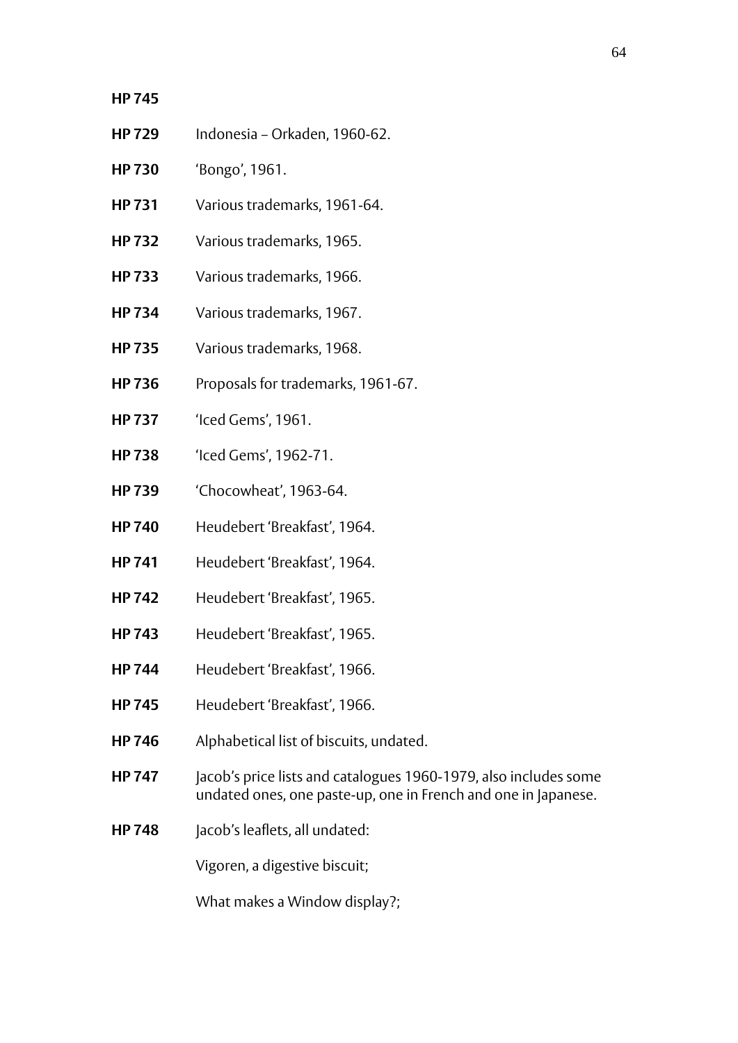**HP 745**

**HP 729** Indonesia – Orkaden, 1960-62.

**HP 730** 'Bongo', 1961.

**HP 731** Various trademarks, 1961-64.

**HP 732** Various trademarks, 1965.

**HP 733** Various trademarks, 1966.

**HP 734** Various trademarks, 1967.

**HP 735** Various trademarks, 1968.

**HP 736** Proposals for trademarks, 1961-67.

**HP 737** 'Iced Gems', 1961.

**HP 738** 'Iced Gems', 1962-71.

**HP 739** 'Chocowheat', 1963-64.

**HP 740** Heudebert 'Breakfast', 1964.

**HP 741** Heudebert 'Breakfast', 1964.

**HP 742** Heudebert 'Breakfast', 1965.

**HP 743** Heudebert 'Breakfast', 1965.

**HP 744** Heudebert 'Breakfast', 1966.

**HP 745** Heudebert 'Breakfast', 1966.

**HP 746** Alphabetical list of biscuits, undated.

**HP 747** Jacob's price lists and catalogues 1960-1979, also includes some undated ones, one paste-up, one in French and one in Japanese.

**HP 748** Jacob's leaflets, all undated:

Vigoren, a digestive biscuit;

What makes a Window display?;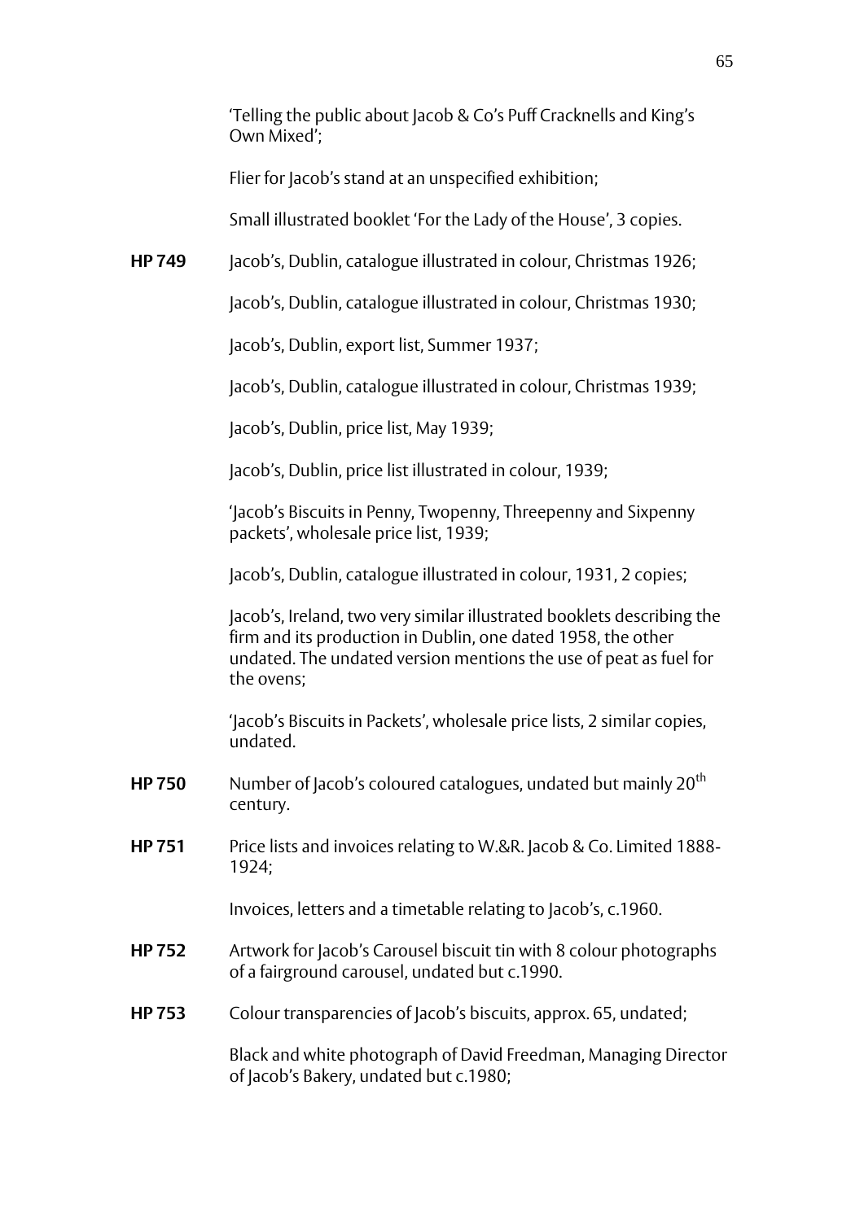'Telling the public about Jacob & Co's Puff Cracknells and King's Own Mixed';

Flier for Jacob's stand at an unspecified exhibition;

Small illustrated booklet 'For the Lady of the House', 3 copies.

**HP 749** Jacob's, Dublin, catalogue illustrated in colour, Christmas 1926;

Jacob's, Dublin, catalogue illustrated in colour, Christmas 1930;

Jacob's, Dublin, export list, Summer 1937;

Jacob's, Dublin, catalogue illustrated in colour, Christmas 1939;

Jacob's, Dublin, price list, May 1939;

Jacob's, Dublin, price list illustrated in colour, 1939;

'Jacob's Biscuits in Penny, Twopenny, Threepenny and Sixpenny packets', wholesale price list, 1939;

Jacob's, Dublin, catalogue illustrated in colour, 1931, 2 copies;

Jacob's, Ireland, two very similar illustrated booklets describing the firm and its production in Dublin, one dated 1958, the other undated. The undated version mentions the use of peat as fuel for the ovens;

'Jacob's Biscuits in Packets', wholesale price lists, 2 similar copies, undated.

**HP 750** Number of Jacob's coloured catalogues, undated but mainly 20th century.

**HP 751** Price lists and invoices relating to W.&R. Jacob & Co. Limited 1888-1924;

Invoices, letters and a timetable relating to Jacob's, c.1960.

**HP 752** Artwork for Jacob's Carousel biscuit tin with 8 colour photographs of a fairground carousel, undated but c.1990.

**HP 753** Colour transparencies of Jacob's biscuits, approx. 65, undated;

Black and white photograph of David Freedman, Managing Director of Jacob's Bakery, undated but c.1980;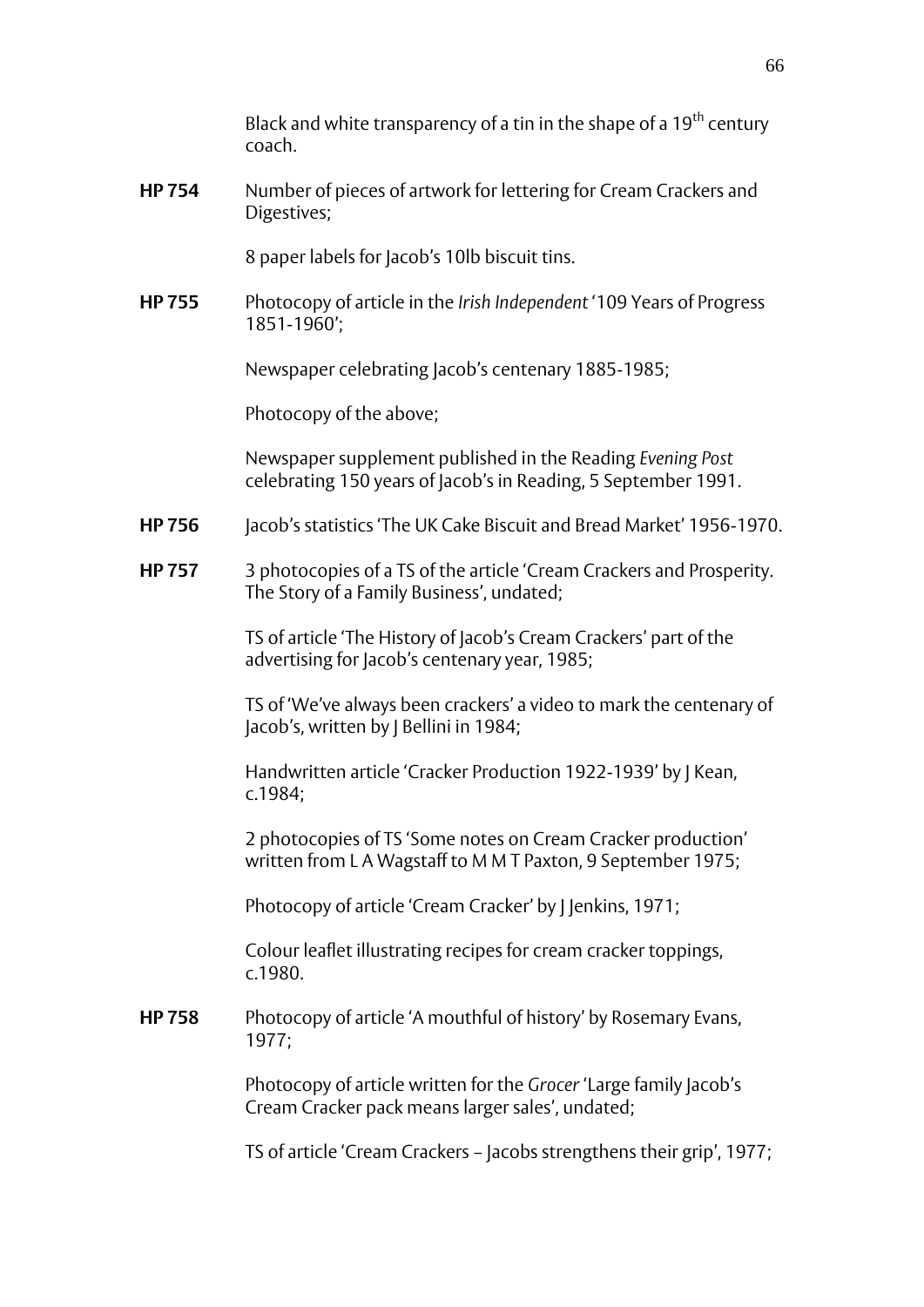Black and white transparency of a tin in the shape of a 19th century coach.

**HP 754** Number of pieces of artwork for lettering for Cream Crackers and Digestives;

8 paper labels for Jacob's 10lb biscuit tins.

**HP 755** Photocopy of article in the *Irish Independent* '109 Years of Progress 1851-1960';

Newspaper celebrating Jacob's centenary 1885-1985;

Photocopy of the above;

Newspaper supplement published in the Reading *Evening Post* celebrating 150 years of Jacob's in Reading, 5 September 1991.

**HP 756** Jacob's statistics 'The UK Cake Biscuit and Bread Market' 1956-1970.

**HP 757** 3 photocopies of a TS of the article 'Cream Crackers and Prosperity. The Story of a Family Business', undated;

TS of article 'The History of Jacob's Cream Crackers' part of the advertising for Jacob's centenary year, 1985;

TS of 'We've always been crackers' a video to mark the centenary of Jacob's, written by J Bellini in 1984;

Handwritten article 'Cracker Production 1922-1939' by J Kean, c.1984;

2 photocopies of TS 'Some notes on Cream Cracker production' written from L A Wagstaff to M M T Paxton, 9 September 1975;

Photocopy of article 'Cream Cracker' by J Jenkins, 1971;

Colour leaflet illustrating recipes for cream cracker toppings, c.1980.

**HP 758** Photocopy of article 'A mouthful of history' by Rosemary Evans, 1977;

Photocopy of article written for the *Grocer* 'Large family Jacob's Cream Cracker pack means larger sales', undated;

TS of article 'Cream Crackers – Jacobs strengthens their grip', 1977;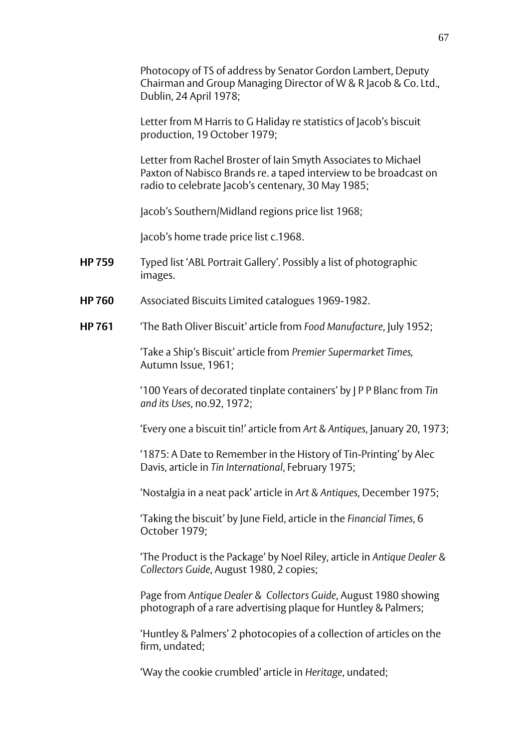Photocopy of TS of address by Senator Gordon Lambert, Deputy Chairman and Group Managing Director of W & R Jacob & Co. Ltd., Dublin, 24 April 1978;

Letter from M Harris to G Haliday re statistics of Jacob's biscuit production, 19 October 1979;

Letter from Rachel Broster of Iain Smyth Associates to Michael Paxton of Nabisco Brands re. a taped interview to be broadcast on radio to celebrate Jacob's centenary, 30 May 1985;

Jacob's Southern/Midland regions price list 1968;

Jacob's home trade price list c.1968.

**HP 759** Typed list 'ABL Portrait Gallery'. Possibly a list of photographic images.

**HP 760** Associated Biscuits Limited catalogues 1969-1982.

**HP 761** 'The Bath Oliver Biscuit' article from *Food Manufacture*, July 1952;

'Take a Ship's Biscuit' article from *Premier Supermarket Times,* Autumn Issue, 1961;

'100 Years of decorated tinplate containers' by J P P Blanc from *Tin and its Uses*, no.92, 1972;

'Every one a biscuit tin!' article from *Art & Antiques*, January 20, 1973;

'1875: A Date to Remember in the History of Tin-Printing' by Alec Davis, article in *Tin International*, February 1975;

'Nostalgia in a neat pack' article in *Art & Antiques*, December 1975;

'Taking the biscuit' by June Field, article in the *Financial Times*, 6 October 1979;

'The Product is the Package' by Noel Riley, article in *Antique Dealer & Collectors Guide*, August 1980, 2 copies;

Page from *Antique Dealer & Collectors Guide*, August 1980 showing photograph of a rare advertising plaque for Huntley & Palmers;

'Huntley & Palmers' 2 photocopies of a collection of articles on the firm, undated;

'Way the cookie crumbled' article in *Heritage*, undated;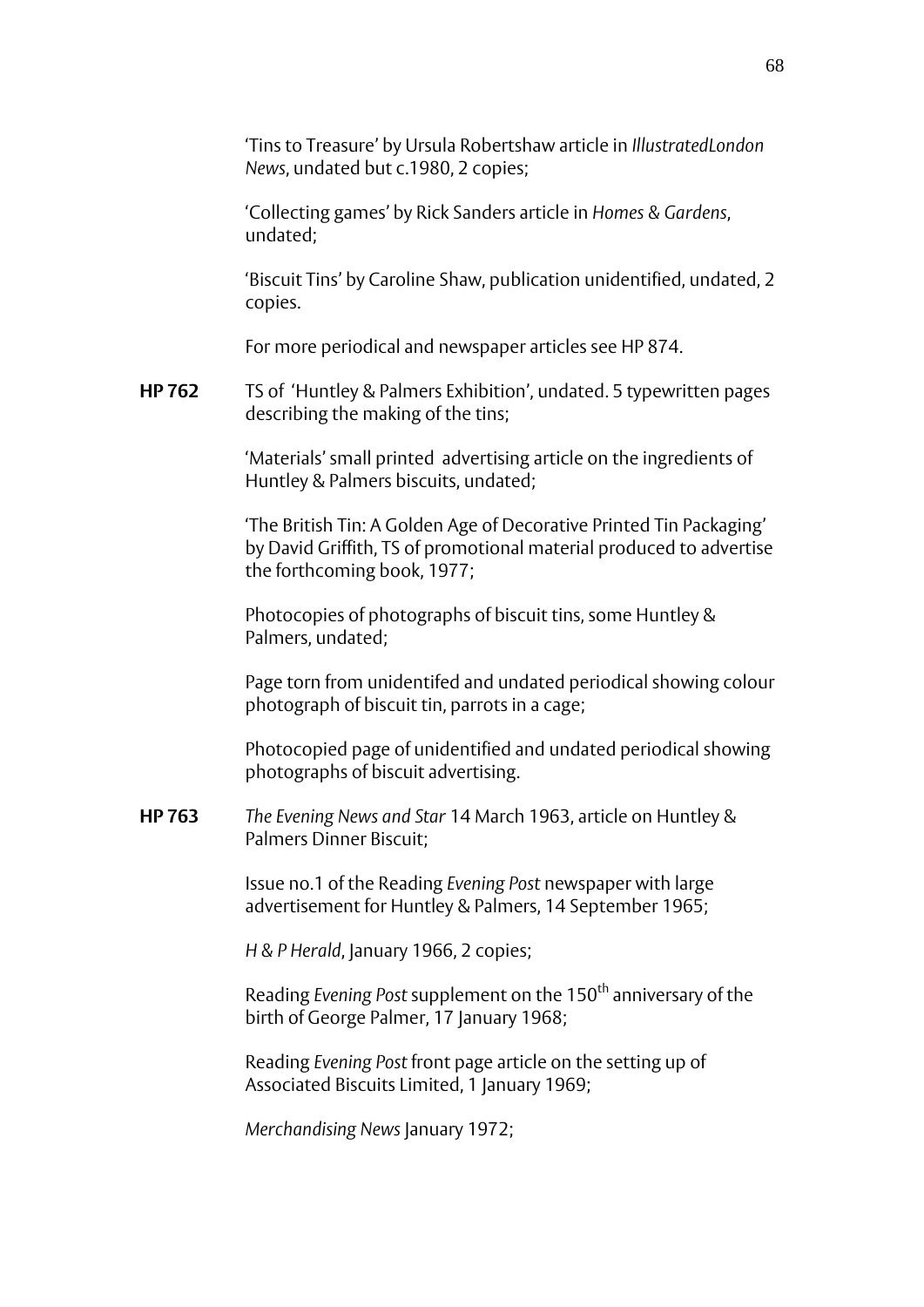'Tins to Treasure' by Ursula Robertshaw article in *IllustratedLondon News*, undated but c.1980, 2 copies;

'Collecting games' by Rick Sanders article in *Homes & Gardens*, undated;

'Biscuit Tins' by Caroline Shaw, publication unidentified, undated, 2 copies.

For more periodical and newspaper articles see HP 874.

**HP 762** TS of 'Huntley & Palmers Exhibition', undated. 5 typewritten pages describing the making of the tins;

'Materials' small printed advertising article on the ingredients of Huntley & Palmers biscuits, undated;

'The British Tin: A Golden Age of Decorative Printed Tin Packaging' by David Griffith, TS of promotional material produced to advertise the forthcoming book, 1977;

Photocopies of photographs of biscuit tins, some Huntley & Palmers, undated;

Page torn from unidentifed and undated periodical showing colour photograph of biscuit tin, parrots in a cage;

Photocopied page of unidentified and undated periodical showing photographs of biscuit advertising.

**HP 763** *The Evening News and Star* 14 March 1963, article on Huntley & Palmers Dinner Biscuit;

Issue no.1 of the Reading *Evening Post* newspaper with large advertisement for Huntley & Palmers, 14 September 1965;

*H & P Herald*, January 1966, 2 copies;

Reading *Evening Post* supplement on the 150th anniversary of the birth of George Palmer, 17 January 1968;

Reading *Evening Post* front page article on the setting up of Associated Biscuits Limited, 1 January 1969;

*Merchandising News* January 1972;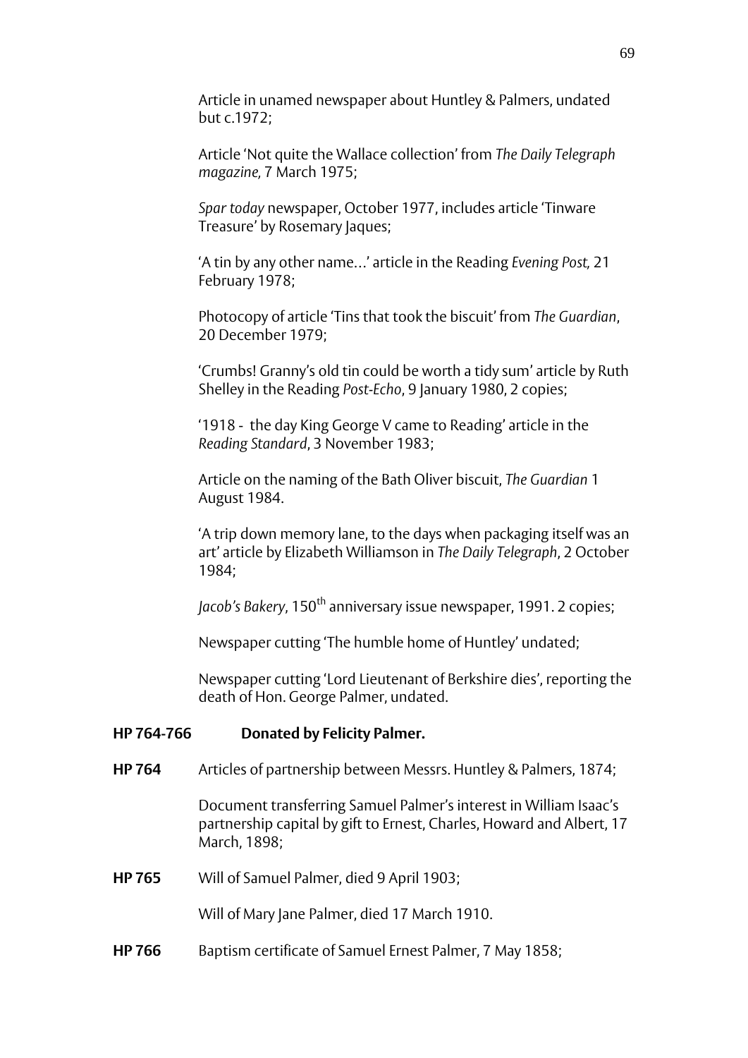Article in unamed newspaper about Huntley & Palmers, undated but c.1972;

Article 'Not quite the Wallace collection' from *The Daily Telegraph magazine,* 7 March 1975;

*Spar today* newspaper, October 1977, includes article 'Tinware Treasure' by Rosemary Jaques;

'A tin by any other name…' article in the Reading *Evening Post,* 21 February 1978;

Photocopy of article 'Tins that took the biscuit' from *The Guardian*, 20 December 1979;

'Crumbs! Granny's old tin could be worth a tidy sum' article by Ruth Shelley in the Reading *Post-Echo*, 9 January 1980, 2 copies;

'1918 - the day King George V came to Reading' article in the *Reading Standard*, 3 November 1983;

Article on the naming of the Bath Oliver biscuit, *The Guardian* 1 August 1984.

'A trip down memory lane, to the days when packaging itself was an art' article by Elizabeth Williamson in *The Daily Telegraph*, 2 October 1984;

*Jacob's Bakery*, 150th anniversary issue newspaper, 1991. 2 copies;

Newspaper cutting 'The humble home of Huntley' undated;

Newspaper cutting 'Lord Lieutenant of Berkshire dies', reporting the death of Hon. George Palmer, undated.

**HP 764-766** **Donated by Felicity Palmer.**

**HP 764** Articles of partnership between Messrs. Huntley & Palmers, 1874;

Document transferring Samuel Palmer's interest in William Isaac's partnership capital by gift to Ernest, Charles, Howard and Albert, 17 March, 1898;

**HP 765** Will of Samuel Palmer, died 9 April 1903;

Will of Mary Jane Palmer, died 17 March 1910.

**HP 766** Baptism certificate of Samuel Ernest Palmer, 7 May 1858;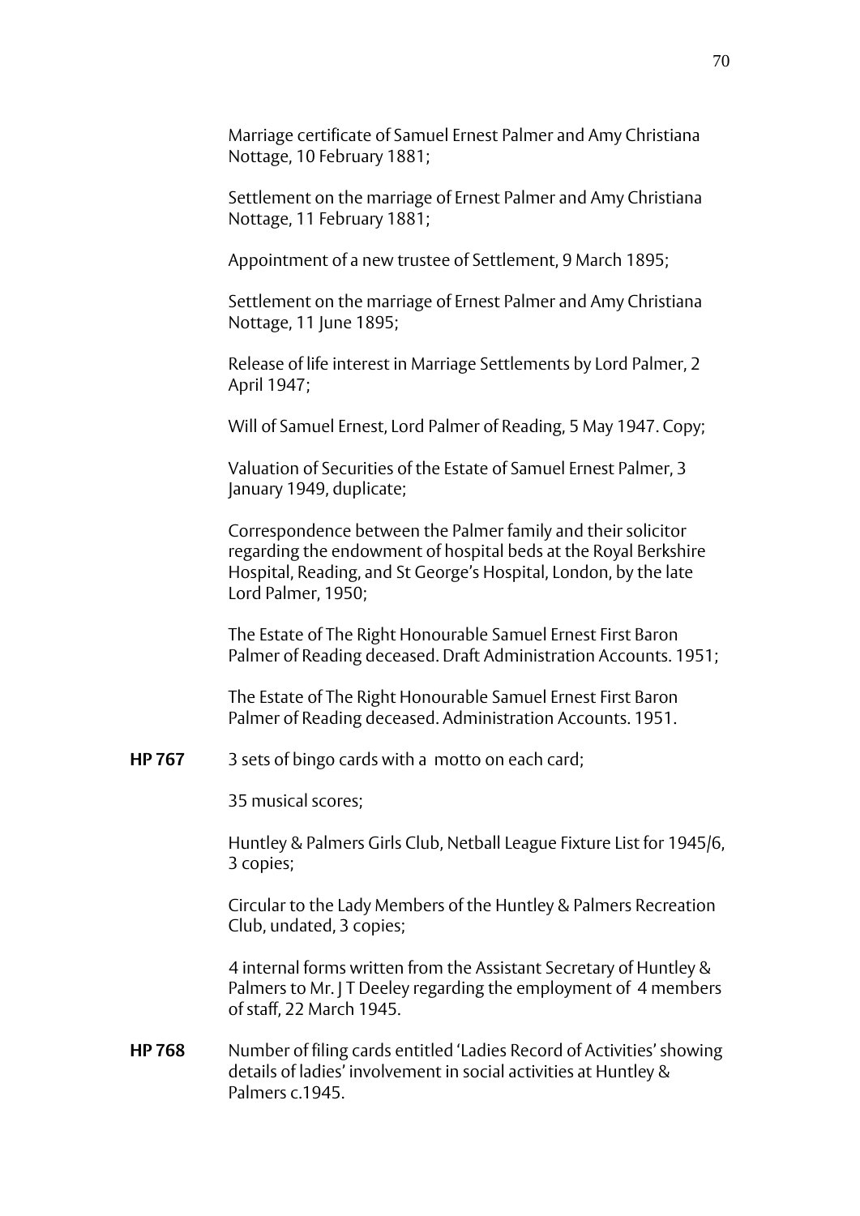Marriage certificate of Samuel Ernest Palmer and Amy Christiana Nottage, 10 February 1881;

Settlement on the marriage of Ernest Palmer and Amy Christiana Nottage, 11 February 1881;

Appointment of a new trustee of Settlement, 9 March 1895;

Settlement on the marriage of Ernest Palmer and Amy Christiana Nottage, 11 June 1895;

Release of life interest in Marriage Settlements by Lord Palmer, 2 April 1947;

Will of Samuel Ernest, Lord Palmer of Reading, 5 May 1947. Copy;

Valuation of Securities of the Estate of Samuel Ernest Palmer, 3 January 1949, duplicate;

Correspondence between the Palmer family and their solicitor regarding the endowment of hospital beds at the Royal Berkshire Hospital, Reading, and St George's Hospital, London, by the late Lord Palmer, 1950;

The Estate of The Right Honourable Samuel Ernest First Baron Palmer of Reading deceased. Draft Administration Accounts. 1951;

The Estate of The Right Honourable Samuel Ernest First Baron Palmer of Reading deceased. Administration Accounts. 1951.

**HP 767** 3 sets of bingo cards with a motto on each card;

35 musical scores;

Huntley & Palmers Girls Club, Netball League Fixture List for 1945/6, 3 copies;

Circular to the Lady Members of the Huntley & Palmers Recreation Club, undated, 3 copies;

4 internal forms written from the Assistant Secretary of Huntley & Palmers to Mr. J T Deeley regarding the employment of 4 members of staff, 22 March 1945.

**HP 768** Number of filing cards entitled 'Ladies Record of Activities' showing details of ladies' involvement in social activities at Huntley & Palmers c.1945.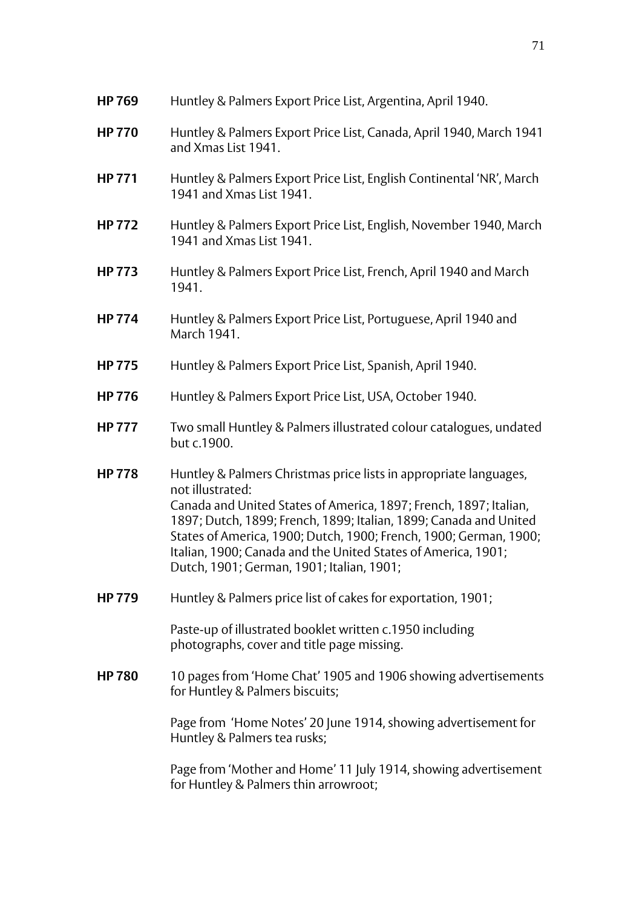**HP 769** Huntley & Palmers Export Price List, Argentina, April 1940.

**HP 770** Huntley & Palmers Export Price List, Canada, April 1940, March 1941 and Xmas List 1941.

**HP 771** Huntley & Palmers Export Price List, English Continental 'NR', March 1941 and Xmas List 1941.

**HP 772** Huntley & Palmers Export Price List, English, November 1940, March 1941 and Xmas List 1941.

**HP 773** Huntley & Palmers Export Price List, French, April 1940 and March 1941.

**HP 774** Huntley & Palmers Export Price List, Portuguese, April 1940 and March 1941.

**HP 775** Huntley & Palmers Export Price List, Spanish, April 1940.

**HP 776** Huntley & Palmers Export Price List, USA, October 1940.

**HP 777** Two small Huntley & Palmers illustrated colour catalogues, undated but c.1900.

**HP 778** Huntley & Palmers Christmas price lists in appropriate languages, not illustrated:
Canada and United States of America, 1897; French, 1897; Italian, 1897; Dutch, 1899; French, 1899; Italian, 1899; Canada and United States of America, 1900; Dutch, 1900; French, 1900; German, 1900; Italian, 1900; Canada and the United States of America, 1901; Dutch, 1901; German, 1901; Italian, 1901;

**HP 779** Huntley & Palmers price list of cakes for exportation, 1901;

Paste-up of illustrated booklet written c.1950 including photographs, cover and title page missing.

**HP 780** 10 pages from 'Home Chat' 1905 and 1906 showing advertisements for Huntley & Palmers biscuits;

Page from 'Home Notes' 20 June 1914, showing advertisement for Huntley & Palmers tea rusks;

Page from 'Mother and Home' 11 July 1914, showing advertisement for Huntley & Palmers thin arrowroot;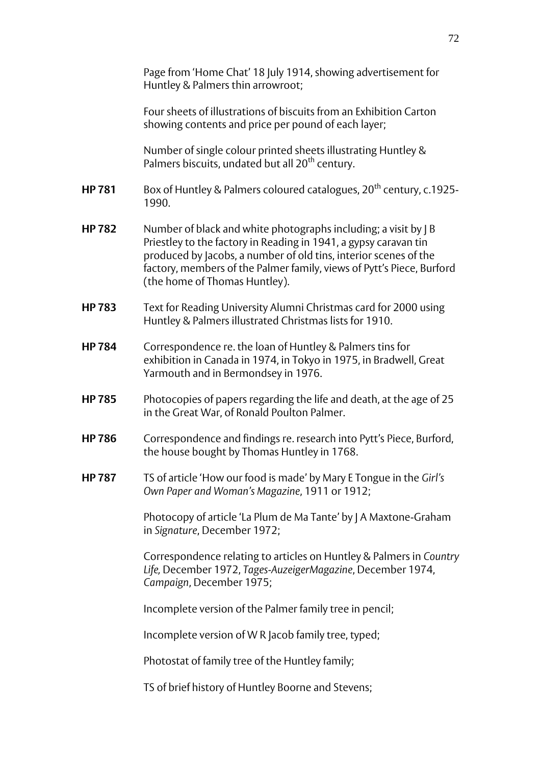Page from 'Home Chat' 18 July 1914, showing advertisement for Huntley & Palmers thin arrowroot;

Four sheets of illustrations of biscuits from an Exhibition Carton showing contents and price per pound of each layer;

Number of single colour printed sheets illustrating Huntley & Palmers biscuits, undated but all 20th century.

**HP 781** Box of Huntley & Palmers coloured catalogues, 20th century, c.1925-1990.

**HP 782** Number of black and white photographs including; a visit by J B Priestley to the factory in Reading in 1941, a gypsy caravan tin produced by Jacobs, a number of old tins, interior scenes of the factory, members of the Palmer family, views of Pytt's Piece, Burford (the home of Thomas Huntley).

**HP 783** Text for Reading University Alumni Christmas card for 2000 using Huntley & Palmers illustrated Christmas lists for 1910.

**HP 784** Correspondence re. the loan of Huntley & Palmers tins for exhibition in Canada in 1974, in Tokyo in 1975, in Bradwell, Great Yarmouth and in Bermondsey in 1976.

**HP 785** Photocopies of papers regarding the life and death, at the age of 25 in the Great War, of Ronald Poulton Palmer.

**HP 786** Correspondence and findings re. research into Pytt's Piece, Burford, the house bought by Thomas Huntley in 1768.

**HP 787** TS of article 'How our food is made' by Mary E Tongue in the *Girl's Own Paper and Woman's Magazine*, 1911 or 1912;

Photocopy of article 'La Plum de Ma Tante' by J A Maxtone-Graham in *Signature*, December 1972;

Correspondence relating to articles on Huntley & Palmers in *Country Life,* December 1972, *Tages-AuzeigerMagazine*, December 1974, *Campaign*, December 1975;

Incomplete version of the Palmer family tree in pencil;

Incomplete version of W R Jacob family tree, typed;

Photostat of family tree of the Huntley family;

TS of brief history of Huntley Boorne and Stevens;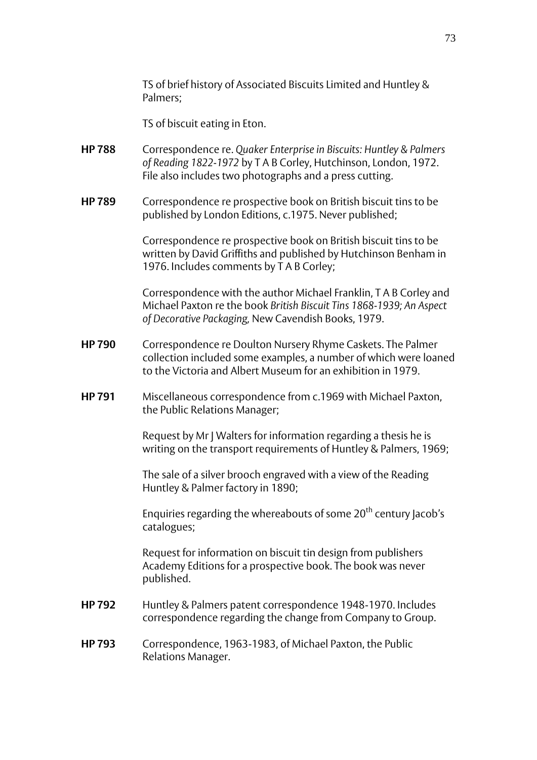TS of brief history of Associated Biscuits Limited and Huntley & Palmers;

TS of biscuit eating in Eton.

**HP 788** Correspondence re. *Quaker Enterprise in Biscuits: Huntley & Palmers of Reading 1822-1972* by T A B Corley, Hutchinson, London, 1972. File also includes two photographs and a press cutting.

**HP 789** Correspondence re prospective book on British biscuit tins to be published by London Editions, c.1975. Never published;

Correspondence re prospective book on British biscuit tins to be written by David Griffiths and published by Hutchinson Benham in 1976. Includes comments by T A B Corley;

Correspondence with the author Michael Franklin, T A B Corley and Michael Paxton re the book *British Biscuit Tins 1868-1939; An Aspect of Decorative Packaging,* New Cavendish Books, 1979.

**HP 790** Correspondence re Doulton Nursery Rhyme Caskets. The Palmer collection included some examples, a number of which were loaned to the Victoria and Albert Museum for an exhibition in 1979.

**HP 791** Miscellaneous correspondence from c.1969 with Michael Paxton, the Public Relations Manager;

Request by Mr J Walters for information regarding a thesis he is writing on the transport requirements of Huntley & Palmers, 1969;

The sale of a silver brooch engraved with a view of the Reading Huntley & Palmer factory in 1890;

Enquiries regarding the whereabouts of some 20th century Jacob's catalogues;

Request for information on biscuit tin design from publishers Academy Editions for a prospective book. The book was never published.

**HP 792** Huntley & Palmers patent correspondence 1948-1970. Includes correspondence regarding the change from Company to Group.

**HP 793** Correspondence, 1963-1983, of Michael Paxton, the Public Relations Manager.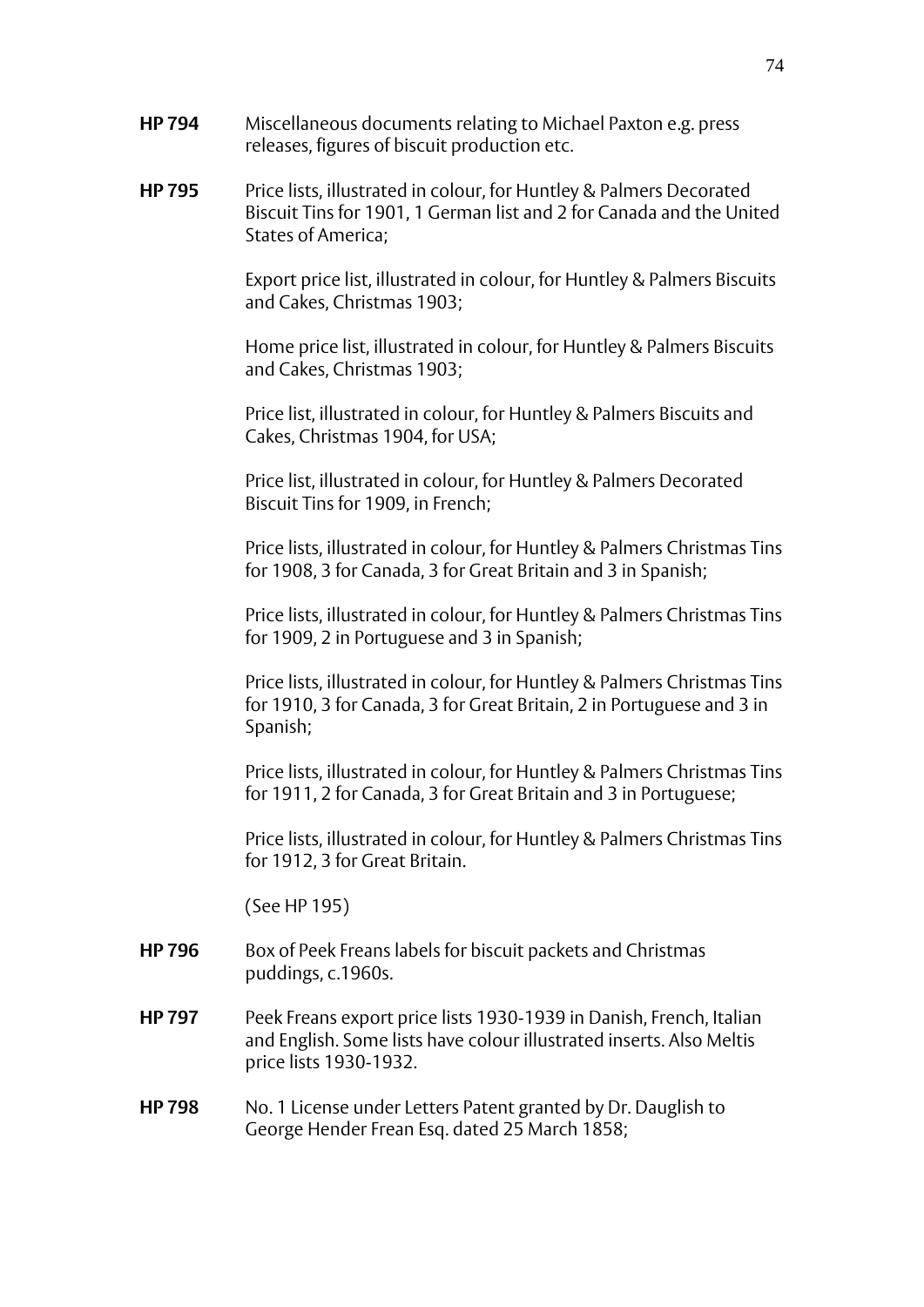**HP 794** Miscellaneous documents relating to Michael Paxton e.g. press releases, figures of biscuit production etc.

**HP 795** Price lists, illustrated in colour, for Huntley & Palmers Decorated Biscuit Tins for 1901, 1 German list and 2 for Canada and the United States of America;

Export price list, illustrated in colour, for Huntley & Palmers Biscuits and Cakes, Christmas 1903;

Home price list, illustrated in colour, for Huntley & Palmers Biscuits and Cakes, Christmas 1903;

Price list, illustrated in colour, for Huntley & Palmers Biscuits and Cakes, Christmas 1904, for USA;

Price list, illustrated in colour, for Huntley & Palmers Decorated Biscuit Tins for 1909, in French;

Price lists, illustrated in colour, for Huntley & Palmers Christmas Tins for 1908, 3 for Canada, 3 for Great Britain and 3 in Spanish;

Price lists, illustrated in colour, for Huntley & Palmers Christmas Tins for 1909, 2 in Portuguese and 3 in Spanish;

Price lists, illustrated in colour, for Huntley & Palmers Christmas Tins for 1910, 3 for Canada, 3 for Great Britain, 2 in Portuguese and 3 in Spanish;

Price lists, illustrated in colour, for Huntley & Palmers Christmas Tins for 1911, 2 for Canada, 3 for Great Britain and 3 in Portuguese;

Price lists, illustrated in colour, for Huntley & Palmers Christmas Tins for 1912, 3 for Great Britain.

(See HP 195)

**HP 796** Box of Peek Freans labels for biscuit packets and Christmas puddings, c.1960s.

**HP 797** Peek Freans export price lists 1930-1939 in Danish, French, Italian and English. Some lists have colour illustrated inserts. Also Meltis price lists 1930-1932.

**HP 798** No. 1 License under Letters Patent granted by Dr. Dauglish to George Hender Frean Esq. dated 25 March 1858;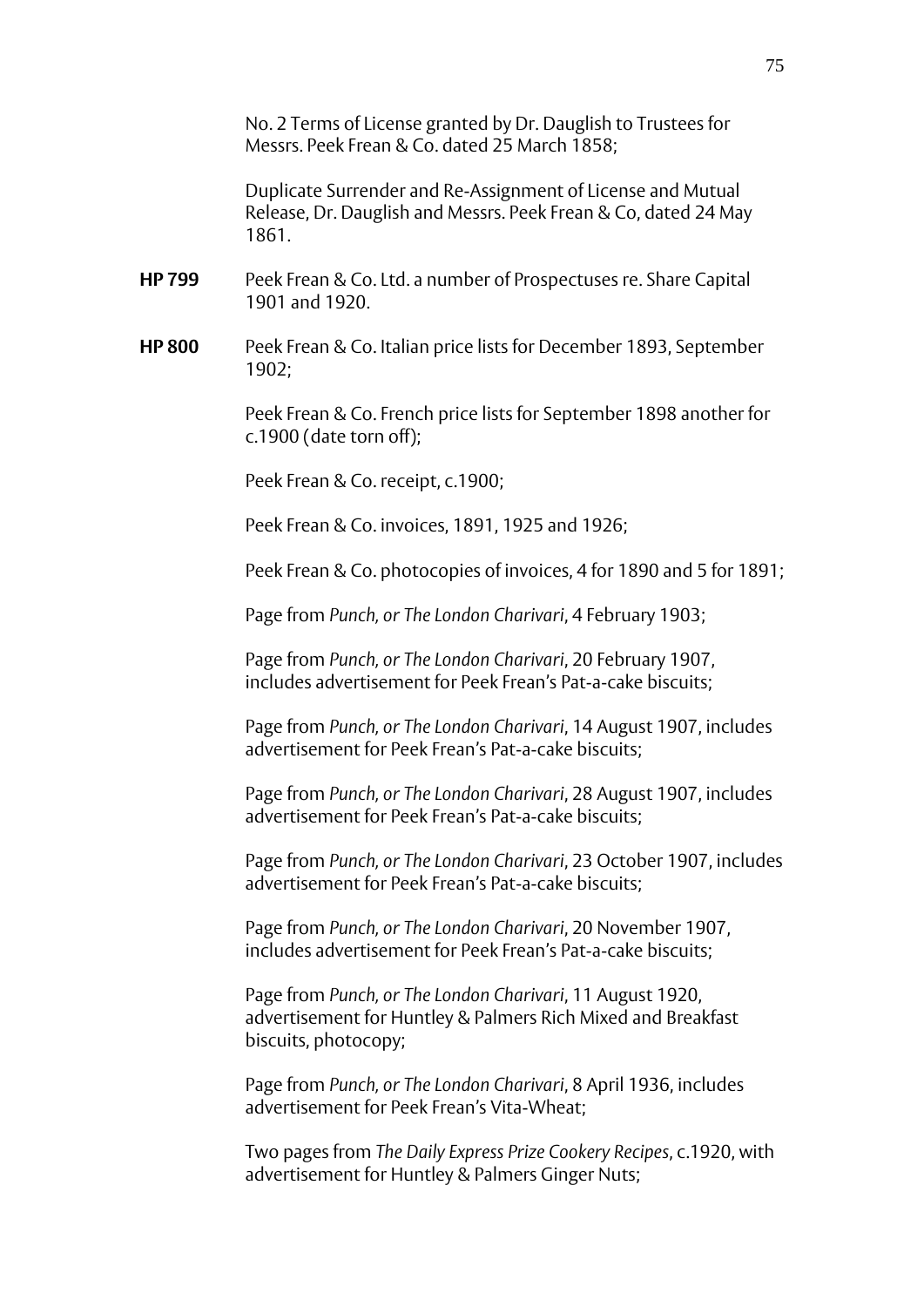No. 2 Terms of License granted by Dr. Dauglish to Trustees for Messrs. Peek Frean & Co. dated 25 March 1858;

Duplicate Surrender and Re-Assignment of License and Mutual Release, Dr. Dauglish and Messrs. Peek Frean & Co, dated 24 May 1861.

**HP 799** Peek Frean & Co. Ltd. a number of Prospectuses re. Share Capital 1901 and 1920.

**HP 800** Peek Frean & Co. Italian price lists for December 1893, September 1902;

Peek Frean & Co. French price lists for September 1898 another for c.1900 (date torn off);

Peek Frean & Co. receipt, c.1900;

Peek Frean & Co. invoices, 1891, 1925 and 1926;

Peek Frean & Co. photocopies of invoices, 4 for 1890 and 5 for 1891;

Page from *Punch, or The London Charivari*, 4 February 1903;

Page from *Punch, or The London Charivari*, 20 February 1907, includes advertisement for Peek Frean's Pat-a-cake biscuits;

Page from *Punch, or The London Charivari*, 14 August 1907, includes advertisement for Peek Frean's Pat-a-cake biscuits;

Page from *Punch, or The London Charivari*, 28 August 1907, includes advertisement for Peek Frean's Pat-a-cake biscuits;

Page from *Punch, or The London Charivari*, 23 October 1907, includes advertisement for Peek Frean's Pat-a-cake biscuits;

Page from *Punch, or The London Charivari*, 20 November 1907, includes advertisement for Peek Frean's Pat-a-cake biscuits;

Page from *Punch, or The London Charivari*, 11 August 1920, advertisement for Huntley & Palmers Rich Mixed and Breakfast biscuits, photocopy;

Page from *Punch, or The London Charivari*, 8 April 1936, includes advertisement for Peek Frean's Vita-Wheat;

Two pages from *The Daily Express Prize Cookery Recipes*, c.1920, with advertisement for Huntley & Palmers Ginger Nuts;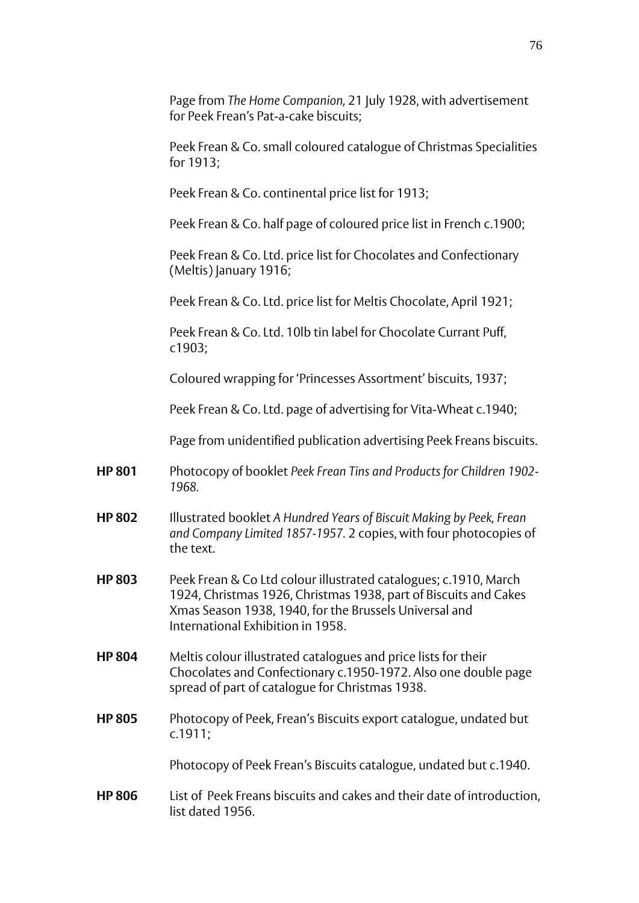Page from *The Home Companion,* 21 July 1928, with advertisement for Peek Frean's Pat-a-cake biscuits;

Peek Frean & Co. small coloured catalogue of Christmas Specialities for 1913;

Peek Frean & Co. continental price list for 1913;

Peek Frean & Co. half page of coloured price list in French c.1900;

Peek Frean & Co. Ltd. price list for Chocolates and Confectionary (Meltis) January 1916;

Peek Frean & Co. Ltd. price list for Meltis Chocolate, April 1921;

Peek Frean & Co. Ltd. 10lb tin label for Chocolate Currant Puff, c1903;

Coloured wrapping for 'Princesses Assortment' biscuits, 1937;

Peek Frean & Co. Ltd. page of advertising for Vita-Wheat c.1940;

Page from unidentified publication advertising Peek Freans biscuits.

**HP 801** Photocopy of booklet *Peek Frean Tins and Products for Children 1902-1968.*

**HP 802** Illustrated booklet *A Hundred Years of Biscuit Making by Peek, Frean and Company Limited 1857-1957.* 2 copies, with four photocopies of the text.

**HP 803** Peek Frean & Co Ltd colour illustrated catalogues; c.1910, March 1924, Christmas 1926, Christmas 1938, part of Biscuits and Cakes Xmas Season 1938, 1940, for the Brussels Universal and International Exhibition in 1958.

**HP 804** Meltis colour illustrated catalogues and price lists for their Chocolates and Confectionary c.1950-1972. Also one double page spread of part of catalogue for Christmas 1938.

**HP 805** Photocopy of Peek, Frean's Biscuits export catalogue, undated but c.1911;

Photocopy of Peek Frean's Biscuits catalogue, undated but c.1940.

**HP 806** List of Peek Freans biscuits and cakes and their date of introduction, list dated 1956.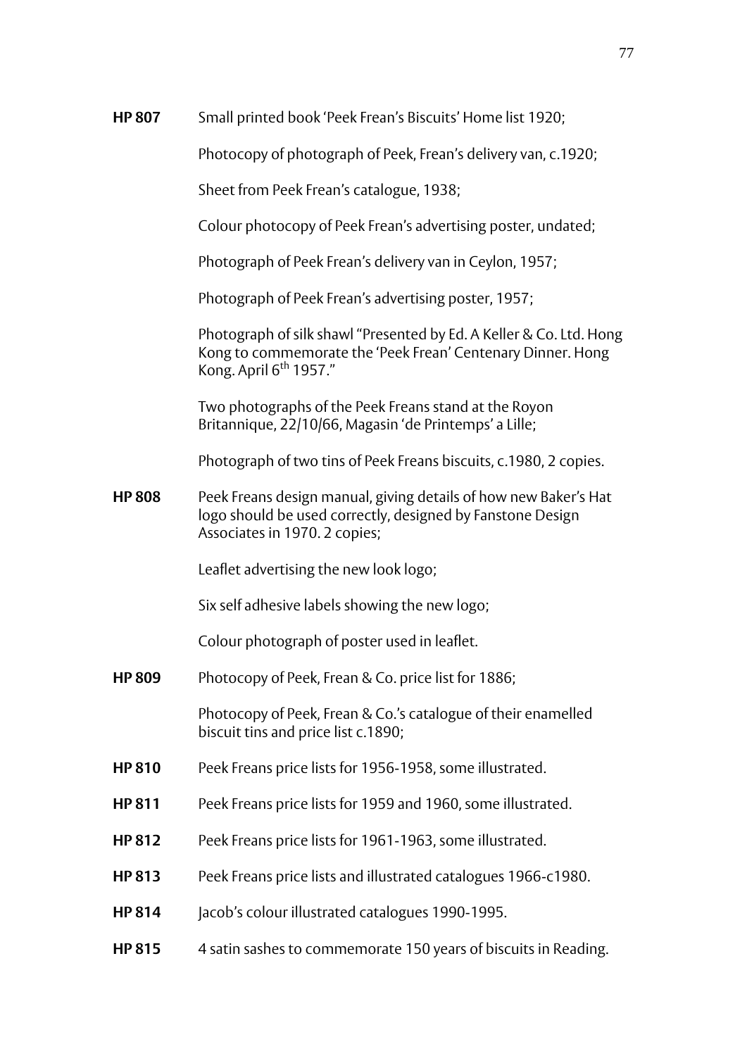**HP 807** Small printed book 'Peek Frean's Biscuits' Home list 1920;

Photocopy of photograph of Peek, Frean's delivery van, c.1920;

Sheet from Peek Frean's catalogue, 1938;

Colour photocopy of Peek Frean's advertising poster, undated;

Photograph of Peek Frean's delivery van in Ceylon, 1957;

Photograph of Peek Frean's advertising poster, 1957;

Photograph of silk shawl "Presented by Ed. A Keller & Co. Ltd. Hong Kong to commemorate the 'Peek Frean' Centenary Dinner. Hong Kong. April 6th 1957."

Two photographs of the Peek Freans stand at the Royon Britannique, 22/10/66, Magasin 'de Printemps' a Lille;

Photograph of two tins of Peek Freans biscuits, c.1980, 2 copies.

**HP 808** Peek Freans design manual, giving details of how new Baker's Hat logo should be used correctly, designed by Fanstone Design Associates in 1970. 2 copies;

Leaflet advertising the new look logo;

Six self adhesive labels showing the new logo;

Colour photograph of poster used in leaflet.

**HP 809** Photocopy of Peek, Frean & Co. price list for 1886;

Photocopy of Peek, Frean & Co.'s catalogue of their enamelled biscuit tins and price list c.1890;

**HP 810** Peek Freans price lists for 1956-1958, some illustrated.

**HP 811** Peek Freans price lists for 1959 and 1960, some illustrated.

**HP 812** Peek Freans price lists for 1961-1963, some illustrated.

**HP 813** Peek Freans price lists and illustrated catalogues 1966-c1980.

**HP 814** Jacob's colour illustrated catalogues 1990-1995.

**HP 815** 4 satin sashes to commemorate 150 years of biscuits in Reading.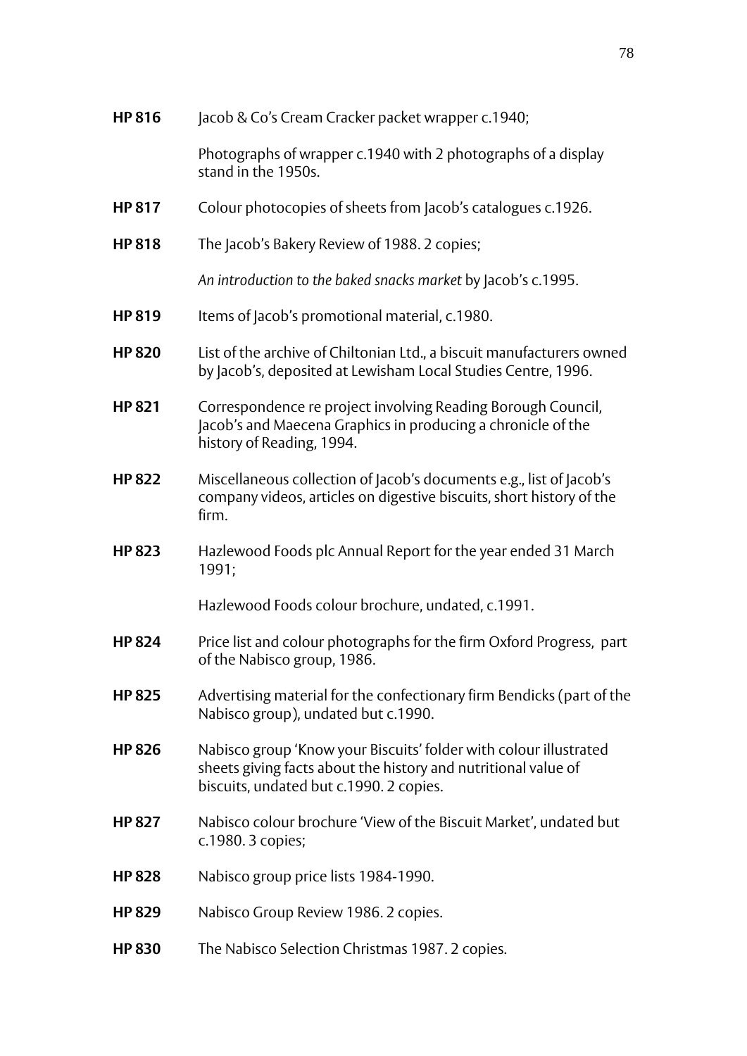**HP 816** Jacob & Co's Cream Cracker packet wrapper c.1940;

Photographs of wrapper c.1940 with 2 photographs of a display stand in the 1950s.

**HP 817** Colour photocopies of sheets from Jacob's catalogues c.1926.

**HP 818** The Jacob's Bakery Review of 1988. 2 copies;

*An introduction to the baked snacks market* by Jacob's c.1995.

**HP 819** Items of Jacob's promotional material, c.1980.

**HP 820** List of the archive of Chiltonian Ltd., a biscuit manufacturers owned by Jacob's, deposited at Lewisham Local Studies Centre, 1996.

**HP 821** Correspondence re project involving Reading Borough Council, Jacob's and Maecena Graphics in producing a chronicle of the history of Reading, 1994.

**HP 822** Miscellaneous collection of Jacob's documents e.g., list of Jacob's company videos, articles on digestive biscuits, short history of the firm.

**HP 823** Hazlewood Foods plc Annual Report for the year ended 31 March 1991;

Hazlewood Foods colour brochure, undated, c.1991.

**HP 824** Price list and colour photographs for the firm Oxford Progress, part of the Nabisco group, 1986.

**HP 825** Advertising material for the confectionary firm Bendicks (part of the Nabisco group), undated but c.1990.

**HP 826** Nabisco group 'Know your Biscuits' folder with colour illustrated sheets giving facts about the history and nutritional value of biscuits, undated but c.1990. 2 copies.

**HP 827** Nabisco colour brochure 'View of the Biscuit Market', undated but c.1980. 3 copies;

**HP 828** Nabisco group price lists 1984-1990.

**HP 829** Nabisco Group Review 1986. 2 copies.

**HP 830** The Nabisco Selection Christmas 1987. 2 copies.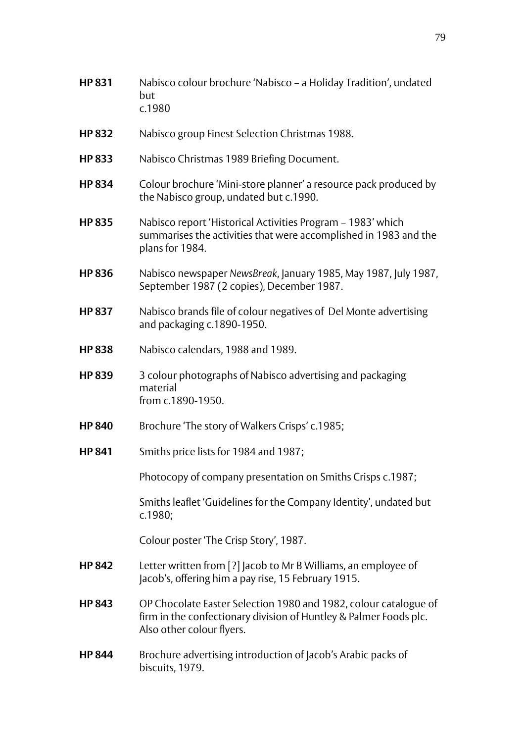**HP 831** Nabisco colour brochure 'Nabisco – a Holiday Tradition', undated but c.1980

**HP 832** Nabisco group Finest Selection Christmas 1988.

**HP 833** Nabisco Christmas 1989 Briefing Document.

**HP 834** Colour brochure 'Mini-store planner' a resource pack produced by the Nabisco group, undated but c.1990.

**HP 835** Nabisco report 'Historical Activities Program – 1983' which summarises the activities that were accomplished in 1983 and the plans for 1984.

**HP 836** Nabisco newspaper *NewsBreak*, January 1985, May 1987, July 1987, September 1987 (2 copies), December 1987.

**HP 837** Nabisco brands file of colour negatives of Del Monte advertising and packaging c.1890-1950.

**HP 838** Nabisco calendars, 1988 and 1989.

**HP 839** 3 colour photographs of Nabisco advertising and packaging material from c.1890-1950.

**HP 840** Brochure 'The story of Walkers Crisps' c.1985;

**HP 841** Smiths price lists for 1984 and 1987;

Photocopy of company presentation on Smiths Crisps c.1987;

Smiths leaflet 'Guidelines for the Company Identity', undated but c.1980;

Colour poster 'The Crisp Story', 1987.

**HP 842** Letter written from [?] Jacob to Mr B Williams, an employee of Jacob's, offering him a pay rise, 15 February 1915.

**HP 843** OP Chocolate Easter Selection 1980 and 1982, colour catalogue of firm in the confectionary division of Huntley & Palmer Foods plc. Also other colour flyers.

**HP 844** Brochure advertising introduction of Jacob's Arabic packs of biscuits, 1979.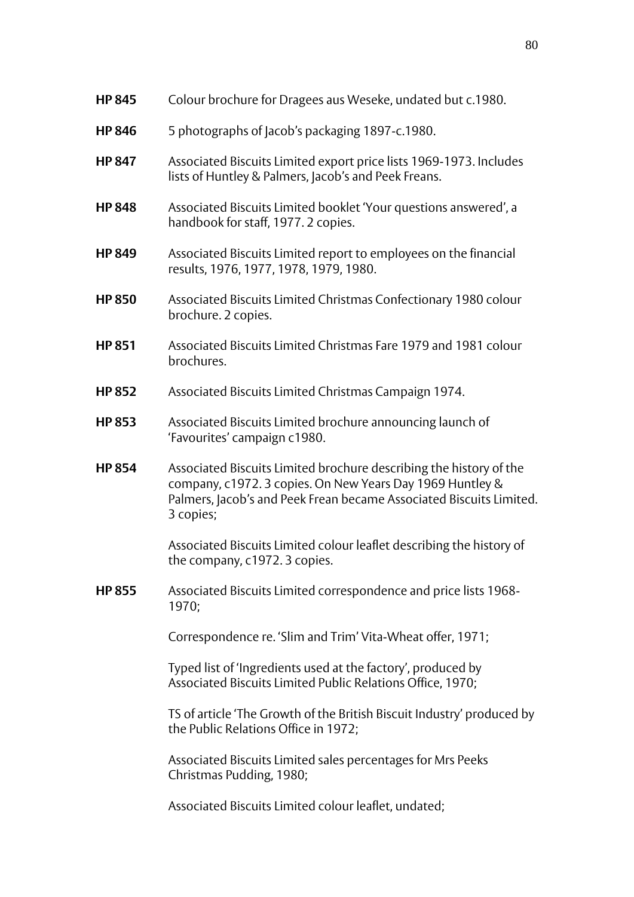**HP 845** Colour brochure for Dragees aus Weseke, undated but c.1980.

**HP 846** 5 photographs of Jacob's packaging 1897-c.1980.

**HP 847** Associated Biscuits Limited export price lists 1969-1973. Includes lists of Huntley & Palmers, Jacob's and Peek Freans.

**HP 848** Associated Biscuits Limited booklet 'Your questions answered', a handbook for staff, 1977. 2 copies.

**HP 849** Associated Biscuits Limited report to employees on the financial results, 1976, 1977, 1978, 1979, 1980.

**HP 850** Associated Biscuits Limited Christmas Confectionary 1980 colour brochure. 2 copies.

**HP 851** Associated Biscuits Limited Christmas Fare 1979 and 1981 colour brochures.

**HP 852** Associated Biscuits Limited Christmas Campaign 1974.

**HP 853** Associated Biscuits Limited brochure announcing launch of 'Favourites' campaign c1980.

**HP 854** Associated Biscuits Limited brochure describing the history of the company, c1972. 3 copies. On New Years Day 1969 Huntley & Palmers, Jacob's and Peek Frean became Associated Biscuits Limited. 3 copies;

Associated Biscuits Limited colour leaflet describing the history of the company, c1972. 3 copies.

**HP 855** Associated Biscuits Limited correspondence and price lists 1968-1970;

Correspondence re. 'Slim and Trim' Vita-Wheat offer, 1971;

Typed list of 'Ingredients used at the factory', produced by Associated Biscuits Limited Public Relations Office, 1970;

TS of article 'The Growth of the British Biscuit Industry' produced by the Public Relations Office in 1972;

Associated Biscuits Limited sales percentages for Mrs Peeks Christmas Pudding, 1980;

Associated Biscuits Limited colour leaflet, undated;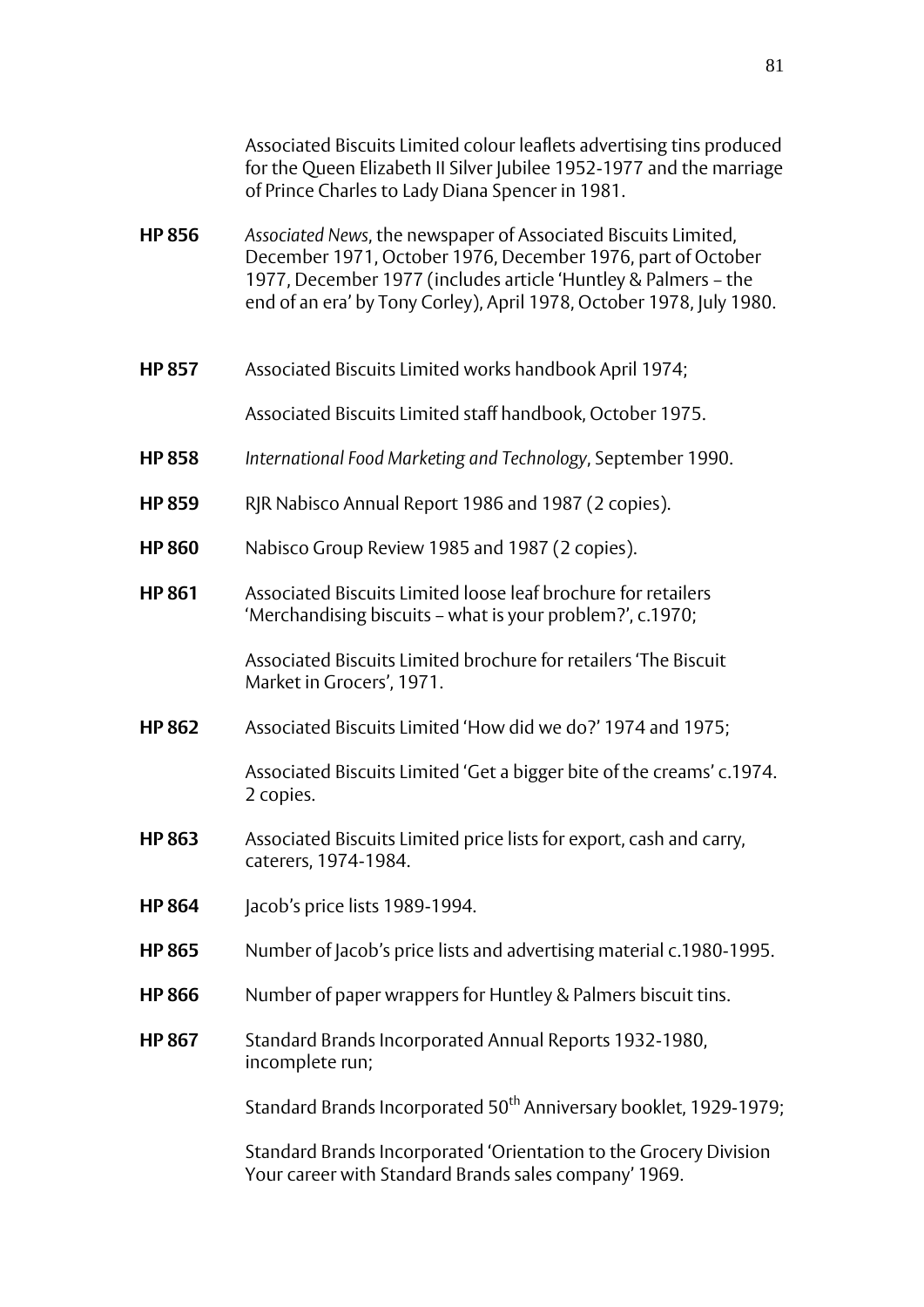Associated Biscuits Limited colour leaflets advertising tins produced for the Queen Elizabeth II Silver Jubilee 1952-1977 and the marriage of Prince Charles to Lady Diana Spencer in 1981.

**HP 856** *Associated News*, the newspaper of Associated Biscuits Limited, December 1971, October 1976, December 1976, part of October 1977, December 1977 (includes article 'Huntley & Palmers – the end of an era' by Tony Corley), April 1978, October 1978, July 1980.

**HP 857** Associated Biscuits Limited works handbook April 1974;

Associated Biscuits Limited staff handbook, October 1975.

**HP 858** *International Food Marketing and Technology*, September 1990.

**HP 859** RJR Nabisco Annual Report 1986 and 1987 (2 copies).

**HP 860** Nabisco Group Review 1985 and 1987 (2 copies).

**HP 861** Associated Biscuits Limited loose leaf brochure for retailers 'Merchandising biscuits – what is your problem?', c.1970;

Associated Biscuits Limited brochure for retailers 'The Biscuit Market in Grocers', 1971.

**HP 862** Associated Biscuits Limited 'How did we do?' 1974 and 1975;

Associated Biscuits Limited 'Get a bigger bite of the creams' c.1974. 2 copies.

**HP 863** Associated Biscuits Limited price lists for export, cash and carry, caterers, 1974-1984.

**HP 864** Jacob's price lists 1989-1994.

**HP 865** Number of Jacob's price lists and advertising material c.1980-1995.

**HP 866** Number of paper wrappers for Huntley & Palmers biscuit tins.

**HP 867** Standard Brands Incorporated Annual Reports 1932-1980, incomplete run;

Standard Brands Incorporated 50th Anniversary booklet, 1929-1979;

Standard Brands Incorporated 'Orientation to the Grocery Division Your career with Standard Brands sales company' 1969.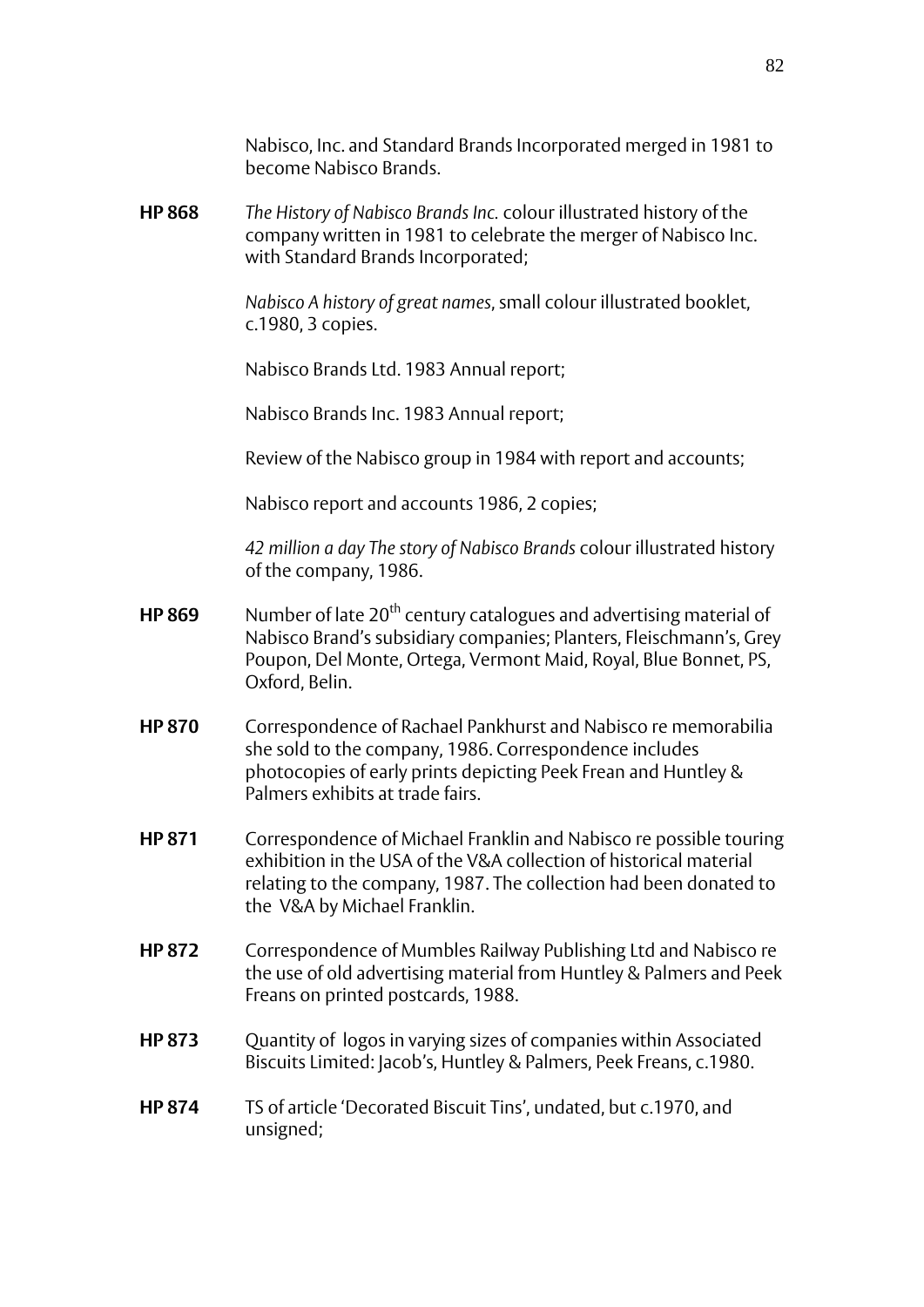Nabisco, Inc. and Standard Brands Incorporated merged in 1981 to become Nabisco Brands.

**HP 868** *The History of Nabisco Brands Inc.* colour illustrated history of the company written in 1981 to celebrate the merger of Nabisco Inc. with Standard Brands Incorporated;

*Nabisco A history of great names*, small colour illustrated booklet, c.1980, 3 copies.

Nabisco Brands Ltd. 1983 Annual report;

Nabisco Brands Inc. 1983 Annual report;

Review of the Nabisco group in 1984 with report and accounts;

Nabisco report and accounts 1986, 2 copies;

*42 million a day The story of Nabisco Brands* colour illustrated history of the company, 1986.

**HP 869** Number of late 20th century catalogues and advertising material of Nabisco Brand's subsidiary companies; Planters, Fleischmann's, Grey Poupon, Del Monte, Ortega, Vermont Maid, Royal, Blue Bonnet, PS, Oxford, Belin.

**HP 870** Correspondence of Rachael Pankhurst and Nabisco re memorabilia she sold to the company, 1986. Correspondence includes photocopies of early prints depicting Peek Frean and Huntley & Palmers exhibits at trade fairs.

**HP 871** Correspondence of Michael Franklin and Nabisco re possible touring exhibition in the USA of the V&A collection of historical material relating to the company, 1987. The collection had been donated to the V&A by Michael Franklin.

**HP 872** Correspondence of Mumbles Railway Publishing Ltd and Nabisco re the use of old advertising material from Huntley & Palmers and Peek Freans on printed postcards, 1988.

**HP 873** Quantity of logos in varying sizes of companies within Associated Biscuits Limited: Jacob's, Huntley & Palmers, Peek Freans, c.1980.

**HP 874** TS of article 'Decorated Biscuit Tins', undated, but c.1970, and unsigned;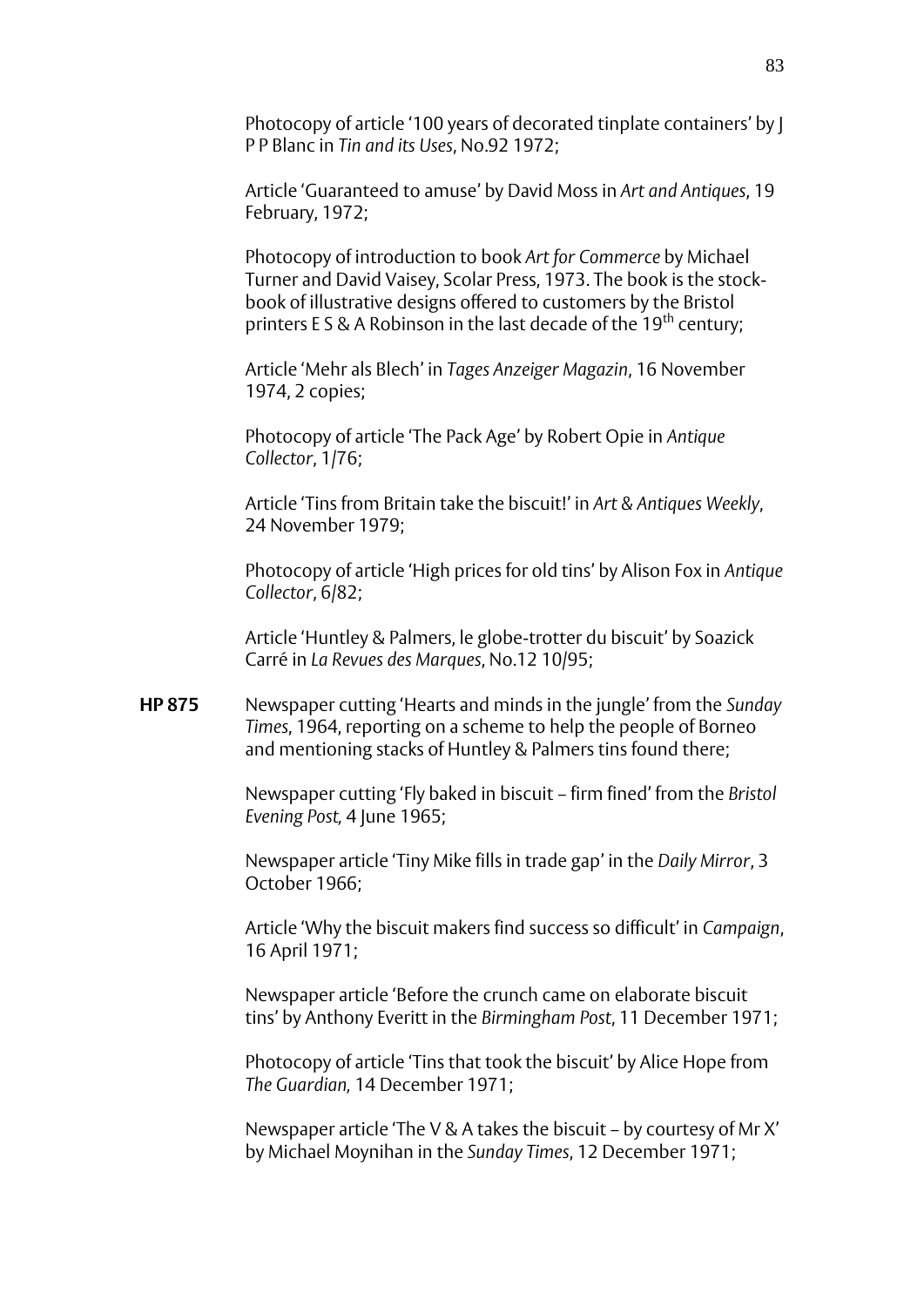Photocopy of article '100 years of decorated tinplate containers' by J P P Blanc in *Tin and its Uses*, No.92 1972;

Article 'Guaranteed to amuse' by David Moss in *Art and Antiques*, 19 February, 1972;

Photocopy of introduction to book *Art for Commerce* by Michael Turner and David Vaisey, Scolar Press, 1973. The book is the stock-book of illustrative designs offered to customers by the Bristol printers E S & A Robinson in the last decade of the 19th century;

Article 'Mehr als Blech' in *Tages Anzeiger Magazin*, 16 November 1974, 2 copies;

Photocopy of article 'The Pack Age' by Robert Opie in *Antique Collector*, 1/76;

Article 'Tins from Britain take the biscuit!' in *Art & Antiques Weekly*, 24 November 1979;

Photocopy of article 'High prices for old tins' by Alison Fox in *Antique Collector*, 6/82;

Article 'Huntley & Palmers, le globe-trotter du biscuit' by Soazick Carré in *La Revues des Marques*, No.12 10/95;

**HP 875** Newspaper cutting 'Hearts and minds in the jungle' from the *Sunday Times*, 1964, reporting on a scheme to help the people of Borneo and mentioning stacks of Huntley & Palmers tins found there;

Newspaper cutting 'Fly baked in biscuit – firm fined' from the *Bristol Evening Post,* 4 June 1965;

Newspaper article 'Tiny Mike fills in trade gap' in the *Daily Mirror*, 3 October 1966;

Article 'Why the biscuit makers find success so difficult' in *Campaign*, 16 April 1971;

Newspaper article 'Before the crunch came on elaborate biscuit tins' by Anthony Everitt in the *Birmingham Post*, 11 December 1971;

Photocopy of article 'Tins that took the biscuit' by Alice Hope from *The Guardian,* 14 December 1971;

Newspaper article 'The V & A takes the biscuit – by courtesy of Mr X' by Michael Moynihan in the *Sunday Times*, 12 December 1971;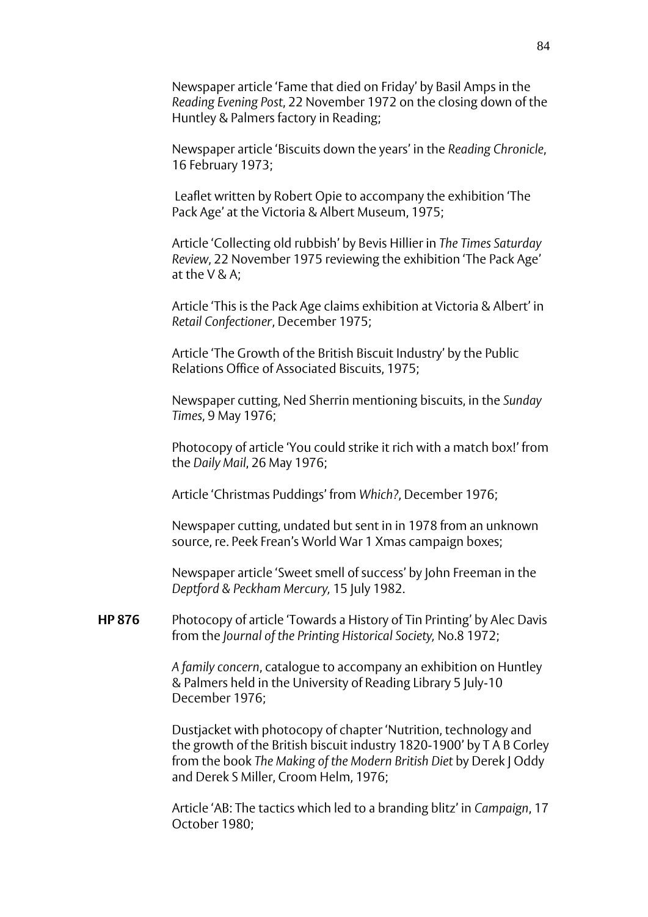Newspaper article 'Fame that died on Friday' by Basil Amps in the *Reading Evening Post*, 22 November 1972 on the closing down of the Huntley & Palmers factory in Reading;

Newspaper article 'Biscuits down the years' in the *Reading Chronicle*, 16 February 1973;

Leaflet written by Robert Opie to accompany the exhibition 'The Pack Age' at the Victoria & Albert Museum, 1975;

Article 'Collecting old rubbish' by Bevis Hillier in *The Times Saturday Review*, 22 November 1975 reviewing the exhibition 'The Pack Age' at the V & A;

Article 'This is the Pack Age claims exhibition at Victoria & Albert' in *Retail Confectioner*, December 1975;

Article 'The Growth of the British Biscuit Industry' by the Public Relations Office of Associated Biscuits, 1975;

Newspaper cutting, Ned Sherrin mentioning biscuits, in the *Sunday Times*, 9 May 1976;

Photocopy of article 'You could strike it rich with a match box!' from the *Daily Mail*, 26 May 1976;

Article 'Christmas Puddings' from *Which?*, December 1976;

Newspaper cutting, undated but sent in in 1978 from an unknown source, re. Peek Frean's World War 1 Xmas campaign boxes;

Newspaper article 'Sweet smell of success' by John Freeman in the *Deptford & Peckham Mercury*, 15 July 1982.

**HP 876** Photocopy of article 'Towards a History of Tin Printing' by Alec Davis from the *Journal of the Printing Historical Society*, No.8 1972;

*A family concern*, catalogue to accompany an exhibition on Huntley & Palmers held in the University of Reading Library 5 July-10 December 1976;

Dustjacket with photocopy of chapter 'Nutrition, technology and the growth of the British biscuit industry 1820-1900' by T A B Corley from the book *The Making of the Modern British Diet* by Derek J Oddy and Derek S Miller, Croom Helm, 1976;

Article 'AB: The tactics which led to a branding blitz' in *Campaign*, 17 October 1980;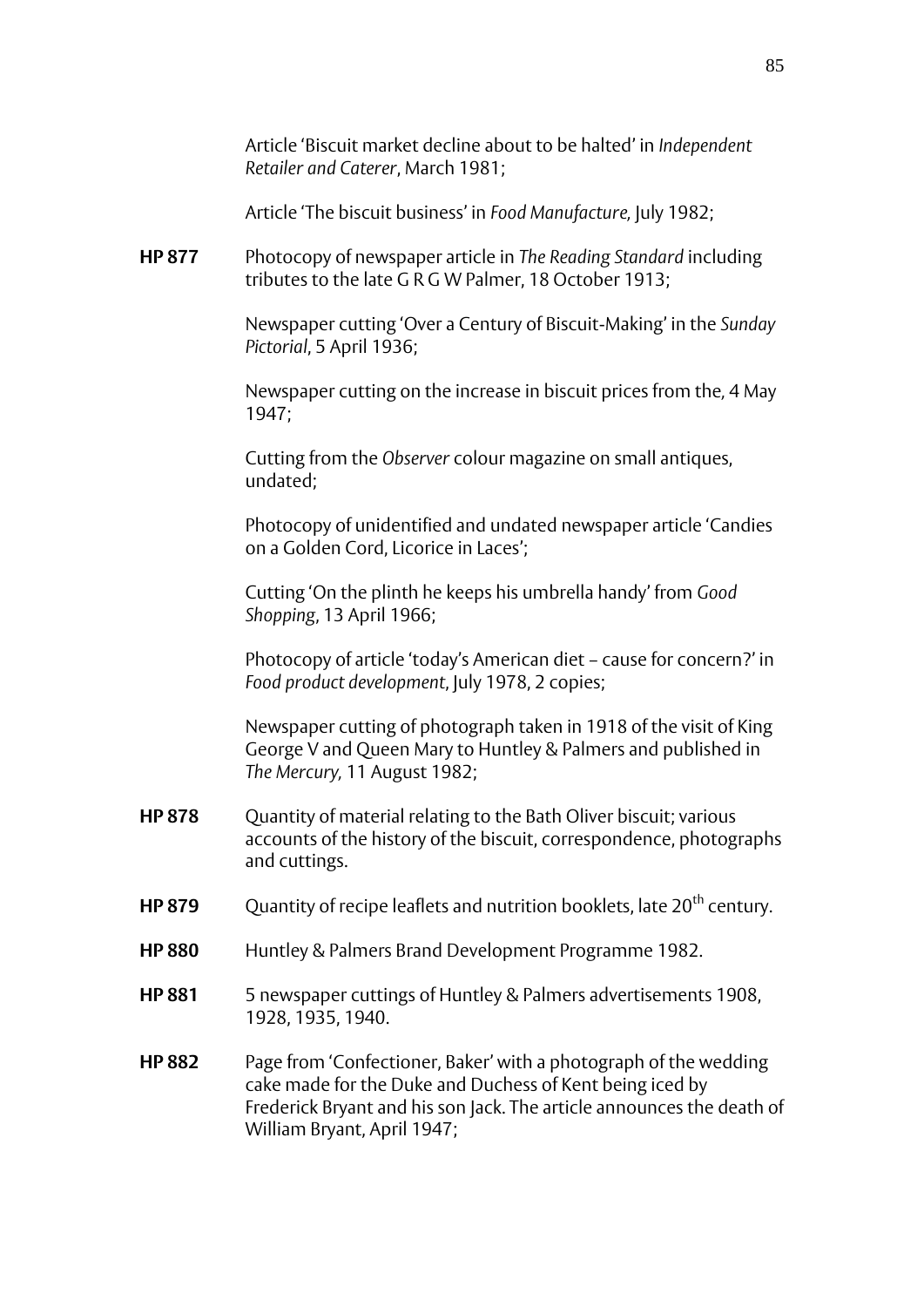Article 'Biscuit market decline about to be halted' in *Independent Retailer and Caterer*, March 1981;

Article 'The biscuit business' in *Food Manufacture,* July 1982;

**HP 877** Photocopy of newspaper article in *The Reading Standard* including tributes to the late G R G W Palmer, 18 October 1913;

Newspaper cutting 'Over a Century of Biscuit-Making' in the *Sunday Pictorial*, 5 April 1936;

Newspaper cutting on the increase in biscuit prices from the, 4 May 1947;

Cutting from the *Observer* colour magazine on small antiques, undated;

Photocopy of unidentified and undated newspaper article 'Candies on a Golden Cord, Licorice in Laces';

Cutting 'On the plinth he keeps his umbrella handy' from *Good Shopping*, 13 April 1966;

Photocopy of article 'today's American diet – cause for concern?' in *Food product development*, July 1978, 2 copies;

Newspaper cutting of photograph taken in 1918 of the visit of King George V and Queen Mary to Huntley & Palmers and published in *The Mercury,* 11 August 1982;

**HP 878** Quantity of material relating to the Bath Oliver biscuit; various accounts of the history of the biscuit, correspondence, photographs and cuttings.

**HP 879** Quantity of recipe leaflets and nutrition booklets, late 20th century.

**HP 880** Huntley & Palmers Brand Development Programme 1982.

**HP 881** 5 newspaper cuttings of Huntley & Palmers advertisements 1908, 1928, 1935, 1940.

**HP 882** Page from 'Confectioner, Baker' with a photograph of the wedding cake made for the Duke and Duchess of Kent being iced by Frederick Bryant and his son Jack. The article announces the death of William Bryant, April 1947;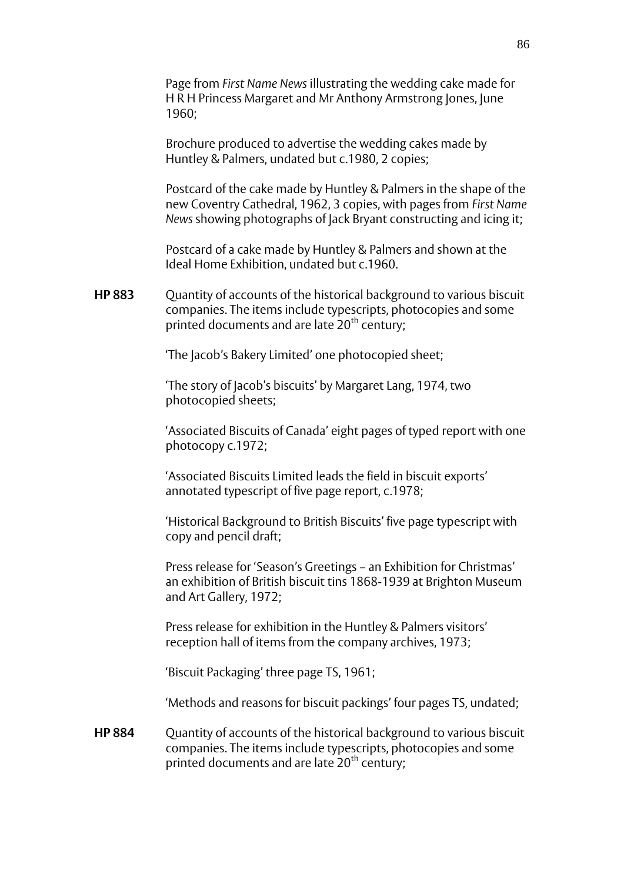Page from *First Name News* illustrating the wedding cake made for H R H Princess Margaret and Mr Anthony Armstrong Jones, June 1960;

Brochure produced to advertise the wedding cakes made by Huntley & Palmers, undated but c.1980, 2 copies;

Postcard of the cake made by Huntley & Palmers in the shape of the new Coventry Cathedral, 1962, 3 copies, with pages from *First Name News* showing photographs of Jack Bryant constructing and icing it;

Postcard of a cake made by Huntley & Palmers and shown at the Ideal Home Exhibition, undated but c.1960.

**HP 883** Quantity of accounts of the historical background to various biscuit companies. The items include typescripts, photocopies and some printed documents and are late 20th century;

'The Jacob's Bakery Limited' one photocopied sheet;

'The story of Jacob's biscuits' by Margaret Lang, 1974, two photocopied sheets;

'Associated Biscuits of Canada' eight pages of typed report with one photocopy c.1972;

'Associated Biscuits Limited leads the field in biscuit exports' annotated typescript of five page report, c.1978;

'Historical Background to British Biscuits' five page typescript with copy and pencil draft;

Press release for 'Season's Greetings – an Exhibition for Christmas' an exhibition of British biscuit tins 1868-1939 at Brighton Museum and Art Gallery, 1972;

Press release for exhibition in the Huntley & Palmers visitors' reception hall of items from the company archives, 1973;

'Biscuit Packaging' three page TS, 1961;

'Methods and reasons for biscuit packings' four pages TS, undated;

**HP 884** Quantity of accounts of the historical background to various biscuit companies. The items include typescripts, photocopies and some printed documents and are late 20th century;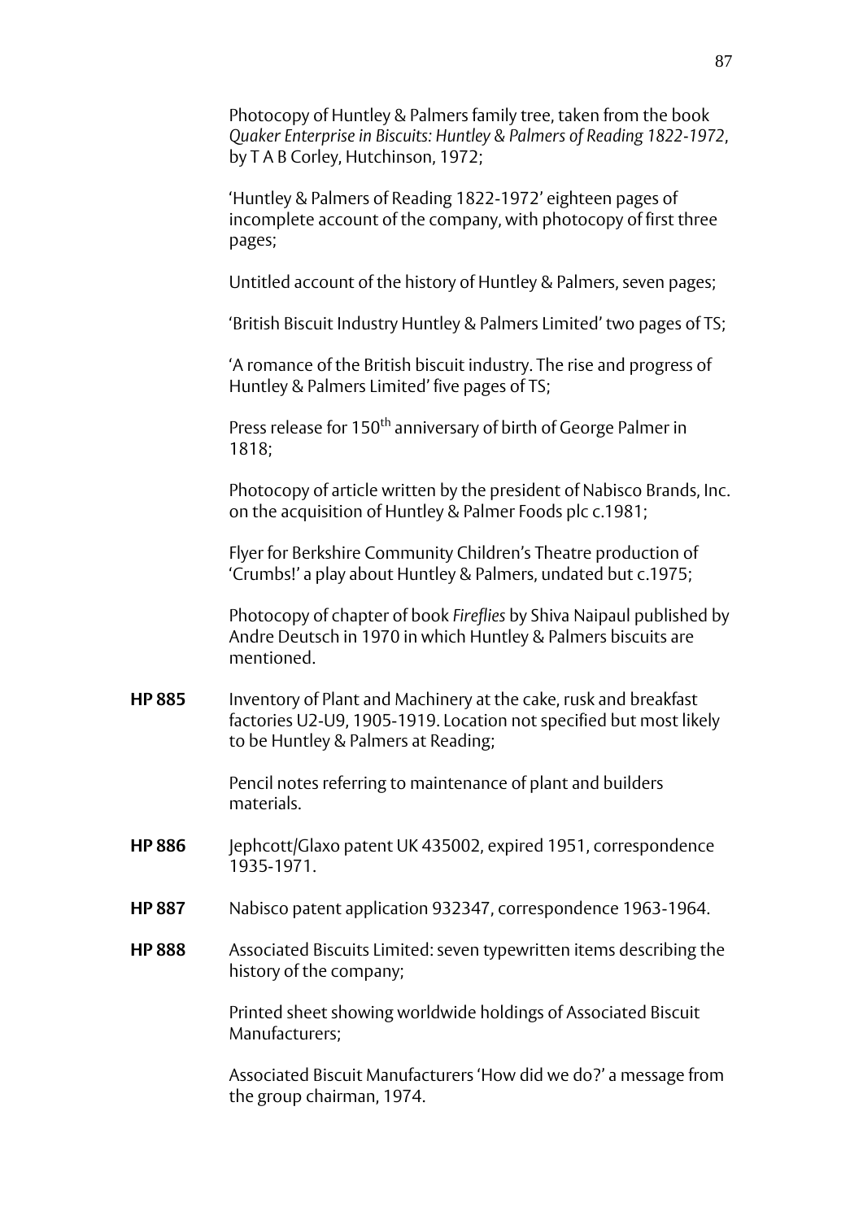Photocopy of Huntley & Palmers family tree, taken from the book *Quaker Enterprise in Biscuits: Huntley & Palmers of Reading 1822-1972*, by T A B Corley, Hutchinson, 1972;

'Huntley & Palmers of Reading 1822-1972' eighteen pages of incomplete account of the company, with photocopy of first three pages;

Untitled account of the history of Huntley & Palmers, seven pages;

'British Biscuit Industry Huntley & Palmers Limited' two pages of TS;

'A romance of the British biscuit industry. The rise and progress of Huntley & Palmers Limited' five pages of TS;

Press release for 150th anniversary of birth of George Palmer in 1818;

Photocopy of article written by the president of Nabisco Brands, Inc. on the acquisition of Huntley & Palmer Foods plc c.1981;

Flyer for Berkshire Community Children's Theatre production of 'Crumbs!' a play about Huntley & Palmers, undated but c.1975;

Photocopy of chapter of book *Fireflies* by Shiva Naipaul published by Andre Deutsch in 1970 in which Huntley & Palmers biscuits are mentioned.

**HP 885** Inventory of Plant and Machinery at the cake, rusk and breakfast factories U2-U9, 1905-1919. Location not specified but most likely to be Huntley & Palmers at Reading;

Pencil notes referring to maintenance of plant and builders materials.

**HP 886** Jephcott/Glaxo patent UK 435002, expired 1951, correspondence 1935-1971.

**HP 887** Nabisco patent application 932347, correspondence 1963-1964.

**HP 888** Associated Biscuits Limited: seven typewritten items describing the history of the company;

Printed sheet showing worldwide holdings of Associated Biscuit Manufacturers;

Associated Biscuit Manufacturers 'How did we do?' a message from the group chairman, 1974.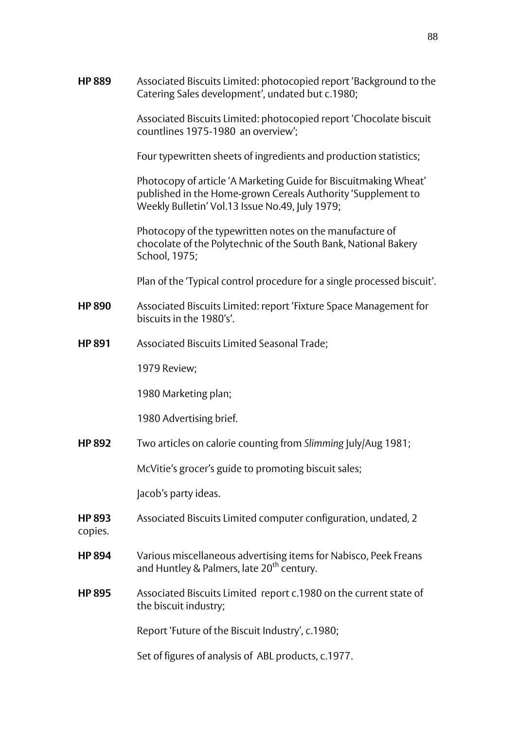**HP 889** Associated Biscuits Limited: photocopied report 'Background to the Catering Sales development', undated but c.1980;

Associated Biscuits Limited: photocopied report 'Chocolate biscuit countlines 1975-1980 an overview';

Four typewritten sheets of ingredients and production statistics;

Photocopy of article 'A Marketing Guide for Biscuitmaking Wheat' published in the Home-grown Cereals Authority 'Supplement to Weekly Bulletin' Vol.13 Issue No.49, July 1979;

Photocopy of the typewritten notes on the manufacture of chocolate of the Polytechnic of the South Bank, National Bakery School, 1975;

Plan of the 'Typical control procedure for a single processed biscuit'.

**HP 890** Associated Biscuits Limited: report 'Fixture Space Management for biscuits in the 1980's'.

**HP 891** Associated Biscuits Limited Seasonal Trade;

1979 Review;

1980 Marketing plan;

1980 Advertising brief.

**HP 892** Two articles on calorie counting from *Slimming* July/Aug 1981;

McVitie's grocer's guide to promoting biscuit sales;

Jacob's party ideas.

**HP 893** Associated Biscuits Limited computer configuration, undated, 2 copies.

**HP 894** Various miscellaneous advertising items for Nabisco, Peek Freans and Huntley & Palmers, late 20th century.

**HP 895** Associated Biscuits Limited report c.1980 on the current state of the biscuit industry;

Report 'Future of the Biscuit Industry', c.1980;

Set of figures of analysis of ABL products, c.1977.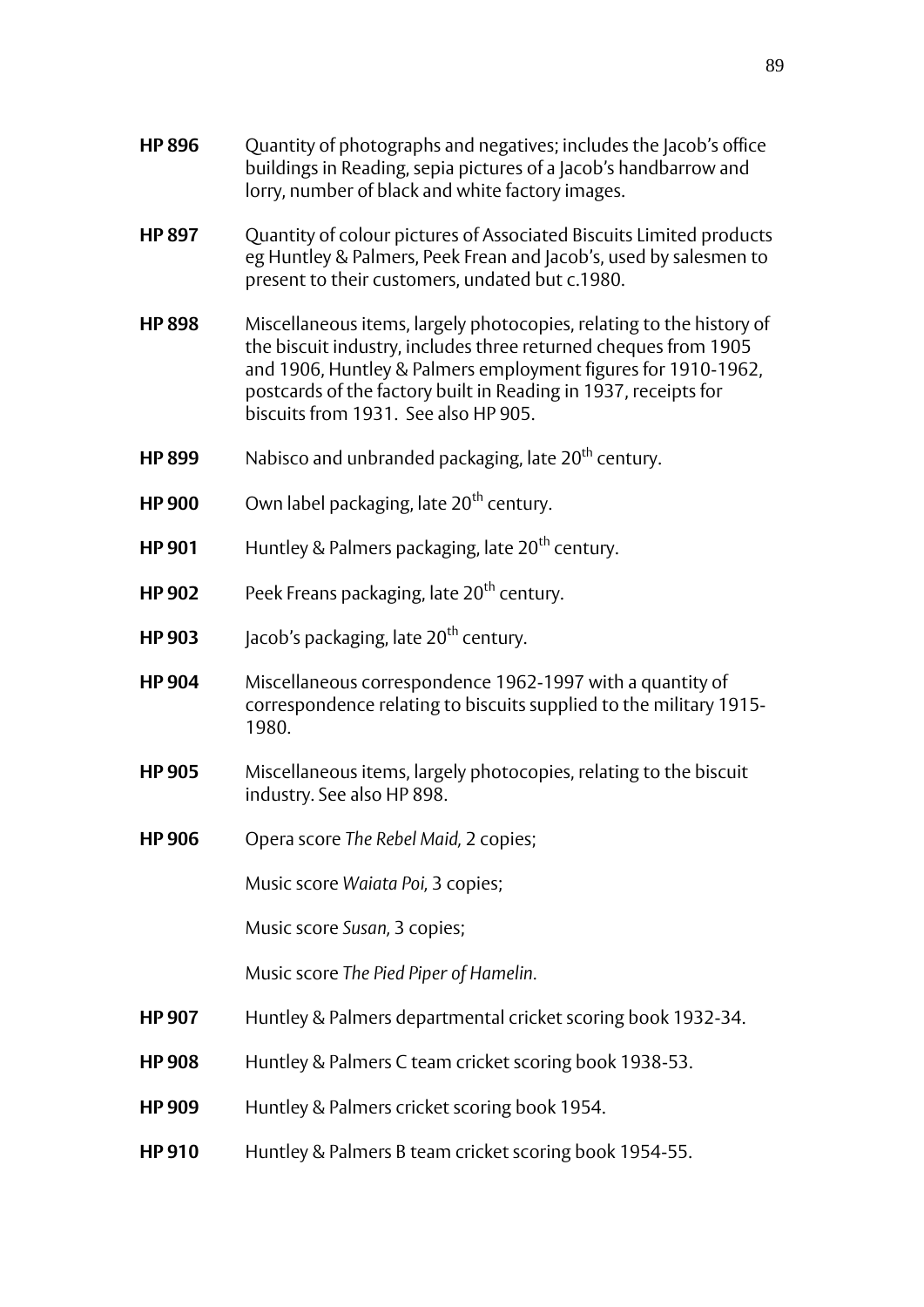**HP 896** Quantity of photographs and negatives; includes the Jacob's office buildings in Reading, sepia pictures of a Jacob's handbarrow and lorry, number of black and white factory images.

**HP 897** Quantity of colour pictures of Associated Biscuits Limited products eg Huntley & Palmers, Peek Frean and Jacob's, used by salesmen to present to their customers, undated but c.1980.

**HP 898** Miscellaneous items, largely photocopies, relating to the history of the biscuit industry, includes three returned cheques from 1905 and 1906, Huntley & Palmers employment figures for 1910-1962, postcards of the factory built in Reading in 1937, receipts for biscuits from 1931. See also HP 905.

**HP 899** Nabisco and unbranded packaging, late 20th century.

**HP 900** Own label packaging, late 20th century.

**HP 901** Huntley & Palmers packaging, late 20th century.

**HP 902** Peek Freans packaging, late 20th century.

**HP 903** Jacob's packaging, late 20th century.

**HP 904** Miscellaneous correspondence 1962-1997 with a quantity of correspondence relating to biscuits supplied to the military 1915-1980.

**HP 905** Miscellaneous items, largely photocopies, relating to the biscuit industry. See also HP 898.

**HP 906** Opera score *The Rebel Maid,* 2 copies;

Music score *Waiata Poi,* 3 copies;

Music score *Susan,* 3 copies;

Music score *The Pied Piper of Hamelin*.

**HP 907** Huntley & Palmers departmental cricket scoring book 1932-34.

**HP 908** Huntley & Palmers C team cricket scoring book 1938-53.

**HP 909** Huntley & Palmers cricket scoring book 1954.

**HP 910** Huntley & Palmers B team cricket scoring book 1954-55.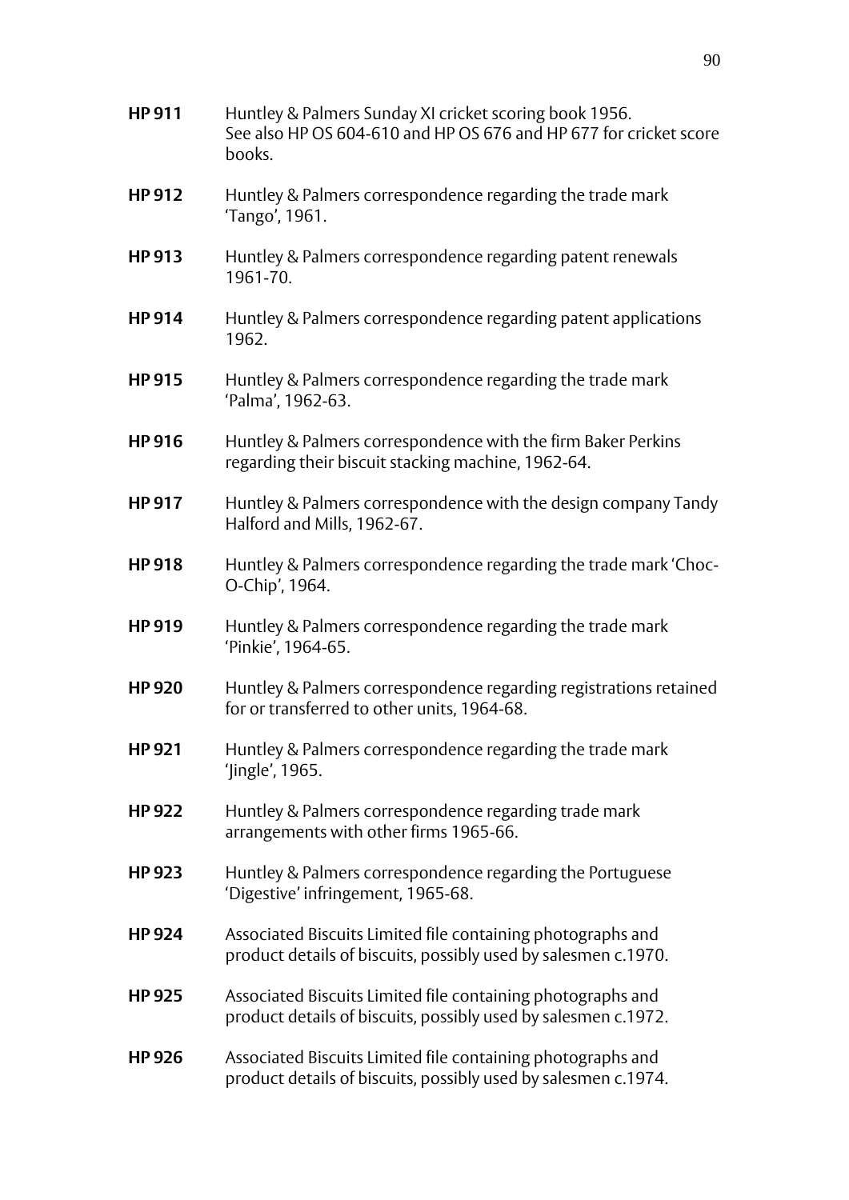**HP 911** Huntley & Palmers Sunday XI cricket scoring book 1956.
See also HP OS 604-610 and HP OS 676 and HP 677 for cricket score books.

**HP 912** Huntley & Palmers correspondence regarding the trade mark 'Tango', 1961.

**HP 913** Huntley & Palmers correspondence regarding patent renewals 1961-70.

**HP 914** Huntley & Palmers correspondence regarding patent applications 1962.

**HP 915** Huntley & Palmers correspondence regarding the trade mark 'Palma', 1962-63.

**HP 916** Huntley & Palmers correspondence with the firm Baker Perkins regarding their biscuit stacking machine, 1962-64.

**HP 917** Huntley & Palmers correspondence with the design company Tandy Halford and Mills, 1962-67.

**HP 918** Huntley & Palmers correspondence regarding the trade mark 'Choc-O-Chip', 1964.

**HP 919** Huntley & Palmers correspondence regarding the trade mark 'Pinkie', 1964-65.

**HP 920** Huntley & Palmers correspondence regarding registrations retained for or transferred to other units, 1964-68.

**HP 921** Huntley & Palmers correspondence regarding the trade mark 'Jingle', 1965.

**HP 922** Huntley & Palmers correspondence regarding trade mark arrangements with other firms 1965-66.

**HP 923** Huntley & Palmers correspondence regarding the Portuguese 'Digestive' infringement, 1965-68.

**HP 924** Associated Biscuits Limited file containing photographs and product details of biscuits, possibly used by salesmen c.1970.

**HP 925** Associated Biscuits Limited file containing photographs and product details of biscuits, possibly used by salesmen c.1972.

**HP 926** Associated Biscuits Limited file containing photographs and product details of biscuits, possibly used by salesmen c.1974.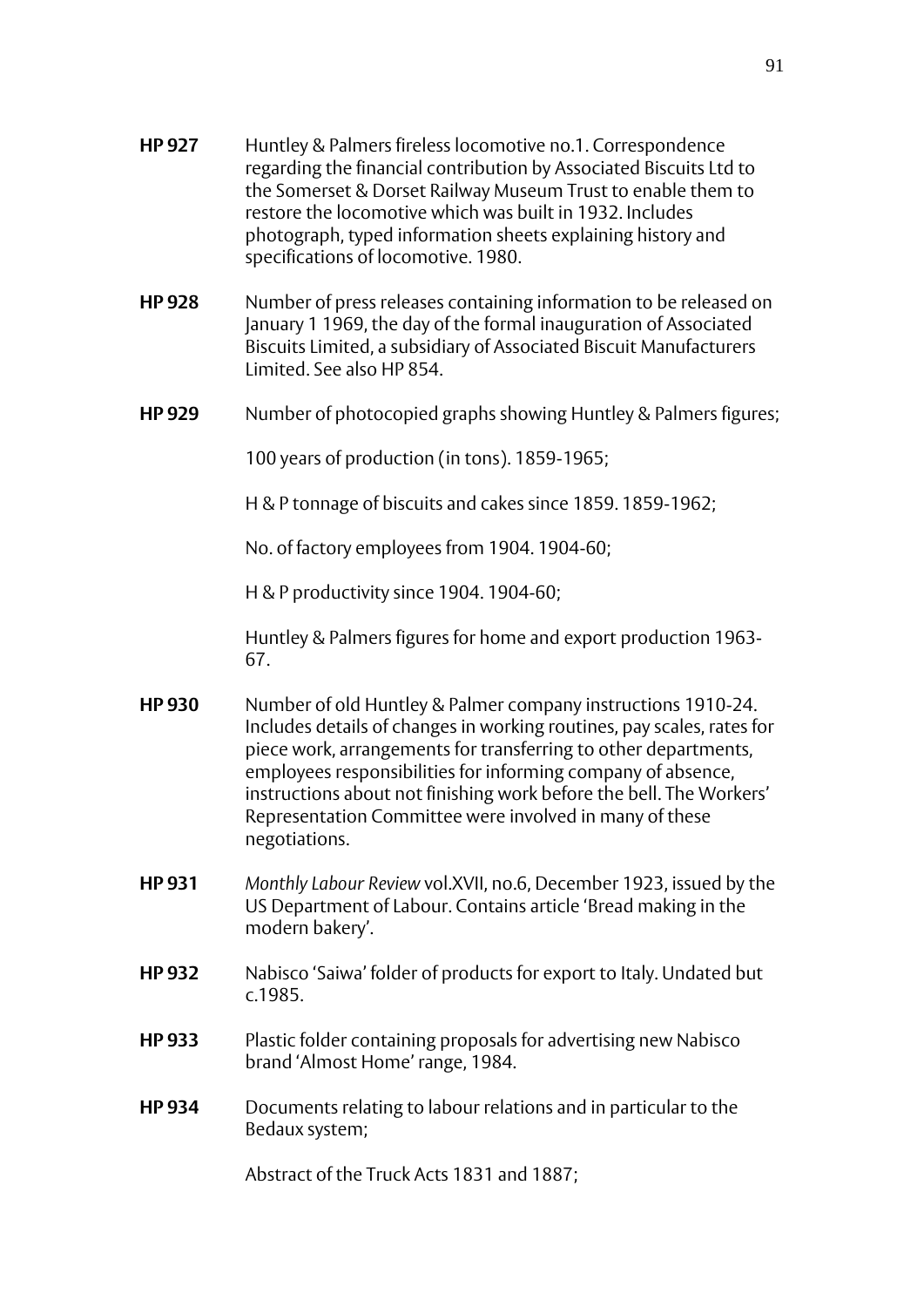**HP 927** Huntley & Palmers fireless locomotive no.1. Correspondence regarding the financial contribution by Associated Biscuits Ltd to the Somerset & Dorset Railway Museum Trust to enable them to restore the locomotive which was built in 1932. Includes photograph, typed information sheets explaining history and specifications of locomotive. 1980.

**HP 928** Number of press releases containing information to be released on January 1 1969, the day of the formal inauguration of Associated Biscuits Limited, a subsidiary of Associated Biscuit Manufacturers Limited. See also HP 854.

**HP 929** Number of photocopied graphs showing Huntley & Palmers figures;

100 years of production (in tons). 1859-1965;

H & P tonnage of biscuits and cakes since 1859. 1859-1962;

No. of factory employees from 1904. 1904-60;

H & P productivity since 1904. 1904-60;

Huntley & Palmers figures for home and export production 1963-67.

**HP 930** Number of old Huntley & Palmer company instructions 1910-24. Includes details of changes in working routines, pay scales, rates for piece work, arrangements for transferring to other departments, employees responsibilities for informing company of absence, instructions about not finishing work before the bell. The Workers' Representation Committee were involved in many of these negotiations.

**HP 931** *Monthly Labour Review* vol.XVII, no.6, December 1923, issued by the US Department of Labour. Contains article 'Bread making in the modern bakery'.

**HP 932** Nabisco 'Saiwa' folder of products for export to Italy. Undated but c.1985.

**HP 933** Plastic folder containing proposals for advertising new Nabisco brand 'Almost Home' range, 1984.

**HP 934** Documents relating to labour relations and in particular to the Bedaux system;

Abstract of the Truck Acts 1831 and 1887;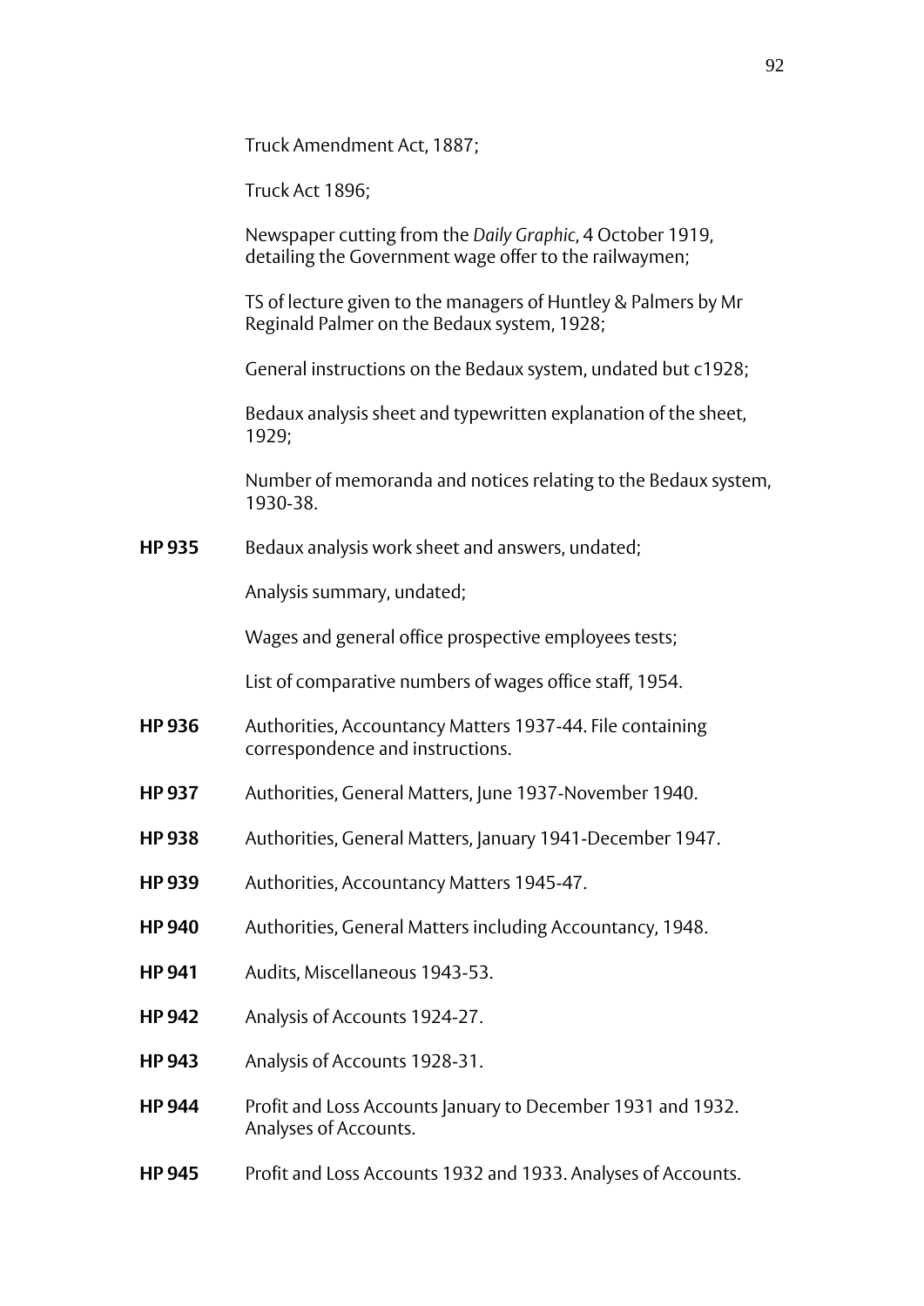Truck Amendment Act, 1887;

Truck Act 1896;

Newspaper cutting from the *Daily Graphic*, 4 October 1919, detailing the Government wage offer to the railwaymen;

TS of lecture given to the managers of Huntley & Palmers by Mr Reginald Palmer on the Bedaux system, 1928;

General instructions on the Bedaux system, undated but c1928;

Bedaux analysis sheet and typewritten explanation of the sheet, 1929;

Number of memoranda and notices relating to the Bedaux system, 1930-38.

**HP 935** Bedaux analysis work sheet and answers, undated;

Analysis summary, undated;

Wages and general office prospective employees tests;

List of comparative numbers of wages office staff, 1954.

**HP 936** Authorities, Accountancy Matters 1937-44. File containing correspondence and instructions.

**HP 937** Authorities, General Matters, June 1937-November 1940.

**HP 938** Authorities, General Matters, January 1941-December 1947.

**HP 939** Authorities, Accountancy Matters 1945-47.

**HP 940** Authorities, General Matters including Accountancy, 1948.

**HP 941** Audits, Miscellaneous 1943-53.

**HP 942** Analysis of Accounts 1924-27.

**HP 943** Analysis of Accounts 1928-31.

**HP 944** Profit and Loss Accounts January to December 1931 and 1932. Analyses of Accounts.

**HP 945** Profit and Loss Accounts 1932 and 1933. Analyses of Accounts.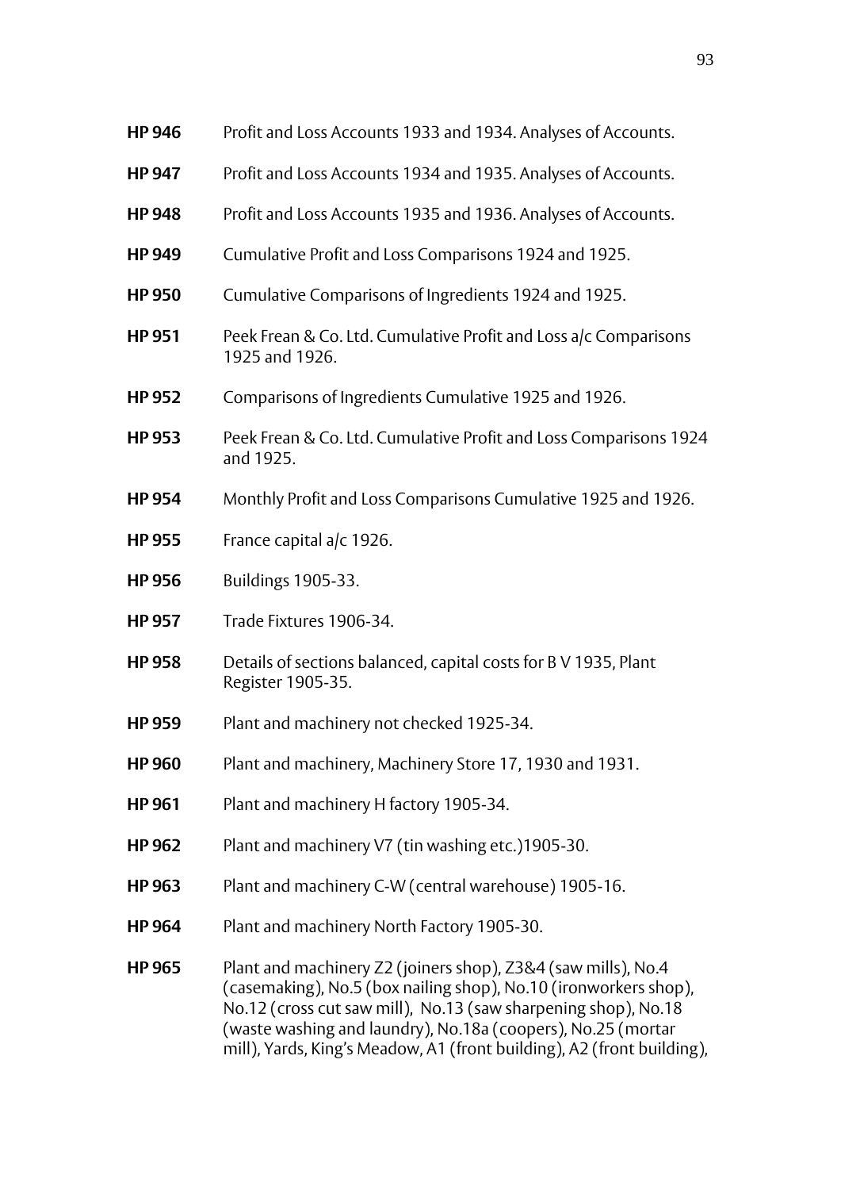**HP 946** Profit and Loss Accounts 1933 and 1934. Analyses of Accounts.

**HP 947** Profit and Loss Accounts 1934 and 1935. Analyses of Accounts.

**HP 948** Profit and Loss Accounts 1935 and 1936. Analyses of Accounts.

**HP 949** Cumulative Profit and Loss Comparisons 1924 and 1925.

**HP 950** Cumulative Comparisons of Ingredients 1924 and 1925.

**HP 951** Peek Frean & Co. Ltd. Cumulative Profit and Loss a/c Comparisons 1925 and 1926.

**HP 952** Comparisons of Ingredients Cumulative 1925 and 1926.

**HP 953** Peek Frean & Co. Ltd. Cumulative Profit and Loss Comparisons 1924 and 1925.

**HP 954** Monthly Profit and Loss Comparisons Cumulative 1925 and 1926.

**HP 955** France capital a/c 1926.

**HP 956** Buildings 1905-33.

**HP 957** Trade Fixtures 1906-34.

**HP 958** Details of sections balanced, capital costs for B V 1935, Plant Register 1905-35.

**HP 959** Plant and machinery not checked 1925-34.

**HP 960** Plant and machinery, Machinery Store 17, 1930 and 1931.

**HP 961** Plant and machinery H factory 1905-34.

**HP 962** Plant and machinery V7 (tin washing etc.)1905-30.

**HP 963** Plant and machinery C-W (central warehouse) 1905-16.

**HP 964** Plant and machinery North Factory 1905-30.

**HP 965** Plant and machinery Z2 (joiners shop), Z3&4 (saw mills), No.4 (casemaking), No.5 (box nailing shop), No.10 (ironworkers shop), No.12 (cross cut saw mill), No.13 (saw sharpening shop), No.18 (waste washing and laundry), No.18a (coopers), No.25 (mortar mill), Yards, King's Meadow, A1 (front building), A2 (front building),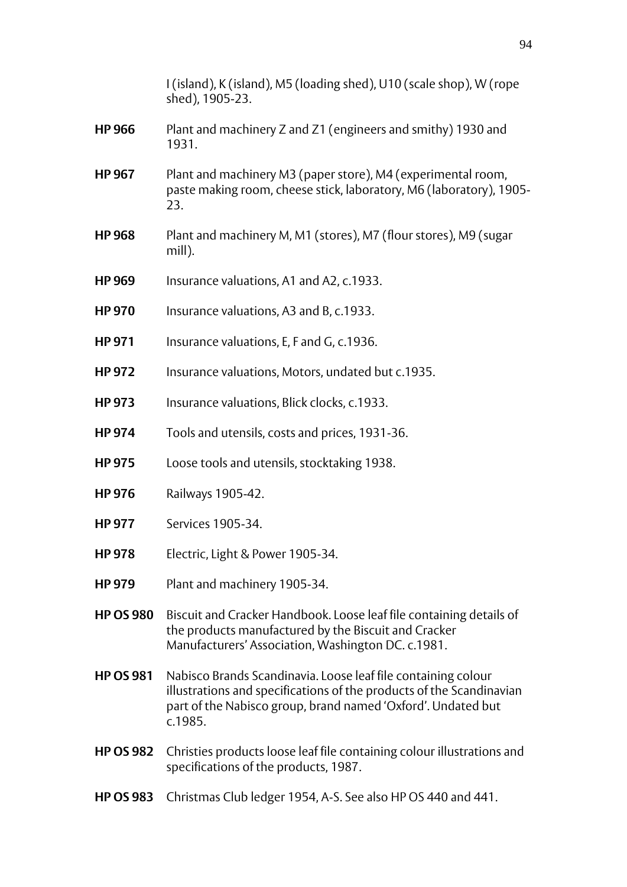I (island), K (island), M5 (loading shed), U10 (scale shop), W (rope shed), 1905-23.

**HP 966** Plant and machinery Z and Z1 (engineers and smithy) 1930 and 1931.

**HP 967** Plant and machinery M3 (paper store), M4 (experimental room, paste making room, cheese stick, laboratory, M6 (laboratory), 1905-23.

**HP 968** Plant and machinery M, M1 (stores), M7 (flour stores), M9 (sugar mill).

**HP 969** Insurance valuations, A1 and A2, c.1933.

**HP 970** Insurance valuations, A3 and B, c.1933.

**HP 971** Insurance valuations, E, F and G, c.1936.

**HP 972** Insurance valuations, Motors, undated but c.1935.

**HP 973** Insurance valuations, Blick clocks, c.1933.

**HP 974** Tools and utensils, costs and prices, 1931-36.

**HP 975** Loose tools and utensils, stocktaking 1938.

**HP 976** Railways 1905-42.

**HP 977** Services 1905-34.

**HP 978** Electric, Light & Power 1905-34.

**HP 979** Plant and machinery 1905-34.

**HP OS 980** Biscuit and Cracker Handbook. Loose leaf file containing details of the products manufactured by the Biscuit and Cracker Manufacturers' Association, Washington DC. c.1981.

**HP OS 981** Nabisco Brands Scandinavia. Loose leaf file containing colour illustrations and specifications of the products of the Scandinavian part of the Nabisco group, brand named 'Oxford'. Undated but c.1985.

**HP OS 982** Christies products loose leaf file containing colour illustrations and specifications of the products, 1987.

**HP OS 983** Christmas Club ledger 1954, A-S. See also HP OS 440 and 441.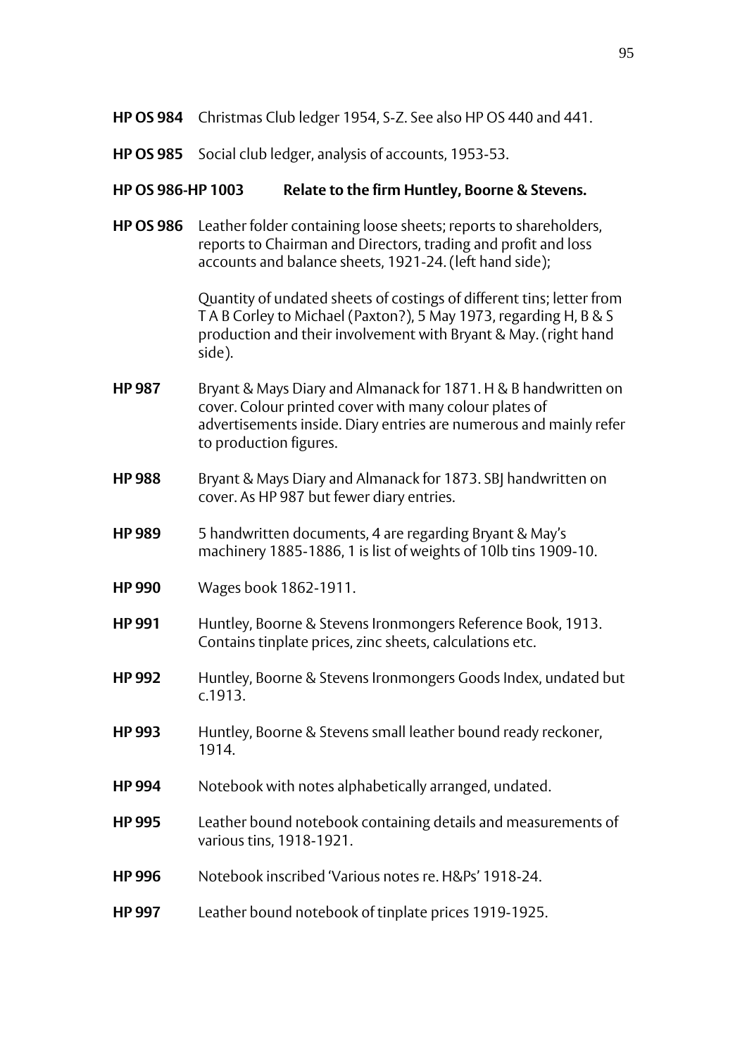**HP OS 984** Christmas Club ledger 1954, S-Z. See also HP OS 440 and 441.

**HP OS 985** Social club ledger, analysis of accounts, 1953-53.

**HP OS 986-HP 1003 Relate to the firm Huntley, Boorne & Stevens.**

**HP OS 986** Leather folder containing loose sheets; reports to shareholders, reports to Chairman and Directors, trading and profit and loss accounts and balance sheets, 1921-24. (left hand side);

Quantity of undated sheets of costings of different tins; letter from T A B Corley to Michael (Paxton?), 5 May 1973, regarding H, B & S production and their involvement with Bryant & May. (right hand side).

**HP 987** Bryant & Mays Diary and Almanack for 1871. H & B handwritten on cover. Colour printed cover with many colour plates of advertisements inside. Diary entries are numerous and mainly refer to production figures.

**HP 988** Bryant & Mays Diary and Almanack for 1873. SBJ handwritten on cover. As HP 987 but fewer diary entries.

**HP 989** 5 handwritten documents, 4 are regarding Bryant & May's machinery 1885-1886, 1 is list of weights of 10lb tins 1909-10.

**HP 990** Wages book 1862-1911.

**HP 991** Huntley, Boorne & Stevens Ironmongers Reference Book, 1913. Contains tinplate prices, zinc sheets, calculations etc.

**HP 992** Huntley, Boorne & Stevens Ironmongers Goods Index, undated but c.1913.

**HP 993** Huntley, Boorne & Stevens small leather bound ready reckoner, 1914.

**HP 994** Notebook with notes alphabetically arranged, undated.

**HP 995** Leather bound notebook containing details and measurements of various tins, 1918-1921.

**HP 996** Notebook inscribed 'Various notes re. H&Ps' 1918-24.

**HP 997** Leather bound notebook of tinplate prices 1919-1925.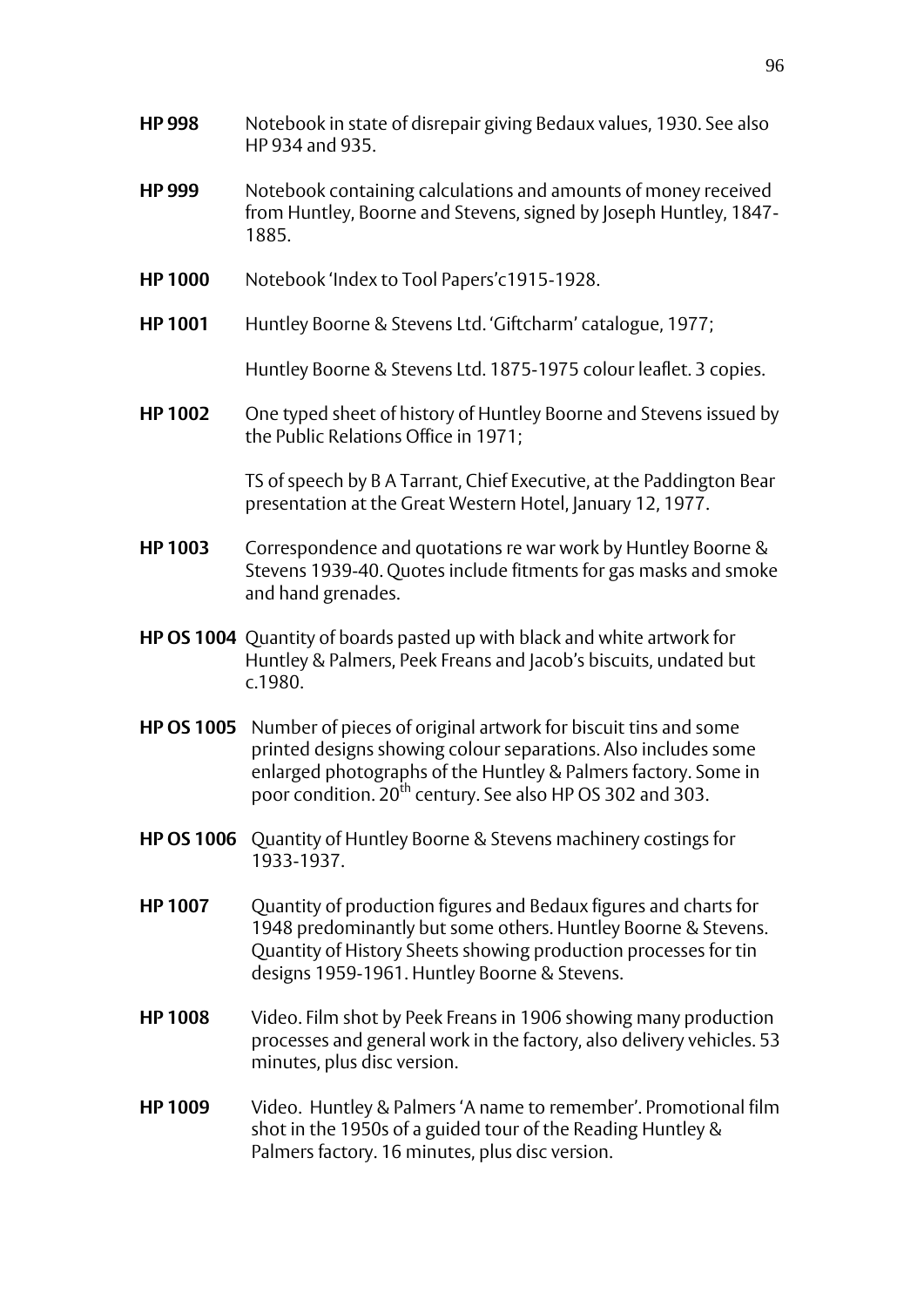**HP 998** Notebook in state of disrepair giving Bedaux values, 1930. See also HP 934 and 935.

**HP 999** Notebook containing calculations and amounts of money received from Huntley, Boorne and Stevens, signed by Joseph Huntley, 1847-1885.

**HP 1000** Notebook 'Index to Tool Papers'c1915-1928.

**HP 1001** Huntley Boorne & Stevens Ltd. 'Giftcharm' catalogue, 1977;

Huntley Boorne & Stevens Ltd. 1875-1975 colour leaflet. 3 copies.

**HP 1002** One typed sheet of history of Huntley Boorne and Stevens issued by the Public Relations Office in 1971;

TS of speech by B A Tarrant, Chief Executive, at the Paddington Bear presentation at the Great Western Hotel, January 12, 1977.

**HP 1003** Correspondence and quotations re war work by Huntley Boorne & Stevens 1939-40. Quotes include fitments for gas masks and smoke and hand grenades.

**HP OS 1004** Quantity of boards pasted up with black and white artwork for Huntley & Palmers, Peek Freans and Jacob's biscuits, undated but c.1980.

**HP OS 1005** Number of pieces of original artwork for biscuit tins and some printed designs showing colour separations. Also includes some enlarged photographs of the Huntley & Palmers factory. Some in poor condition. 20th century. See also HP OS 302 and 303.

**HP OS 1006** Quantity of Huntley Boorne & Stevens machinery costings for 1933-1937.

**HP 1007** Quantity of production figures and Bedaux figures and charts for 1948 predominantly but some others. Huntley Boorne & Stevens. Quantity of History Sheets showing production processes for tin designs 1959-1961. Huntley Boorne & Stevens.

**HP 1008** Video. Film shot by Peek Freans in 1906 showing many production processes and general work in the factory, also delivery vehicles. 53 minutes, plus disc version.

**HP 1009** Video. Huntley & Palmers 'A name to remember'. Promotional film shot in the 1950s of a guided tour of the Reading Huntley & Palmers factory. 16 minutes, plus disc version.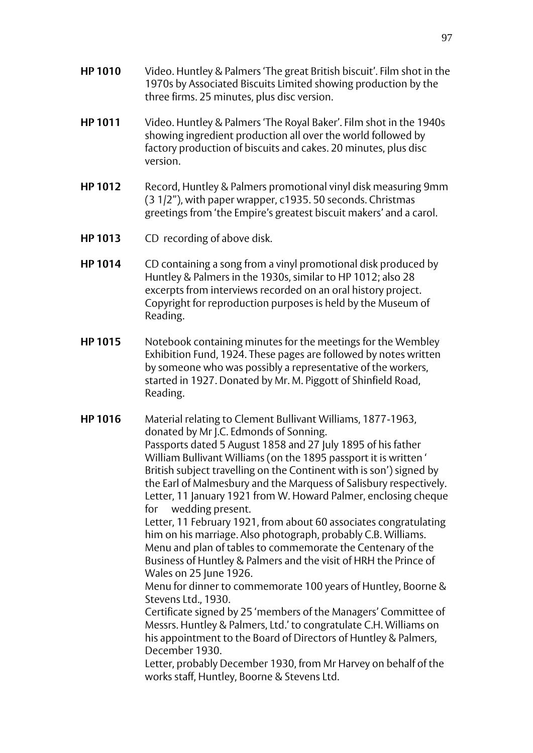**HP 1010** Video. Huntley & Palmers 'The great British biscuit'. Film shot in the 1970s by Associated Biscuits Limited showing production by the three firms. 25 minutes, plus disc version.

**HP 1011** Video. Huntley & Palmers 'The Royal Baker'. Film shot in the 1940s showing ingredient production all over the world followed by factory production of biscuits and cakes. 20 minutes, plus disc version.

**HP 1012** Record, Huntley & Palmers promotional vinyl disk measuring 9mm (3 1/2"), with paper wrapper, c1935. 50 seconds. Christmas greetings from 'the Empire's greatest biscuit makers' and a carol.

**HP 1013** CD recording of above disk.

**HP 1014** CD containing a song from a vinyl promotional disk produced by Huntley & Palmers in the 1930s, similar to HP 1012; also 28 excerpts from interviews recorded on an oral history project. Copyright for reproduction purposes is held by the Museum of Reading.

**HP 1015** Notebook containing minutes for the meetings for the Wembley Exhibition Fund, 1924. These pages are followed by notes written by someone who was possibly a representative of the workers, started in 1927. Donated by Mr. M. Piggott of Shinfield Road, Reading.

**HP 1016** Material relating to Clement Bullivant Williams, 1877-1963, donated by Mr J.C. Edmonds of Sonning.
Passports dated 5 August 1858 and 27 July 1895 of his father William Bullivant Williams (on the 1895 passport it is written ' British subject travelling on the Continent with is son') signed by the Earl of Malmesbury and the Marquess of Salisbury respectively.
Letter, 11 January 1921 from W. Howard Palmer, enclosing cheque for wedding present.
Letter, 11 February 1921, from about 60 associates congratulating him on his marriage. Also photograph, probably C.B. Williams.
Menu and plan of tables to commemorate the Centenary of the Business of Huntley & Palmers and the visit of HRH the Prince of Wales on 25 June 1926.
Menu for dinner to commemorate 100 years of Huntley, Boorne & Stevens Ltd., 1930.
Certificate signed by 25 'members of the Managers' Committee of Messrs. Huntley & Palmers, Ltd.' to congratulate C.H. Williams on his appointment to the Board of Directors of Huntley & Palmers, December 1930.
Letter, probably December 1930, from Mr Harvey on behalf of the works staff, Huntley, Boorne & Stevens Ltd.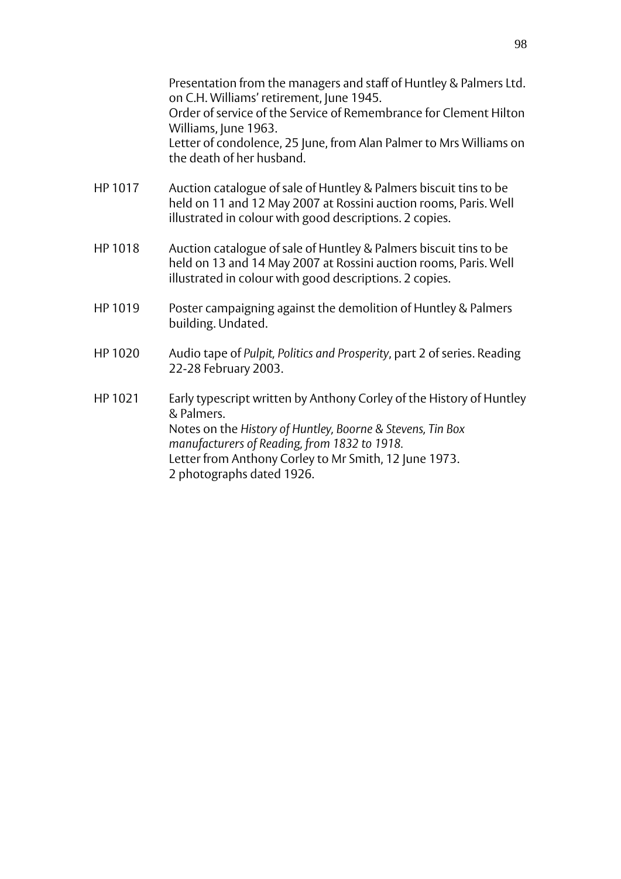Presentation from the managers and staff of Huntley & Palmers Ltd. on C.H. Williams' retirement, June 1945.
Order of service of the Service of Remembrance for Clement Hilton Williams, June 1963.
Letter of condolence, 25 June, from Alan Palmer to Mrs Williams on the death of her husband.

HP 1017 Auction catalogue of sale of Huntley & Palmers biscuit tins to be held on 11 and 12 May 2007 at Rossini auction rooms, Paris. Well illustrated in colour with good descriptions. 2 copies.

HP 1018 Auction catalogue of sale of Huntley & Palmers biscuit tins to be held on 13 and 14 May 2007 at Rossini auction rooms, Paris. Well illustrated in colour with good descriptions. 2 copies.

HP 1019 Poster campaigning against the demolition of Huntley & Palmers building. Undated.

HP 1020 Audio tape of *Pulpit, Politics and Prosperity*, part 2 of series. Reading 22-28 February 2003.

HP 1021 Early typescript written by Anthony Corley of the History of Huntley & Palmers.
Notes on the *History of Huntley, Boorne & Stevens, Tin Box manufacturers of Reading, from 1832 to 1918.*
Letter from Anthony Corley to Mr Smith, 12 June 1973.
2 photographs dated 1926.